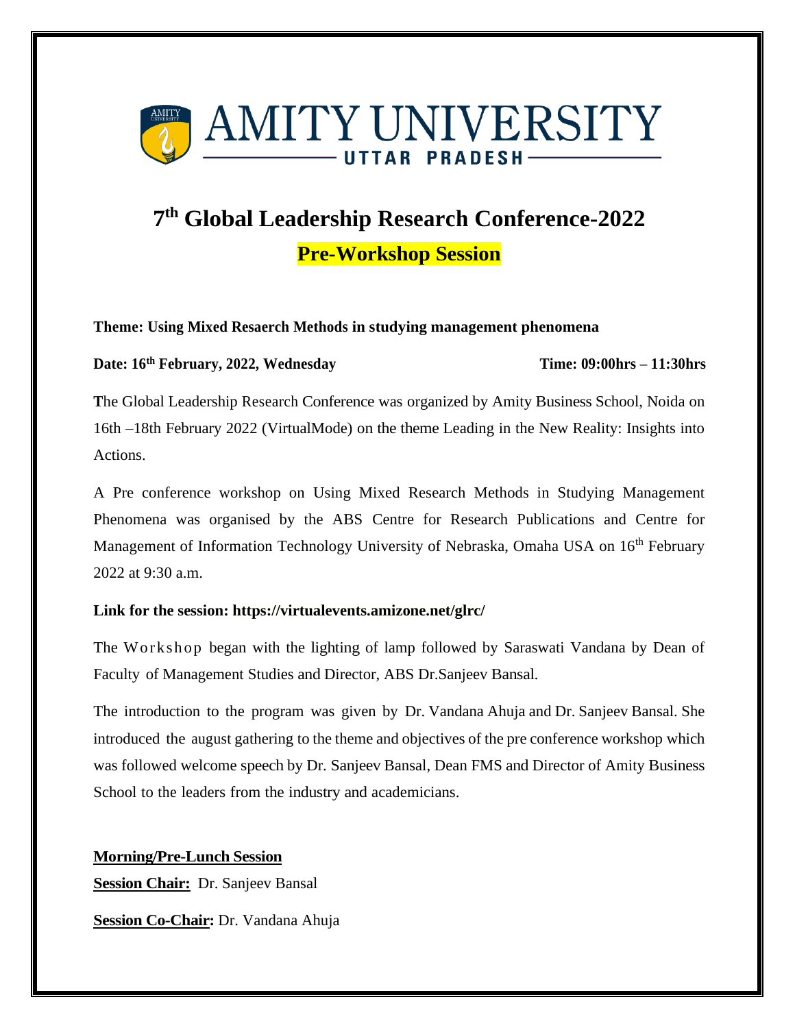AMITY UNIVERSITY

UTTAR PRADESH

# 7th Global Leadership Research Conference-2022

## Pre-Workshop Session

**Theme: Using Mixed Resaerch Methods in studying management phenomena**

**Date: 16th February, 2022, Wednesday** **Time: 09:00hrs – 11:30hrs**

**T**he Global Leadership Research Conference was organized by Amity Business School, Noida on 16th –18th February 2022 (VirtualMode) on the theme Leading in the New Reality: Insights into Actions.

A Pre conference workshop on Using Mixed Research Methods in Studying Management Phenomena was organised by the ABS Centre for Research Publications and Centre for Management of Information Technology University of Nebraska, Omaha USA on 16th February 2022 at 9:30 a.m.

**Link for the session: https://virtualevents.amizone.net/glrc/**

The Workshop began with the lighting of lamp followed by Saraswati Vandana by Dean of Faculty of Management Studies and Director, ABS Dr.Sanjeev Bansal.

The introduction to the program was given by Dr. Vandana Ahuja and Dr. Sanjeev Bansal. She introduced the august gathering to the theme and objectives of the pre conference workshop which was followed welcome speech by Dr. Sanjeev Bansal, Dean FMS and Director of Amity Business School to the leaders from the industry and academicians.

**Morning/Pre-Lunch Session**

**Session Chair:** Dr. Sanjeev Bansal

**Session Co-Chair:** Dr. Vandana Ahuja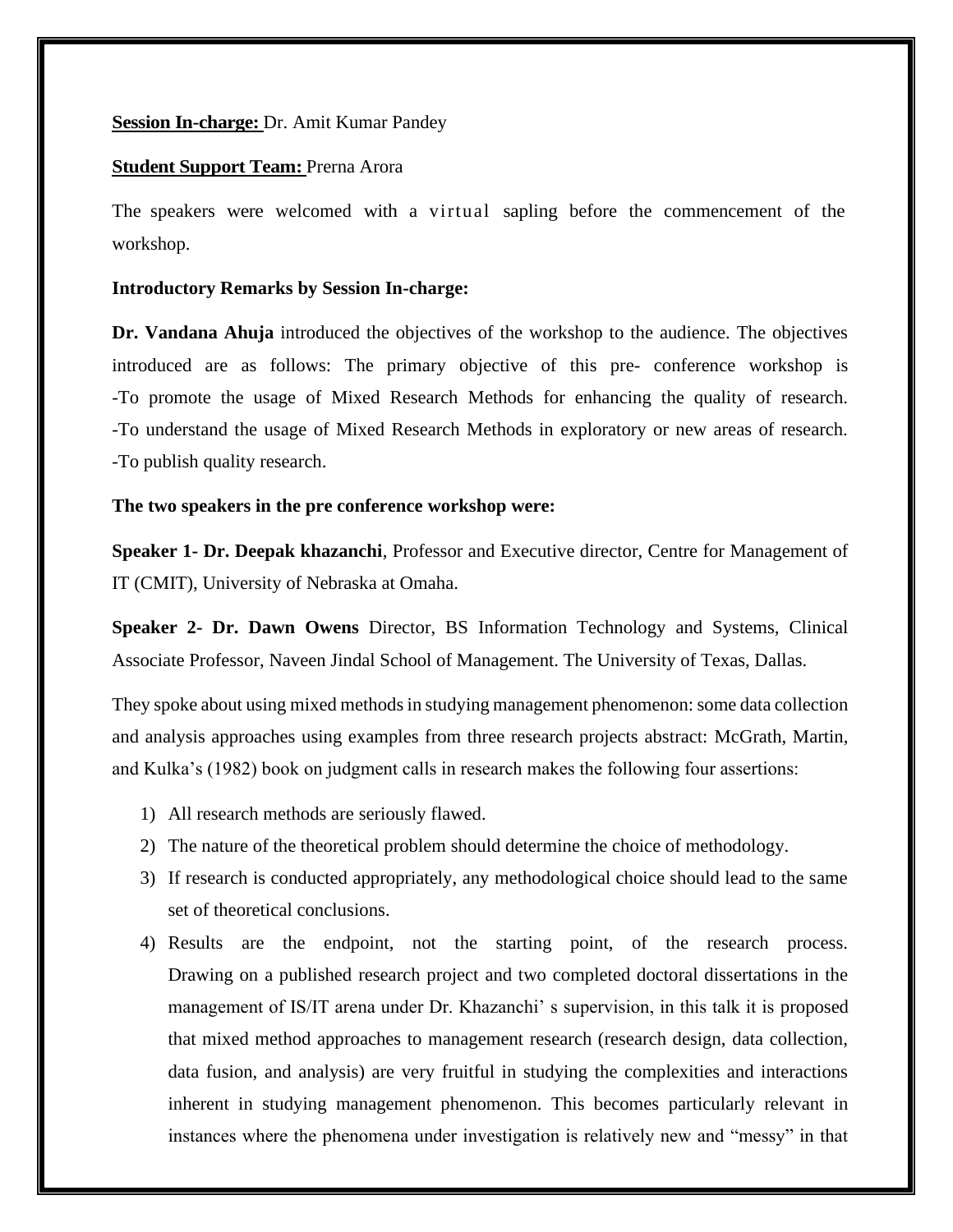**Session In-charge:** Dr. Amit Kumar Pandey

**Student Support Team:** Prerna Arora

The speakers were welcomed with a virtual sapling before the commencement of the workshop.

**Introductory Remarks by Session In-charge:**

**Dr. Vandana Ahuja** introduced the objectives of the workshop to the audience. The objectives introduced are as follows: The primary objective of this pre- conference workshop is -To promote the usage of Mixed Research Methods for enhancing the quality of research. -To understand the usage of Mixed Research Methods in exploratory or new areas of research. -To publish quality research.

**The two speakers in the pre conference workshop were:**

**Speaker 1- Dr. Deepak khazanchi**, Professor and Executive director, Centre for Management of IT (CMIT), University of Nebraska at Omaha.

**Speaker 2- Dr. Dawn Owens** Director, BS Information Technology and Systems, Clinical Associate Professor, Naveen Jindal School of Management. The University of Texas, Dallas.

They spoke about using mixed methods in studying management phenomenon: some data collection and analysis approaches using examples from three research projects abstract: McGrath, Martin, and Kulka's (1982) book on judgment calls in research makes the following four assertions:

1) All research methods are seriously flawed.
2) The nature of the theoretical problem should determine the choice of methodology.
3) If research is conducted appropriately, any methodological choice should lead to the same set of theoretical conclusions.
4) Results are the endpoint, not the starting point, of the research process. Drawing on a published research project and two completed doctoral dissertations in the management of IS/IT arena under Dr. Khazanchi' s supervision, in this talk it is proposed that mixed method approaches to management research (research design, data collection, data fusion, and analysis) are very fruitful in studying the complexities and interactions inherent in studying management phenomenon. This becomes particularly relevant in instances where the phenomena under investigation is relatively new and "messy" in that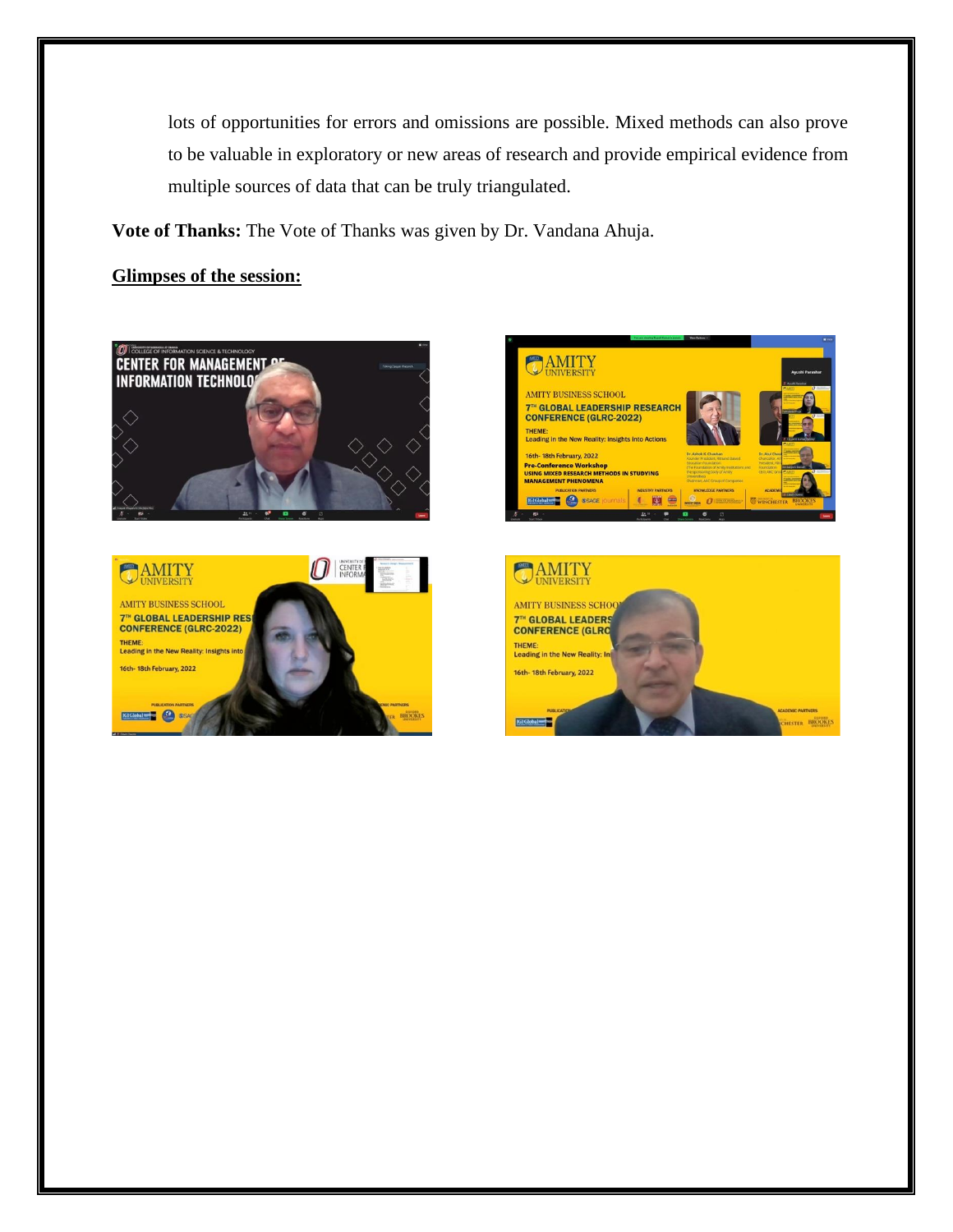lots of opportunities for errors and omissions are possible. Mixed methods can also prove to be valuable in exploratory or new areas of research and provide empirical evidence from multiple sources of data that can be truly triangulated.

**Vote of Thanks:** The Vote of Thanks was given by Dr. Vandana Ahuja.

**Glimpses of the session:**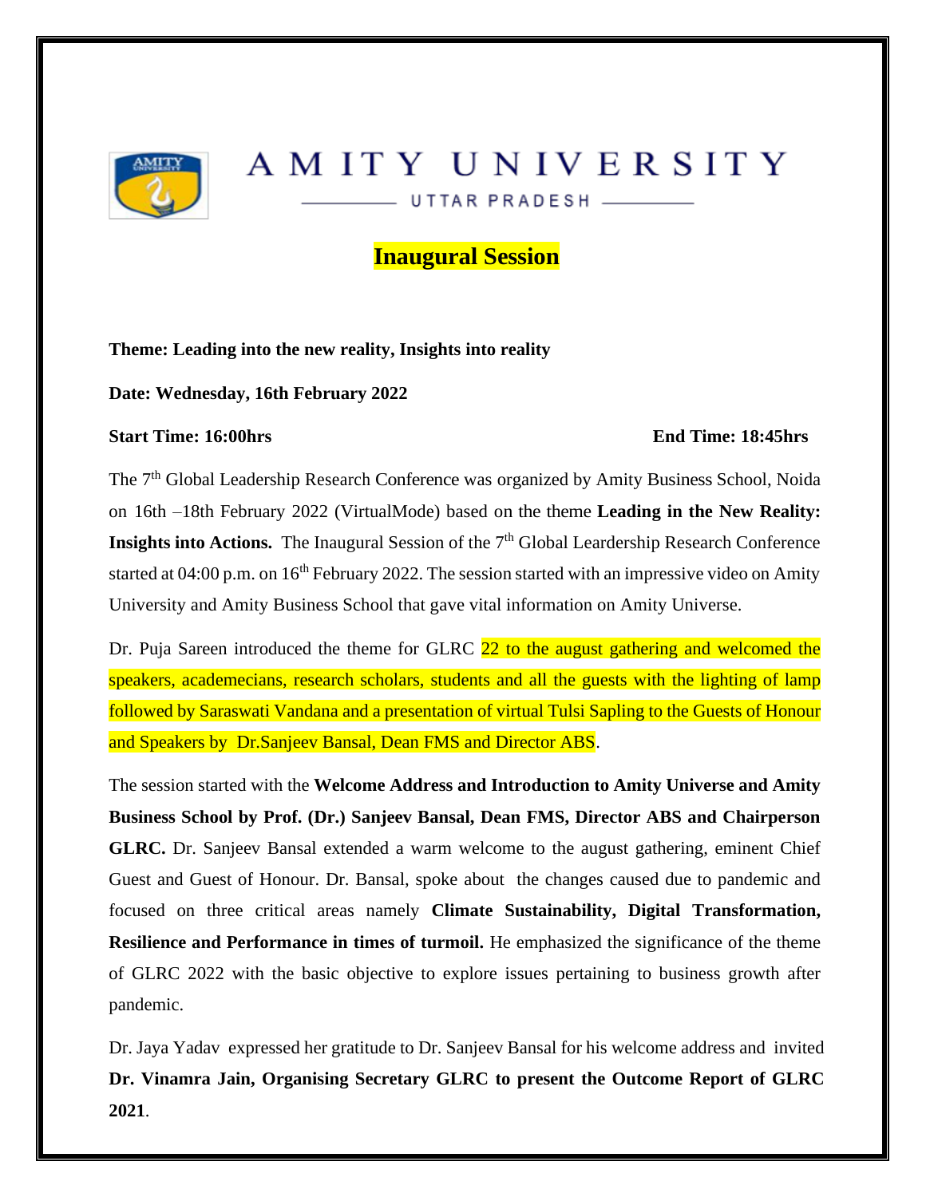# AMITY UNIVERSITY

UTTAR PRADESH

## Inaugural Session

**Theme: Leading into the new reality, Insights into reality**

**Date: Wednesday, 16th February 2022**

**Start Time: 16:00hrs** **End Time: 18:45hrs**

The 7th Global Leadership Research Conference was organized by Amity Business School, Noida on 16th –18th February 2022 (VirtualMode) based on the theme **Leading in the New Reality: Insights into Actions.** The Inaugural Session of the 7th Global Leardership Research Conference started at 04:00 p.m. on 16th February 2022. The session started with an impressive video on Amity University and Amity Business School that gave vital information on Amity Universe.

Dr. Puja Sareen introduced the theme for GLRC 22 to the august gathering and welcomed the speakers, academecians, research scholars, students and all the guests with the lighting of lamp followed by Saraswati Vandana and a presentation of virtual Tulsi Sapling to the Guests of Honour and Speakers by Dr.Sanjeev Bansal, Dean FMS and Director ABS.

The session started with the **Welcome Address and Introduction to Amity Universe and Amity Business School by Prof. (Dr.) Sanjeev Bansal, Dean FMS, Director ABS and Chairperson GLRC.** Dr. Sanjeev Bansal extended a warm welcome to the august gathering, eminent Chief Guest and Guest of Honour. Dr. Bansal, spoke about the changes caused due to pandemic and focused on three critical areas namely **Climate Sustainability, Digital Transformation, Resilience and Performance in times of turmoil.** He emphasized the significance of the theme of GLRC 2022 with the basic objective to explore issues pertaining to business growth after pandemic.

Dr. Jaya Yadav expressed her gratitude to Dr. Sanjeev Bansal for his welcome address and invited **Dr. Vinamra Jain, Organising Secretary GLRC to present the Outcome Report of GLRC 2021**.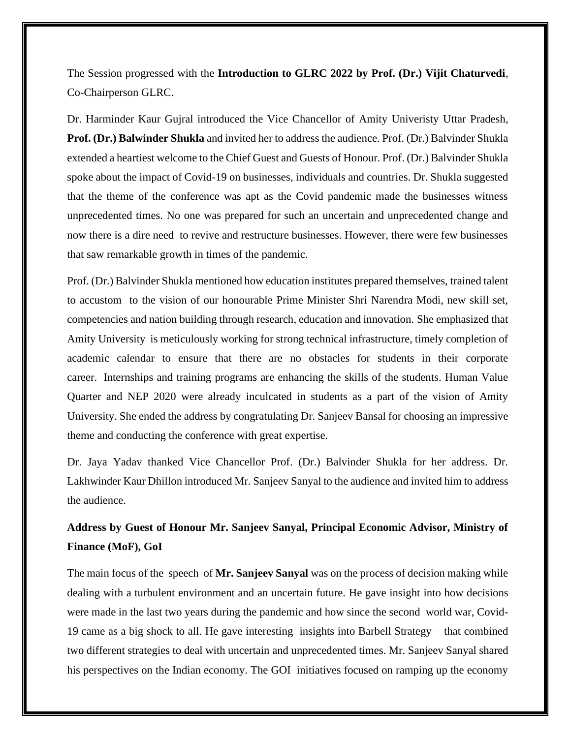The Session progressed with the **Introduction to GLRC 2022 by Prof. (Dr.) Vijit Chaturvedi**, Co-Chairperson GLRC.

Dr. Harminder Kaur Gujral introduced the Vice Chancellor of Amity Univeristy Uttar Pradesh, **Prof. (Dr.) Balwinder Shukla** and invited her to address the audience. Prof. (Dr.) Balvinder Shukla extended a heartiest welcome to the Chief Guest and Guests of Honour. Prof. (Dr.) Balvinder Shukla spoke about the impact of Covid-19 on businesses, individuals and countries. Dr. Shukla suggested that the theme of the conference was apt as the Covid pandemic made the businesses witness unprecedented times. No one was prepared for such an uncertain and unprecedented change and now there is a dire need to revive and restructure businesses. However, there were few businesses that saw remarkable growth in times of the pandemic.

Prof. (Dr.) Balvinder Shukla mentioned how education institutes prepared themselves, trained talent to accustom to the vision of our honourable Prime Minister Shri Narendra Modi, new skill set, competencies and nation building through research, education and innovation. She emphasized that Amity University is meticulously working for strong technical infrastructure, timely completion of academic calendar to ensure that there are no obstacles for students in their corporate career. Internships and training programs are enhancing the skills of the students. Human Value Quarter and NEP 2020 were already inculcated in students as a part of the vision of Amity University. She ended the address by congratulating Dr. Sanjeev Bansal for choosing an impressive theme and conducting the conference with great expertise.

Dr. Jaya Yadav thanked Vice Chancellor Prof. (Dr.) Balvinder Shukla for her address. Dr. Lakhwinder Kaur Dhillon introduced Mr. Sanjeev Sanyal to the audience and invited him to address the audience.

**Address by Guest of Honour Mr. Sanjeev Sanyal, Principal Economic Advisor, Ministry of Finance (MoF), GoI**

The main focus of the speech of **Mr. Sanjeev Sanyal** was on the process of decision making while dealing with a turbulent environment and an uncertain future. He gave insight into how decisions were made in the last two years during the pandemic and how since the second world war, Covid-19 came as a big shock to all. He gave interesting insights into Barbell Strategy – that combined two different strategies to deal with uncertain and unprecedented times. Mr. Sanjeev Sanyal shared his perspectives on the Indian economy. The GOI initiatives focused on ramping up the economy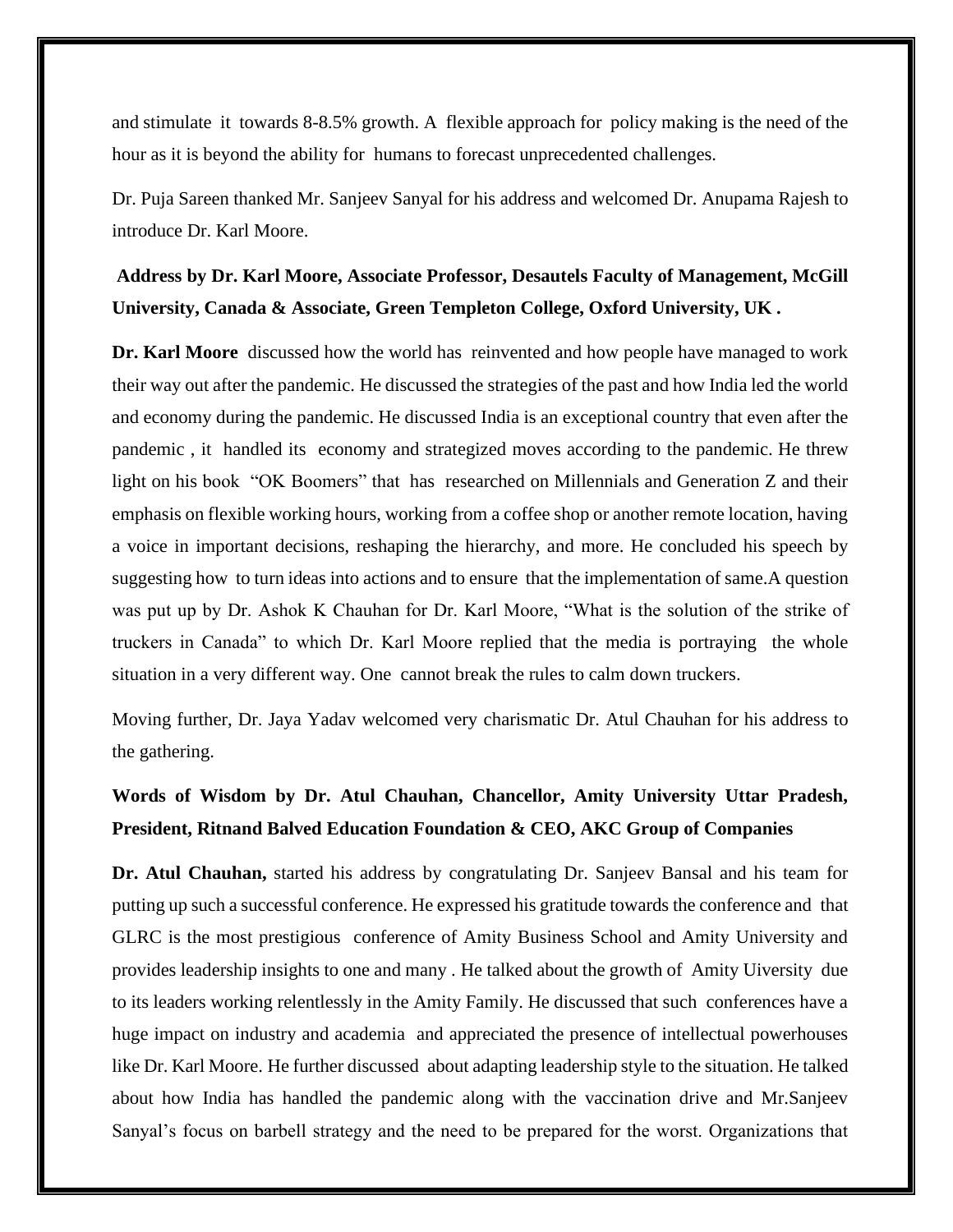and stimulate it towards 8-8.5% growth. A flexible approach for policy making is the need of the hour as it is beyond the ability for humans to forecast unprecedented challenges.

Dr. Puja Sareen thanked Mr. Sanjeev Sanyal for his address and welcomed Dr. Anupama Rajesh to introduce Dr. Karl Moore.

**Address by Dr. Karl Moore, Associate Professor, Desautels Faculty of Management, McGill University, Canada & Associate, Green Templeton College, Oxford University, UK .**

**Dr. Karl Moore** discussed how the world has reinvented and how people have managed to work their way out after the pandemic. He discussed the strategies of the past and how India led the world and economy during the pandemic. He discussed India is an exceptional country that even after the pandemic , it handled its economy and strategized moves according to the pandemic. He threw light on his book "OK Boomers" that has researched on Millennials and Generation Z and their emphasis on flexible working hours, working from a coffee shop or another remote location, having a voice in important decisions, reshaping the hierarchy, and more. He concluded his speech by suggesting how to turn ideas into actions and to ensure that the implementation of same.A question was put up by Dr. Ashok K Chauhan for Dr. Karl Moore, "What is the solution of the strike of truckers in Canada" to which Dr. Karl Moore replied that the media is portraying the whole situation in a very different way. One cannot break the rules to calm down truckers.

Moving further, Dr. Jaya Yadav welcomed very charismatic Dr. Atul Chauhan for his address to the gathering.

**Words of Wisdom by Dr. Atul Chauhan, Chancellor, Amity University Uttar Pradesh, President, Ritnand Balved Education Foundation & CEO, AKC Group of Companies**

**Dr. Atul Chauhan,** started his address by congratulating Dr. Sanjeev Bansal and his team for putting up such a successful conference. He expressed his gratitude towards the conference and that GLRC is the most prestigious conference of Amity Business School and Amity University and provides leadership insights to one and many . He talked about the growth of Amity Uiversity due to its leaders working relentlessly in the Amity Family. He discussed that such conferences have a huge impact on industry and academia and appreciated the presence of intellectual powerhouses like Dr. Karl Moore. He further discussed about adapting leadership style to the situation. He talked about how India has handled the pandemic along with the vaccination drive and Mr.Sanjeev Sanyal's focus on barbell strategy and the need to be prepared for the worst. Organizations that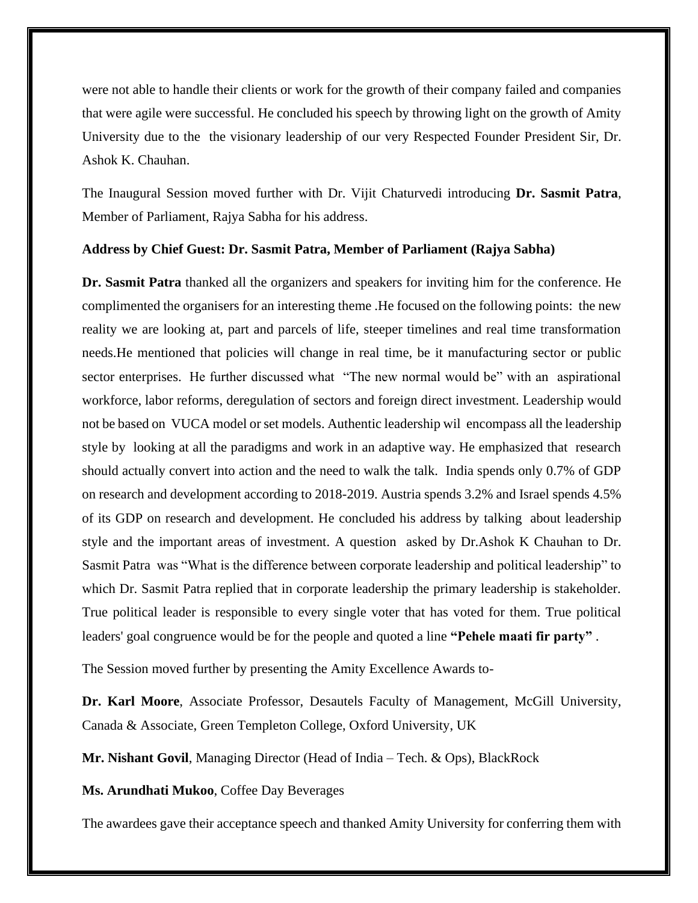were not able to handle their clients or work for the growth of their company failed and companies that were agile were successful. He concluded his speech by throwing light on the growth of Amity University due to the the visionary leadership of our very Respected Founder President Sir, Dr. Ashok K. Chauhan.

The Inaugural Session moved further with Dr. Vijit Chaturvedi introducing **Dr. Sasmit Patra**, Member of Parliament, Rajya Sabha for his address.

**Address by Chief Guest: Dr. Sasmit Patra, Member of Parliament (Rajya Sabha)**

**Dr. Sasmit Patra** thanked all the organizers and speakers for inviting him for the conference. He complimented the organisers for an interesting theme .He focused on the following points: the new reality we are looking at, part and parcels of life, steeper timelines and real time transformation needs.He mentioned that policies will change in real time, be it manufacturing sector or public sector enterprises. He further discussed what "The new normal would be" with an aspirational workforce, labor reforms, deregulation of sectors and foreign direct investment. Leadership would not be based on VUCA model or set models. Authentic leadership wil encompass all the leadership style by looking at all the paradigms and work in an adaptive way. He emphasized that research should actually convert into action and the need to walk the talk. India spends only 0.7% of GDP on research and development according to 2018-2019. Austria spends 3.2% and Israel spends 4.5% of its GDP on research and development. He concluded his address by talking about leadership style and the important areas of investment. A question asked by Dr.Ashok K Chauhan to Dr. Sasmit Patra was "What is the difference between corporate leadership and political leadership" to which Dr. Sasmit Patra replied that in corporate leadership the primary leadership is stakeholder. True political leader is responsible to every single voter that has voted for them. True political leaders' goal congruence would be for the people and quoted a line **"Pehele maati fir party"** .

The Session moved further by presenting the Amity Excellence Awards to-

**Dr. Karl Moore**, Associate Professor, Desautels Faculty of Management, McGill University, Canada & Associate, Green Templeton College, Oxford University, UK

**Mr. Nishant Govil**, Managing Director (Head of India – Tech. & Ops), BlackRock

**Ms. Arundhati Mukoo**, Coffee Day Beverages

The awardees gave their acceptance speech and thanked Amity University for conferring them with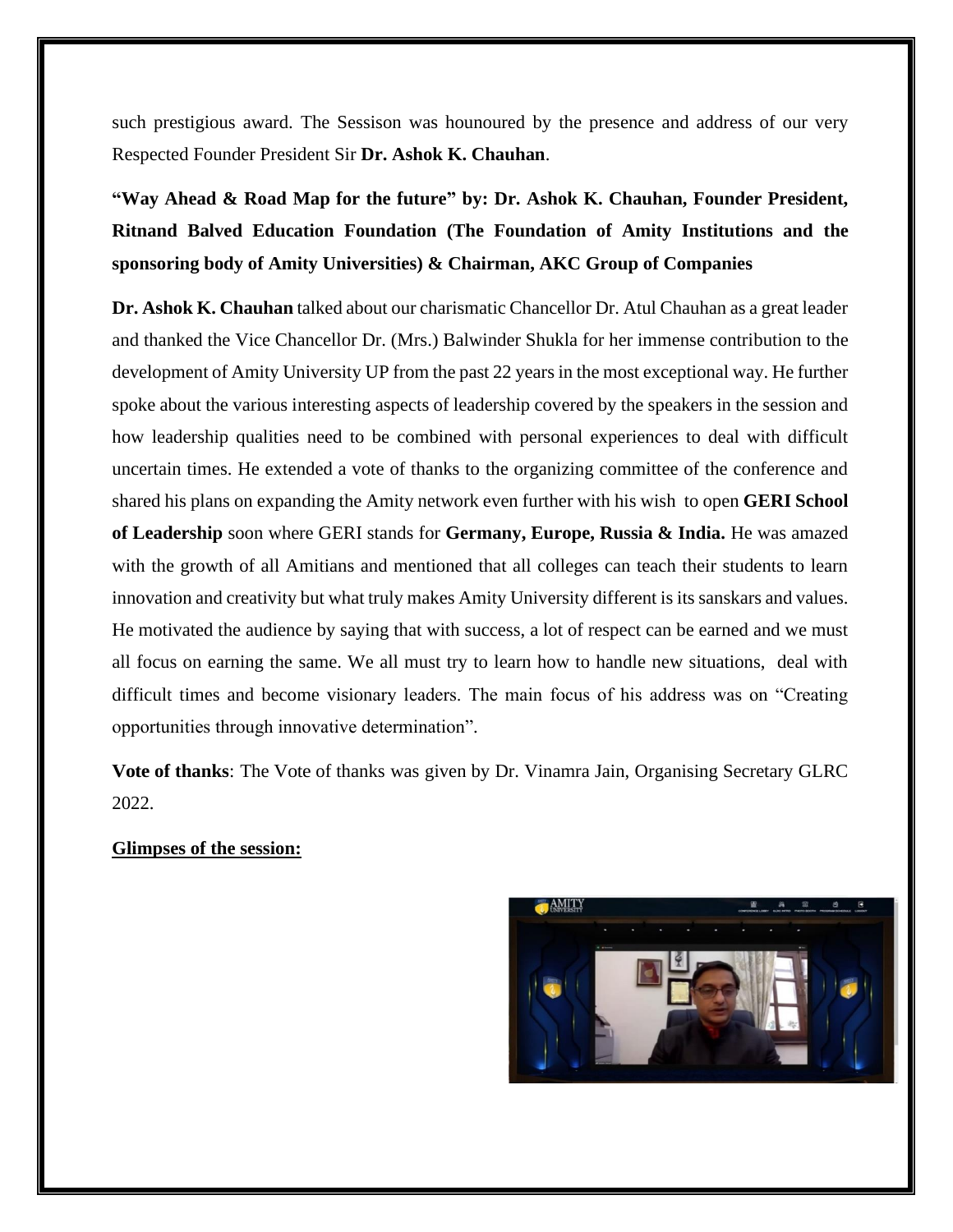such prestigious award. The Sessison was hounoured by the presence and address of our very Respected Founder President Sir **Dr. Ashok K. Chauhan**.

**"Way Ahead & Road Map for the future" by: Dr. Ashok K. Chauhan, Founder President, Ritnand Balved Education Foundation (The Foundation of Amity Institutions and the sponsoring body of Amity Universities) & Chairman, AKC Group of Companies**

**Dr. Ashok K. Chauhan** talked about our charismatic Chancellor Dr. Atul Chauhan as a great leader and thanked the Vice Chancellor Dr. (Mrs.) Balwinder Shukla for her immense contribution to the development of Amity University UP from the past 22 years in the most exceptional way. He further spoke about the various interesting aspects of leadership covered by the speakers in the session and how leadership qualities need to be combined with personal experiences to deal with difficult uncertain times. He extended a vote of thanks to the organizing committee of the conference and shared his plans on expanding the Amity network even further with his wish to open **GERI School of Leadership** soon where GERI stands for **Germany, Europe, Russia & India.** He was amazed with the growth of all Amitians and mentioned that all colleges can teach their students to learn innovation and creativity but what truly makes Amity University different is its sanskars and values. He motivated the audience by saying that with success, a lot of respect can be earned and we must all focus on earning the same. We all must try to learn how to handle new situations, deal with difficult times and become visionary leaders. The main focus of his address was on "Creating opportunities through innovative determination".

**Vote of thanks**: The Vote of thanks was given by Dr. Vinamra Jain, Organising Secretary GLRC 2022.

**<u>Glimpses of the session:</u>**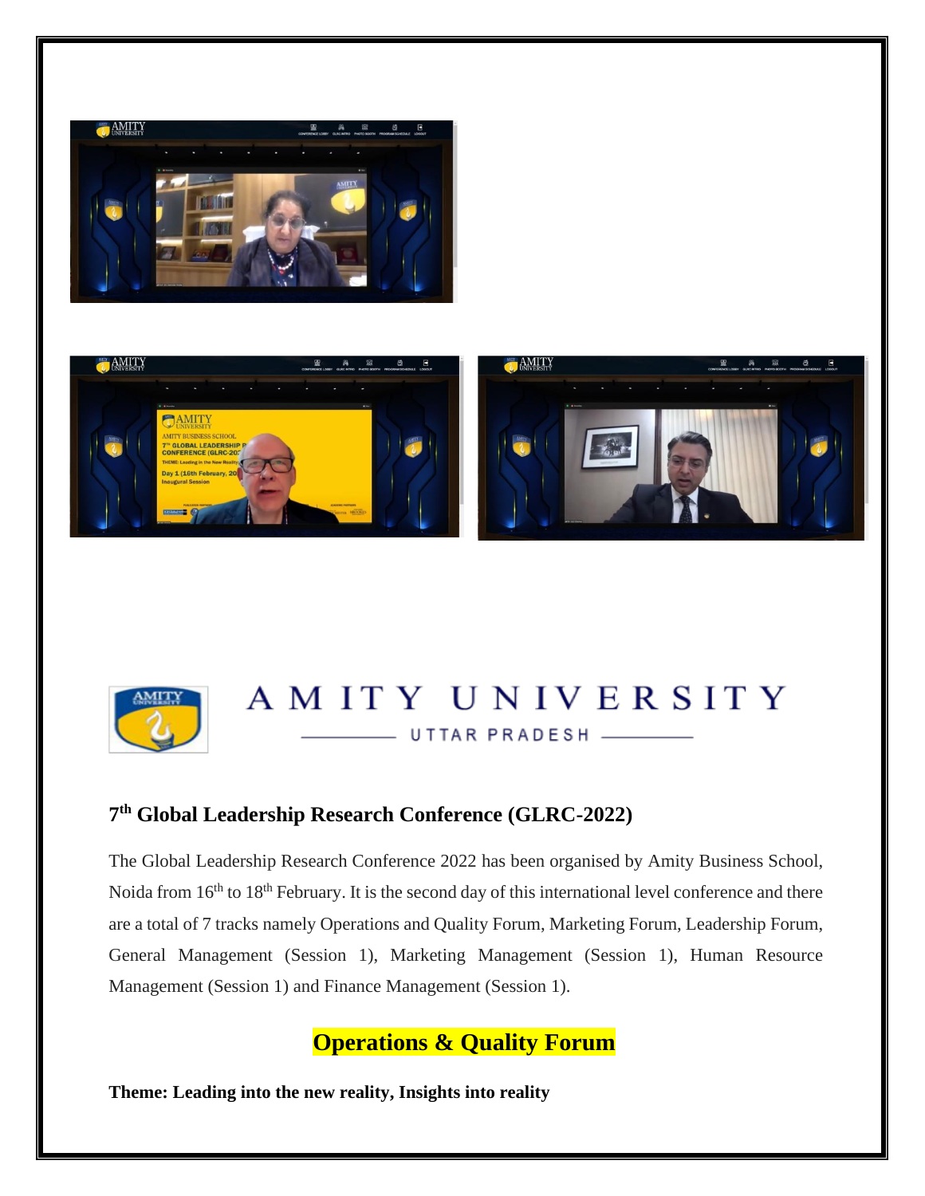# A M I T Y U N I V E R S I T Y

UTTAR PRADESH

## 7th Global Leadership Research Conference (GLRC-2022)

The Global Leadership Research Conference 2022 has been organised by Amity Business School, Noida from 16th to 18th February. It is the second day of this international level conference and there are a total of 7 tracks namely Operations and Quality Forum, Marketing Forum, Leadership Forum, General Management (Session 1), Marketing Management (Session 1), Human Resource Management (Session 1) and Finance Management (Session 1).

## Operations & Quality Forum

**Theme: Leading into the new reality, Insights into reality**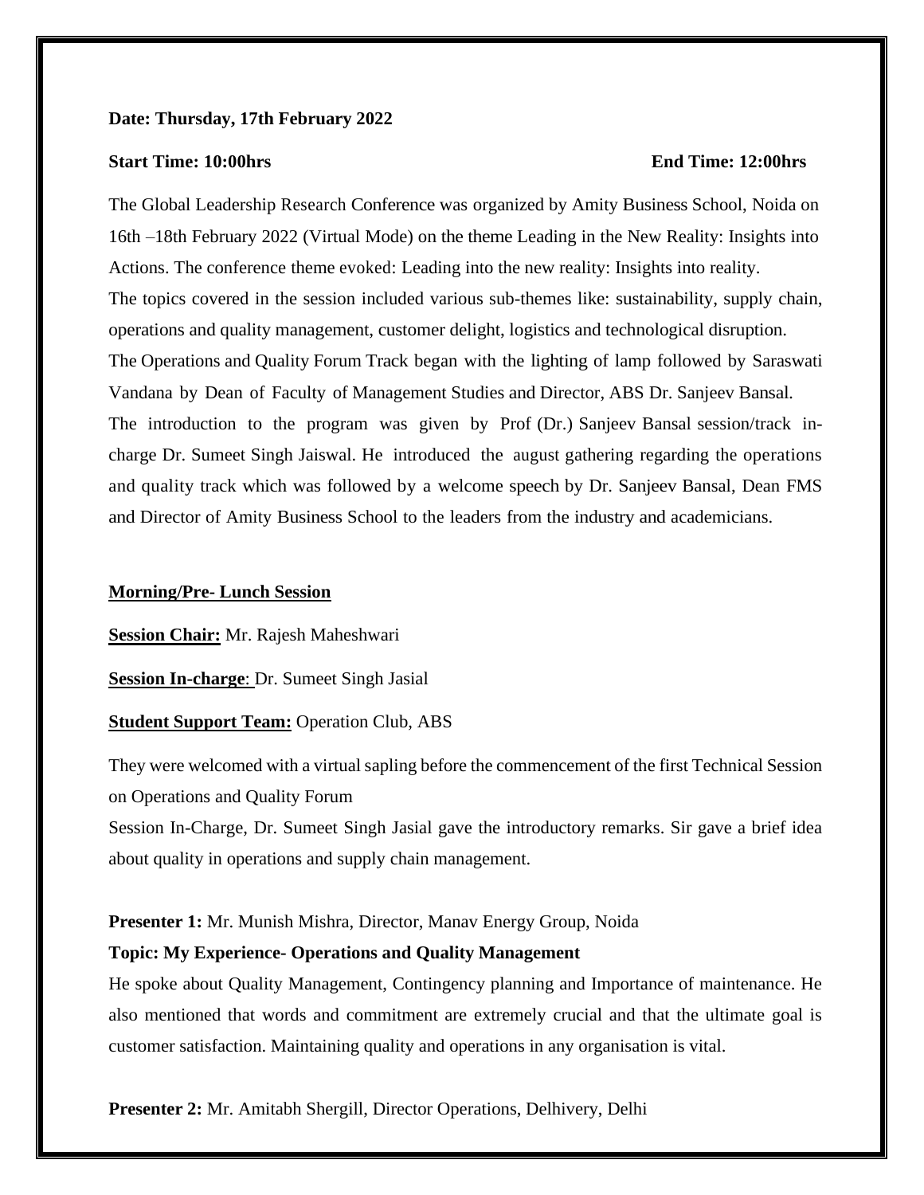**Date: Thursday, 17th February 2022**

**Start Time: 10:00hrs** **End Time: 12:00hrs**

The Global Leadership Research Conference was organized by Amity Business School, Noida on 16th –18th February 2022 (Virtual Mode) on the theme Leading in the New Reality: Insights into Actions. The conference theme evoked: Leading into the new reality: Insights into reality.

The topics covered in the session included various sub-themes like: sustainability, supply chain, operations and quality management, customer delight, logistics and technological disruption.

The Operations and Quality Forum Track began with the lighting of lamp followed by Saraswati Vandana by Dean of Faculty of Management Studies and Director, ABS Dr. Sanjeev Bansal.

The introduction to the program was given by Prof (Dr.) Sanjeev Bansal session/track in-charge Dr. Sumeet Singh Jaiswal. He introduced the august gathering regarding the operations and quality track which was followed by a welcome speech by Dr. Sanjeev Bansal, Dean FMS and Director of Amity Business School to the leaders from the industry and academicians.

**Morning/Pre- Lunch Session**

**Session Chair:** Mr. Rajesh Maheshwari

**Session In-charge**: Dr. Sumeet Singh Jasial

**Student Support Team:** Operation Club, ABS

They were welcomed with a virtual sapling before the commencement of the first Technical Session on Operations and Quality Forum

Session In-Charge, Dr. Sumeet Singh Jasial gave the introductory remarks. Sir gave a brief idea about quality in operations and supply chain management.

**Presenter 1:** Mr. Munish Mishra, Director, Manav Energy Group, Noida

**Topic: My Experience- Operations and Quality Management**

He spoke about Quality Management, Contingency planning and Importance of maintenance. He also mentioned that words and commitment are extremely crucial and that the ultimate goal is customer satisfaction. Maintaining quality and operations in any organisation is vital.

**Presenter 2:** Mr. Amitabh Shergill, Director Operations, Delhivery, Delhi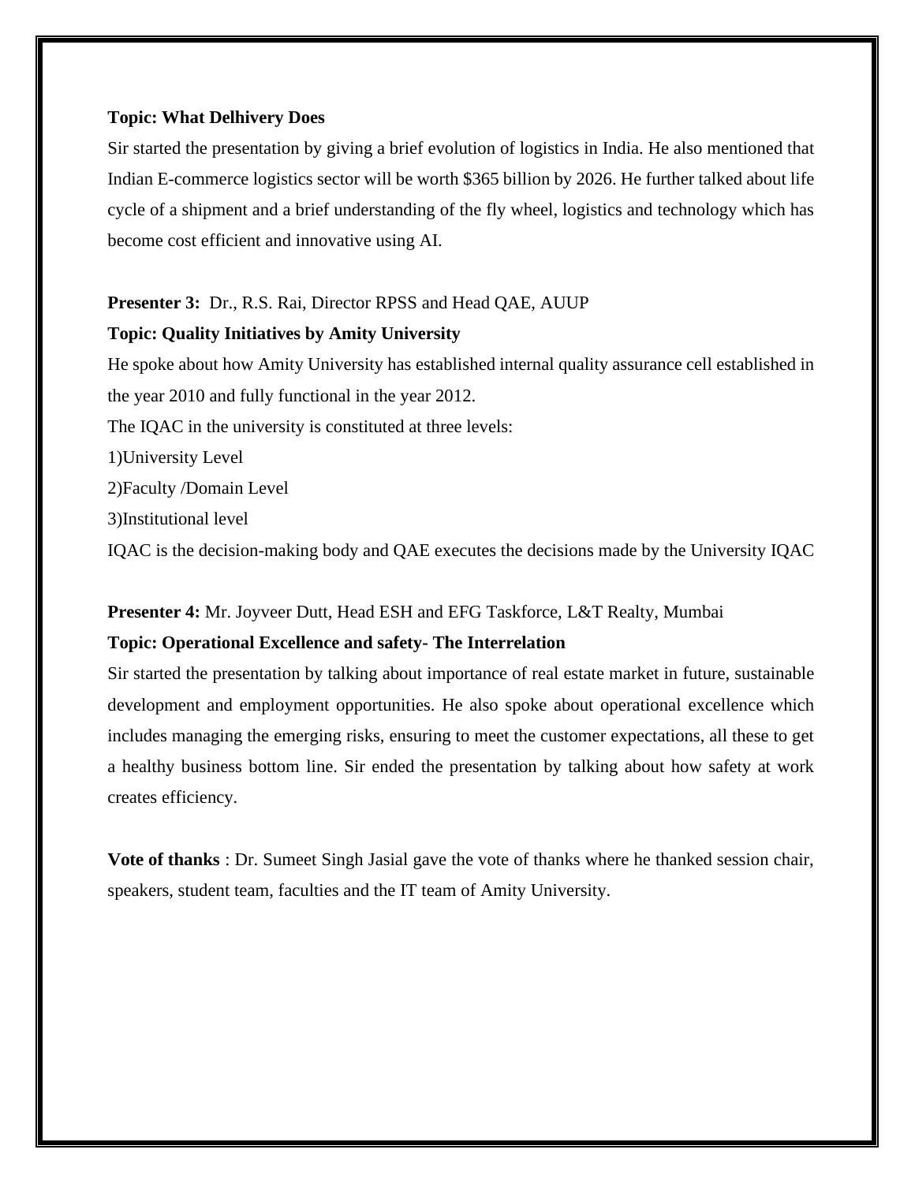**Topic: What Delhivery Does**

Sir started the presentation by giving a brief evolution of logistics in India. He also mentioned that Indian E-commerce logistics sector will be worth $365 billion by 2026. He further talked about life cycle of a shipment and a brief understanding of the fly wheel, logistics and technology which has become cost efficient and innovative using AI.

**Presenter 3:** Dr., R.S. Rai, Director RPSS and Head QAE, AUUP

**Topic: Quality Initiatives by Amity University**

He spoke about how Amity University has established internal quality assurance cell established in the year 2010 and fully functional in the year 2012.

The IQAC in the university is constituted at three levels:

1)University Level

2)Faculty /Domain Level

3)Institutional level

IQAC is the decision-making body and QAE executes the decisions made by the University IQAC

**Presenter 4:** Mr. Joyveer Dutt, Head ESH and EFG Taskforce, L&T Realty, Mumbai

**Topic: Operational Excellence and safety- The Interrelation**

Sir started the presentation by talking about importance of real estate market in future, sustainable development and employment opportunities. He also spoke about operational excellence which includes managing the emerging risks, ensuring to meet the customer expectations, all these to get a healthy business bottom line. Sir ended the presentation by talking about how safety at work creates efficiency.

**Vote of thanks** : Dr. Sumeet Singh Jasial gave the vote of thanks where he thanked session chair, speakers, student team, faculties and the IT team of Amity University.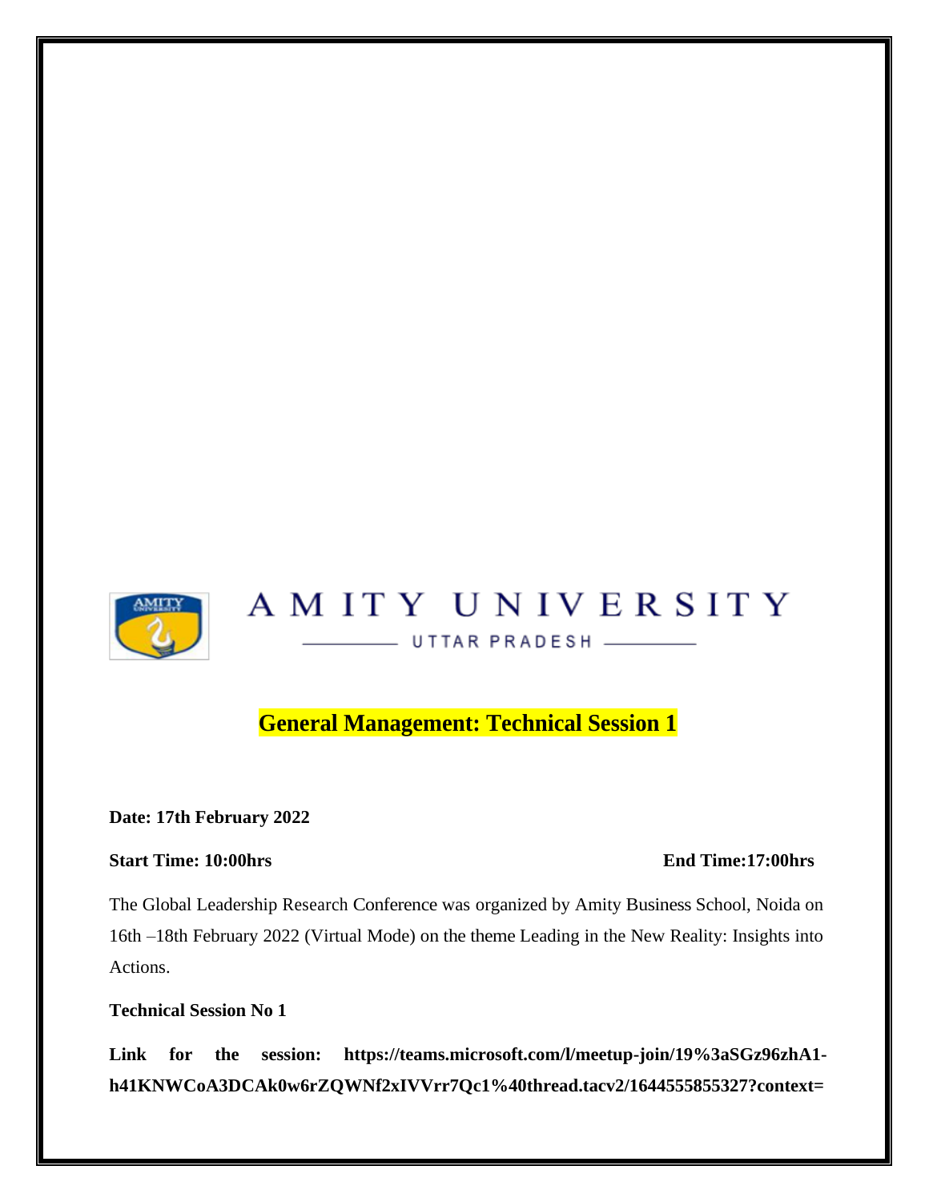AMITY UNIVERSITY

UTTAR PRADESH

## General Management: Technical Session 1

**Date: 17th February 2022**

**Start Time: 10:00hrs** **End Time:17:00hrs**

The Global Leadership Research Conference was organized by Amity Business School, Noida on 16th –18th February 2022 (Virtual Mode) on the theme Leading in the New Reality: Insights into Actions.

**Technical Session No 1**

**Link for the session: https://teams.microsoft.com/l/meetup-join/19%3aSGz96zhA1-h41KNWCoA3DCAk0w6rZQWNf2xIVVrr7Qc1%40thread.tacv2/1644555855327?context=**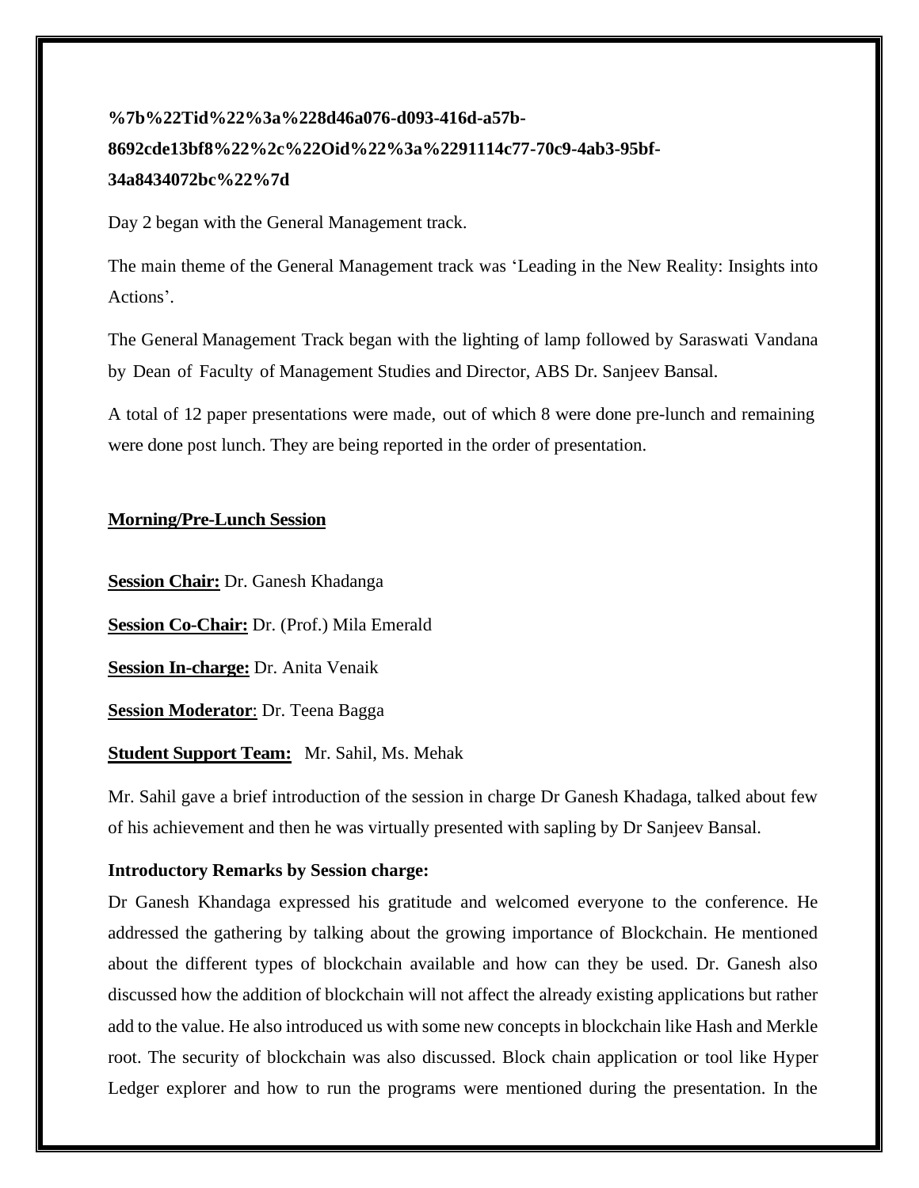**%7b%22Tid%22%3a%228d46a076-d093-416d-a57b-8692cde13bf8%22%2c%22Oid%22%3a%2291114c77-70c9-4ab3-95bf-34a8434072bc%22%7d**

Day 2 began with the General Management track.

The main theme of the General Management track was 'Leading in the New Reality: Insights into Actions'.

The General Management Track began with the lighting of lamp followed by Saraswati Vandana by Dean of Faculty of Management Studies and Director, ABS Dr. Sanjeev Bansal.

A total of 12 paper presentations were made, out of which 8 were done pre-lunch and remaining were done post lunch. They are being reported in the order of presentation.

**Morning/Pre-Lunch Session**

**Session Chair:** Dr. Ganesh Khadanga

**Session Co-Chair:** Dr. (Prof.) Mila Emerald

**Session In-charge:** Dr. Anita Venaik

**Session Moderator**: Dr. Teena Bagga

**Student Support Team:** Mr. Sahil, Ms. Mehak

Mr. Sahil gave a brief introduction of the session in charge Dr Ganesh Khadaga, talked about few of his achievement and then he was virtually presented with sapling by Dr Sanjeev Bansal.

**Introductory Remarks by Session charge:**

Dr Ganesh Khandaga expressed his gratitude and welcomed everyone to the conference. He addressed the gathering by talking about the growing importance of Blockchain. He mentioned about the different types of blockchain available and how can they be used. Dr. Ganesh also discussed how the addition of blockchain will not affect the already existing applications but rather add to the value. He also introduced us with some new concepts in blockchain like Hash and Merkle root. The security of blockchain was also discussed. Block chain application or tool like Hyper Ledger explorer and how to run the programs were mentioned during the presentation. In the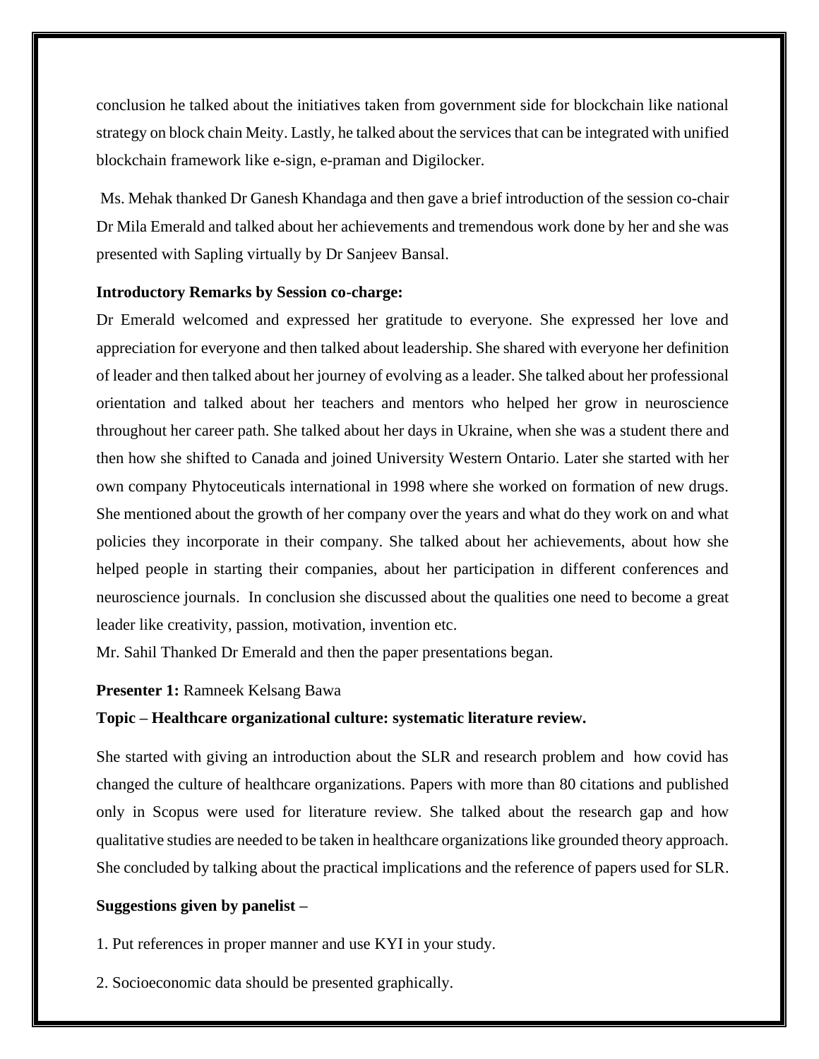conclusion he talked about the initiatives taken from government side for blockchain like national strategy on block chain Meity. Lastly, he talked about the services that can be integrated with unified blockchain framework like e-sign, e-praman and Digilocker.

Ms. Mehak thanked Dr Ganesh Khandaga and then gave a brief introduction of the session co-chair Dr Mila Emerald and talked about her achievements and tremendous work done by her and she was presented with Sapling virtually by Dr Sanjeev Bansal.

**Introductory Remarks by Session co-charge:**

Dr Emerald welcomed and expressed her gratitude to everyone. She expressed her love and appreciation for everyone and then talked about leadership. She shared with everyone her definition of leader and then talked about her journey of evolving as a leader. She talked about her professional orientation and talked about her teachers and mentors who helped her grow in neuroscience throughout her career path. She talked about her days in Ukraine, when she was a student there and then how she shifted to Canada and joined University Western Ontario. Later she started with her own company Phytoceuticals international in 1998 where she worked on formation of new drugs. She mentioned about the growth of her company over the years and what do they work on and what policies they incorporate in their company. She talked about her achievements, about how she helped people in starting their companies, about her participation in different conferences and neuroscience journals. In conclusion she discussed about the qualities one need to become a great leader like creativity, passion, motivation, invention etc.

Mr. Sahil Thanked Dr Emerald and then the paper presentations began.

**Presenter 1:** Ramneek Kelsang Bawa

**Topic – Healthcare organizational culture: systematic literature review.**

She started with giving an introduction about the SLR and research problem and how covid has changed the culture of healthcare organizations. Papers with more than 80 citations and published only in Scopus were used for literature review. She talked about the research gap and how qualitative studies are needed to be taken in healthcare organizations like grounded theory approach. She concluded by talking about the practical implications and the reference of papers used for SLR.

**Suggestions given by panelist –**

1. Put references in proper manner and use KYI in your study.

2. Socioeconomic data should be presented graphically.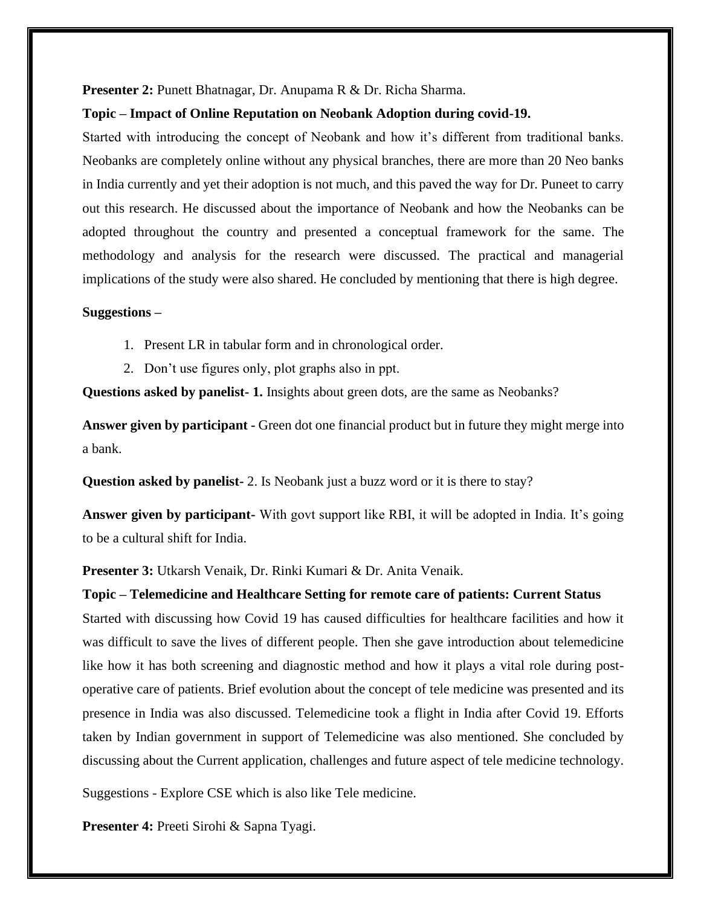**Presenter 2:** Punett Bhatnagar, Dr. Anupama R & Dr. Richa Sharma.

**Topic – Impact of Online Reputation on Neobank Adoption during covid-19.**

Started with introducing the concept of Neobank and how it's different from traditional banks. Neobanks are completely online without any physical branches, there are more than 20 Neo banks in India currently and yet their adoption is not much, and this paved the way for Dr. Puneet to carry out this research. He discussed about the importance of Neobank and how the Neobanks can be adopted throughout the country and presented a conceptual framework for the same. The methodology and analysis for the research were discussed. The practical and managerial implications of the study were also shared. He concluded by mentioning that there is high degree.

**Suggestions –**

1. Present LR in tabular form and in chronological order.
2. Don't use figures only, plot graphs also in ppt.

**Questions asked by panelist- 1.** Insights about green dots, are the same as Neobanks?

**Answer given by participant -** Green dot one financial product but in future they might merge into a bank.

**Question asked by panelist-** 2. Is Neobank just a buzz word or it is there to stay?

**Answer given by participant-** With govt support like RBI, it will be adopted in India. It's going to be a cultural shift for India.

**Presenter 3:** Utkarsh Venaik, Dr. Rinki Kumari & Dr. Anita Venaik.

**Topic – Telemedicine and Healthcare Setting for remote care of patients: Current Status**

Started with discussing how Covid 19 has caused difficulties for healthcare facilities and how it was difficult to save the lives of different people. Then she gave introduction about telemedicine like how it has both screening and diagnostic method and how it plays a vital role during post-operative care of patients. Brief evolution about the concept of tele medicine was presented and its presence in India was also discussed. Telemedicine took a flight in India after Covid 19. Efforts taken by Indian government in support of Telemedicine was also mentioned. She concluded by discussing about the Current application, challenges and future aspect of tele medicine technology.

Suggestions - Explore CSE which is also like Tele medicine.

**Presenter 4:** Preeti Sirohi & Sapna Tyagi.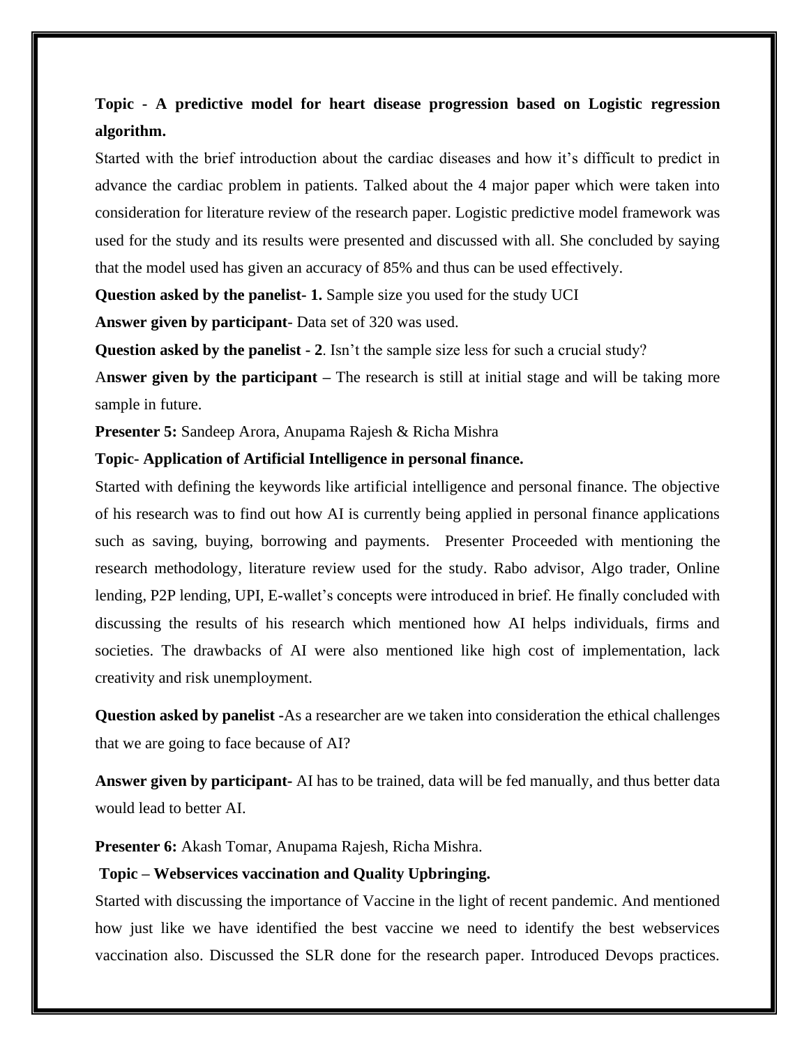**Topic - A predictive model for heart disease progression based on Logistic regression algorithm.**

Started with the brief introduction about the cardiac diseases and how it's difficult to predict in advance the cardiac problem in patients. Talked about the 4 major paper which were taken into consideration for literature review of the research paper. Logistic predictive model framework was used for the study and its results were presented and discussed with all. She concluded by saying that the model used has given an accuracy of 85% and thus can be used effectively.

**Question asked by the panelist- 1.** Sample size you used for the study UCI

**Answer given by participant**- Data set of 320 was used.

**Question asked by the panelist - 2**. Isn't the sample size less for such a crucial study?

A**nswer given by the participant –** The research is still at initial stage and will be taking more sample in future.

**Presenter 5:** Sandeep Arora, Anupama Rajesh & Richa Mishra

**Topic- Application of Artificial Intelligence in personal finance.**

Started with defining the keywords like artificial intelligence and personal finance. The objective of his research was to find out how AI is currently being applied in personal finance applications such as saving, buying, borrowing and payments. Presenter Proceeded with mentioning the research methodology, literature review used for the study. Rabo advisor, Algo trader, Online lending, P2P lending, UPI, E-wallet's concepts were introduced in brief. He finally concluded with discussing the results of his research which mentioned how AI helps individuals, firms and societies. The drawbacks of AI were also mentioned like high cost of implementation, lack creativity and risk unemployment.

**Question asked by panelist -**As a researcher are we taken into consideration the ethical challenges that we are going to face because of AI?

**Answer given by participant-** AI has to be trained, data will be fed manually, and thus better data would lead to better AI.

**Presenter 6:** Akash Tomar, Anupama Rajesh, Richa Mishra.

**Topic – Webservices vaccination and Quality Upbringing.**

Started with discussing the importance of Vaccine in the light of recent pandemic. And mentioned how just like we have identified the best vaccine we need to identify the best webservices vaccination also. Discussed the SLR done for the research paper. Introduced Devops practices.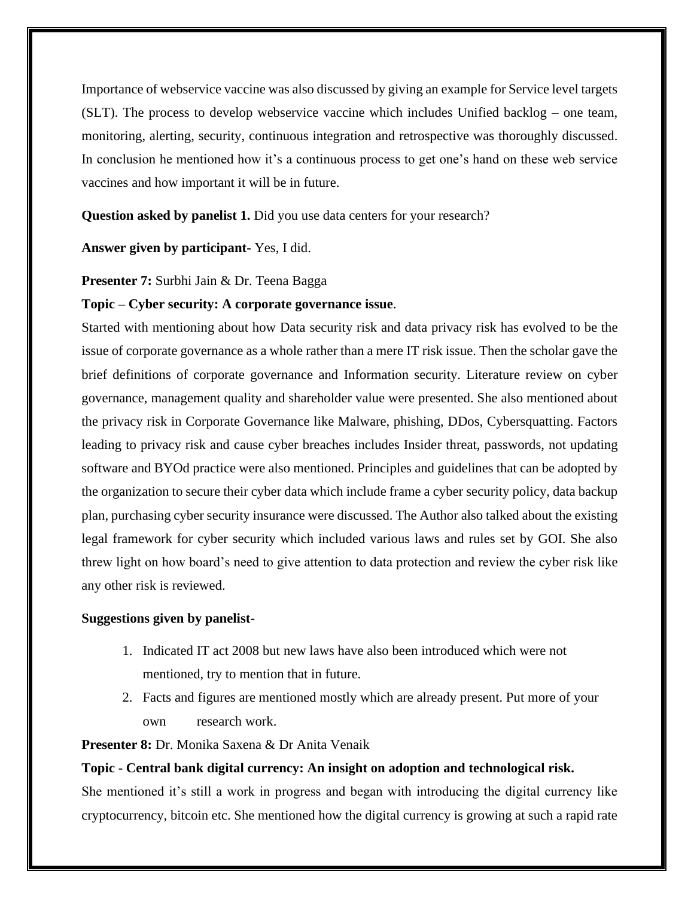Importance of webservice vaccine was also discussed by giving an example for Service level targets (SLT). The process to develop webservice vaccine which includes Unified backlog – one team, monitoring, alerting, security, continuous integration and retrospective was thoroughly discussed. In conclusion he mentioned how it's a continuous process to get one's hand on these web service vaccines and how important it will be in future.

**Question asked by panelist 1.** Did you use data centers for your research?

**Answer given by participant-** Yes, I did.

**Presenter 7:** Surbhi Jain & Dr. Teena Bagga

**Topic – Cyber security: A corporate governance issue**.

Started with mentioning about how Data security risk and data privacy risk has evolved to be the issue of corporate governance as a whole rather than a mere IT risk issue. Then the scholar gave the brief definitions of corporate governance and Information security. Literature review on cyber governance, management quality and shareholder value were presented. She also mentioned about the privacy risk in Corporate Governance like Malware, phishing, DDos, Cybersquatting. Factors leading to privacy risk and cause cyber breaches includes Insider threat, passwords, not updating software and BYOd practice were also mentioned. Principles and guidelines that can be adopted by the organization to secure their cyber data which include frame a cyber security policy, data backup plan, purchasing cyber security insurance were discussed. The Author also talked about the existing legal framework for cyber security which included various laws and rules set by GOI. She also threw light on how board's need to give attention to data protection and review the cyber risk like any other risk is reviewed.

**Suggestions given by panelist-**

1. Indicated IT act 2008 but new laws have also been introduced which were not mentioned, try to mention that in future.
2. Facts and figures are mentioned mostly which are already present. Put more of your own research work.

**Presenter 8:** Dr. Monika Saxena & Dr Anita Venaik

**Topic - Central bank digital currency: An insight on adoption and technological risk.**

She mentioned it's still a work in progress and began with introducing the digital currency like cryptocurrency, bitcoin etc. She mentioned how the digital currency is growing at such a rapid rate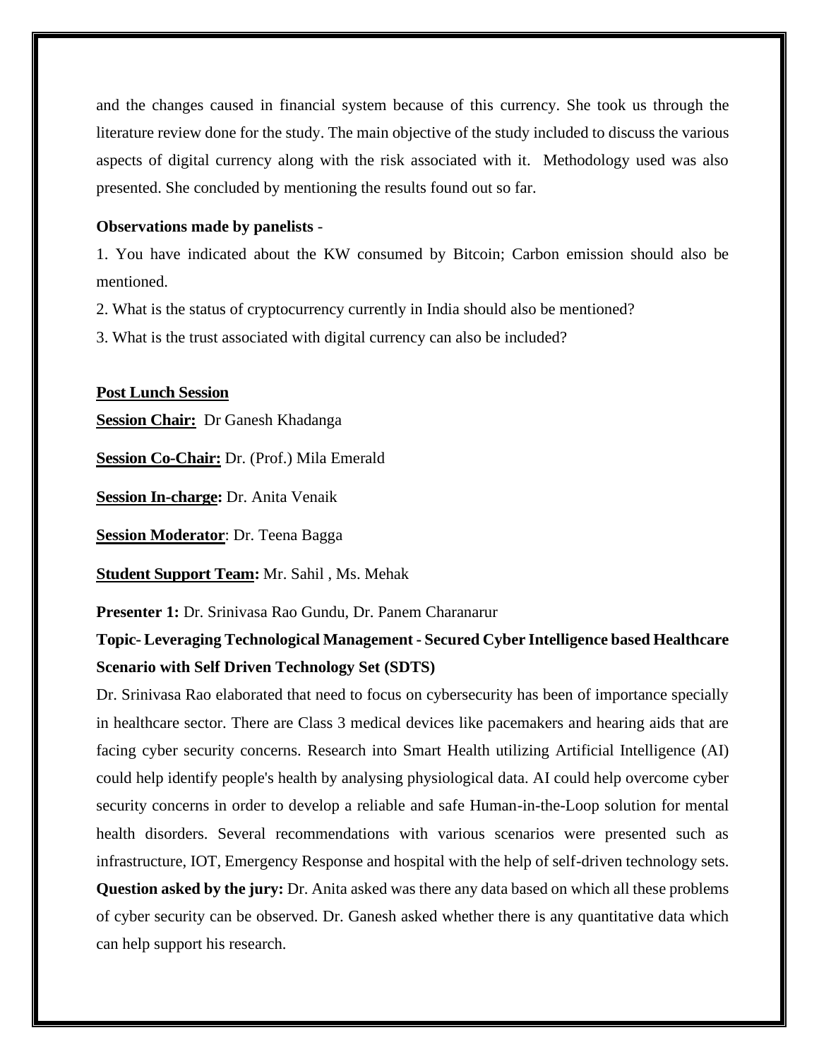and the changes caused in financial system because of this currency. She took us through the literature review done for the study. The main objective of the study included to discuss the various aspects of digital currency along with the risk associated with it. Methodology used was also presented. She concluded by mentioning the results found out so far.

**Observations made by panelists** -

1. You have indicated about the KW consumed by Bitcoin; Carbon emission should also be mentioned.
2. What is the status of cryptocurrency currently in India should also be mentioned?
3. What is the trust associated with digital currency can also be included?

**Post Lunch Session**

**Session Chair:** Dr Ganesh Khadanga

**Session Co-Chair:** Dr. (Prof.) Mila Emerald

**Session In-charge:** Dr. Anita Venaik

**Session Moderator**: Dr. Teena Bagga

**Student Support Team:** Mr. Sahil , Ms. Mehak

**Presenter 1:** Dr. Srinivasa Rao Gundu, Dr. Panem Charanarur

**Topic- Leveraging Technological Management - Secured Cyber Intelligence based Healthcare Scenario with Self Driven Technology Set (SDTS)**

Dr. Srinivasa Rao elaborated that need to focus on cybersecurity has been of importance specially in healthcare sector. There are Class 3 medical devices like pacemakers and hearing aids that are facing cyber security concerns. Research into Smart Health utilizing Artificial Intelligence (AI) could help identify people's health by analysing physiological data. AI could help overcome cyber security concerns in order to develop a reliable and safe Human-in-the-Loop solution for mental health disorders. Several recommendations with various scenarios were presented such as infrastructure, IOT, Emergency Response and hospital with the help of self-driven technology sets.

**Question asked by the jury:** Dr. Anita asked was there any data based on which all these problems of cyber security can be observed. Dr. Ganesh asked whether there is any quantitative data which can help support his research.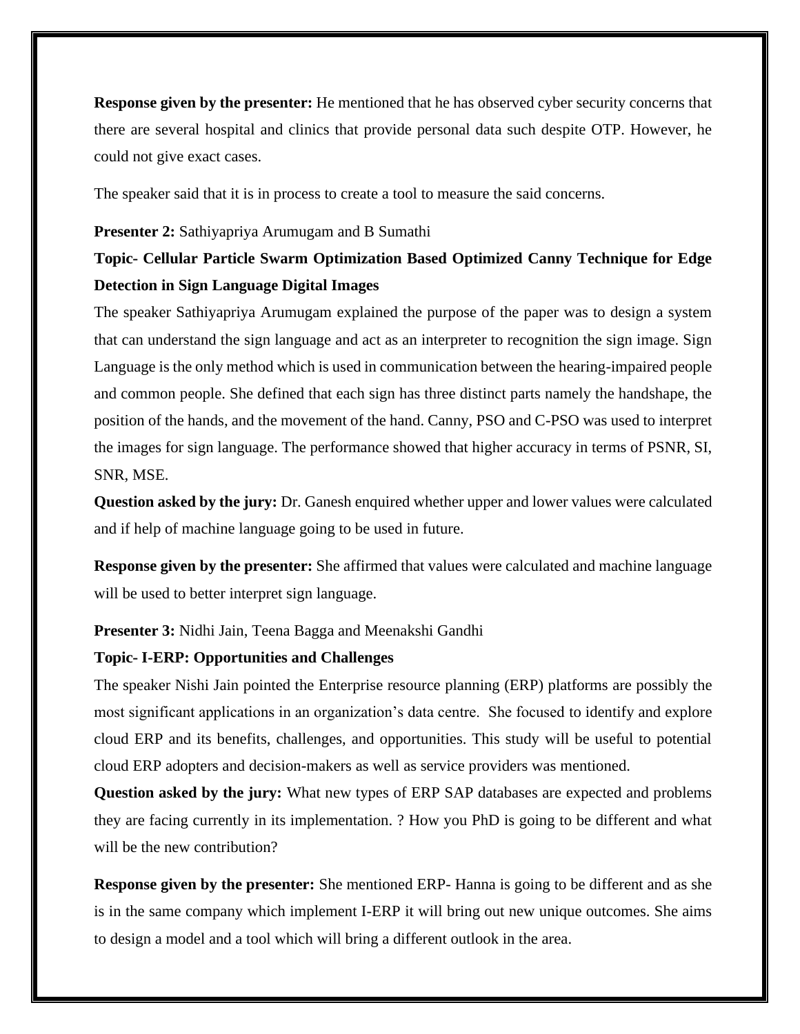**Response given by the presenter:** He mentioned that he has observed cyber security concerns that there are several hospital and clinics that provide personal data such despite OTP. However, he could not give exact cases.

The speaker said that it is in process to create a tool to measure the said concerns.

**Presenter 2:** Sathiyapriya Arumugam and B Sumathi

**Topic- Cellular Particle Swarm Optimization Based Optimized Canny Technique for Edge Detection in Sign Language Digital Images**

The speaker Sathiyapriya Arumugam explained the purpose of the paper was to design a system that can understand the sign language and act as an interpreter to recognition the sign image. Sign Language is the only method which is used in communication between the hearing-impaired people and common people. She defined that each sign has three distinct parts namely the handshape, the position of the hands, and the movement of the hand. Canny, PSO and C-PSO was used to interpret the images for sign language. The performance showed that higher accuracy in terms of PSNR, SI, SNR, MSE.

**Question asked by the jury:** Dr. Ganesh enquired whether upper and lower values were calculated and if help of machine language going to be used in future.

**Response given by the presenter:** She affirmed that values were calculated and machine language will be used to better interpret sign language.

**Presenter 3:** Nidhi Jain, Teena Bagga and Meenakshi Gandhi

**Topic- I-ERP: Opportunities and Challenges**

The speaker Nishi Jain pointed the Enterprise resource planning (ERP) platforms are possibly the most significant applications in an organization's data centre. She focused to identify and explore cloud ERP and its benefits, challenges, and opportunities. This study will be useful to potential cloud ERP adopters and decision-makers as well as service providers was mentioned.

**Question asked by the jury:** What new types of ERP SAP databases are expected and problems they are facing currently in its implementation. ? How you PhD is going to be different and what will be the new contribution?

**Response given by the presenter:** She mentioned ERP- Hanna is going to be different and as she is in the same company which implement I-ERP it will bring out new unique outcomes. She aims to design a model and a tool which will bring a different outlook in the area.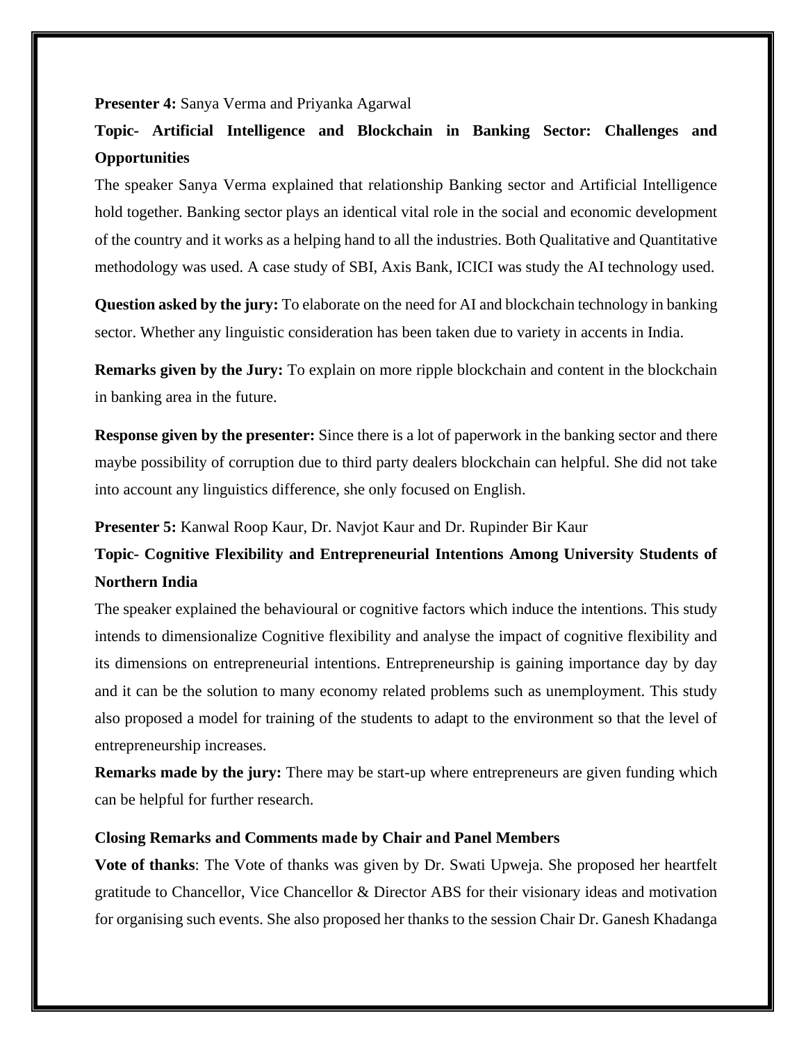**Presenter 4:** Sanya Verma and Priyanka Agarwal

**Topic- Artificial Intelligence and Blockchain in Banking Sector: Challenges and Opportunities**

The speaker Sanya Verma explained that relationship Banking sector and Artificial Intelligence hold together. Banking sector plays an identical vital role in the social and economic development of the country and it works as a helping hand to all the industries. Both Qualitative and Quantitative methodology was used. A case study of SBI, Axis Bank, ICICI was study the AI technology used.

**Question asked by the jury:** To elaborate on the need for AI and blockchain technology in banking sector. Whether any linguistic consideration has been taken due to variety in accents in India.

**Remarks given by the Jury:** To explain on more ripple blockchain and content in the blockchain in banking area in the future.

**Response given by the presenter:** Since there is a lot of paperwork in the banking sector and there maybe possibility of corruption due to third party dealers blockchain can helpful. She did not take into account any linguistics difference, she only focused on English.

**Presenter 5:** Kanwal Roop Kaur, Dr. Navjot Kaur and Dr. Rupinder Bir Kaur

**Topic- Cognitive Flexibility and Entrepreneurial Intentions Among University Students of Northern India**

The speaker explained the behavioural or cognitive factors which induce the intentions. This study intends to dimensionalize Cognitive flexibility and analyse the impact of cognitive flexibility and its dimensions on entrepreneurial intentions. Entrepreneurship is gaining importance day by day and it can be the solution to many economy related problems such as unemployment. This study also proposed a model for training of the students to adapt to the environment so that the level of entrepreneurship increases.

**Remarks made by the jury:** There may be start-up where entrepreneurs are given funding which can be helpful for further research.

**Closing Remarks and Comments made by Chair and Panel Members**

**Vote of thanks**: The Vote of thanks was given by Dr. Swati Upweja. She proposed her heartfelt gratitude to Chancellor, Vice Chancellor & Director ABS for their visionary ideas and motivation for organising such events. She also proposed her thanks to the session Chair Dr. Ganesh Khadanga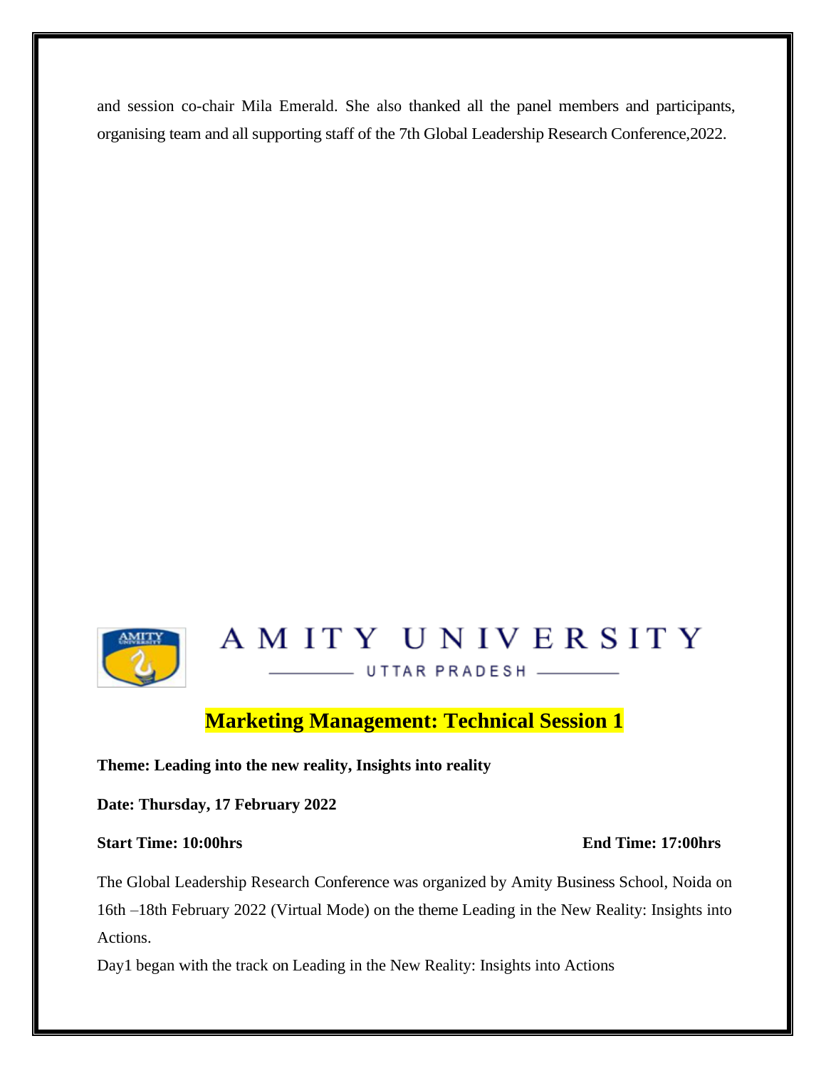and session co-chair Mila Emerald. She also thanked all the panel members and participants, organising team and all supporting staff of the 7th Global Leadership Research Conference,2022.

AMITY UNIVERSITY

UTTAR PRADESH

## Marketing Management: Technical Session 1

**Theme: Leading into the new reality, Insights into reality**

**Date: Thursday, 17 February 2022**

**Start Time: 10:00hrs** **End Time: 17:00hrs**

The Global Leadership Research Conference was organized by Amity Business School, Noida on 16th –18th February 2022 (Virtual Mode) on the theme Leading in the New Reality: Insights into Actions.

Day1 began with the track on Leading in the New Reality: Insights into Actions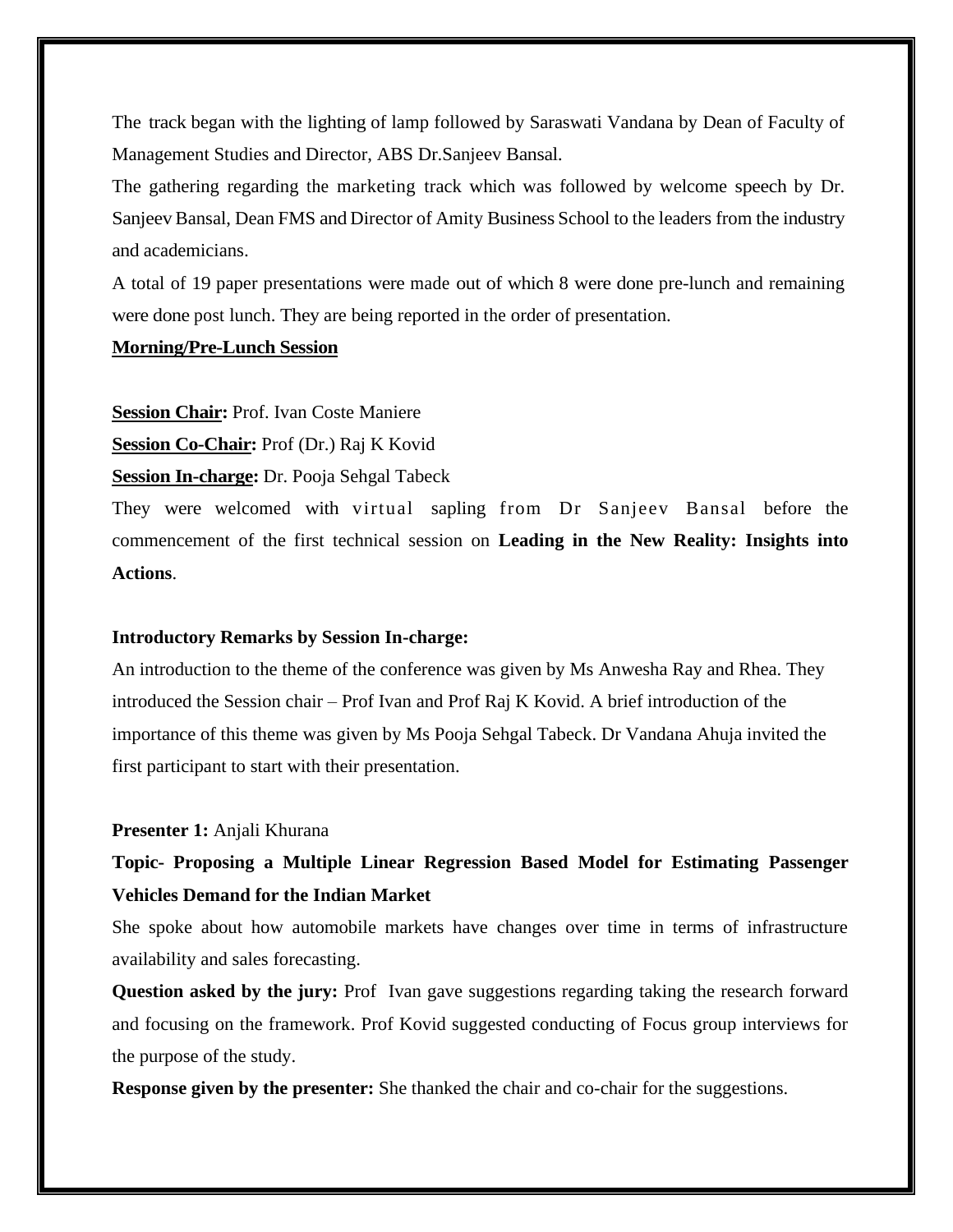The track began with the lighting of lamp followed by Saraswati Vandana by Dean of Faculty of Management Studies and Director, ABS Dr.Sanjeev Bansal.

The gathering regarding the marketing track which was followed by welcome speech by Dr. Sanjeev Bansal, Dean FMS and Director of Amity Business School to the leaders from the industry and academicians.

A total of 19 paper presentations were made out of which 8 were done pre-lunch and remaining were done post lunch. They are being reported in the order of presentation.

**Morning/Pre-Lunch Session**

**Session Chair:** Prof. Ivan Coste Maniere

**Session Co-Chair:** Prof (Dr.) Raj K Kovid

**Session In-charge:** Dr. Pooja Sehgal Tabeck

They were welcomed with virtual sapling from Dr Sanjeev Bansal before the commencement of the first technical session on **Leading in the New Reality: Insights into Actions**.

**Introductory Remarks by Session In-charge:**

An introduction to the theme of the conference was given by Ms Anwesha Ray and Rhea. They introduced the Session chair – Prof Ivan and Prof Raj K Kovid. A brief introduction of the importance of this theme was given by Ms Pooja Sehgal Tabeck. Dr Vandana Ahuja invited the first participant to start with their presentation.

**Presenter 1:** Anjali Khurana

**Topic- Proposing a Multiple Linear Regression Based Model for Estimating Passenger Vehicles Demand for the Indian Market**

She spoke about how automobile markets have changes over time in terms of infrastructure availability and sales forecasting.

**Question asked by the jury:** Prof Ivan gave suggestions regarding taking the research forward and focusing on the framework. Prof Kovid suggested conducting of Focus group interviews for the purpose of the study.

**Response given by the presenter:** She thanked the chair and co-chair for the suggestions.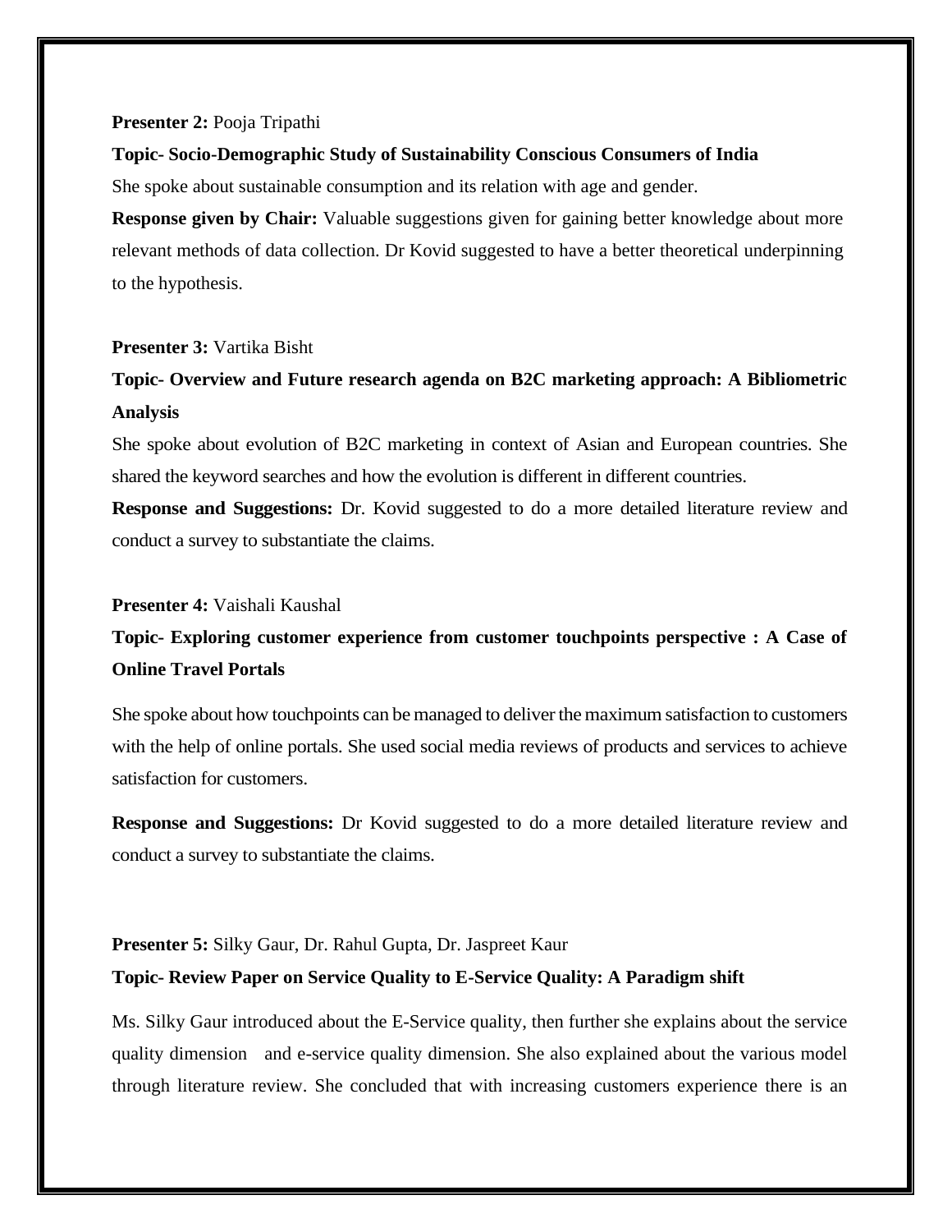**Presenter 2:** Pooja Tripathi

**Topic- Socio-Demographic Study of Sustainability Conscious Consumers of India**

She spoke about sustainable consumption and its relation with age and gender.

**Response given by Chair:** Valuable suggestions given for gaining better knowledge about more relevant methods of data collection. Dr Kovid suggested to have a better theoretical underpinning to the hypothesis.

**Presenter 3:** Vartika Bisht

**Topic- Overview and Future research agenda on B2C marketing approach: A Bibliometric Analysis**

She spoke about evolution of B2C marketing in context of Asian and European countries. She shared the keyword searches and how the evolution is different in different countries.

**Response and Suggestions:** Dr. Kovid suggested to do a more detailed literature review and conduct a survey to substantiate the claims.

**Presenter 4:** Vaishali Kaushal

**Topic- Exploring customer experience from customer touchpoints perspective : A Case of Online Travel Portals**

She spoke about how touchpoints can be managed to deliver the maximum satisfaction to customers with the help of online portals. She used social media reviews of products and services to achieve satisfaction for customers.

**Response and Suggestions:** Dr Kovid suggested to do a more detailed literature review and conduct a survey to substantiate the claims.

**Presenter 5:** Silky Gaur, Dr. Rahul Gupta, Dr. Jaspreet Kaur

**Topic- Review Paper on Service Quality to E-Service Quality: A Paradigm shift**

Ms. Silky Gaur introduced about the E-Service quality, then further she explains about the service quality dimension and e-service quality dimension. She also explained about the various model through literature review. She concluded that with increasing customers experience there is an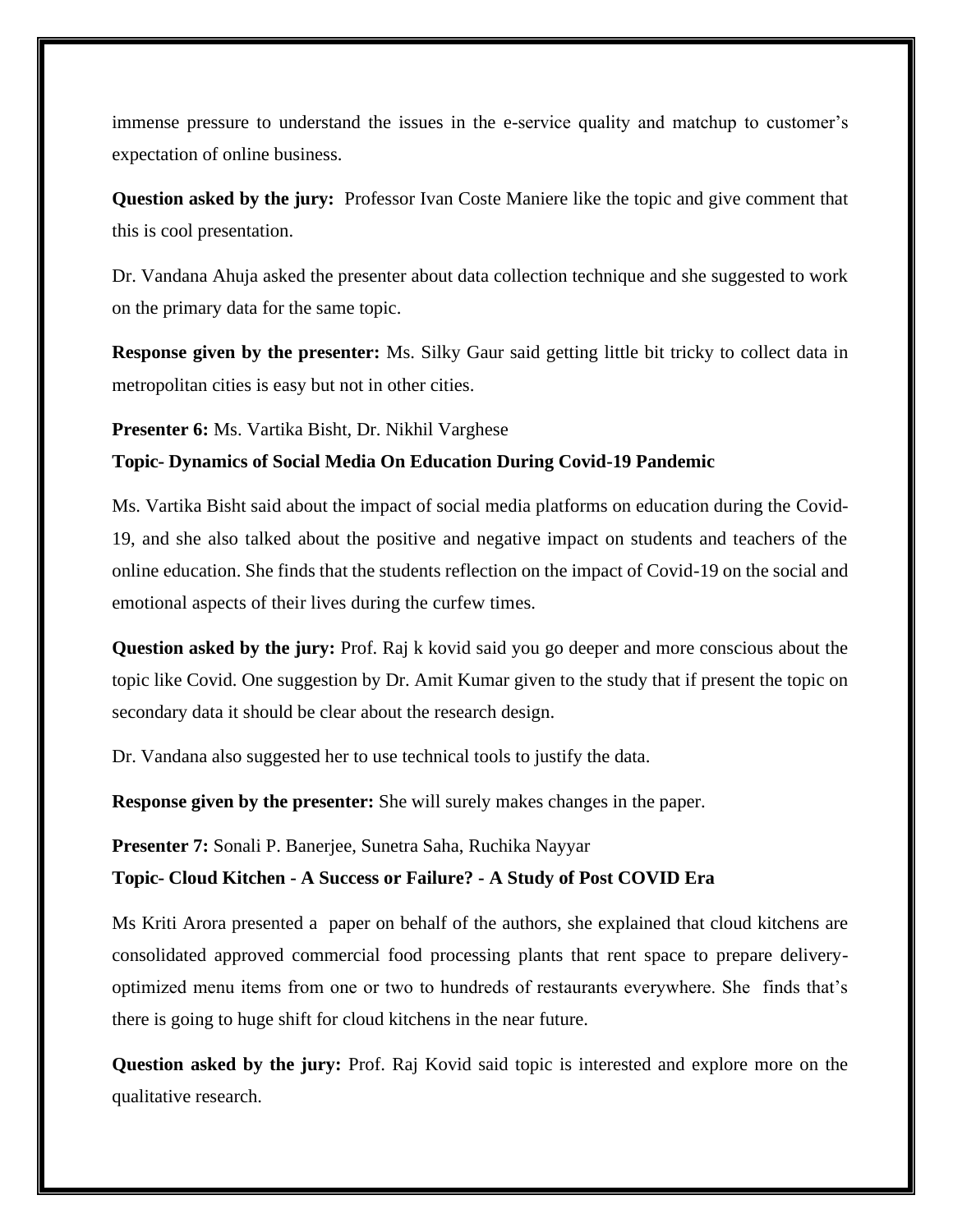immense pressure to understand the issues in the e-service quality and matchup to customer's expectation of online business.

**Question asked by the jury:** Professor Ivan Coste Maniere like the topic and give comment that this is cool presentation.

Dr. Vandana Ahuja asked the presenter about data collection technique and she suggested to work on the primary data for the same topic.

**Response given by the presenter:** Ms. Silky Gaur said getting little bit tricky to collect data in metropolitan cities is easy but not in other cities.

**Presenter 6:** Ms. Vartika Bisht, Dr. Nikhil Varghese

**Topic- Dynamics of Social Media On Education During Covid-19 Pandemic**

Ms. Vartika Bisht said about the impact of social media platforms on education during the Covid-19, and she also talked about the positive and negative impact on students and teachers of the online education. She finds that the students reflection on the impact of Covid-19 on the social and emotional aspects of their lives during the curfew times.

**Question asked by the jury:** Prof. Raj k kovid said you go deeper and more conscious about the topic like Covid. One suggestion by Dr. Amit Kumar given to the study that if present the topic on secondary data it should be clear about the research design.

Dr. Vandana also suggested her to use technical tools to justify the data.

**Response given by the presenter:** She will surely makes changes in the paper.

**Presenter 7:** Sonali P. Banerjee, Sunetra Saha, Ruchika Nayyar

**Topic- Cloud Kitchen - A Success or Failure? - A Study of Post COVID Era**

Ms Kriti Arora presented a paper on behalf of the authors, she explained that cloud kitchens are consolidated approved commercial food processing plants that rent space to prepare delivery-optimized menu items from one or two to hundreds of restaurants everywhere. She finds that's there is going to huge shift for cloud kitchens in the near future.

**Question asked by the jury:** Prof. Raj Kovid said topic is interested and explore more on the qualitative research.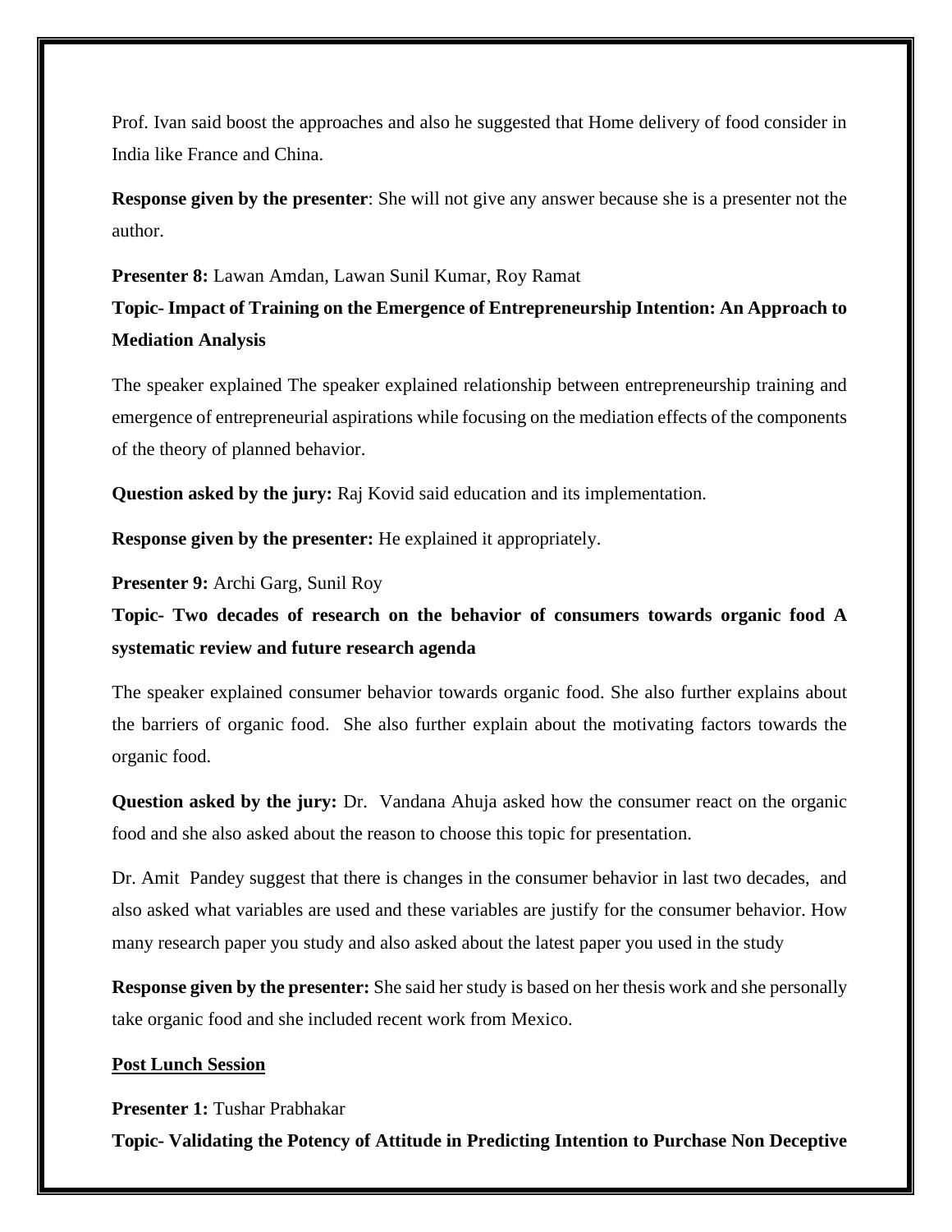Prof. Ivan said boost the approaches and also he suggested that Home delivery of food consider in India like France and China.

**Response given by the presenter**: She will not give any answer because she is a presenter not the author.

**Presenter 8:** Lawan Amdan, Lawan Sunil Kumar, Roy Ramat

**Topic- Impact of Training on the Emergence of Entrepreneurship Intention: An Approach to Mediation Analysis**

The speaker explained The speaker explained relationship between entrepreneurship training and emergence of entrepreneurial aspirations while focusing on the mediation effects of the components of the theory of planned behavior.

**Question asked by the jury:** Raj Kovid said education and its implementation.

**Response given by the presenter:** He explained it appropriately.

**Presenter 9:** Archi Garg, Sunil Roy

**Topic- Two decades of research on the behavior of consumers towards organic food A systematic review and future research agenda**

The speaker explained consumer behavior towards organic food. She also further explains about the barriers of organic food. She also further explain about the motivating factors towards the organic food.

**Question asked by the jury:** Dr. Vandana Ahuja asked how the consumer react on the organic food and she also asked about the reason to choose this topic for presentation.

Dr. Amit Pandey suggest that there is changes in the consumer behavior in last two decades, and also asked what variables are used and these variables are justify for the consumer behavior. How many research paper you study and also asked about the latest paper you used in the study

**Response given by the presenter:** She said her study is based on her thesis work and she personally take organic food and she included recent work from Mexico.

**<u>Post Lunch Session</u>**

**Presenter 1:** Tushar Prabhakar

**Topic- Validating the Potency of Attitude in Predicting Intention to Purchase Non Deceptive**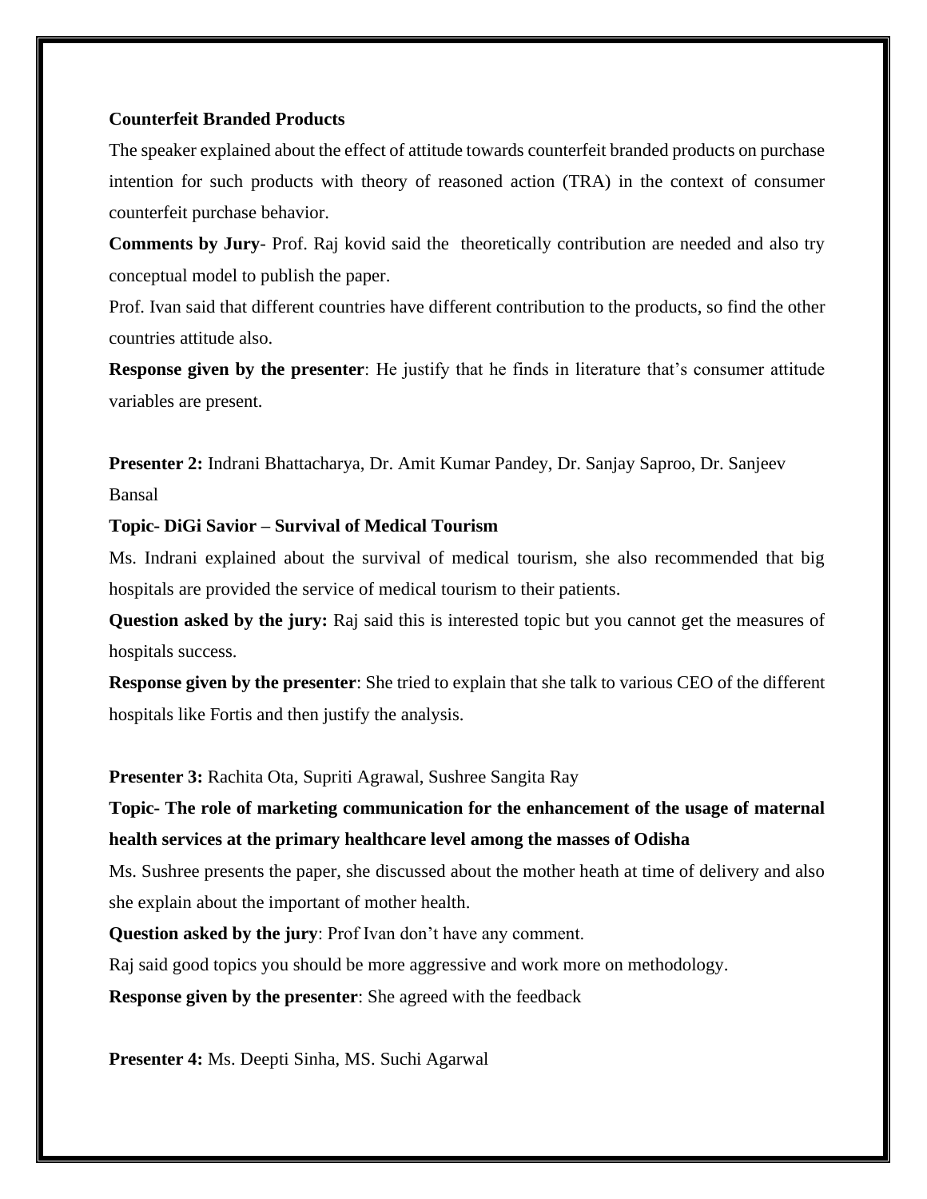**Counterfeit Branded Products**

The speaker explained about the effect of attitude towards counterfeit branded products on purchase intention for such products with theory of reasoned action (TRA) in the context of consumer counterfeit purchase behavior.

**Comments by Jury**- Prof. Raj kovid said the  theoretically contribution are needed and also try conceptual model to publish the paper.

Prof. Ivan said that different countries have different contribution to the products, so find the other countries attitude also.

**Response given by the presenter**: He justify that he finds in literature that's consumer attitude variables are present.

**Presenter 2:** Indrani Bhattacharya, Dr. Amit Kumar Pandey, Dr. Sanjay Saproo, Dr. Sanjeev Bansal

**Topic- DiGi Savior – Survival of Medical Tourism**

Ms. Indrani explained about the survival of medical tourism, she also recommended that big hospitals are provided the service of medical tourism to their patients.

**Question asked by the jury:** Raj said this is interested topic but you cannot get the measures of hospitals success.

**Response given by the presenter**: She tried to explain that she talk to various CEO of the different hospitals like Fortis and then justify the analysis.

**Presenter 3:** Rachita Ota, Supriti Agrawal, Sushree Sangita Ray

**Topic- The role of marketing communication for the enhancement of the usage of maternal health services at the primary healthcare level among the masses of Odisha**

Ms. Sushree presents the paper, she discussed about the mother heath at time of delivery and also she explain about the important of mother health.

**Question asked by the jury**: Prof Ivan don't have any comment.

Raj said good topics you should be more aggressive and work more on methodology.

**Response given by the presenter**: She agreed with the feedback

**Presenter 4:** Ms. Deepti Sinha, MS. Suchi Agarwal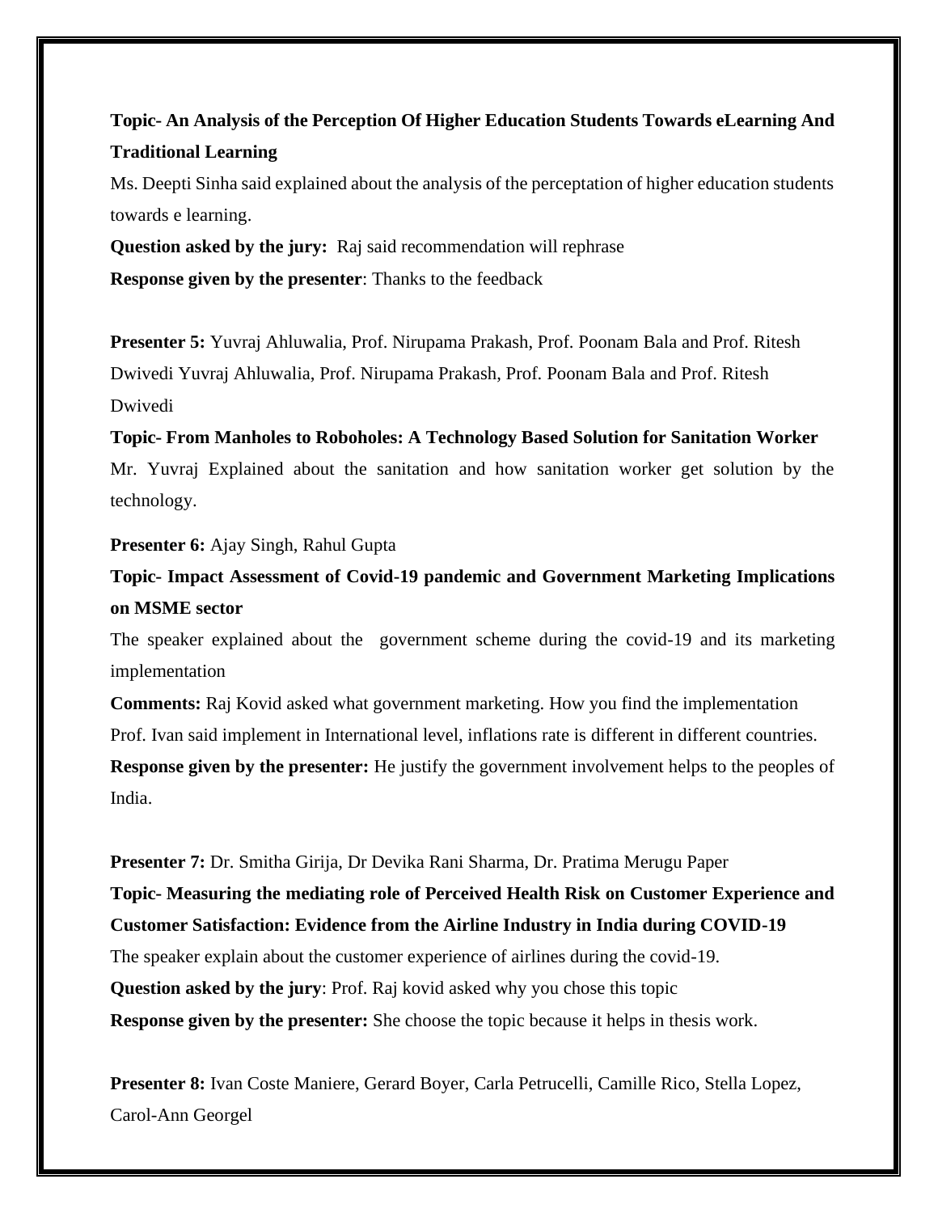**Topic- An Analysis of the Perception Of Higher Education Students Towards eLearning And Traditional Learning**

Ms. Deepti Sinha said explained about the analysis of the perceptation of higher education students towards e learning.

**Question asked by the jury:** Raj said recommendation will rephrase

**Response given by the presenter**: Thanks to the feedback

**Presenter 5:** Yuvraj Ahluwalia, Prof. Nirupama Prakash, Prof. Poonam Bala and Prof. Ritesh Dwivedi Yuvraj Ahluwalia, Prof. Nirupama Prakash, Prof. Poonam Bala and Prof. Ritesh Dwivedi

**Topic- From Manholes to Roboholes: A Technology Based Solution for Sanitation Worker**

Mr. Yuvraj Explained about the sanitation and how sanitation worker get solution by the technology.

**Presenter 6:** Ajay Singh, Rahul Gupta

**Topic- Impact Assessment of Covid-19 pandemic and Government Marketing Implications on MSME sector**

The speaker explained about the government scheme during the covid-19 and its marketing implementation

**Comments:** Raj Kovid asked what government marketing. How you find the implementation

Prof. Ivan said implement in International level, inflations rate is different in different countries.

**Response given by the presenter:** He justify the government involvement helps to the peoples of India.

**Presenter 7:** Dr. Smitha Girija, Dr Devika Rani Sharma, Dr. Pratima Merugu Paper

**Topic- Measuring the mediating role of Perceived Health Risk on Customer Experience and Customer Satisfaction: Evidence from the Airline Industry in India during COVID-19**

The speaker explain about the customer experience of airlines during the covid-19.

**Question asked by the jury**: Prof. Raj kovid asked why you chose this topic

**Response given by the presenter:** She choose the topic because it helps in thesis work.

**Presenter 8:** Ivan Coste Maniere, Gerard Boyer, Carla Petrucelli, Camille Rico, Stella Lopez, Carol-Ann Georgel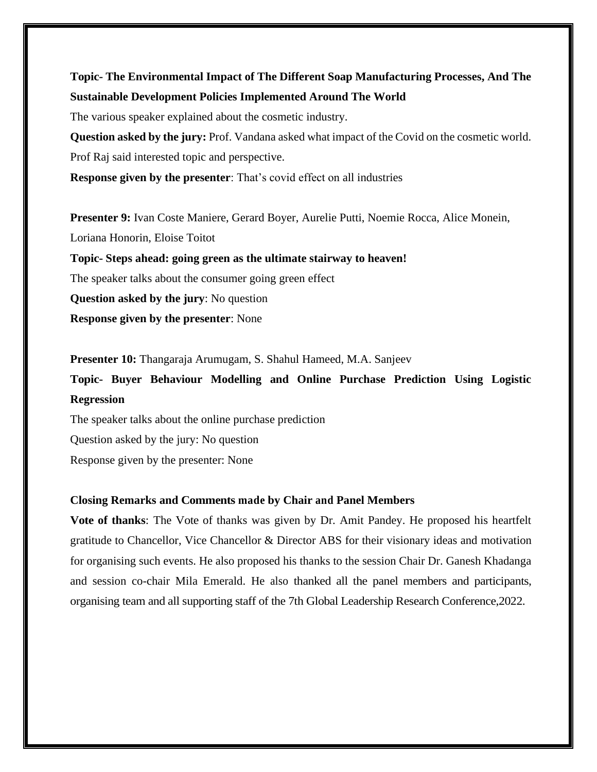**Topic- The Environmental Impact of The Different Soap Manufacturing Processes, And The Sustainable Development Policies Implemented Around The World**

The various speaker explained about the cosmetic industry.

**Question asked by the jury:** Prof. Vandana asked what impact of the Covid on the cosmetic world. Prof Raj said interested topic and perspective.

**Response given by the presenter**: That's covid effect on all industries

**Presenter 9:** Ivan Coste Maniere, Gerard Boyer, Aurelie Putti, Noemie Rocca, Alice Monein, Loriana Honorin, Eloise Toitot

**Topic- Steps ahead: going green as the ultimate stairway to heaven!**

The speaker talks about the consumer going green effect

**Question asked by the jury**: No question

**Response given by the presenter**: None

**Presenter 10:** Thangaraja Arumugam, S. Shahul Hameed, M.A. Sanjeev

**Topic- Buyer Behaviour Modelling and Online Purchase Prediction Using Logistic Regression**

The speaker talks about the online purchase prediction

Question asked by the jury: No question

Response given by the presenter: None

**Closing Remarks and Comments made by Chair and Panel Members**

**Vote of thanks**: The Vote of thanks was given by Dr. Amit Pandey. He proposed his heartfelt gratitude to Chancellor, Vice Chancellor & Director ABS for their visionary ideas and motivation for organising such events. He also proposed his thanks to the session Chair Dr. Ganesh Khadanga and session co-chair Mila Emerald. He also thanked all the panel members and participants, organising team and all supporting staff of the 7th Global Leadership Research Conference,2022.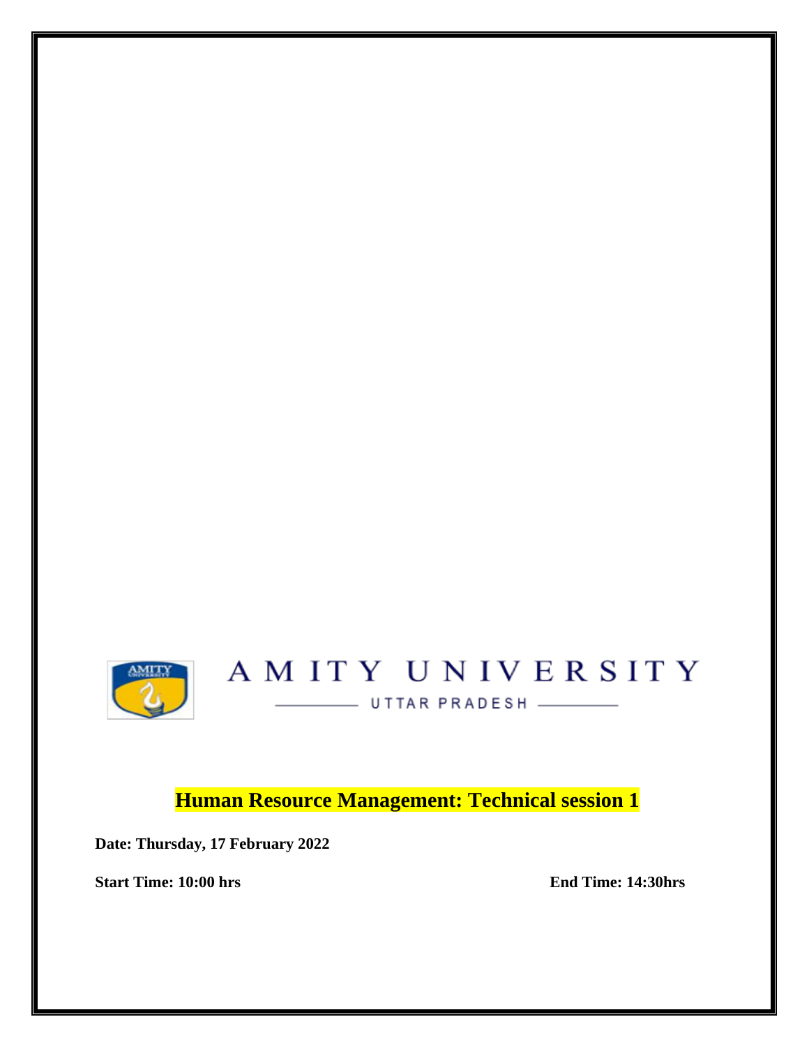AMITY UNIVERSITY

UTTAR PRADESH

## Human Resource Management: Technical session 1

**Date: Thursday, 17 February 2022**

**Start Time: 10:00 hrs** **End Time: 14:30hrs**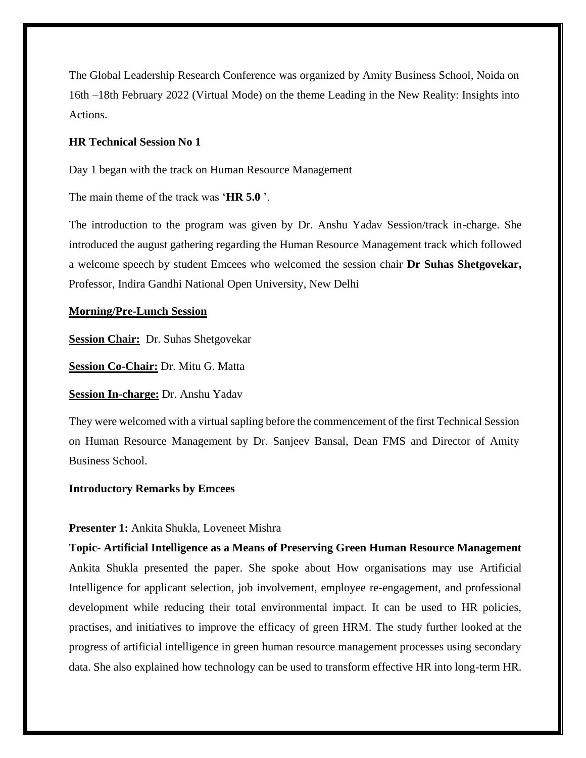The Global Leadership Research Conference was organized by Amity Business School, Noida on 16th –18th February 2022 (Virtual Mode) on the theme Leading in the New Reality: Insights into Actions.

**HR Technical Session No 1**

Day 1 began with the track on Human Resource Management

The main theme of the track was '**HR 5.0** '.

The introduction to the program was given by Dr. Anshu Yadav Session/track in-charge. She introduced the august gathering regarding the Human Resource Management track which followed a welcome speech by student Emcees who welcomed the session chair **Dr Suhas Shetgovekar,** Professor, Indira Gandhi National Open University, New Delhi

**Morning/Pre-Lunch Session**

**Session Chair:** Dr. Suhas Shetgovekar

**Session Co-Chair:** Dr. Mitu G. Matta

**Session In-charge:** Dr. Anshu Yadav

They were welcomed with a virtual sapling before the commencement of the first Technical Session on Human Resource Management by Dr. Sanjeev Bansal, Dean FMS and Director of Amity Business School.

**Introductory Remarks by Emcees**

**Presenter 1:** Ankita Shukla, Loveneet Mishra

**Topic- Artificial Intelligence as a Means of Preserving Green Human Resource Management**

Ankita Shukla presented the paper. She spoke about How organisations may use Artificial Intelligence for applicant selection, job involvement, employee re-engagement, and professional development while reducing their total environmental impact. It can be used to HR policies, practises, and initiatives to improve the efficacy of green HRM. The study further looked at the progress of artificial intelligence in green human resource management processes using secondary data. She also explained how technology can be used to transform effective HR into long-term HR.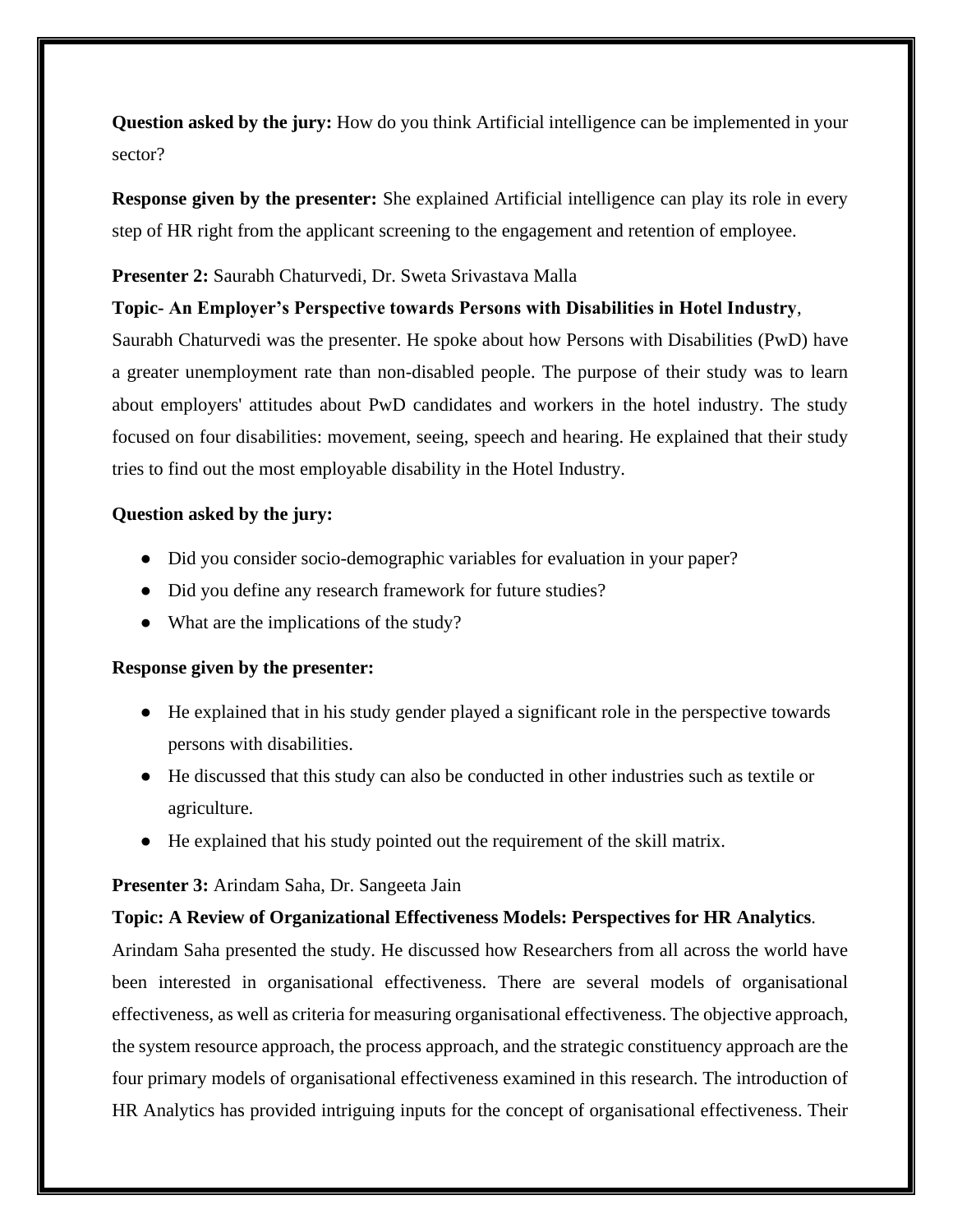**Question asked by the jury:** How do you think Artificial intelligence can be implemented in your sector?

**Response given by the presenter:** She explained Artificial intelligence can play its role in every step of HR right from the applicant screening to the engagement and retention of employee.

**Presenter 2:** Saurabh Chaturvedi, Dr. Sweta Srivastava Malla

**Topic- An Employer's Perspective towards Persons with Disabilities in Hotel Industry**, Saurabh Chaturvedi was the presenter. He spoke about how Persons with Disabilities (PwD) have a greater unemployment rate than non-disabled people. The purpose of their study was to learn about employers' attitudes about PwD candidates and workers in the hotel industry. The study focused on four disabilities: movement, seeing, speech and hearing. He explained that their study tries to find out the most employable disability in the Hotel Industry.

**Question asked by the jury:**

- Did you consider socio-demographic variables for evaluation in your paper?
- Did you define any research framework for future studies?
- What are the implications of the study?

**Response given by the presenter:**

- He explained that in his study gender played a significant role in the perspective towards persons with disabilities.
- He discussed that this study can also be conducted in other industries such as textile or agriculture.
- He explained that his study pointed out the requirement of the skill matrix.

**Presenter 3:** Arindam Saha, Dr. Sangeeta Jain

**Topic: A Review of Organizational Effectiveness Models: Perspectives for HR Analytics**.

Arindam Saha presented the study. He discussed how Researchers from all across the world have been interested in organisational effectiveness. There are several models of organisational effectiveness, as well as criteria for measuring organisational effectiveness. The objective approach, the system resource approach, the process approach, and the strategic constituency approach are the four primary models of organisational effectiveness examined in this research. The introduction of HR Analytics has provided intriguing inputs for the concept of organisational effectiveness. Their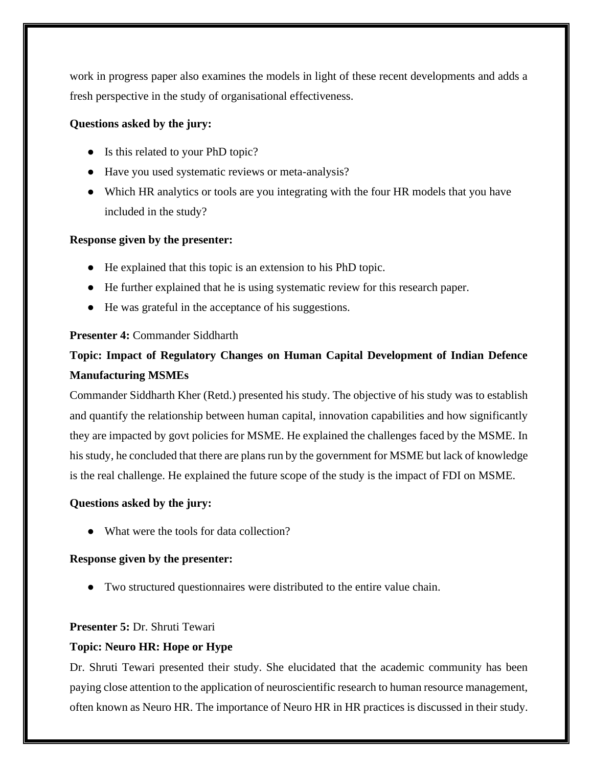work in progress paper also examines the models in light of these recent developments and adds a fresh perspective in the study of organisational effectiveness.

**Questions asked by the jury:**

- Is this related to your PhD topic?
- Have you used systematic reviews or meta-analysis?
- Which HR analytics or tools are you integrating with the four HR models that you have included in the study?

**Response given by the presenter:**

- He explained that this topic is an extension to his PhD topic.
- He further explained that he is using systematic review for this research paper.
- He was grateful in the acceptance of his suggestions.

**Presenter 4:** Commander Siddharth

**Topic: Impact of Regulatory Changes on Human Capital Development of Indian Defence Manufacturing MSMEs**

Commander Siddharth Kher (Retd.) presented his study. The objective of his study was to establish and quantify the relationship between human capital, innovation capabilities and how significantly they are impacted by govt policies for MSME. He explained the challenges faced by the MSME. In his study, he concluded that there are plans run by the government for MSME but lack of knowledge is the real challenge. He explained the future scope of the study is the impact of FDI on MSME.

**Questions asked by the jury:**

- What were the tools for data collection?

**Response given by the presenter:**

- Two structured questionnaires were distributed to the entire value chain.

**Presenter 5:** Dr. Shruti Tewari

**Topic: Neuro HR: Hope or Hype**

Dr. Shruti Tewari presented their study. She elucidated that the academic community has been paying close attention to the application of neuroscientific research to human resource management, often known as Neuro HR. The importance of Neuro HR in HR practices is discussed in their study.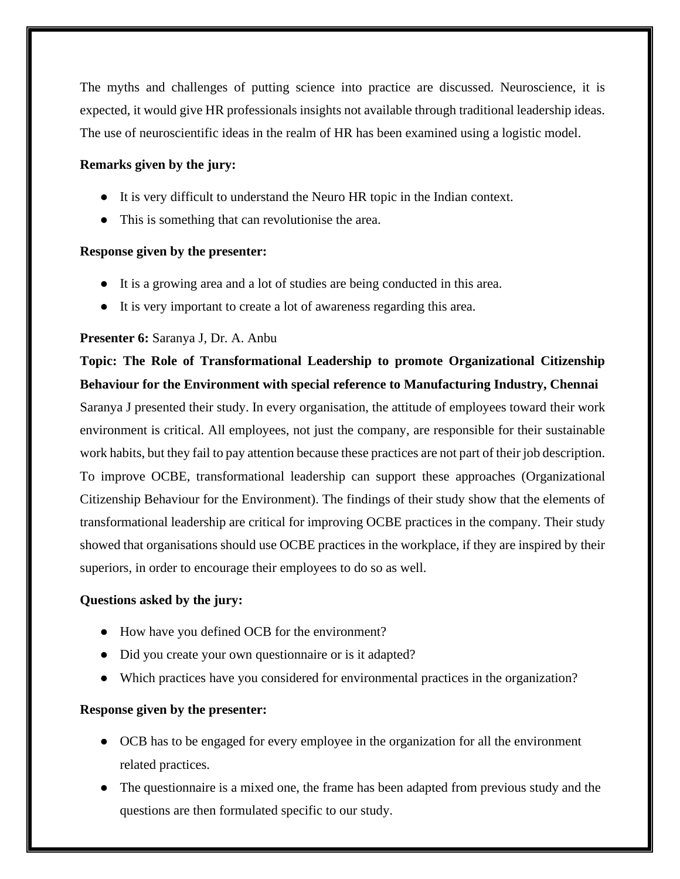The myths and challenges of putting science into practice are discussed. Neuroscience, it is expected, it would give HR professionals insights not available through traditional leadership ideas. The use of neuroscientific ideas in the realm of HR has been examined using a logistic model.

**Remarks given by the jury:**

- It is very difficult to understand the Neuro HR topic in the Indian context.
- This is something that can revolutionise the area.

**Response given by the presenter:**

- It is a growing area and a lot of studies are being conducted in this area.
- It is very important to create a lot of awareness regarding this area.

**Presenter 6:** Saranya J, Dr. A. Anbu

**Topic: The Role of Transformational Leadership to promote Organizational Citizenship Behaviour for the Environment with special reference to Manufacturing Industry, Chennai**

Saranya J presented their study. In every organisation, the attitude of employees toward their work environment is critical. All employees, not just the company, are responsible for their sustainable work habits, but they fail to pay attention because these practices are not part of their job description. To improve OCBE, transformational leadership can support these approaches (Organizational Citizenship Behaviour for the Environment). The findings of their study show that the elements of transformational leadership are critical for improving OCBE practices in the company. Their study showed that organisations should use OCBE practices in the workplace, if they are inspired by their superiors, in order to encourage their employees to do so as well.

**Questions asked by the jury:**

- How have you defined OCB for the environment?
- Did you create your own questionnaire or is it adapted?
- Which practices have you considered for environmental practices in the organization?

**Response given by the presenter:**

- OCB has to be engaged for every employee in the organization for all the environment related practices.
- The questionnaire is a mixed one, the frame has been adapted from previous study and the questions are then formulated specific to our study.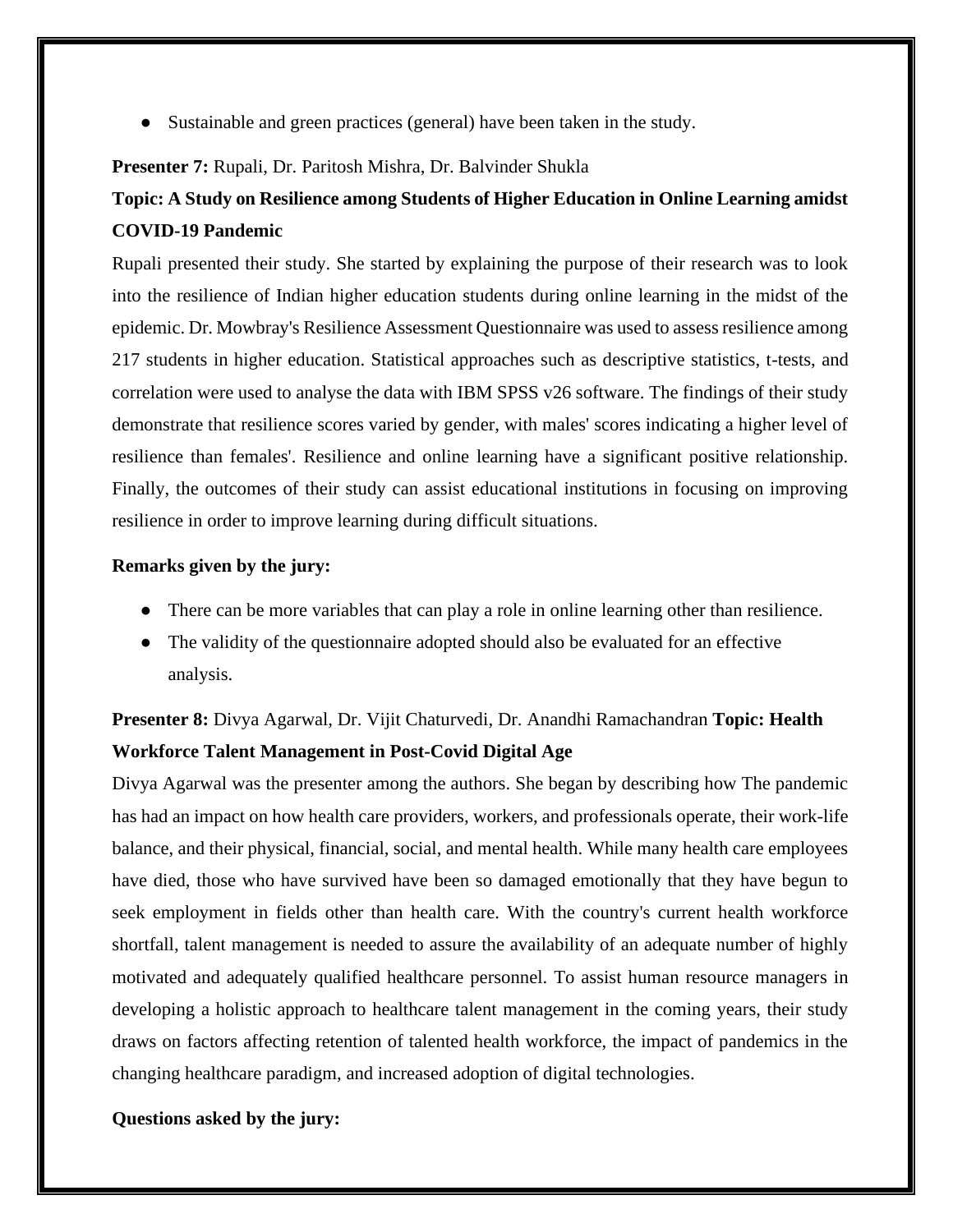- Sustainable and green practices (general) have been taken in the study.

**Presenter 7:** Rupali, Dr. Paritosh Mishra, Dr. Balvinder Shukla

**Topic: A Study on Resilience among Students of Higher Education in Online Learning amidst COVID-19 Pandemic**

Rupali presented their study. She started by explaining the purpose of their research was to look into the resilience of Indian higher education students during online learning in the midst of the epidemic. Dr. Mowbray's Resilience Assessment Questionnaire was used to assess resilience among 217 students in higher education. Statistical approaches such as descriptive statistics, t-tests, and correlation were used to analyse the data with IBM SPSS v26 software. The findings of their study demonstrate that resilience scores varied by gender, with males' scores indicating a higher level of resilience than females'. Resilience and online learning have a significant positive relationship. Finally, the outcomes of their study can assist educational institutions in focusing on improving resilience in order to improve learning during difficult situations.

**Remarks given by the jury:**

- There can be more variables that can play a role in online learning other than resilience.
- The validity of the questionnaire adopted should also be evaluated for an effective analysis.

**Presenter 8:** Divya Agarwal, Dr. Vijit Chaturvedi, Dr. Anandhi Ramachandran **Topic: Health Workforce Talent Management in Post-Covid Digital Age**

Divya Agarwal was the presenter among the authors. She began by describing how The pandemic has had an impact on how health care providers, workers, and professionals operate, their work-life balance, and their physical, financial, social, and mental health. While many health care employees have died, those who have survived have been so damaged emotionally that they have begun to seek employment in fields other than health care. With the country's current health workforce shortfall, talent management is needed to assure the availability of an adequate number of highly motivated and adequately qualified healthcare personnel. To assist human resource managers in developing a holistic approach to healthcare talent management in the coming years, their study draws on factors affecting retention of talented health workforce, the impact of pandemics in the changing healthcare paradigm, and increased adoption of digital technologies.

**Questions asked by the jury:**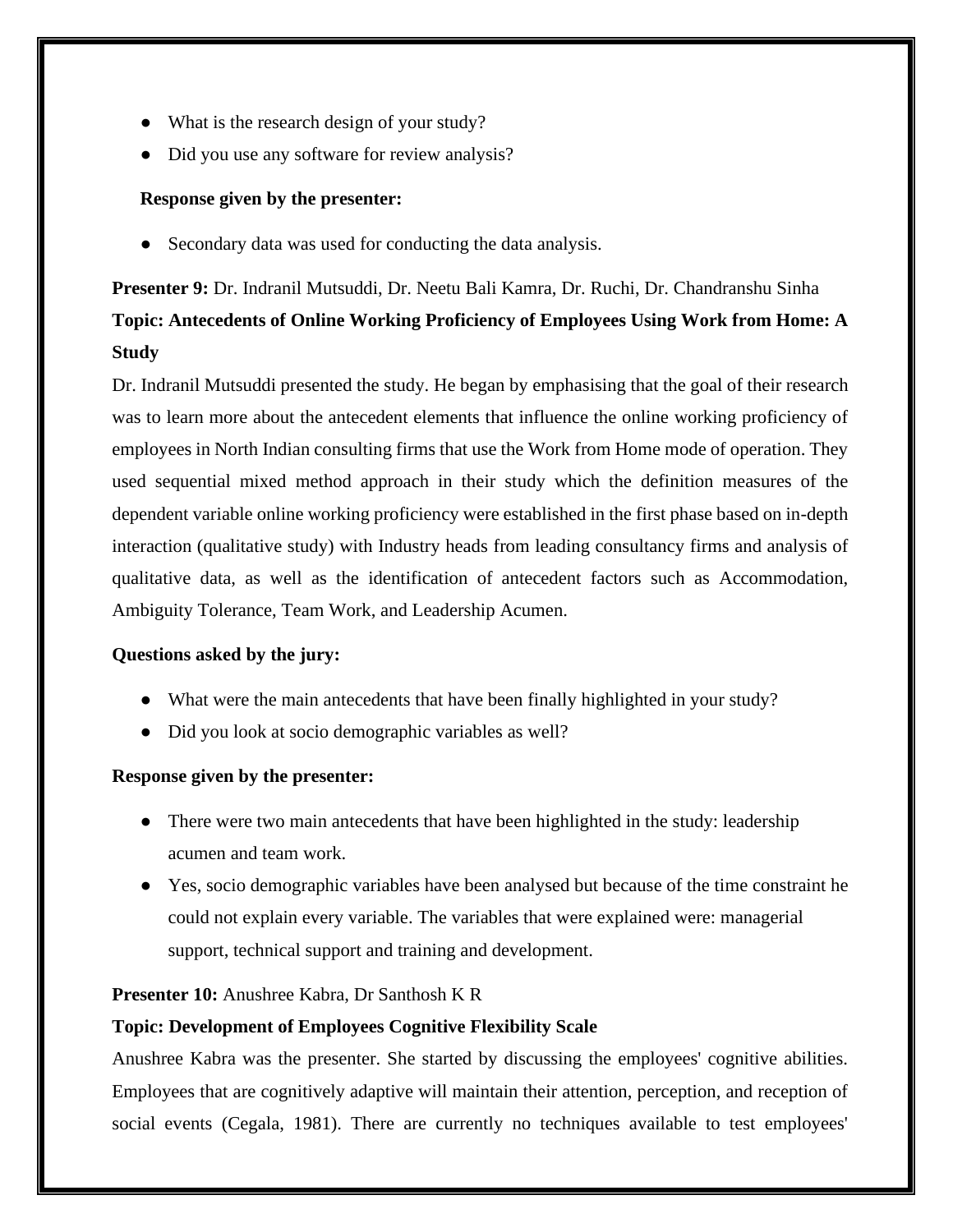- What is the research design of your study?
- Did you use any software for review analysis?

**Response given by the presenter:**

- Secondary data was used for conducting the data analysis.

**Presenter 9:** Dr. Indranil Mutsuddi, Dr. Neetu Bali Kamra, Dr. Ruchi, Dr. Chandranshu Sinha

**Topic: Antecedents of Online Working Proficiency of Employees Using Work from Home: A Study**

Dr. Indranil Mutsuddi presented the study. He began by emphasising that the goal of their research was to learn more about the antecedent elements that influence the online working proficiency of employees in North Indian consulting firms that use the Work from Home mode of operation. They used sequential mixed method approach in their study which the definition measures of the dependent variable online working proficiency were established in the first phase based on in-depth interaction (qualitative study) with Industry heads from leading consultancy firms and analysis of qualitative data, as well as the identification of antecedent factors such as Accommodation, Ambiguity Tolerance, Team Work, and Leadership Acumen.

**Questions asked by the jury:**

- What were the main antecedents that have been finally highlighted in your study?
- Did you look at socio demographic variables as well?

**Response given by the presenter:**

- There were two main antecedents that have been highlighted in the study: leadership acumen and team work.
- Yes, socio demographic variables have been analysed but because of the time constraint he could not explain every variable. The variables that were explained were: managerial support, technical support and training and development.

**Presenter 10:** Anushree Kabra, Dr Santhosh K R

**Topic: Development of Employees Cognitive Flexibility Scale**

Anushree Kabra was the presenter. She started by discussing the employees' cognitive abilities. Employees that are cognitively adaptive will maintain their attention, perception, and reception of social events (Cegala, 1981). There are currently no techniques available to test employees'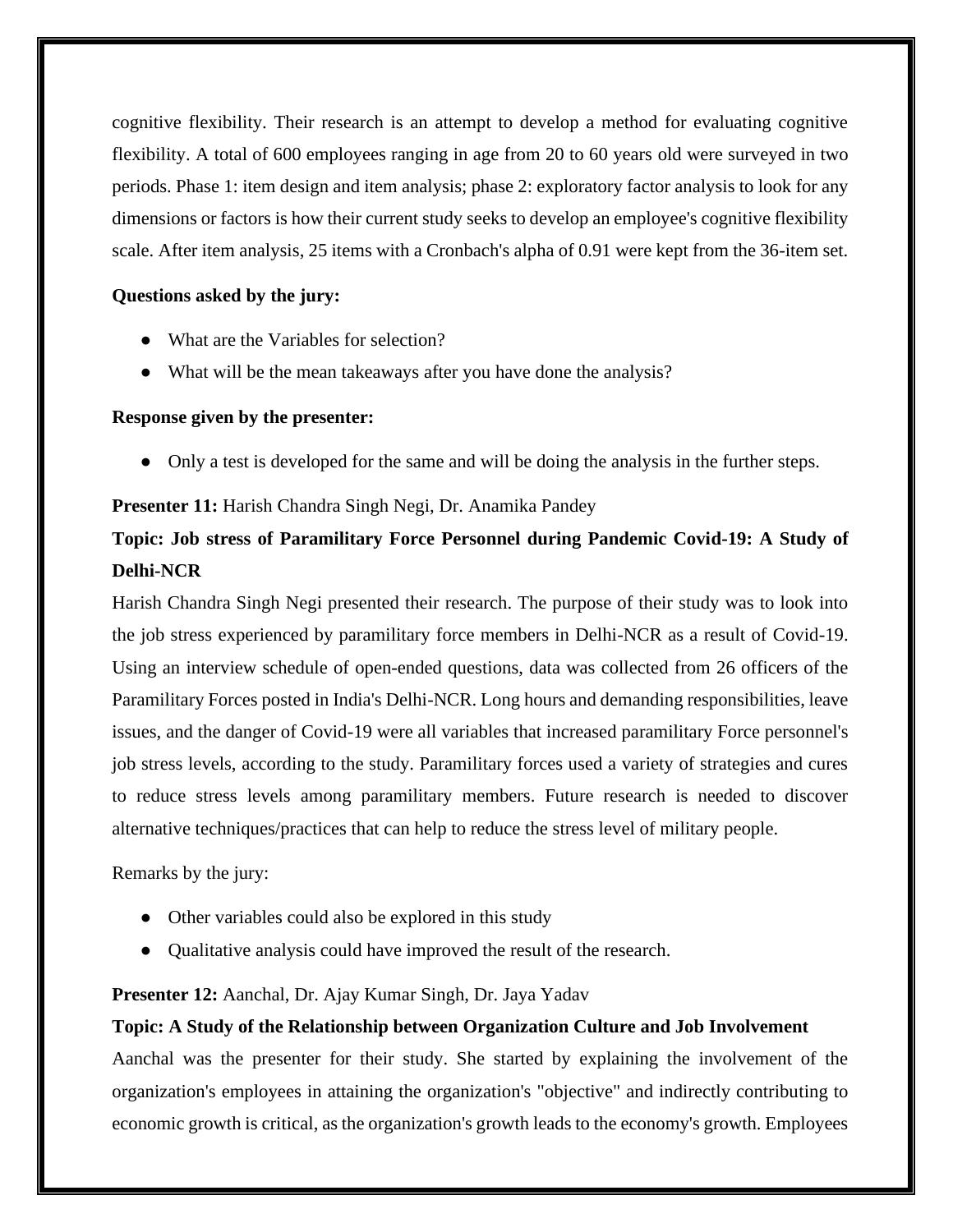cognitive flexibility. Their research is an attempt to develop a method for evaluating cognitive flexibility. A total of 600 employees ranging in age from 20 to 60 years old were surveyed in two periods. Phase 1: item design and item analysis; phase 2: exploratory factor analysis to look for any dimensions or factors is how their current study seeks to develop an employee's cognitive flexibility scale. After item analysis, 25 items with a Cronbach's alpha of 0.91 were kept from the 36-item set.

**Questions asked by the jury:**

- What are the Variables for selection?
- What will be the mean takeaways after you have done the analysis?

**Response given by the presenter:**

- Only a test is developed for the same and will be doing the analysis in the further steps.

**Presenter 11:** Harish Chandra Singh Negi, Dr. Anamika Pandey

**Topic: Job stress of Paramilitary Force Personnel during Pandemic Covid-19: A Study of Delhi-NCR**

Harish Chandra Singh Negi presented their research. The purpose of their study was to look into the job stress experienced by paramilitary force members in Delhi-NCR as a result of Covid-19. Using an interview schedule of open-ended questions, data was collected from 26 officers of the Paramilitary Forces posted in India's Delhi-NCR. Long hours and demanding responsibilities, leave issues, and the danger of Covid-19 were all variables that increased paramilitary Force personnel's job stress levels, according to the study. Paramilitary forces used a variety of strategies and cures to reduce stress levels among paramilitary members. Future research is needed to discover alternative techniques/practices that can help to reduce the stress level of military people.

Remarks by the jury:

- Other variables could also be explored in this study
- Qualitative analysis could have improved the result of the research.

**Presenter 12:** Aanchal, Dr. Ajay Kumar Singh, Dr. Jaya Yadav

**Topic: A Study of the Relationship between Organization Culture and Job Involvement**

Aanchal was the presenter for their study. She started by explaining the involvement of the organization's employees in attaining the organization's "objective" and indirectly contributing to economic growth is critical, as the organization's growth leads to the economy's growth. Employees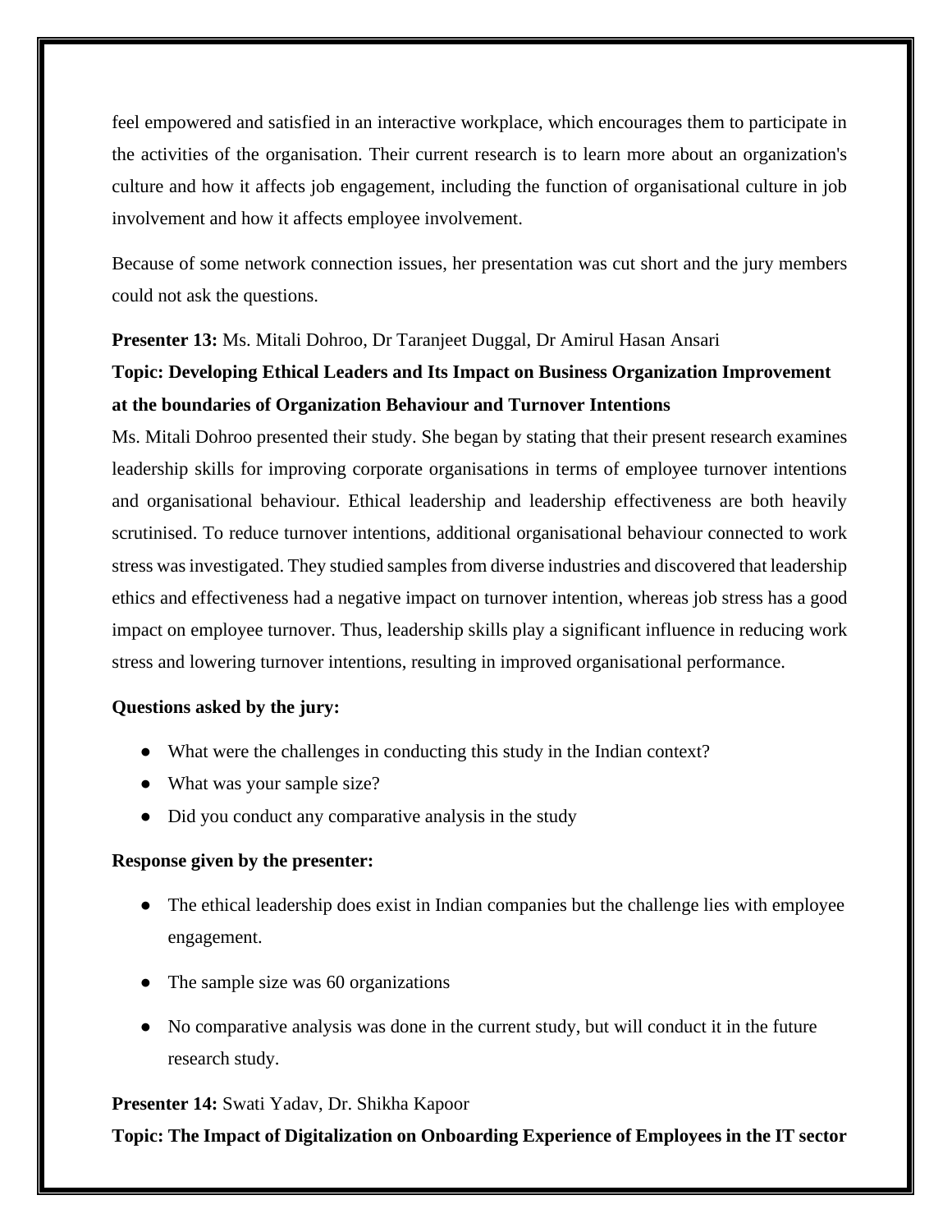feel empowered and satisfied in an interactive workplace, which encourages them to participate in the activities of the organisation. Their current research is to learn more about an organization's culture and how it affects job engagement, including the function of organisational culture in job involvement and how it affects employee involvement.

Because of some network connection issues, her presentation was cut short and the jury members could not ask the questions.

**Presenter 13:** Ms. Mitali Dohroo, Dr Taranjeet Duggal, Dr Amirul Hasan Ansari

**Topic: Developing Ethical Leaders and Its Impact on Business Organization Improvement at the boundaries of Organization Behaviour and Turnover Intentions**

Ms. Mitali Dohroo presented their study. She began by stating that their present research examines leadership skills for improving corporate organisations in terms of employee turnover intentions and organisational behaviour. Ethical leadership and leadership effectiveness are both heavily scrutinised. To reduce turnover intentions, additional organisational behaviour connected to work stress was investigated. They studied samples from diverse industries and discovered that leadership ethics and effectiveness had a negative impact on turnover intention, whereas job stress has a good impact on employee turnover. Thus, leadership skills play a significant influence in reducing work stress and lowering turnover intentions, resulting in improved organisational performance.

**Questions asked by the jury:**

- What were the challenges in conducting this study in the Indian context?
- What was your sample size?
- Did you conduct any comparative analysis in the study

**Response given by the presenter:**

- The ethical leadership does exist in Indian companies but the challenge lies with employee engagement.
- The sample size was 60 organizations
- No comparative analysis was done in the current study, but will conduct it in the future research study.

**Presenter 14:** Swati Yadav, Dr. Shikha Kapoor

**Topic: The Impact of Digitalization on Onboarding Experience of Employees in the IT sector**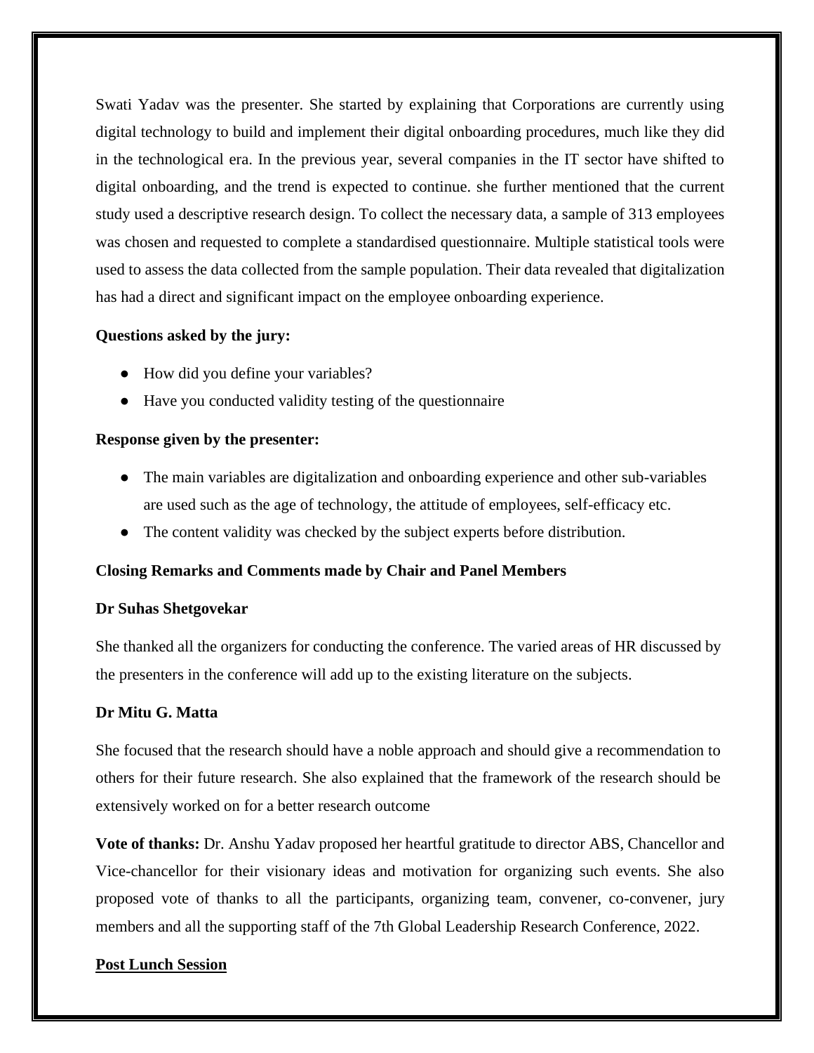Swati Yadav was the presenter. She started by explaining that Corporations are currently using digital technology to build and implement their digital onboarding procedures, much like they did in the technological era. In the previous year, several companies in the IT sector have shifted to digital onboarding, and the trend is expected to continue. she further mentioned that the current study used a descriptive research design. To collect the necessary data, a sample of 313 employees was chosen and requested to complete a standardised questionnaire. Multiple statistical tools were used to assess the data collected from the sample population. Their data revealed that digitalization has had a direct and significant impact on the employee onboarding experience.

**Questions asked by the jury:**

- How did you define your variables?
- Have you conducted validity testing of the questionnaire

**Response given by the presenter:**

- The main variables are digitalization and onboarding experience and other sub-variables are used such as the age of technology, the attitude of employees, self-efficacy etc.
- The content validity was checked by the subject experts before distribution.

**Closing Remarks and Comments made by Chair and Panel Members**

**Dr Suhas Shetgovekar**

She thanked all the organizers for conducting the conference. The varied areas of HR discussed by the presenters in the conference will add up to the existing literature on the subjects.

**Dr Mitu G. Matta**

She focused that the research should have a noble approach and should give a recommendation to others for their future research. She also explained that the framework of the research should be extensively worked on for a better research outcome

**Vote of thanks:** Dr. Anshu Yadav proposed her heartful gratitude to director ABS, Chancellor and Vice-chancellor for their visionary ideas and motivation for organizing such events. She also proposed vote of thanks to all the participants, organizing team, convener, co-convener, jury members and all the supporting staff of the 7th Global Leadership Research Conference, 2022.

**<u>Post Lunch Session</u>**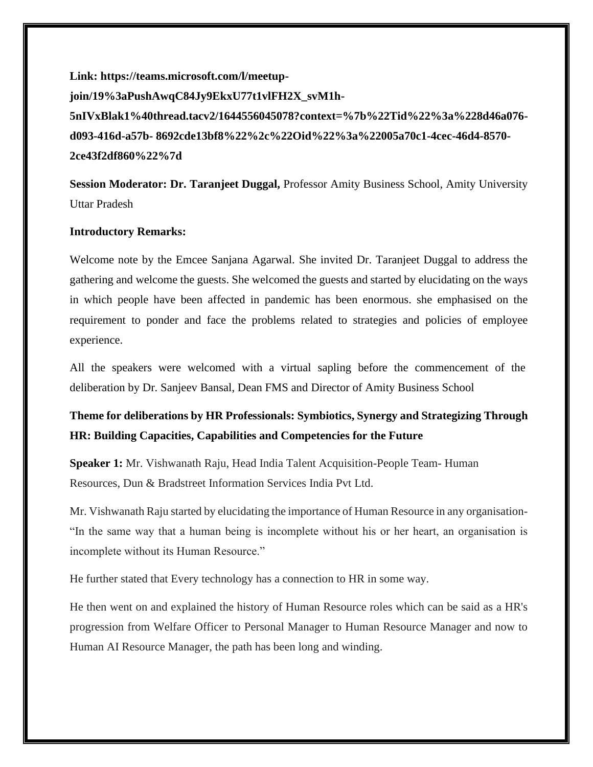**Link: https://teams.microsoft.com/l/meetup-join/19%3aPushAwqC84Jy9EkxU77t1vlFH2X_svM1h-5nIVxBlak1%40thread.tacv2/1644556045078?context=%7b%22Tid%22%3a%228d46a076-d093-416d-a57b- 8692cde13bf8%22%2c%22Oid%22%3a%22005a70c1-4cec-46d4-8570-2ce43f2df860%22%7d**

**Session Moderator: Dr. Taranjeet Duggal,** Professor Amity Business School, Amity University Uttar Pradesh

**Introductory Remarks:**

Welcome note by the Emcee Sanjana Agarwal. She invited Dr. Taranjeet Duggal to address the gathering and welcome the guests. She welcomed the guests and started by elucidating on the ways in which people have been affected in pandemic has been enormous. she emphasised on the requirement to ponder and face the problems related to strategies and policies of employee experience.

All the speakers were welcomed with a virtual sapling before the commencement of the deliberation by Dr. Sanjeev Bansal, Dean FMS and Director of Amity Business School

**Theme for deliberations by HR Professionals: Symbiotics, Synergy and Strategizing Through HR: Building Capacities, Capabilities and Competencies for the Future**

**Speaker 1:** Mr. Vishwanath Raju, Head India Talent Acquisition-People Team- Human Resources, Dun & Bradstreet Information Services India Pvt Ltd.

Mr. Vishwanath Raju started by elucidating the importance of Human Resource in any organisation- "In the same way that a human being is incomplete without his or her heart, an organisation is incomplete without its Human Resource."

He further stated that Every technology has a connection to HR in some way.

He then went on and explained the history of Human Resource roles which can be said as a HR's progression from Welfare Officer to Personal Manager to Human Resource Manager and now to Human AI Resource Manager, the path has been long and winding.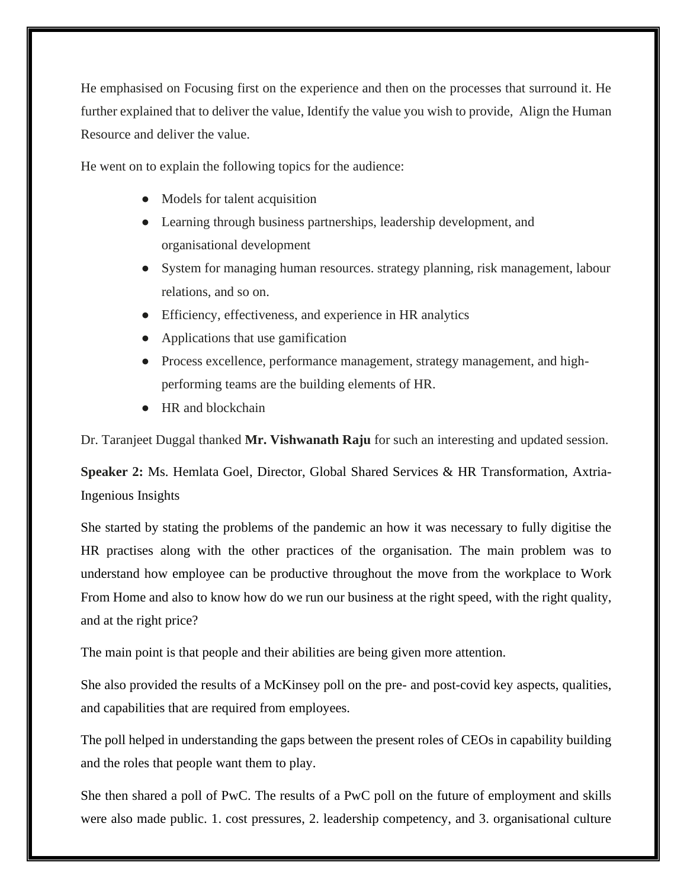He emphasised on Focusing first on the experience and then on the processes that surround it. He further explained that to deliver the value, Identify the value you wish to provide,  Align the Human Resource and deliver the value.

He went on to explain the following topics for the audience:

- Models for talent acquisition
- Learning through business partnerships, leadership development, and organisational development
- System for managing human resources. strategy planning, risk management, labour relations, and so on.
- Efficiency, effectiveness, and experience in HR analytics
- Applications that use gamification
- Process excellence, performance management, strategy management, and high-performing teams are the building elements of HR.
- HR and blockchain

Dr. Taranjeet Duggal thanked **Mr. Vishwanath Raju** for such an interesting and updated session.

**Speaker 2:** Ms. Hemlata Goel, Director, Global Shared Services & HR Transformation, Axtria-Ingenious Insights

She started by stating the problems of the pandemic an how it was necessary to fully digitise the HR practises along with the other practices of the organisation. The main problem was to understand how employee can be productive throughout the move from the workplace to Work From Home and also to know how do we run our business at the right speed, with the right quality, and at the right price?

The main point is that people and their abilities are being given more attention.

She also provided the results of a McKinsey poll on the pre- and post-covid key aspects, qualities, and capabilities that are required from employees.

The poll helped in understanding the gaps between the present roles of CEOs in capability building and the roles that people want them to play.

She then shared a poll of PwC. The results of a PwC poll on the future of employment and skills were also made public. 1. cost pressures, 2. leadership competency, and 3. organisational culture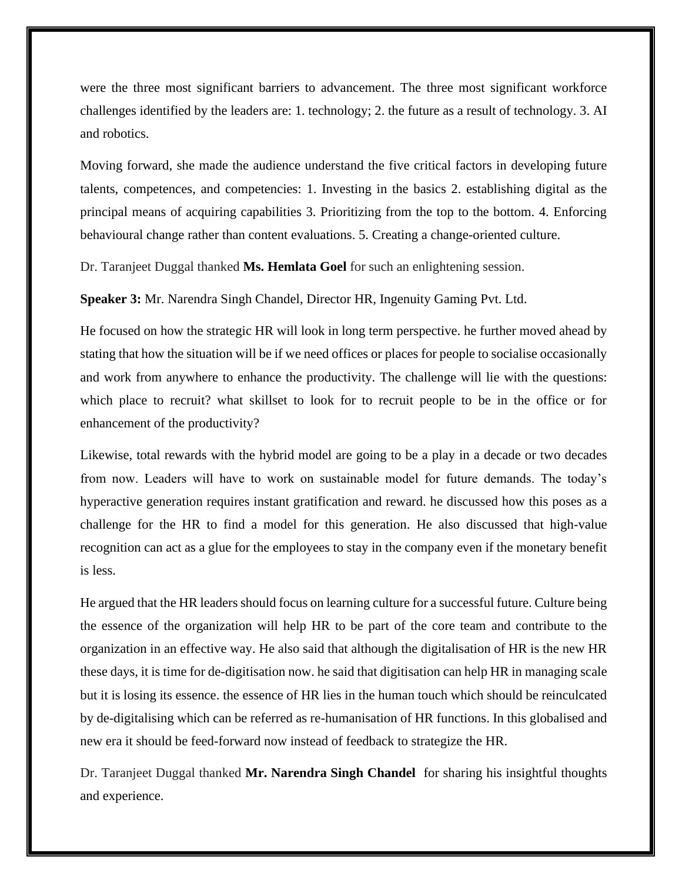were the three most significant barriers to advancement. The three most significant workforce challenges identified by the leaders are: 1. technology; 2. the future as a result of technology. 3. AI and robotics.

Moving forward, she made the audience understand the five critical factors in developing future talents, competences, and competencies: 1. Investing in the basics 2. establishing digital as the principal means of acquiring capabilities 3. Prioritizing from the top to the bottom. 4. Enforcing behavioural change rather than content evaluations. 5. Creating a change-oriented culture.

Dr. Taranjeet Duggal thanked **Ms. Hemlata Goel** for such an enlightening session.

**Speaker 3:** Mr. Narendra Singh Chandel, Director HR, Ingenuity Gaming Pvt. Ltd.

He focused on how the strategic HR will look in long term perspective. he further moved ahead by stating that how the situation will be if we need offices or places for people to socialise occasionally and work from anywhere to enhance the productivity. The challenge will lie with the questions: which place to recruit? what skillset to look for to recruit people to be in the office or for enhancement of the productivity?

Likewise, total rewards with the hybrid model are going to be a play in a decade or two decades from now. Leaders will have to work on sustainable model for future demands. The today's hyperactive generation requires instant gratification and reward. he discussed how this poses as a challenge for the HR to find a model for this generation. He also discussed that high-value recognition can act as a glue for the employees to stay in the company even if the monetary benefit is less.

He argued that the HR leaders should focus on learning culture for a successful future. Culture being the essence of the organization will help HR to be part of the core team and contribute to the organization in an effective way. He also said that although the digitalisation of HR is the new HR these days, it is time for de-digitisation now. he said that digitisation can help HR in managing scale but it is losing its essence. the essence of HR lies in the human touch which should be reinculcated by de-digitalising which can be referred as re-humanisation of HR functions. In this globalised and new era it should be feed-forward now instead of feedback to strategize the HR.

Dr. Taranjeet Duggal thanked **Mr. Narendra Singh Chandel** for sharing his insightful thoughts and experience.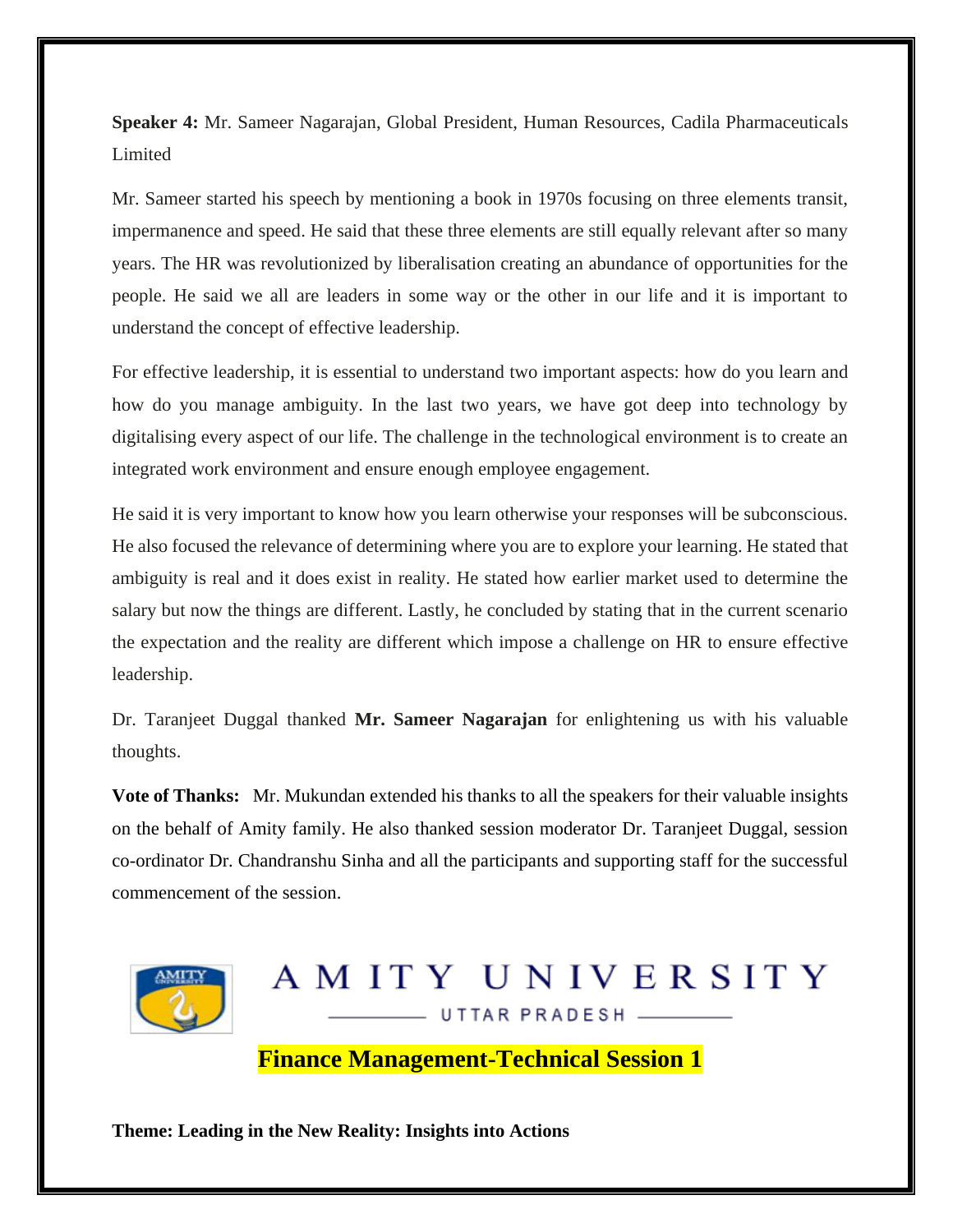**Speaker 4:** Mr. Sameer Nagarajan, Global President, Human Resources, Cadila Pharmaceuticals Limited

Mr. Sameer started his speech by mentioning a book in 1970s focusing on three elements transit, impermanence and speed. He said that these three elements are still equally relevant after so many years. The HR was revolutionized by liberalisation creating an abundance of opportunities for the people. He said we all are leaders in some way or the other in our life and it is important to understand the concept of effective leadership.

For effective leadership, it is essential to understand two important aspects: how do you learn and how do you manage ambiguity. In the last two years, we have got deep into technology by digitalising every aspect of our life. The challenge in the technological environment is to create an integrated work environment and ensure enough employee engagement.

He said it is very important to know how you learn otherwise your responses will be subconscious. He also focused the relevance of determining where you are to explore your learning. He stated that ambiguity is real and it does exist in reality. He stated how earlier market used to determine the salary but now the things are different. Lastly, he concluded by stating that in the current scenario the expectation and the reality are different which impose a challenge on HR to ensure effective leadership.

Dr. Taranjeet Duggal thanked **Mr. Sameer Nagarajan** for enlightening us with his valuable thoughts.

**Vote of Thanks:** Mr. Mukundan extended his thanks to all the speakers for their valuable insights on the behalf of Amity family. He also thanked session moderator Dr. Taranjeet Duggal, session co-ordinator Dr. Chandranshu Sinha and all the participants and supporting staff for the successful commencement of the session.

AMITY UNIVERSITY
UTTAR PRADESH

## Finance Management-Technical Session 1

**Theme: Leading in the New Reality: Insights into Actions**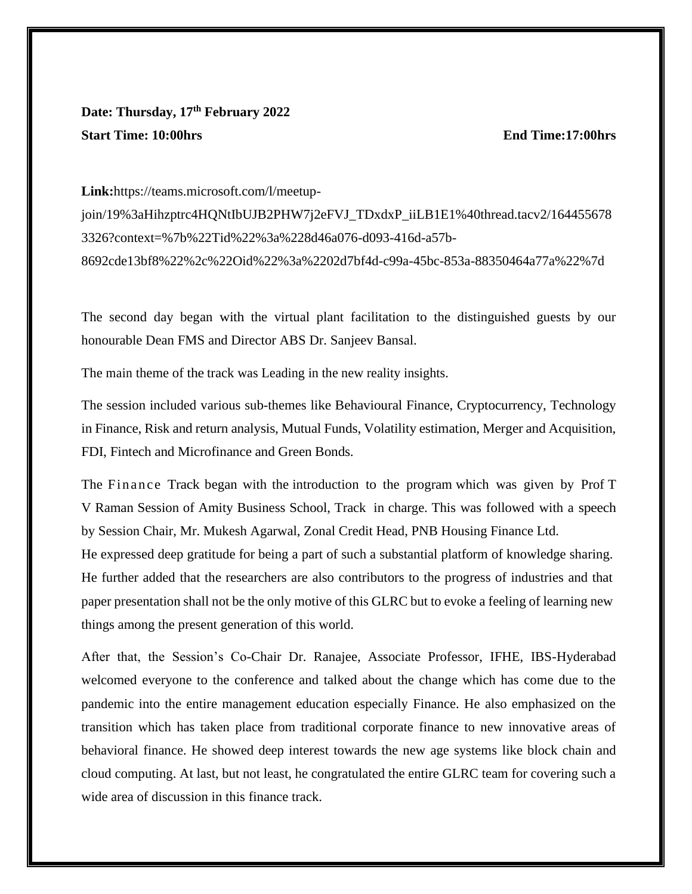**Date: Thursday, 17th February 2022**

**Start Time: 10:00hrs** **End Time:17:00hrs**

**Link:**https://teams.microsoft.com/l/meetup-join/19%3aHihzptrc4HQNtIbUJB2PHW7j2eFVJ_TDxdxP_iiLB1E1%40thread.tacv2/1644556783326?context=%7b%22Tid%22%3a%228d46a076-d093-416d-a57b-8692cde13bf8%22%2c%22Oid%22%3a%2202d7bf4d-c99a-45bc-853a-88350464a77a%22%7d

The second day began with the virtual plant facilitation to the distinguished guests by our honourable Dean FMS and Director ABS Dr. Sanjeev Bansal.

The main theme of the track was Leading in the new reality insights.

The session included various sub-themes like Behavioural Finance, Cryptocurrency, Technology in Finance, Risk and return analysis, Mutual Funds, Volatility estimation, Merger and Acquisition, FDI, Fintech and Microfinance and Green Bonds.

The Finance Track began with the introduction to the program which was given by Prof T V Raman Session of Amity Business School, Track in charge. This was followed with a speech by Session Chair, Mr. Mukesh Agarwal, Zonal Credit Head, PNB Housing Finance Ltd.
He expressed deep gratitude for being a part of such a substantial platform of knowledge sharing. He further added that the researchers are also contributors to the progress of industries and that paper presentation shall not be the only motive of this GLRC but to evoke a feeling of learning new things among the present generation of this world.

After that, the Session's Co-Chair Dr. Ranajee, Associate Professor, IFHE, IBS-Hyderabad welcomed everyone to the conference and talked about the change which has come due to the pandemic into the entire management education especially Finance. He also emphasized on the transition which has taken place from traditional corporate finance to new innovative areas of behavioral finance. He showed deep interest towards the new age systems like block chain and cloud computing. At last, but not least, he congratulated the entire GLRC team for covering such a wide area of discussion in this finance track.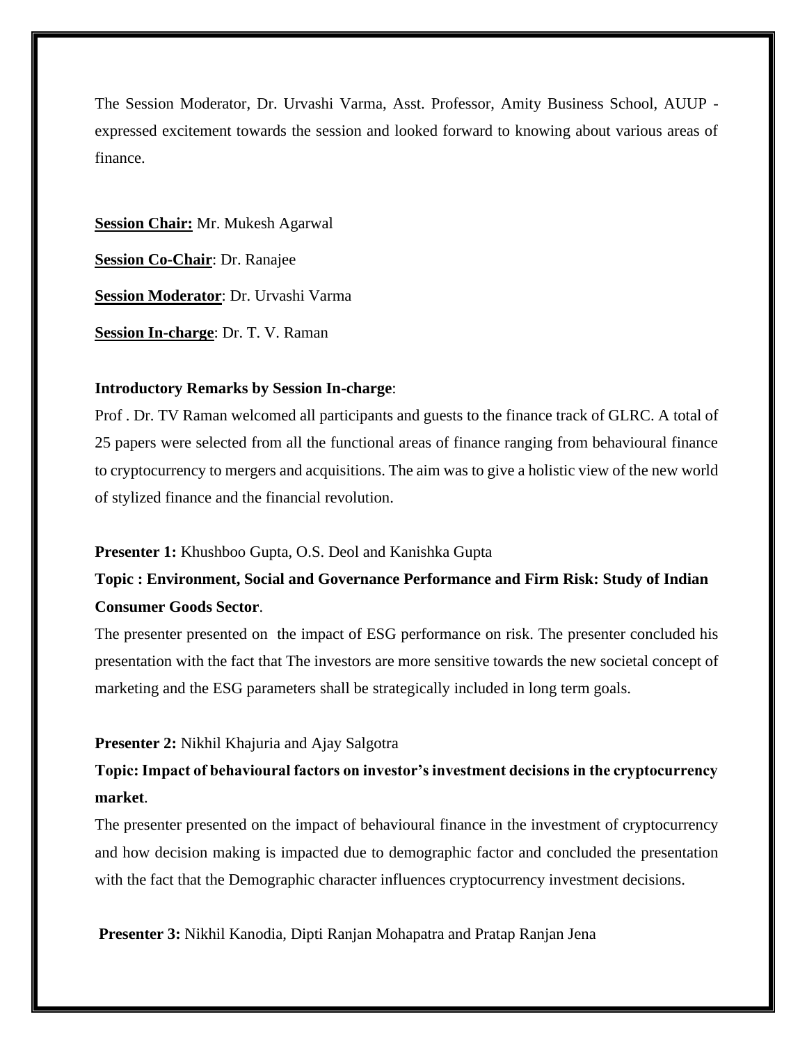The Session Moderator, Dr. Urvashi Varma, Asst. Professor, Amity Business School, AUUP - expressed excitement towards the session and looked forward to knowing about various areas of finance.

**Session Chair:** Mr. Mukesh Agarwal

**Session Co-Chair**: Dr. Ranajee

**Session Moderator**: Dr. Urvashi Varma

**Session In-charge**: Dr. T. V. Raman

**Introductory Remarks by Session In-charge**:

Prof . Dr. TV Raman welcomed all participants and guests to the finance track of GLRC. A total of 25 papers were selected from all the functional areas of finance ranging from behavioural finance to cryptocurrency to mergers and acquisitions. The aim was to give a holistic view of the new world of stylized finance and the financial revolution.

**Presenter 1:** Khushboo Gupta, O.S. Deol and Kanishka Gupta

**Topic : Environment, Social and Governance Performance and Firm Risk: Study of Indian Consumer Goods Sector**.

The presenter presented on the impact of ESG performance on risk. The presenter concluded his presentation with the fact that The investors are more sensitive towards the new societal concept of marketing and the ESG parameters shall be strategically included in long term goals.

**Presenter 2:** Nikhil Khajuria and Ajay Salgotra

**Topic: Impact of behavioural factors on investor's investment decisions in the cryptocurrency market**.

The presenter presented on the impact of behavioural finance in the investment of cryptocurrency and how decision making is impacted due to demographic factor and concluded the presentation with the fact that the Demographic character influences cryptocurrency investment decisions.

**Presenter 3:** Nikhil Kanodia, Dipti Ranjan Mohapatra and Pratap Ranjan Jena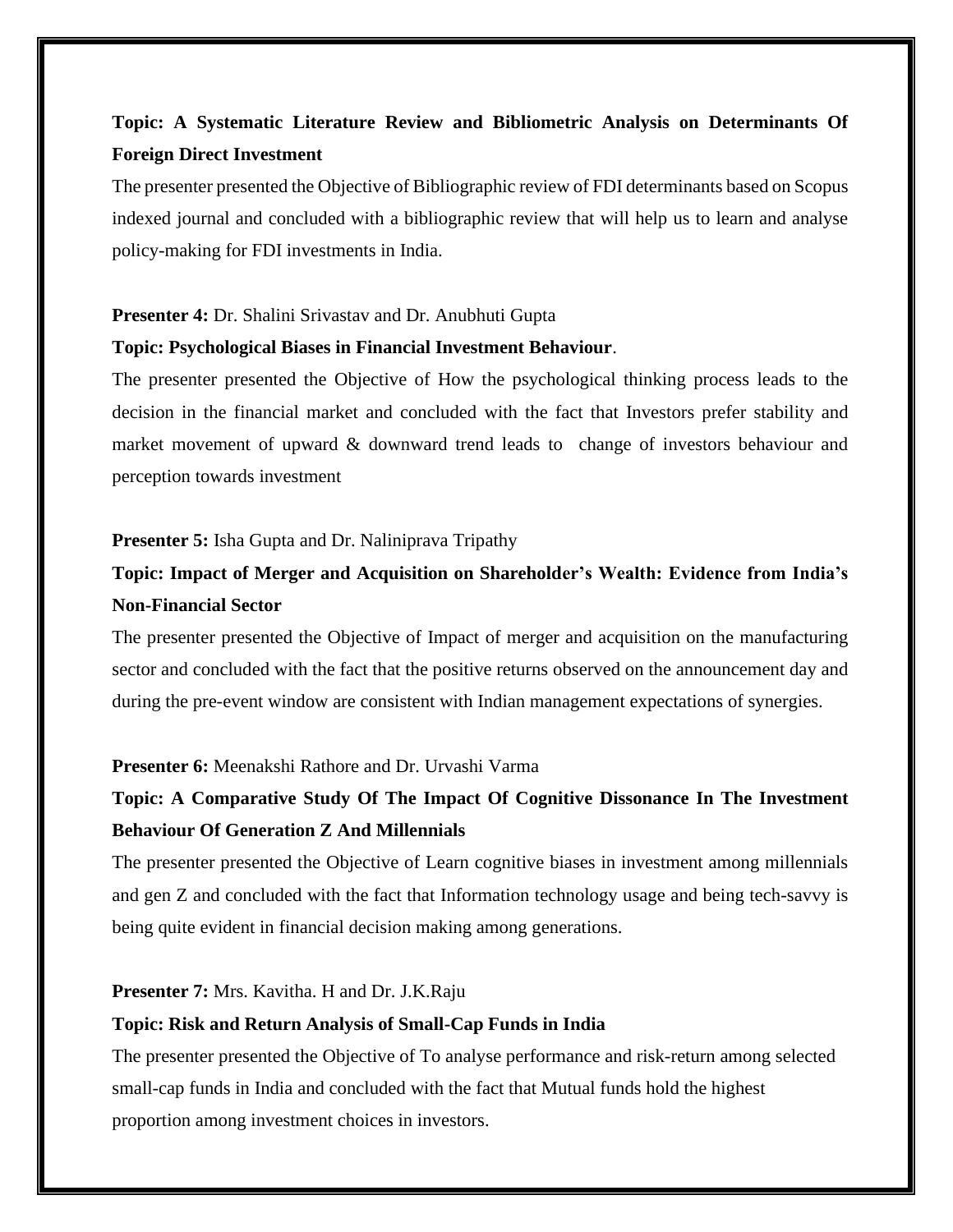**Topic: A Systematic Literature Review and Bibliometric Analysis on Determinants Of Foreign Direct Investment**

The presenter presented the Objective of Bibliographic review of FDI determinants based on Scopus indexed journal and concluded with a bibliographic review that will help us to learn and analyse policy-making for FDI investments in India.

**Presenter 4:** Dr. Shalini Srivastav and Dr. Anubhuti Gupta

**Topic: Psychological Biases in Financial Investment Behaviour**.

The presenter presented the Objective of How the psychological thinking process leads to the decision in the financial market and concluded with the fact that Investors prefer stability and market movement of upward & downward trend leads to change of investors behaviour and perception towards investment

**Presenter 5:** Isha Gupta and Dr. Naliniprava Tripathy

**Topic: Impact of Merger and Acquisition on Shareholder's Wealth: Evidence from India's Non-Financial Sector**

The presenter presented the Objective of Impact of merger and acquisition on the manufacturing sector and concluded with the fact that the positive returns observed on the announcement day and during the pre-event window are consistent with Indian management expectations of synergies.

**Presenter 6:** Meenakshi Rathore and Dr. Urvashi Varma

**Topic: A Comparative Study Of The Impact Of Cognitive Dissonance In The Investment Behaviour Of Generation Z And Millennials**

The presenter presented the Objective of Learn cognitive biases in investment among millennials and gen Z and concluded with the fact that Information technology usage and being tech-savvy is being quite evident in financial decision making among generations.

**Presenter 7:** Mrs. Kavitha. H and Dr. J.K.Raju

**Topic: Risk and Return Analysis of Small-Cap Funds in India**

The presenter presented the Objective of To analyse performance and risk-return among selected small-cap funds in India and concluded with the fact that Mutual funds hold the highest proportion among investment choices in investors.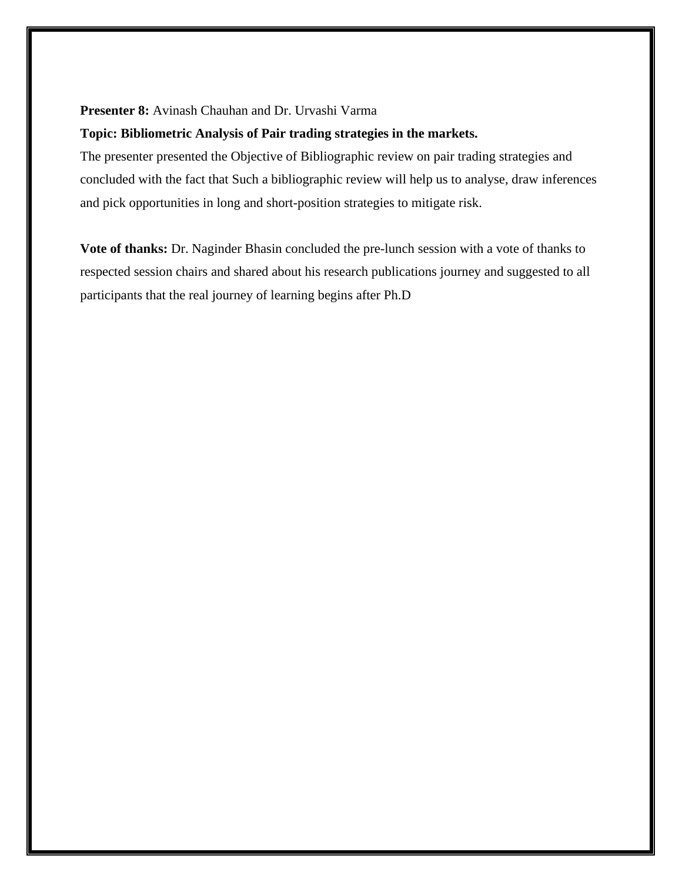**Presenter 8:** Avinash Chauhan and Dr. Urvashi Varma

**Topic: Bibliometric Analysis of Pair trading strategies in the markets.**

The presenter presented the Objective of Bibliographic review on pair trading strategies and concluded with the fact that Such a bibliographic review will help us to analyse, draw inferences and pick opportunities in long and short-position strategies to mitigate risk.

**Vote of thanks:** Dr. Naginder Bhasin concluded the pre-lunch session with a vote of thanks to respected session chairs and shared about his research publications journey and suggested to all participants that the real journey of learning begins after Ph.D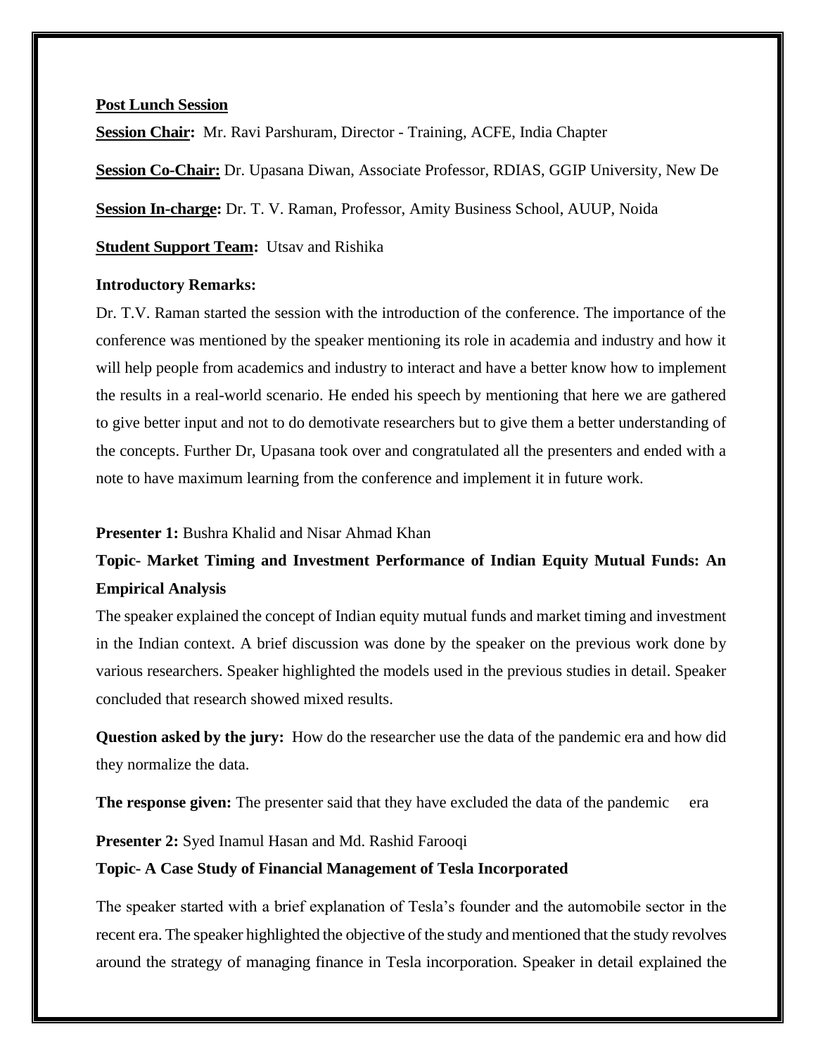**Post Lunch Session**

**Session Chair:** Mr. Ravi Parshuram, Director - Training, ACFE, India Chapter

**Session Co-Chair:** Dr. Upasana Diwan, Associate Professor, RDIAS, GGIP University, New De

**Session In-charge:** Dr. T. V. Raman, Professor, Amity Business School, AUUP, Noida

**Student Support Team:** Utsav and Rishika

**Introductory Remarks:**

Dr. T.V. Raman started the session with the introduction of the conference. The importance of the conference was mentioned by the speaker mentioning its role in academia and industry and how it will help people from academics and industry to interact and have a better know how to implement the results in a real-world scenario. He ended his speech by mentioning that here we are gathered to give better input and not to do demotivate researchers but to give them a better understanding of the concepts. Further Dr, Upasana took over and congratulated all the presenters and ended with a note to have maximum learning from the conference and implement it in future work.

**Presenter 1:** Bushra Khalid and Nisar Ahmad Khan

**Topic- Market Timing and Investment Performance of Indian Equity Mutual Funds: An Empirical Analysis**

The speaker explained the concept of Indian equity mutual funds and market timing and investment in the Indian context. A brief discussion was done by the speaker on the previous work done by various researchers. Speaker highlighted the models used in the previous studies in detail. Speaker concluded that research showed mixed results.

**Question asked by the jury:** How do the researcher use the data of the pandemic era and how did they normalize the data.

**The response given:** The presenter said that they have excluded the data of the pandemic era

**Presenter 2:** Syed Inamul Hasan and Md. Rashid Farooqi

**Topic- A Case Study of Financial Management of Tesla Incorporated**

The speaker started with a brief explanation of Tesla's founder and the automobile sector in the recent era. The speaker highlighted the objective of the study and mentioned that the study revolves around the strategy of managing finance in Tesla incorporation. Speaker in detail explained the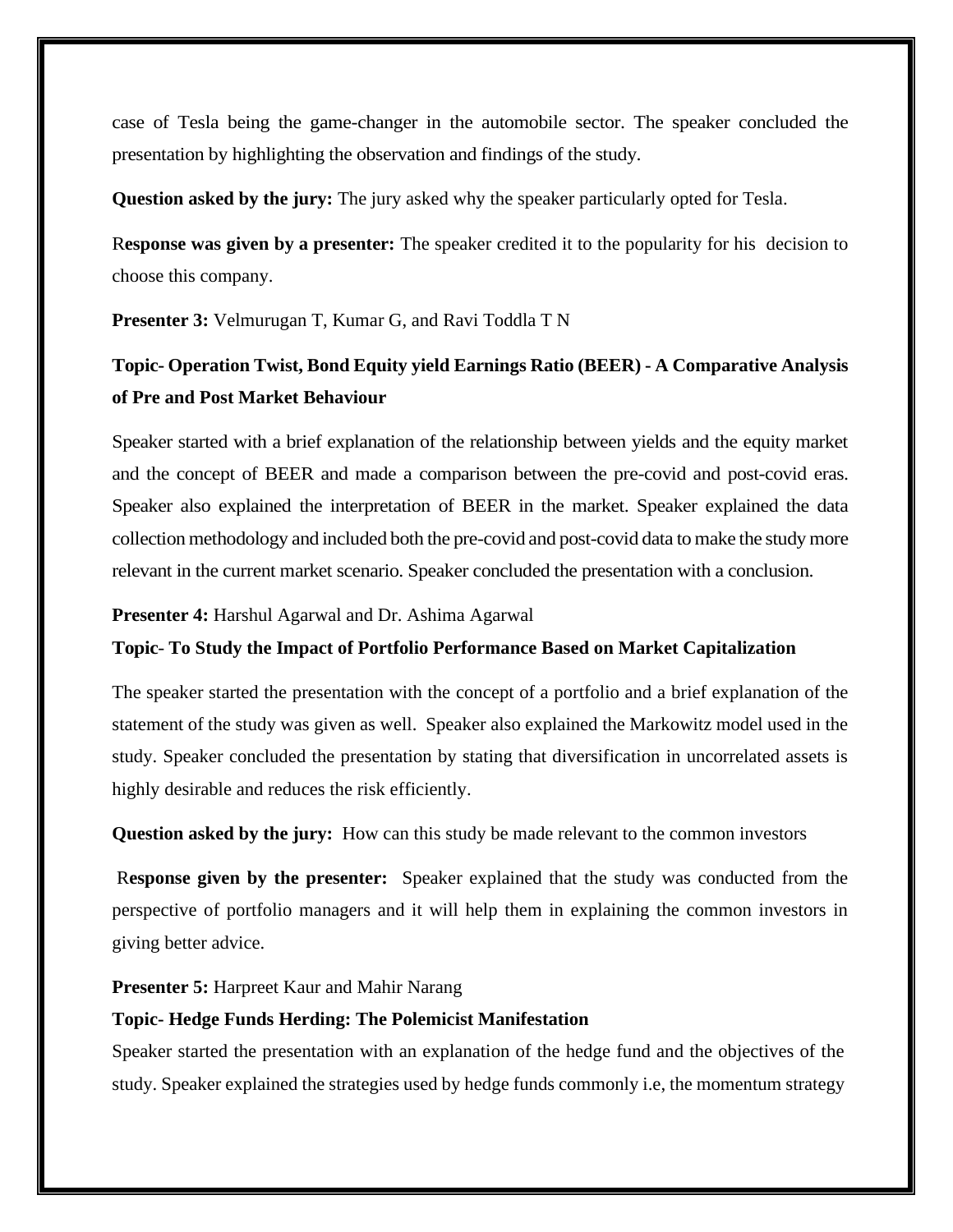case of Tesla being the game-changer in the automobile sector. The speaker concluded the presentation by highlighting the observation and findings of the study.

**Question asked by the jury:** The jury asked why the speaker particularly opted for Tesla.

R**esponse was given by a presenter:** The speaker credited it to the popularity for his decision to choose this company.

**Presenter 3:** Velmurugan T, Kumar G, and Ravi Toddla T N

**Topic- Operation Twist, Bond Equity yield Earnings Ratio (BEER) - A Comparative Analysis of Pre and Post Market Behaviour**

Speaker started with a brief explanation of the relationship between yields and the equity market and the concept of BEER and made a comparison between the pre-covid and post-covid eras. Speaker also explained the interpretation of BEER in the market. Speaker explained the data collection methodology and included both the pre-covid and post-covid data to make the study more relevant in the current market scenario. Speaker concluded the presentation with a conclusion.

**Presenter 4:** Harshul Agarwal and Dr. Ashima Agarwal

**Topic- To Study the Impact of Portfolio Performance Based on Market Capitalization**

The speaker started the presentation with the concept of a portfolio and a brief explanation of the statement of the study was given as well. Speaker also explained the Markowitz model used in the study. Speaker concluded the presentation by stating that diversification in uncorrelated assets is highly desirable and reduces the risk efficiently.

**Question asked by the jury:** How can this study be made relevant to the common investors

R**esponse given by the presenter:** Speaker explained that the study was conducted from the perspective of portfolio managers and it will help them in explaining the common investors in giving better advice.

**Presenter 5:** Harpreet Kaur and Mahir Narang

**Topic- Hedge Funds Herding: The Polemicist Manifestation**

Speaker started the presentation with an explanation of the hedge fund and the objectives of the study. Speaker explained the strategies used by hedge funds commonly i.e, the momentum strategy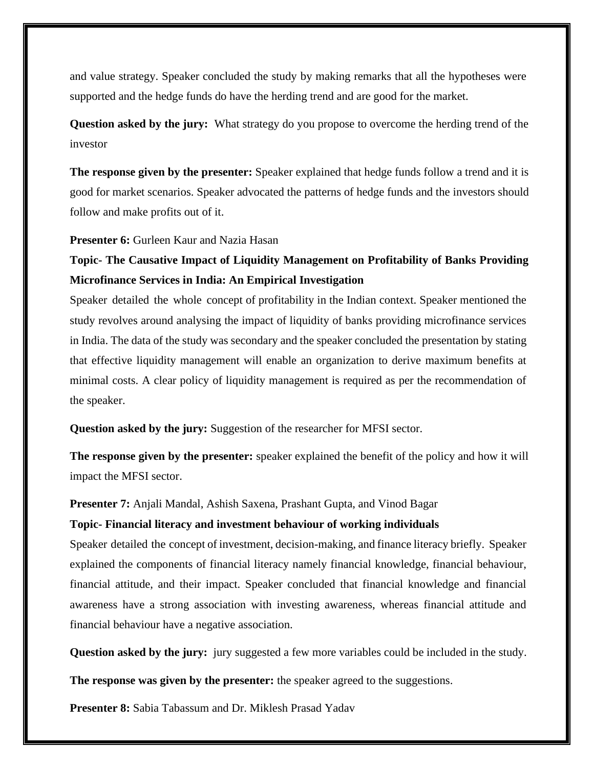and value strategy. Speaker concluded the study by making remarks that all the hypotheses were supported and the hedge funds do have the herding trend and are good for the market.

**Question asked by the jury:** What strategy do you propose to overcome the herding trend of the investor

**The response given by the presenter:** Speaker explained that hedge funds follow a trend and it is good for market scenarios. Speaker advocated the patterns of hedge funds and the investors should follow and make profits out of it.

**Presenter 6:** Gurleen Kaur and Nazia Hasan

**Topic- The Causative Impact of Liquidity Management on Profitability of Banks Providing Microfinance Services in India: An Empirical Investigation**

Speaker detailed the whole concept of profitability in the Indian context. Speaker mentioned the study revolves around analysing the impact of liquidity of banks providing microfinance services in India. The data of the study was secondary and the speaker concluded the presentation by stating that effective liquidity management will enable an organization to derive maximum benefits at minimal costs. A clear policy of liquidity management is required as per the recommendation of the speaker.

**Question asked by the jury:** Suggestion of the researcher for MFSI sector.

**The response given by the presenter:** speaker explained the benefit of the policy and how it will impact the MFSI sector.

**Presenter 7:** Anjali Mandal, Ashish Saxena, Prashant Gupta, and Vinod Bagar

**Topic- Financial literacy and investment behaviour of working individuals**

Speaker detailed the concept of investment, decision-making, and finance literacy briefly. Speaker explained the components of financial literacy namely financial knowledge, financial behaviour, financial attitude, and their impact. Speaker concluded that financial knowledge and financial awareness have a strong association with investing awareness, whereas financial attitude and financial behaviour have a negative association.

**Question asked by the jury:** jury suggested a few more variables could be included in the study.

**The response was given by the presenter:** the speaker agreed to the suggestions.

**Presenter 8:** Sabia Tabassum and Dr. Miklesh Prasad Yadav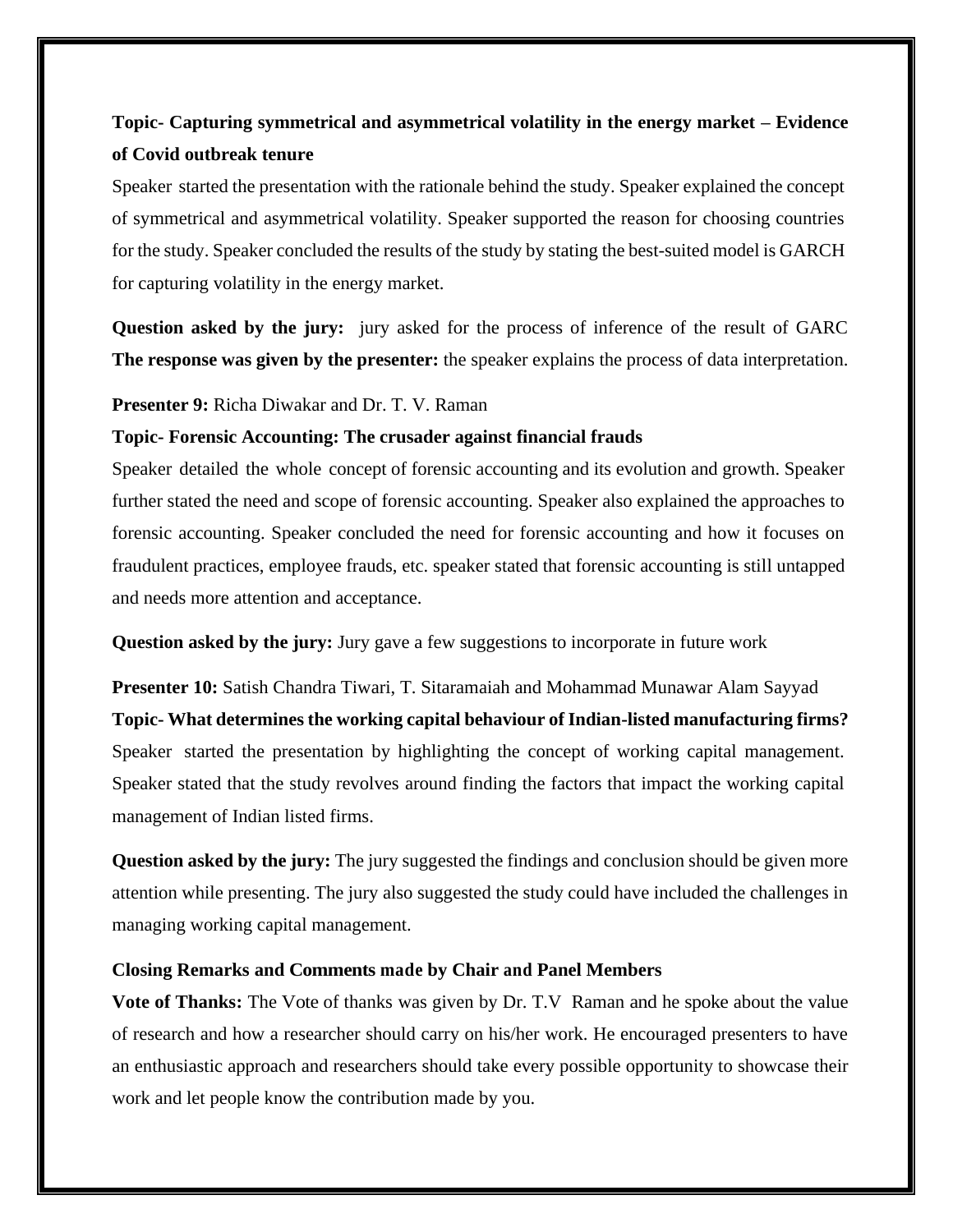**Topic- Capturing symmetrical and asymmetrical volatility in the energy market – Evidence of Covid outbreak tenure**

Speaker started the presentation with the rationale behind the study. Speaker explained the concept of symmetrical and asymmetrical volatility. Speaker supported the reason for choosing countries for the study. Speaker concluded the results of the study by stating the best-suited model is GARCH for capturing volatility in the energy market.

**Question asked by the jury:** jury asked for the process of inference of the result of GARC
**The response was given by the presenter:** the speaker explains the process of data interpretation.

**Presenter 9:** Richa Diwakar and Dr. T. V. Raman

**Topic- Forensic Accounting: The crusader against financial frauds**

Speaker detailed the whole concept of forensic accounting and its evolution and growth. Speaker further stated the need and scope of forensic accounting. Speaker also explained the approaches to forensic accounting. Speaker concluded the need for forensic accounting and how it focuses on fraudulent practices, employee frauds, etc. speaker stated that forensic accounting is still untapped and needs more attention and acceptance.

**Question asked by the jury:** Jury gave a few suggestions to incorporate in future work

**Presenter 10:** Satish Chandra Tiwari, T. Sitaramaiah and Mohammad Munawar Alam Sayyad

**Topic- What determines the working capital behaviour of Indian-listed manufacturing firms?**

Speaker started the presentation by highlighting the concept of working capital management. Speaker stated that the study revolves around finding the factors that impact the working capital management of Indian listed firms.

**Question asked by the jury:** The jury suggested the findings and conclusion should be given more attention while presenting. The jury also suggested the study could have included the challenges in managing working capital management.

**Closing Remarks and Comments made by Chair and Panel Members**

**Vote of Thanks:** The Vote of thanks was given by Dr. T.V Raman and he spoke about the value of research and how a researcher should carry on his/her work. He encouraged presenters to have an enthusiastic approach and researchers should take every possible opportunity to showcase their work and let people know the contribution made by you.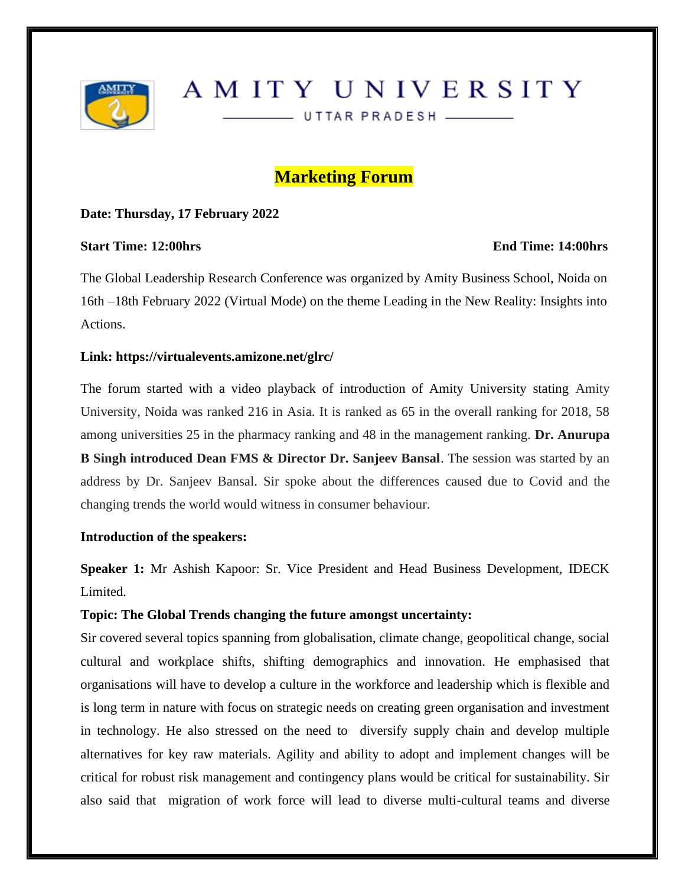AMITY UNIVERSITY

UTTAR PRADESH

## Marketing Forum

**Date: Thursday, 17 February 2022**

**Start Time: 12:00hrs** **End Time: 14:00hrs**

The Global Leadership Research Conference was organized by Amity Business School, Noida on 16th –18th February 2022 (Virtual Mode) on the theme Leading in the New Reality: Insights into Actions.

**Link: https://virtualevents.amizone.net/glrc/**

The forum started with a video playback of introduction of Amity University stating Amity University, Noida was ranked 216 in Asia. It is ranked as 65 in the overall ranking for 2018, 58 among universities 25 in the pharmacy ranking and 48 in the management ranking. **Dr. Anurupa B Singh introduced Dean FMS & Director Dr. Sanjeev Bansal**. The session was started by an address by Dr. Sanjeev Bansal. Sir spoke about the differences caused due to Covid and the changing trends the world would witness in consumer behaviour.

**Introduction of the speakers:**

**Speaker 1:** Mr Ashish Kapoor: Sr. Vice President and Head Business Development, IDECK Limited.

**Topic: The Global Trends changing the future amongst uncertainty:**

Sir covered several topics spanning from globalisation, climate change, geopolitical change, social cultural and workplace shifts, shifting demographics and innovation. He emphasised that organisations will have to develop a culture in the workforce and leadership which is flexible and is long term in nature with focus on strategic needs on creating green organisation and investment in technology. He also stressed on the need to diversify supply chain and develop multiple alternatives for key raw materials. Agility and ability to adopt and implement changes will be critical for robust risk management and contingency plans would be critical for sustainability. Sir also said that migration of work force will lead to diverse multi-cultural teams and diverse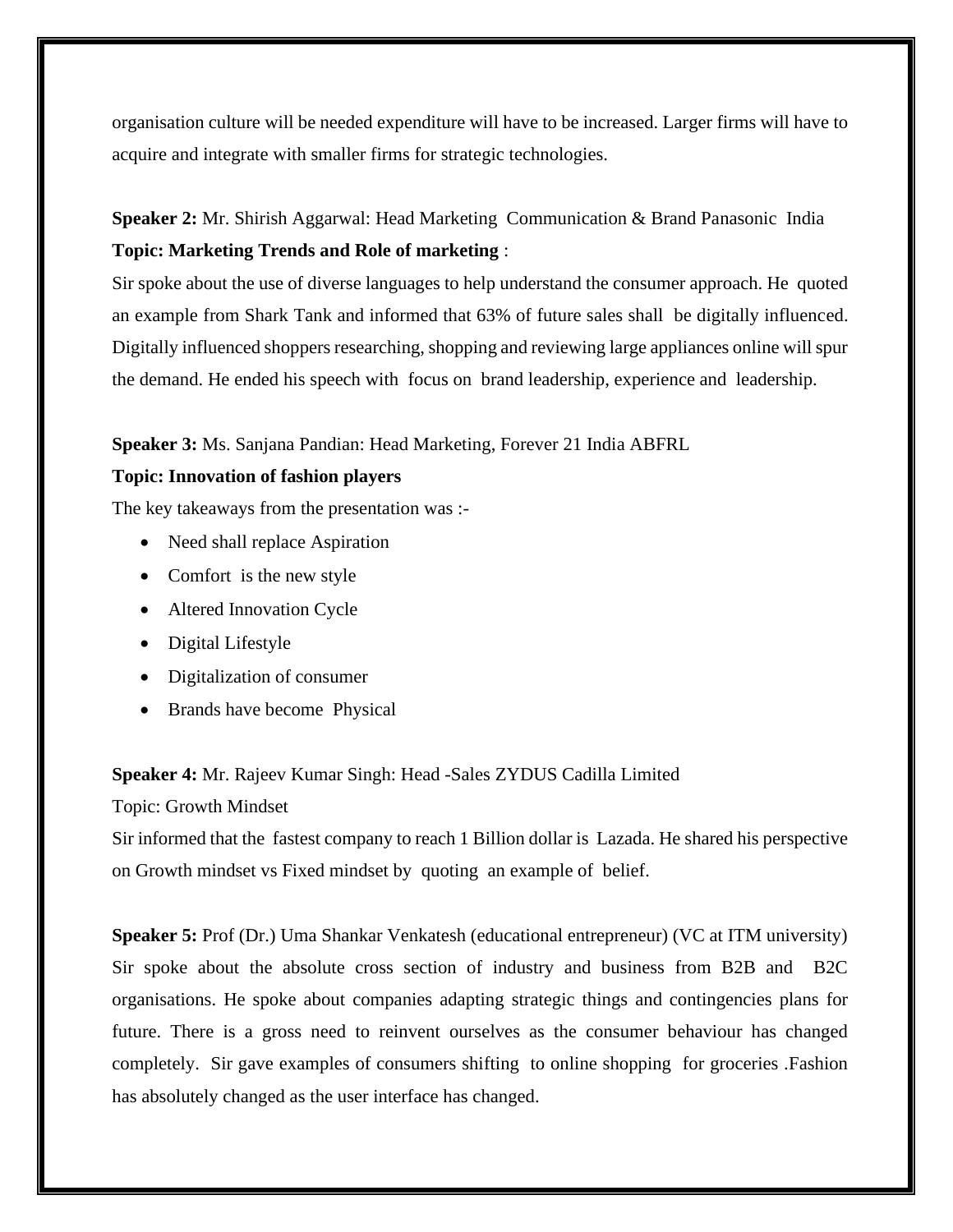organisation culture will be needed expenditure will have to be increased. Larger firms will have to acquire and integrate with smaller firms for strategic technologies.

**Speaker 2:** Mr. Shirish Aggarwal: Head Marketing Communication & Brand Panasonic India
**Topic: Marketing Trends and Role of marketing** :
Sir spoke about the use of diverse languages to help understand the consumer approach. He quoted an example from Shark Tank and informed that 63% of future sales shall be digitally influenced. Digitally influenced shoppers researching, shopping and reviewing large appliances online will spur the demand. He ended his speech with focus on brand leadership, experience and leadership.

**Speaker 3:** Ms. Sanjana Pandian: Head Marketing, Forever 21 India ABFRL
**Topic: Innovation of fashion players**
The key takeaways from the presentation was :-

- Need shall replace Aspiration
- Comfort is the new style
- Altered Innovation Cycle
- Digital Lifestyle
- Digitalization of consumer
- Brands have become Physical

**Speaker 4:** Mr. Rajeev Kumar Singh: Head -Sales ZYDUS Cadilla Limited
Topic: Growth Mindset
Sir informed that the fastest company to reach 1 Billion dollar is Lazada. He shared his perspective on Growth mindset vs Fixed mindset by quoting an example of belief.

**Speaker 5:** Prof (Dr.) Uma Shankar Venkatesh (educational entrepreneur) (VC at ITM university)
Sir spoke about the absolute cross section of industry and business from B2B and B2C organisations. He spoke about companies adapting strategic things and contingencies plans for future. There is a gross need to reinvent ourselves as the consumer behaviour has changed completely. Sir gave examples of consumers shifting to online shopping for groceries .Fashion has absolutely changed as the user interface has changed.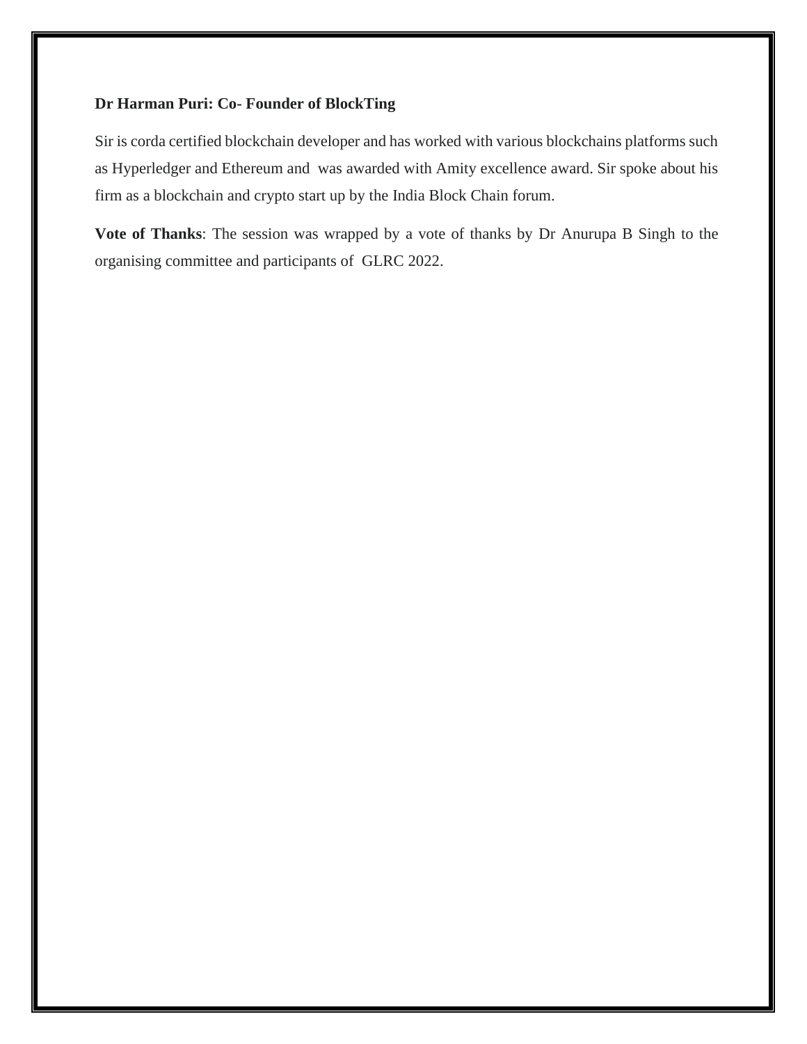**Dr Harman Puri: Co- Founder of BlockTing**

Sir is corda certified blockchain developer and has worked with various blockchains platforms such as Hyperledger and Ethereum and  was awarded with Amity excellence award. Sir spoke about his firm as a blockchain and crypto start up by the India Block Chain forum.

**Vote of Thanks**: The session was wrapped by a vote of thanks by Dr Anurupa B Singh to the organising committee and participants of  GLRC 2022.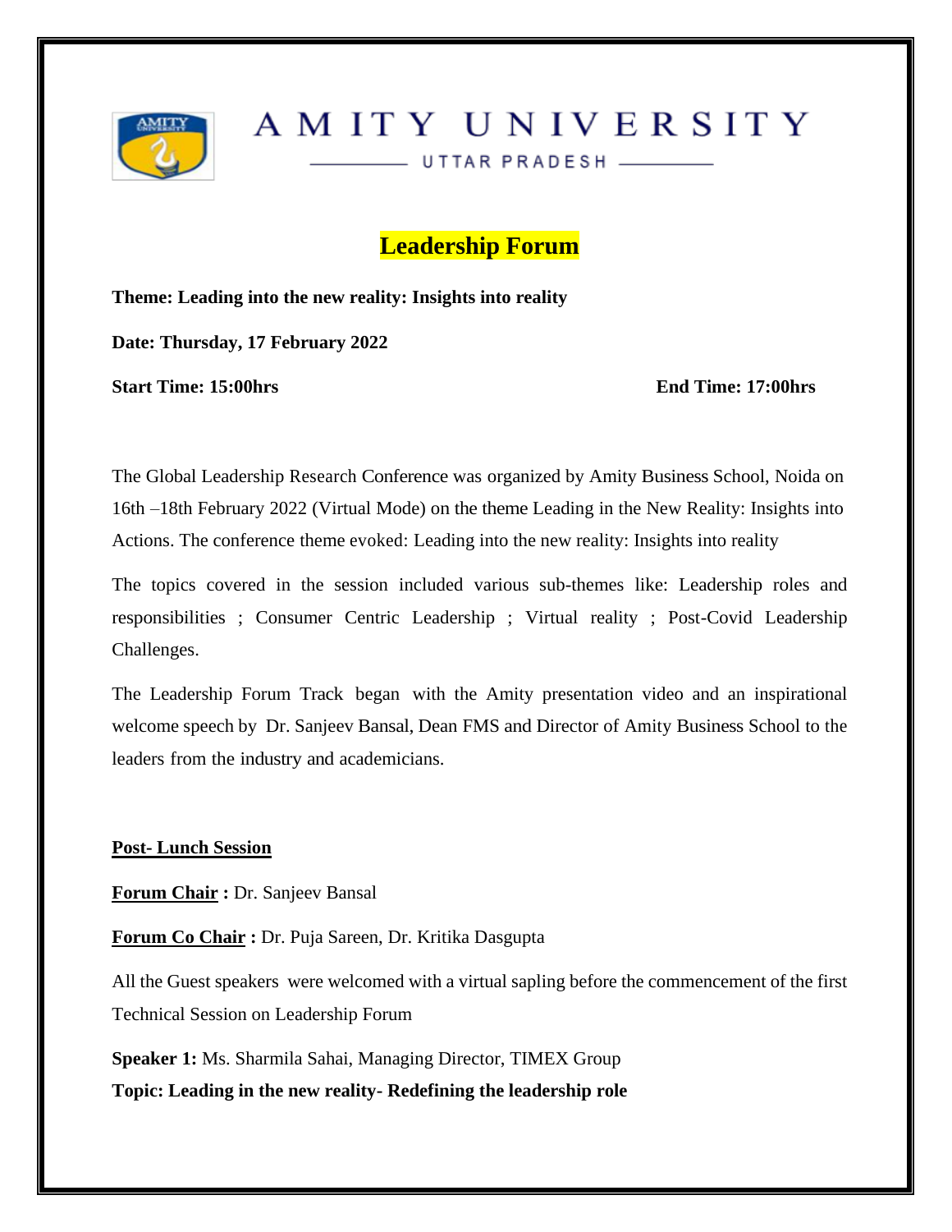# AMITY UNIVERSITY

UTTAR PRADESH

## Leadership Forum

**Theme: Leading into the new reality: Insights into reality**

**Date: Thursday, 17 February 2022**

**Start Time: 15:00hrs** **End Time: 17:00hrs**

The Global Leadership Research Conference was organized by Amity Business School, Noida on 16th –18th February 2022 (Virtual Mode) on the theme Leading in the New Reality: Insights into Actions. The conference theme evoked: Leading into the new reality: Insights into reality

The topics covered in the session included various sub-themes like: Leadership roles and responsibilities ; Consumer Centric Leadership ; Virtual reality ; Post-Covid Leadership Challenges.

The Leadership Forum Track began with the Amity presentation video and an inspirational welcome speech by Dr. Sanjeev Bansal, Dean FMS and Director of Amity Business School to the leaders from the industry and academicians.

**Post- Lunch Session**

**Forum Chair :** Dr. Sanjeev Bansal

**Forum Co Chair :** Dr. Puja Sareen, Dr. Kritika Dasgupta

All the Guest speakers were welcomed with a virtual sapling before the commencement of the first Technical Session on Leadership Forum

**Speaker 1:** Ms. Sharmila Sahai, Managing Director, TIMEX Group
**Topic: Leading in the new reality- Redefining the leadership role**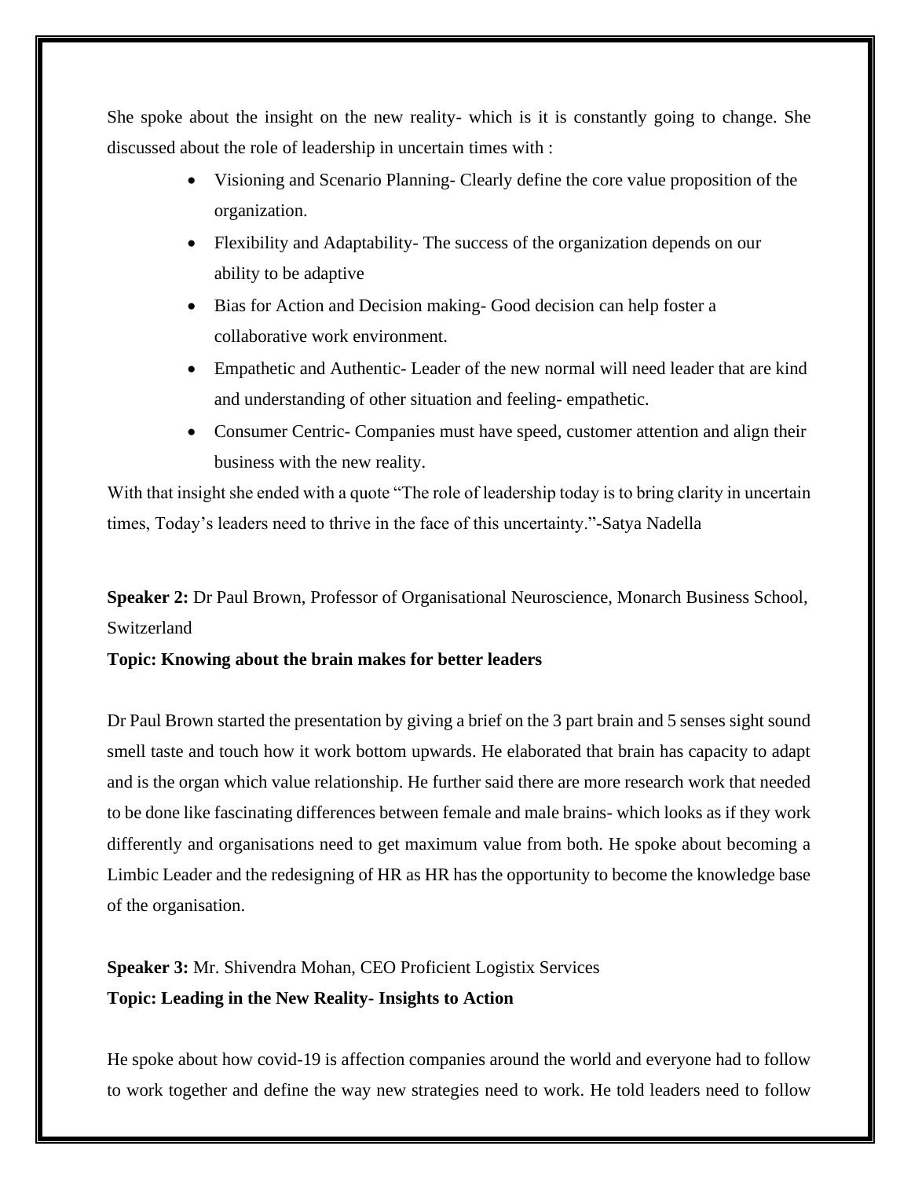She spoke about the insight on the new reality- which is it is constantly going to change. She discussed about the role of leadership in uncertain times with :

- Visioning and Scenario Planning- Clearly define the core value proposition of the organization.
- Flexibility and Adaptability- The success of the organization depends on our ability to be adaptive
- Bias for Action and Decision making- Good decision can help foster a collaborative work environment.
- Empathetic and Authentic- Leader of the new normal will need leader that are kind and understanding of other situation and feeling- empathetic.
- Consumer Centric- Companies must have speed, customer attention and align their business with the new reality.

With that insight she ended with a quote "The role of leadership today is to bring clarity in uncertain times, Today's leaders need to thrive in the face of this uncertainty."-Satya Nadella

**Speaker 2:** Dr Paul Brown, Professor of Organisational Neuroscience, Monarch Business School, Switzerland

**Topic: Knowing about the brain makes for better leaders**

Dr Paul Brown started the presentation by giving a brief on the 3 part brain and 5 senses sight sound smell taste and touch how it work bottom upwards. He elaborated that brain has capacity to adapt and is the organ which value relationship. He further said there are more research work that needed to be done like fascinating differences between female and male brains- which looks as if they work differently and organisations need to get maximum value from both. He spoke about becoming a Limbic Leader and the redesigning of HR as HR has the opportunity to become the knowledge base of the organisation.

**Speaker 3:** Mr. Shivendra Mohan, CEO Proficient Logistix Services

**Topic: Leading in the New Reality- Insights to Action**

He spoke about how covid-19 is affection companies around the world and everyone had to follow to work together and define the way new strategies need to work. He told leaders need to follow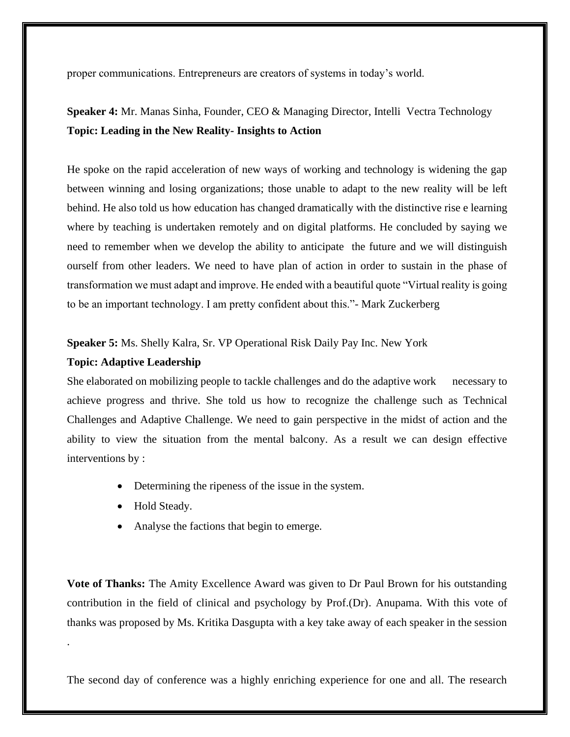proper communications. Entrepreneurs are creators of systems in today's world.

**Speaker 4:** Mr. Manas Sinha, Founder, CEO & Managing Director, Intelli Vectra Technology
**Topic: Leading in the New Reality- Insights to Action**

He spoke on the rapid acceleration of new ways of working and technology is widening the gap between winning and losing organizations; those unable to adapt to the new reality will be left behind. He also told us how education has changed dramatically with the distinctive rise e learning where by teaching is undertaken remotely and on digital platforms. He concluded by saying we need to remember when we develop the ability to anticipate the future and we will distinguish ourself from other leaders. We need to have plan of action in order to sustain in the phase of transformation we must adapt and improve. He ended with a beautiful quote "Virtual reality is going to be an important technology. I am pretty confident about this."- Mark Zuckerberg

**Speaker 5:** Ms. Shelly Kalra, Sr. VP Operational Risk Daily Pay Inc. New York
**Topic: Adaptive Leadership**
She elaborated on mobilizing people to tackle challenges and do the adaptive work necessary to achieve progress and thrive. She told us how to recognize the challenge such as Technical Challenges and Adaptive Challenge. We need to gain perspective in the midst of action and the ability to view the situation from the mental balcony. As a result we can design effective interventions by :

- Determining the ripeness of the issue in the system.
- Hold Steady.
- Analyse the factions that begin to emerge.

**Vote of Thanks:** The Amity Excellence Award was given to Dr Paul Brown for his outstanding contribution in the field of clinical and psychology by Prof.(Dr). Anupama. With this vote of thanks was proposed by Ms. Kritika Dasgupta with a key take away of each speaker in the session .

The second day of conference was a highly enriching experience for one and all. The research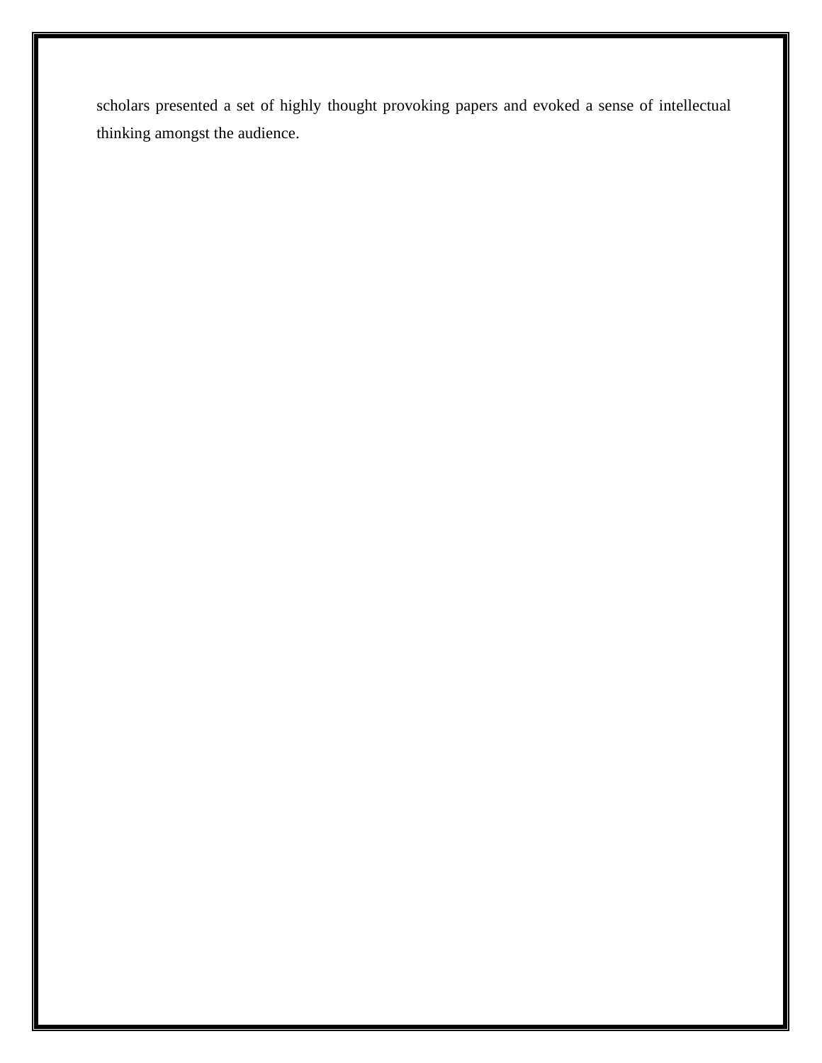scholars presented a set of highly thought provoking papers and evoked a sense of intellectual thinking amongst the audience.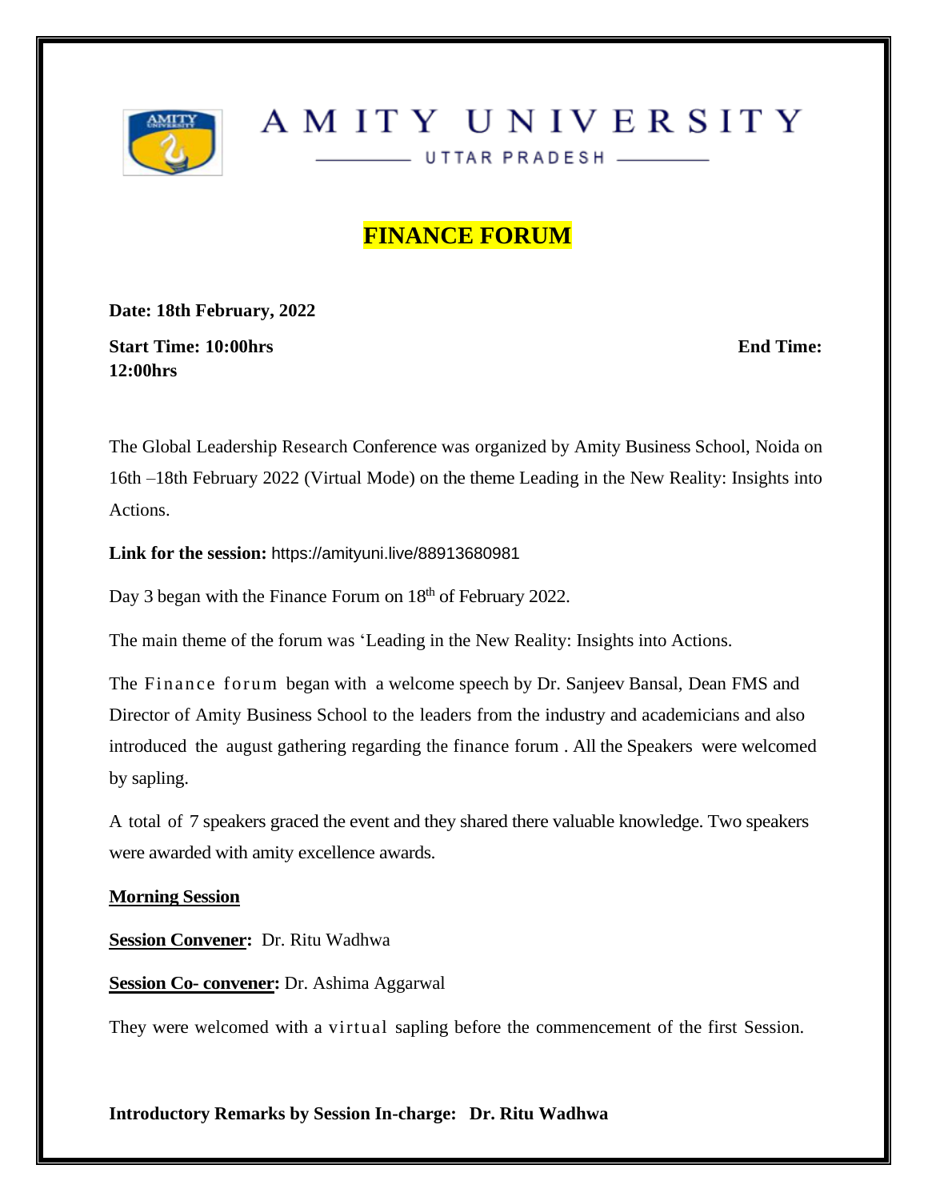# AMITY UNIVERSITY

UTTAR PRADESH

## FINANCE FORUM

**Date: 18th February, 2022**

**Start Time: 10:00hrs** **End Time: 12:00hrs**

The Global Leadership Research Conference was organized by Amity Business School, Noida on 16th –18th February 2022 (Virtual Mode) on the theme Leading in the New Reality: Insights into Actions.

**Link for the session:** https://amityuni.live/88913680981

Day 3 began with the Finance Forum on 18th of February 2022.

The main theme of the forum was 'Leading in the New Reality: Insights into Actions.

The Finance forum began with a welcome speech by Dr. Sanjeev Bansal, Dean FMS and Director of Amity Business School to the leaders from the industry and academicians and also introduced the august gathering regarding the finance forum . All the Speakers were welcomed by sapling.

A total of 7 speakers graced the event and they shared there valuable knowledge. Two speakers were awarded with amity excellence awards.

**Morning Session**

**Session Convener:** Dr. Ritu Wadhwa

**Session Co- convener:** Dr. Ashima Aggarwal

They were welcomed with a virtual sapling before the commencement of the first Session.

**Introductory Remarks by Session In-charge: Dr. Ritu Wadhwa**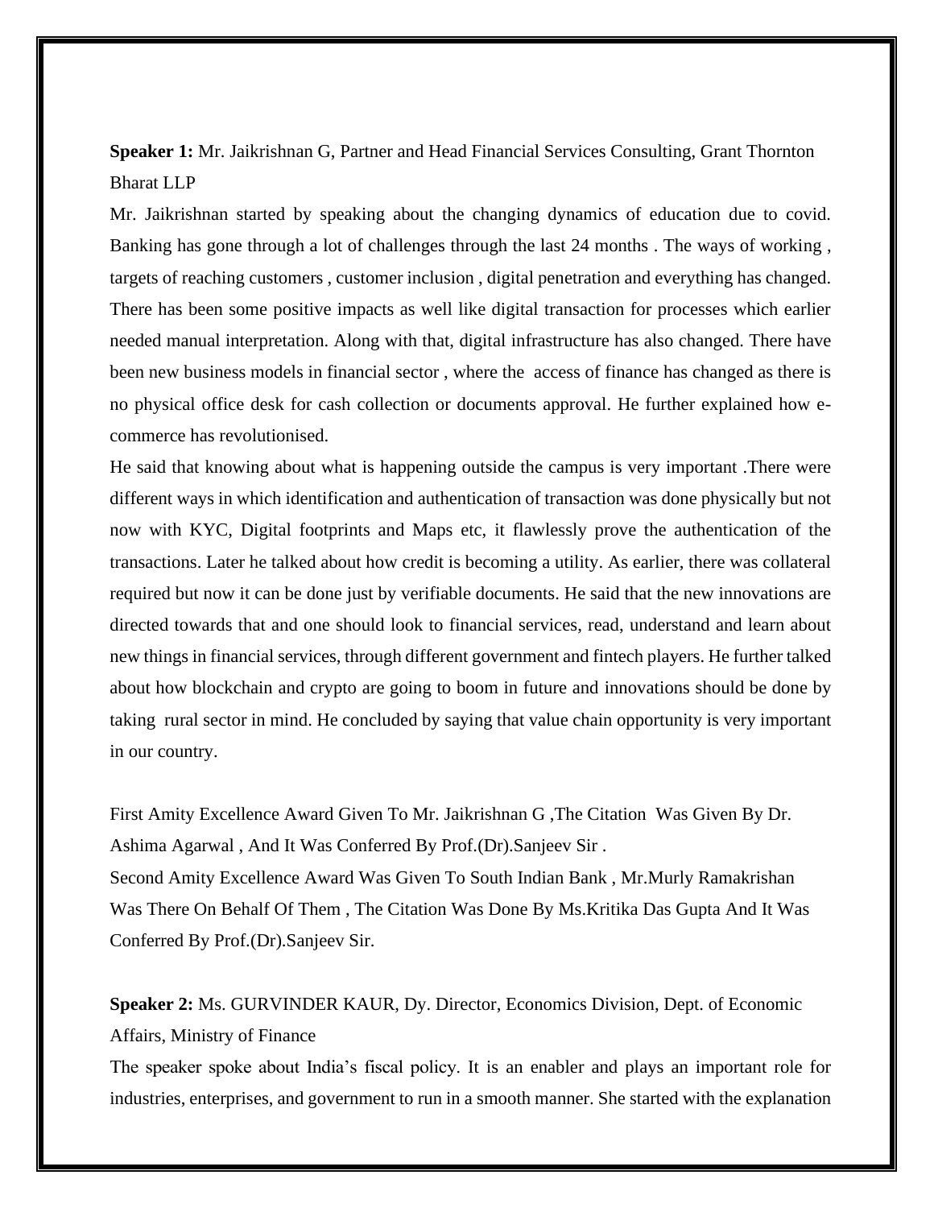**Speaker 1:** Mr. Jaikrishnan G, Partner and Head Financial Services Consulting, Grant Thornton Bharat LLP

Mr. Jaikrishnan started by speaking about the changing dynamics of education due to covid. Banking has gone through a lot of challenges through the last 24 months . The ways of working , targets of reaching customers , customer inclusion , digital penetration and everything has changed. There has been some positive impacts as well like digital transaction for processes which earlier needed manual interpretation. Along with that, digital infrastructure has also changed. There have been new business models in financial sector , where the access of finance has changed as there is no physical office desk for cash collection or documents approval. He further explained how e-commerce has revolutionised.

He said that knowing about what is happening outside the campus is very important .There were different ways in which identification and authentication of transaction was done physically but not now with KYC, Digital footprints and Maps etc, it flawlessly prove the authentication of the transactions. Later he talked about how credit is becoming a utility. As earlier, there was collateral required but now it can be done just by verifiable documents. He said that the new innovations are directed towards that and one should look to financial services, read, understand and learn about new things in financial services, through different government and fintech players. He further talked about how blockchain and crypto are going to boom in future and innovations should be done by taking rural sector in mind. He concluded by saying that value chain opportunity is very important in our country.

First Amity Excellence Award Given To Mr. Jaikrishnan G ,The Citation Was Given By Dr. Ashima Agarwal , And It Was Conferred By Prof.(Dr).Sanjeev Sir .

Second Amity Excellence Award Was Given To South Indian Bank , Mr.Murly Ramakrishan Was There On Behalf Of Them , The Citation Was Done By Ms.Kritika Das Gupta And It Was Conferred By Prof.(Dr).Sanjeev Sir.

**Speaker 2:** Ms. GURVINDER KAUR, Dy. Director, Economics Division, Dept. of Economic Affairs, Ministry of Finance

The speaker spoke about India's fiscal policy. It is an enabler and plays an important role for industries, enterprises, and government to run in a smooth manner. She started with the explanation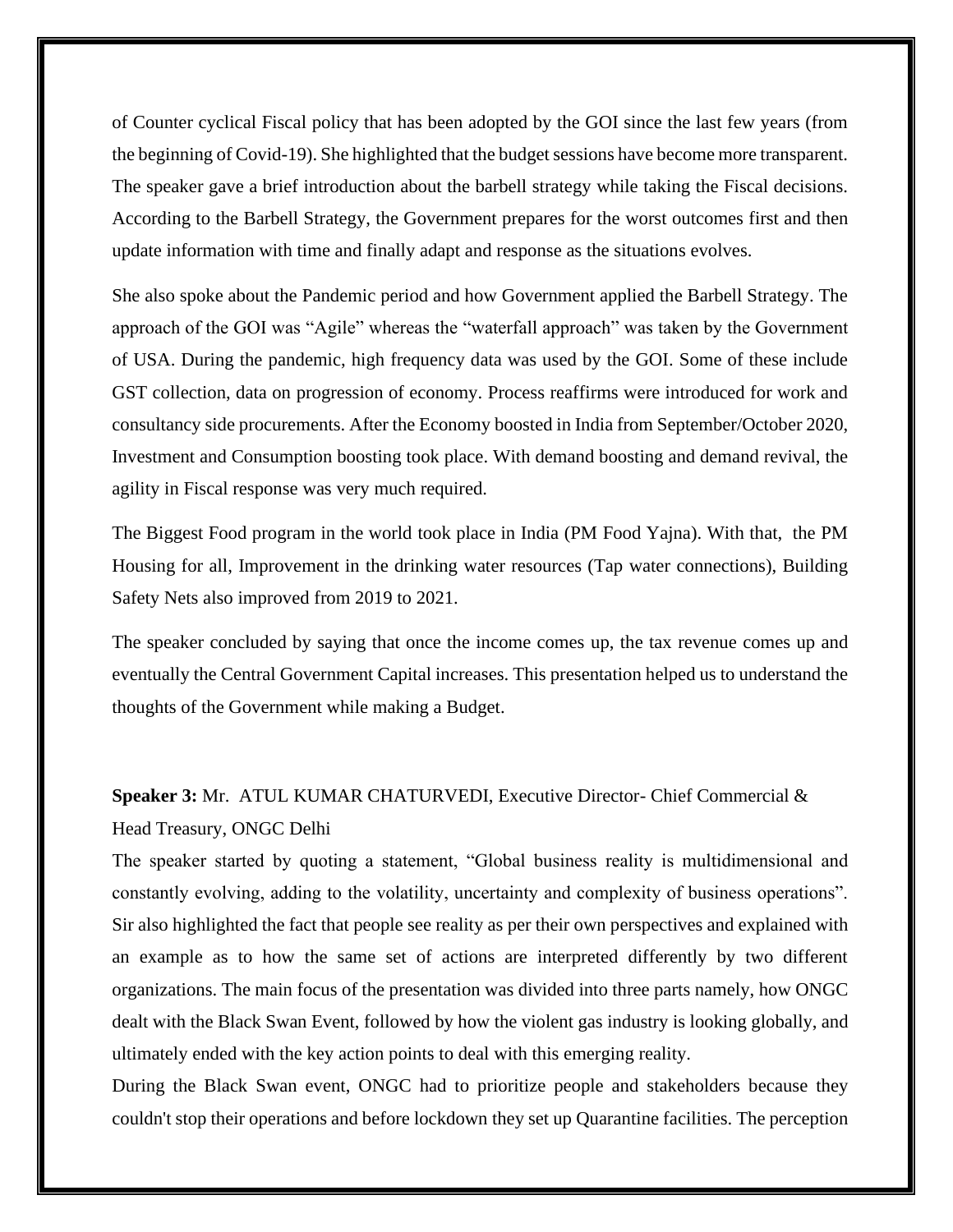of Counter cyclical Fiscal policy that has been adopted by the GOI since the last few years (from the beginning of Covid-19). She highlighted that the budget sessions have become more transparent. The speaker gave a brief introduction about the barbell strategy while taking the Fiscal decisions. According to the Barbell Strategy, the Government prepares for the worst outcomes first and then update information with time and finally adapt and response as the situations evolves.

She also spoke about the Pandemic period and how Government applied the Barbell Strategy. The approach of the GOI was "Agile" whereas the "waterfall approach" was taken by the Government of USA. During the pandemic, high frequency data was used by the GOI. Some of these include GST collection, data on progression of economy. Process reaffirms were introduced for work and consultancy side procurements. After the Economy boosted in India from September/October 2020, Investment and Consumption boosting took place. With demand boosting and demand revival, the agility in Fiscal response was very much required.

The Biggest Food program in the world took place in India (PM Food Yajna). With that, the PM Housing for all, Improvement in the drinking water resources (Tap water connections), Building Safety Nets also improved from 2019 to 2021.

The speaker concluded by saying that once the income comes up, the tax revenue comes up and eventually the Central Government Capital increases. This presentation helped us to understand the thoughts of the Government while making a Budget.

**Speaker 3:** Mr. ATUL KUMAR CHATURVEDI, Executive Director- Chief Commercial & Head Treasury, ONGC Delhi

The speaker started by quoting a statement, "Global business reality is multidimensional and constantly evolving, adding to the volatility, uncertainty and complexity of business operations". Sir also highlighted the fact that people see reality as per their own perspectives and explained with an example as to how the same set of actions are interpreted differently by two different organizations. The main focus of the presentation was divided into three parts namely, how ONGC dealt with the Black Swan Event, followed by how the violent gas industry is looking globally, and ultimately ended with the key action points to deal with this emerging reality.

During the Black Swan event, ONGC had to prioritize people and stakeholders because they couldn't stop their operations and before lockdown they set up Quarantine facilities. The perception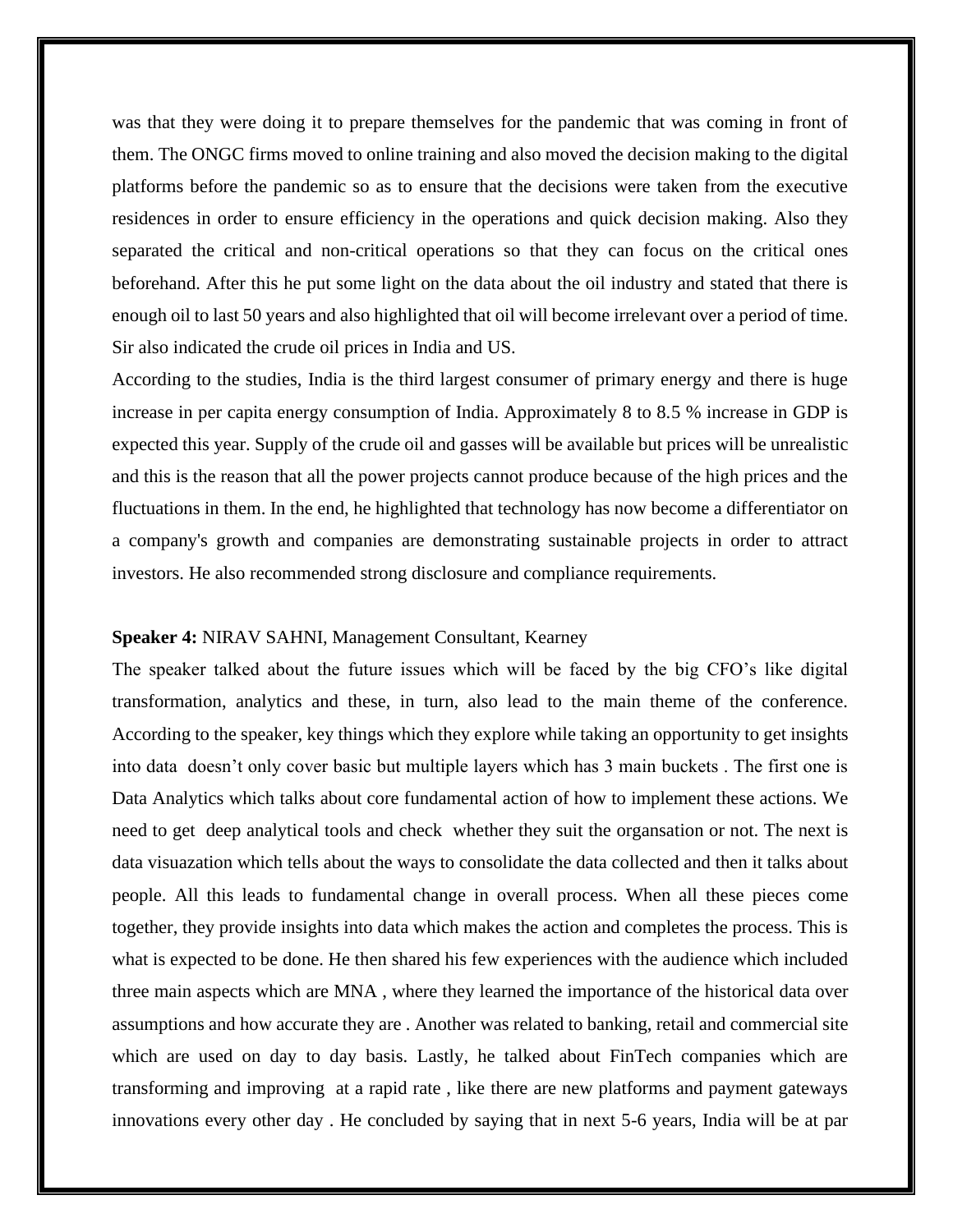was that they were doing it to prepare themselves for the pandemic that was coming in front of them. The ONGC firms moved to online training and also moved the decision making to the digital platforms before the pandemic so as to ensure that the decisions were taken from the executive residences in order to ensure efficiency in the operations and quick decision making. Also they separated the critical and non-critical operations so that they can focus on the critical ones beforehand. After this he put some light on the data about the oil industry and stated that there is enough oil to last 50 years and also highlighted that oil will become irrelevant over a period of time. Sir also indicated the crude oil prices in India and US.

According to the studies, India is the third largest consumer of primary energy and there is huge increase in per capita energy consumption of India. Approximately 8 to 8.5 % increase in GDP is expected this year. Supply of the crude oil and gasses will be available but prices will be unrealistic and this is the reason that all the power projects cannot produce because of the high prices and the fluctuations in them. In the end, he highlighted that technology has now become a differentiator on a company's growth and companies are demonstrating sustainable projects in order to attract investors. He also recommended strong disclosure and compliance requirements.

**Speaker 4:** NIRAV SAHNI, Management Consultant, Kearney

The speaker talked about the future issues which will be faced by the big CFO's like digital transformation, analytics and these, in turn, also lead to the main theme of the conference. According to the speaker, key things which they explore while taking an opportunity to get insights into data doesn't only cover basic but multiple layers which has 3 main buckets . The first one is Data Analytics which talks about core fundamental action of how to implement these actions. We need to get deep analytical tools and check whether they suit the organsation or not. The next is data visuazation which tells about the ways to consolidate the data collected and then it talks about people. All this leads to fundamental change in overall process. When all these pieces come together, they provide insights into data which makes the action and completes the process. This is what is expected to be done. He then shared his few experiences with the audience which included three main aspects which are MNA , where they learned the importance of the historical data over assumptions and how accurate they are . Another was related to banking, retail and commercial site which are used on day to day basis. Lastly, he talked about FinTech companies which are transforming and improving at a rapid rate , like there are new platforms and payment gateways innovations every other day . He concluded by saying that in next 5-6 years, India will be at par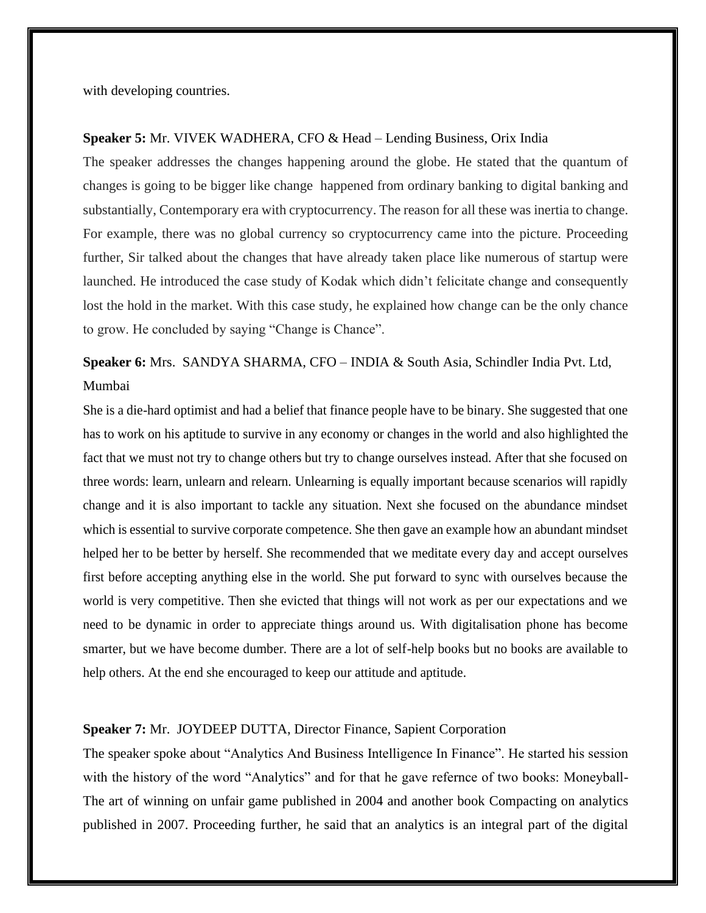with developing countries.

**Speaker 5:** Mr. VIVEK WADHERA, CFO & Head – Lending Business, Orix India

The speaker addresses the changes happening around the globe. He stated that the quantum of changes is going to be bigger like change happened from ordinary banking to digital banking and substantially, Contemporary era with cryptocurrency. The reason for all these was inertia to change. For example, there was no global currency so cryptocurrency came into the picture. Proceeding further, Sir talked about the changes that have already taken place like numerous of startup were launched. He introduced the case study of Kodak which didn't felicitate change and consequently lost the hold in the market. With this case study, he explained how change can be the only chance to grow. He concluded by saying "Change is Chance".

**Speaker 6:** Mrs. SANDYA SHARMA, CFO – INDIA & South Asia, Schindler India Pvt. Ltd, Mumbai

She is a die-hard optimist and had a belief that finance people have to be binary. She suggested that one has to work on his aptitude to survive in any economy or changes in the world and also highlighted the fact that we must not try to change others but try to change ourselves instead. After that she focused on three words: learn, unlearn and relearn. Unlearning is equally important because scenarios will rapidly change and it is also important to tackle any situation. Next she focused on the abundance mindset which is essential to survive corporate competence. She then gave an example how an abundant mindset helped her to be better by herself. She recommended that we meditate every day and accept ourselves first before accepting anything else in the world. She put forward to sync with ourselves because the world is very competitive. Then she evicted that things will not work as per our expectations and we need to be dynamic in order to appreciate things around us. With digitalisation phone has become smarter, but we have become dumber. There are a lot of self-help books but no books are available to help others. At the end she encouraged to keep our attitude and aptitude.

**Speaker 7:** Mr. JOYDEEP DUTTA, Director Finance, Sapient Corporation

The speaker spoke about "Analytics And Business Intelligence In Finance". He started his session with the history of the word "Analytics" and for that he gave refernce of two books: Moneyball- The art of winning on unfair game published in 2004 and another book Compacting on analytics published in 2007. Proceeding further, he said that an analytics is an integral part of the digital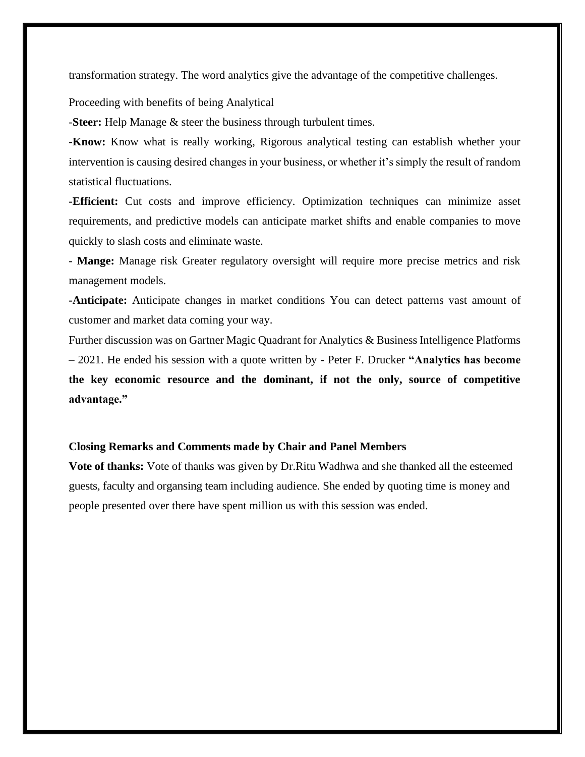transformation strategy. The word analytics give the advantage of the competitive challenges.

Proceeding with benefits of being Analytical

-**Steer:** Help Manage & steer the business through turbulent times.

-**Know:** Know what is really working, Rigorous analytical testing can establish whether your intervention is causing desired changes in your business, or whether it's simply the result of random statistical fluctuations.

**-Efficient:** Cut costs and improve efficiency. Optimization techniques can minimize asset requirements, and predictive models can anticipate market shifts and enable companies to move quickly to slash costs and eliminate waste.

- **Mange:** Manage risk Greater regulatory oversight will require more precise metrics and risk management models.

**-Anticipate:** Anticipate changes in market conditions You can detect patterns vast amount of customer and market data coming your way.

Further discussion was on Gartner Magic Quadrant for Analytics & Business Intelligence Platforms – 2021. He ended his session with a quote written by - Peter F. Drucker **"Analytics has become the key economic resource and the dominant, if not the only, source of competitive advantage."**

**Closing Remarks and Comments made by Chair and Panel Members**

**Vote of thanks:** Vote of thanks was given by Dr.Ritu Wadhwa and she thanked all the esteemed guests, faculty and organsing team including audience. She ended by quoting time is money and people presented over there have spent million us with this session was ended.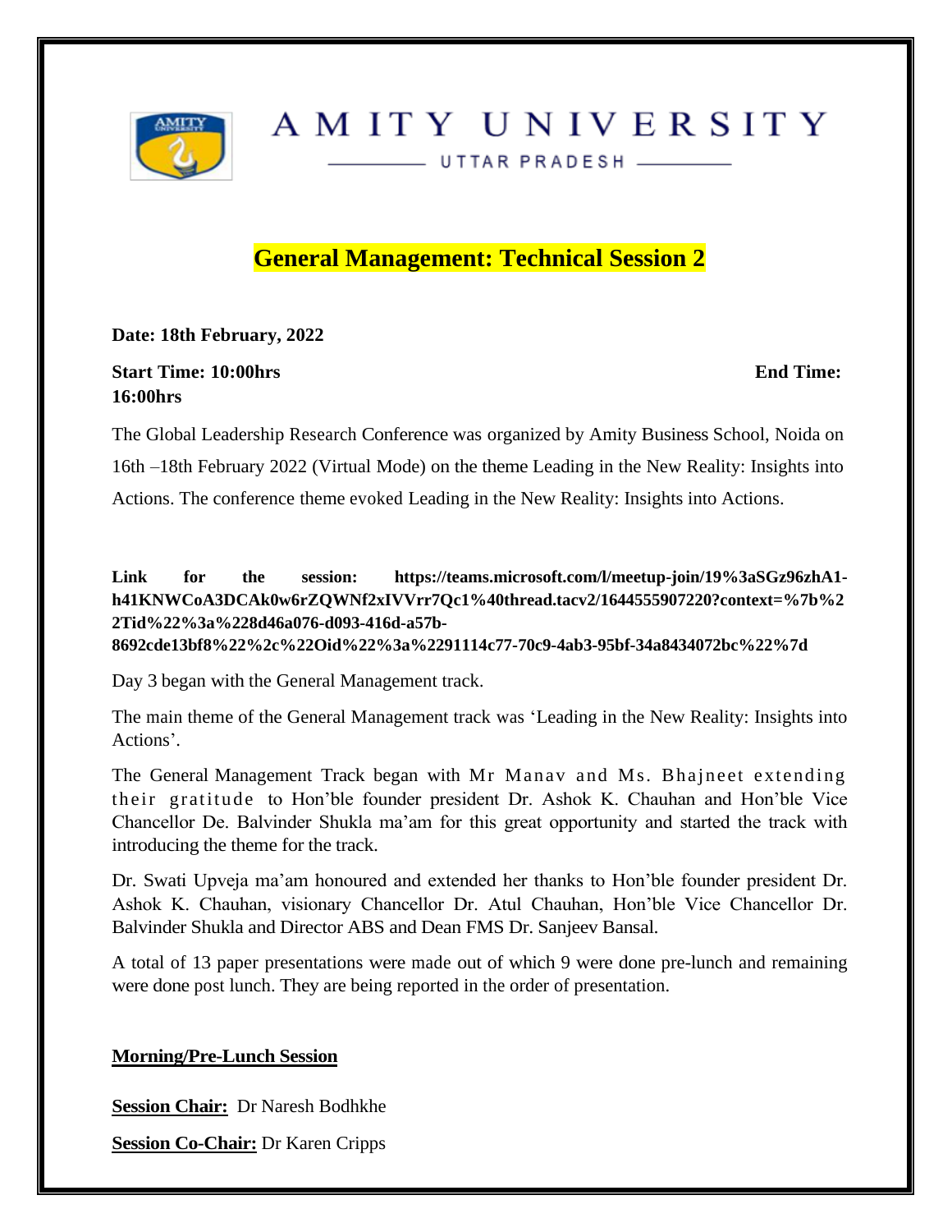# AMITY UNIVERSITY

UTTAR PRADESH

## General Management: Technical Session 2

**Date: 18th February, 2022**

**Start Time: 10:00hrs** **End Time: 16:00hrs**

The Global Leadership Research Conference was organized by Amity Business School, Noida on 16th –18th February 2022 (Virtual Mode) on the theme Leading in the New Reality: Insights into Actions. The conference theme evoked Leading in the New Reality: Insights into Actions.

**Link for the session: https://teams.microsoft.com/l/meetup-join/19%3aSGz96zhA1-h41KNWCoA3DCAk0w6rZQWNf2xIVVrr7Qc1%40thread.tacv2/1644555907220?context=%7b%22Tid%22%3a%228d46a076-d093-416d-a57b-8692cde13bf8%22%2c%22Oid%22%3a%2291114c77-70c9-4ab3-95bf-34a8434072bc%22%7d**

Day 3 began with the General Management track.

The main theme of the General Management track was 'Leading in the New Reality: Insights into Actions'.

The General Management Track began with Mr Manav and Ms. Bhajneet extending their gratitude to Hon'ble founder president Dr. Ashok K. Chauhan and Hon'ble Vice Chancellor De. Balvinder Shukla ma'am for this great opportunity and started the track with introducing the theme for the track.

Dr. Swati Upveja ma'am honoured and extended her thanks to Hon'ble founder president Dr. Ashok K. Chauhan, visionary Chancellor Dr. Atul Chauhan, Hon'ble Vice Chancellor Dr. Balvinder Shukla and Director ABS and Dean FMS Dr. Sanjeev Bansal.

A total of 13 paper presentations were made out of which 9 were done pre-lunch and remaining were done post lunch. They are being reported in the order of presentation.

**Morning/Pre-Lunch Session**

**Session Chair:** Dr Naresh Bodhkhe

**Session Co-Chair:** Dr Karen Cripps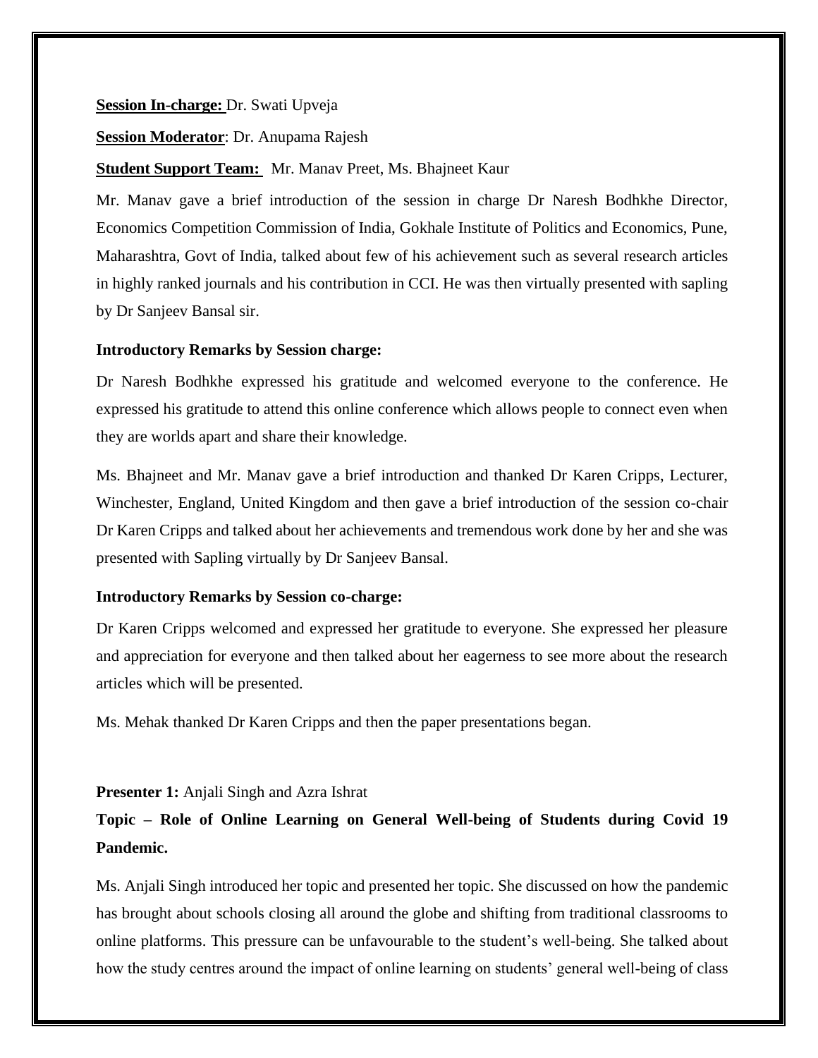**Session In-charge:** Dr. Swati Upveja

**Session Moderator**: Dr. Anupama Rajesh

**Student Support Team:** Mr. Manav Preet, Ms. Bhajneet Kaur

Mr. Manav gave a brief introduction of the session in charge Dr Naresh Bodhkhe Director, Economics Competition Commission of India, Gokhale Institute of Politics and Economics, Pune, Maharashtra, Govt of India, talked about few of his achievement such as several research articles in highly ranked journals and his contribution in CCI. He was then virtually presented with sapling by Dr Sanjeev Bansal sir.

**Introductory Remarks by Session charge:**

Dr Naresh Bodhkhe expressed his gratitude and welcomed everyone to the conference. He expressed his gratitude to attend this online conference which allows people to connect even when they are worlds apart and share their knowledge.

Ms. Bhajneet and Mr. Manav gave a brief introduction and thanked Dr Karen Cripps, Lecturer, Winchester, England, United Kingdom and then gave a brief introduction of the session co-chair Dr Karen Cripps and talked about her achievements and tremendous work done by her and she was presented with Sapling virtually by Dr Sanjeev Bansal.

**Introductory Remarks by Session co-charge:**

Dr Karen Cripps welcomed and expressed her gratitude to everyone. She expressed her pleasure and appreciation for everyone and then talked about her eagerness to see more about the research articles which will be presented.

Ms. Mehak thanked Dr Karen Cripps and then the paper presentations began.

**Presenter 1:** Anjali Singh and Azra Ishrat

**Topic – Role of Online Learning on General Well-being of Students during Covid 19 Pandemic.**

Ms. Anjali Singh introduced her topic and presented her topic. She discussed on how the pandemic has brought about schools closing all around the globe and shifting from traditional classrooms to online platforms. This pressure can be unfavourable to the student's well-being. She talked about how the study centres around the impact of online learning on students' general well-being of class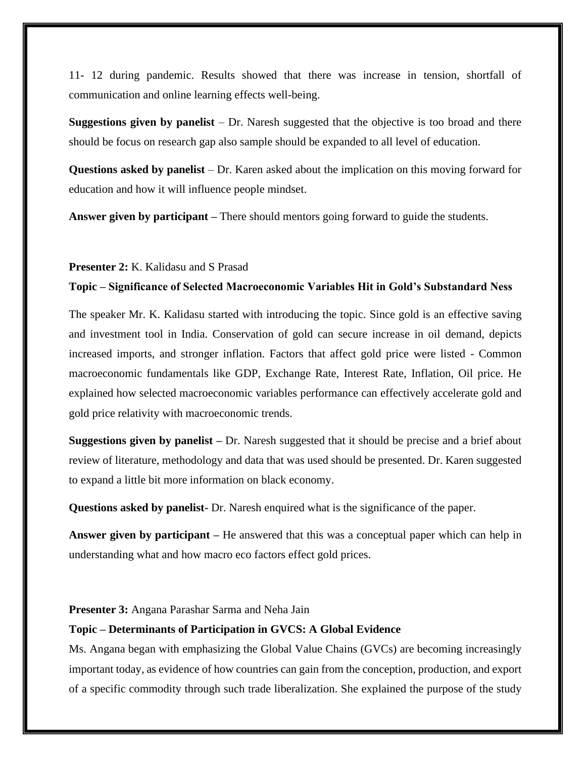11- 12 during pandemic. Results showed that there was increase in tension, shortfall of communication and online learning effects well-being.

**Suggestions given by panelist** – Dr. Naresh suggested that the objective is too broad and there should be focus on research gap also sample should be expanded to all level of education.

**Questions asked by panelist** – Dr. Karen asked about the implication on this moving forward for education and how it will influence people mindset.

**Answer given by participant –** There should mentors going forward to guide the students.

**Presenter 2:** K. Kalidasu and S Prasad

**Topic – Significance of Selected Macroeconomic Variables Hit in Gold's Substandard Ness**

The speaker Mr. K. Kalidasu started with introducing the topic. Since gold is an effective saving and investment tool in India. Conservation of gold can secure increase in oil demand, depicts increased imports, and stronger inflation. Factors that affect gold price were listed - Common macroeconomic fundamentals like GDP, Exchange Rate, Interest Rate, Inflation, Oil price. He explained how selected macroeconomic variables performance can effectively accelerate gold and gold price relativity with macroeconomic trends.

**Suggestions given by panelist –** Dr. Naresh suggested that it should be precise and a brief about review of literature, methodology and data that was used should be presented. Dr. Karen suggested to expand a little bit more information on black economy.

**Questions asked by panelist**- Dr. Naresh enquired what is the significance of the paper.

**Answer given by participant –** He answered that this was a conceptual paper which can help in understanding what and how macro eco factors effect gold prices.

**Presenter 3:** Angana Parashar Sarma and Neha Jain

**Topic – Determinants of Participation in GVCS: A Global Evidence**

Ms. Angana began with emphasizing the Global Value Chains (GVCs) are becoming increasingly important today, as evidence of how countries can gain from the conception, production, and export of a specific commodity through such trade liberalization. She explained the purpose of the study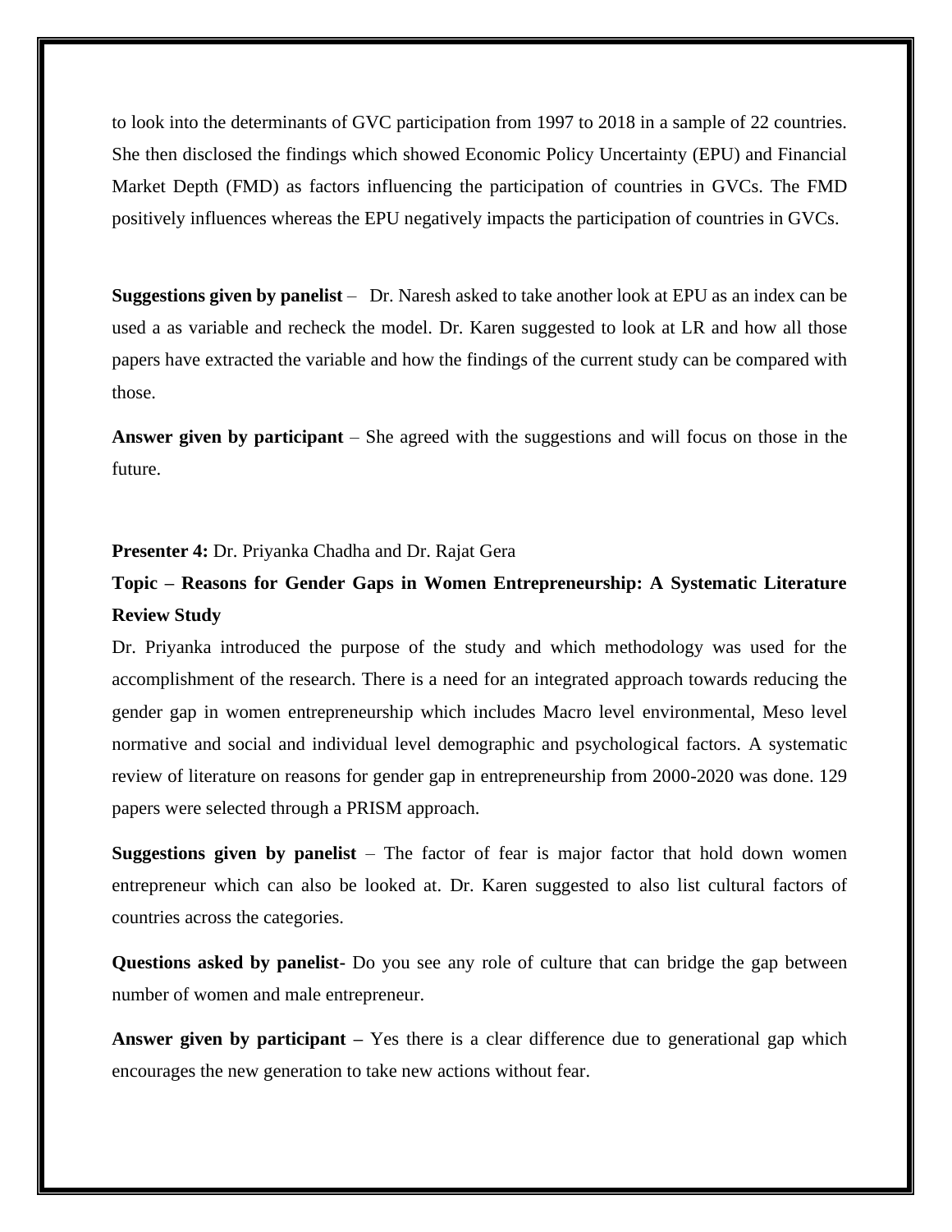to look into the determinants of GVC participation from 1997 to 2018 in a sample of 22 countries. She then disclosed the findings which showed Economic Policy Uncertainty (EPU) and Financial Market Depth (FMD) as factors influencing the participation of countries in GVCs. The FMD positively influences whereas the EPU negatively impacts the participation of countries in GVCs.

**Suggestions given by panelist** – Dr. Naresh asked to take another look at EPU as an index can be used a as variable and recheck the model. Dr. Karen suggested to look at LR and how all those papers have extracted the variable and how the findings of the current study can be compared with those.

**Answer given by participant** – She agreed with the suggestions and will focus on those in the future.

**Presenter 4:** Dr. Priyanka Chadha and Dr. Rajat Gera

**Topic – Reasons for Gender Gaps in Women Entrepreneurship: A Systematic Literature Review Study**

Dr. Priyanka introduced the purpose of the study and which methodology was used for the accomplishment of the research. There is a need for an integrated approach towards reducing the gender gap in women entrepreneurship which includes Macro level environmental, Meso level normative and social and individual level demographic and psychological factors. A systematic review of literature on reasons for gender gap in entrepreneurship from 2000-2020 was done. 129 papers were selected through a PRISM approach.

**Suggestions given by panelist** – The factor of fear is major factor that hold down women entrepreneur which can also be looked at. Dr. Karen suggested to also list cultural factors of countries across the categories.

**Questions asked by panelist-** Do you see any role of culture that can bridge the gap between number of women and male entrepreneur.

**Answer given by participant –** Yes there is a clear difference due to generational gap which encourages the new generation to take new actions without fear.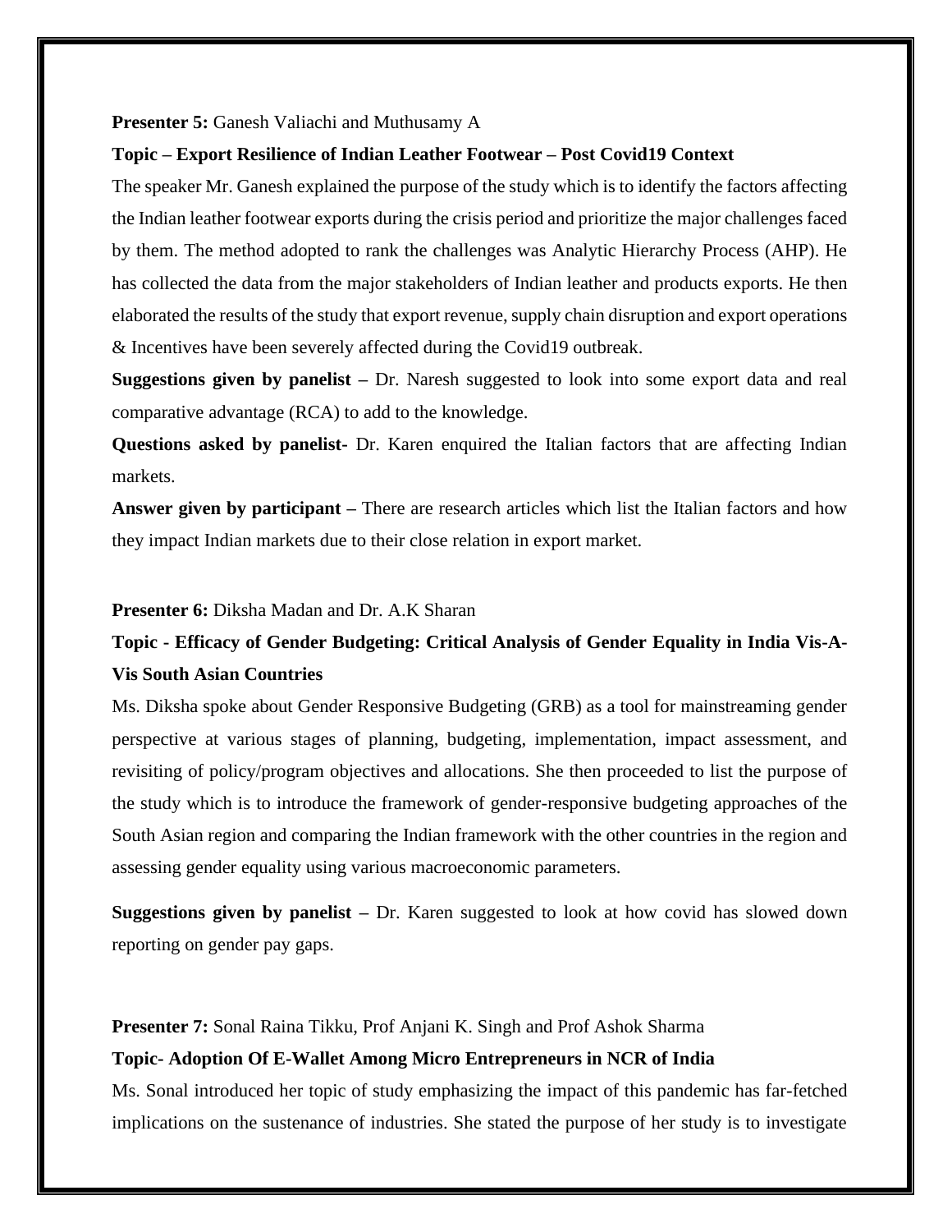**Presenter 5:** Ganesh Valiachi and Muthusamy A

**Topic – Export Resilience of Indian Leather Footwear – Post Covid19 Context**

The speaker Mr. Ganesh explained the purpose of the study which is to identify the factors affecting the Indian leather footwear exports during the crisis period and prioritize the major challenges faced by them. The method adopted to rank the challenges was Analytic Hierarchy Process (AHP). He has collected the data from the major stakeholders of Indian leather and products exports. He then elaborated the results of the study that export revenue, supply chain disruption and export operations & Incentives have been severely affected during the Covid19 outbreak.

**Suggestions given by panelist –** Dr. Naresh suggested to look into some export data and real comparative advantage (RCA) to add to the knowledge.

**Questions asked by panelist-** Dr. Karen enquired the Italian factors that are affecting Indian markets.

**Answer given by participant –** There are research articles which list the Italian factors and how they impact Indian markets due to their close relation in export market.

**Presenter 6:** Diksha Madan and Dr. A.K Sharan

**Topic - Efficacy of Gender Budgeting: Critical Analysis of Gender Equality in India Vis-A-Vis South Asian Countries**

Ms. Diksha spoke about Gender Responsive Budgeting (GRB) as a tool for mainstreaming gender perspective at various stages of planning, budgeting, implementation, impact assessment, and revisiting of policy/program objectives and allocations. She then proceeded to list the purpose of the study which is to introduce the framework of gender-responsive budgeting approaches of the South Asian region and comparing the Indian framework with the other countries in the region and assessing gender equality using various macroeconomic parameters.

**Suggestions given by panelist –** Dr. Karen suggested to look at how covid has slowed down reporting on gender pay gaps.

**Presenter 7:** Sonal Raina Tikku, Prof Anjani K. Singh and Prof Ashok Sharma

**Topic- Adoption Of E-Wallet Among Micro Entrepreneurs in NCR of India**

Ms. Sonal introduced her topic of study emphasizing the impact of this pandemic has far-fetched implications on the sustenance of industries. She stated the purpose of her study is to investigate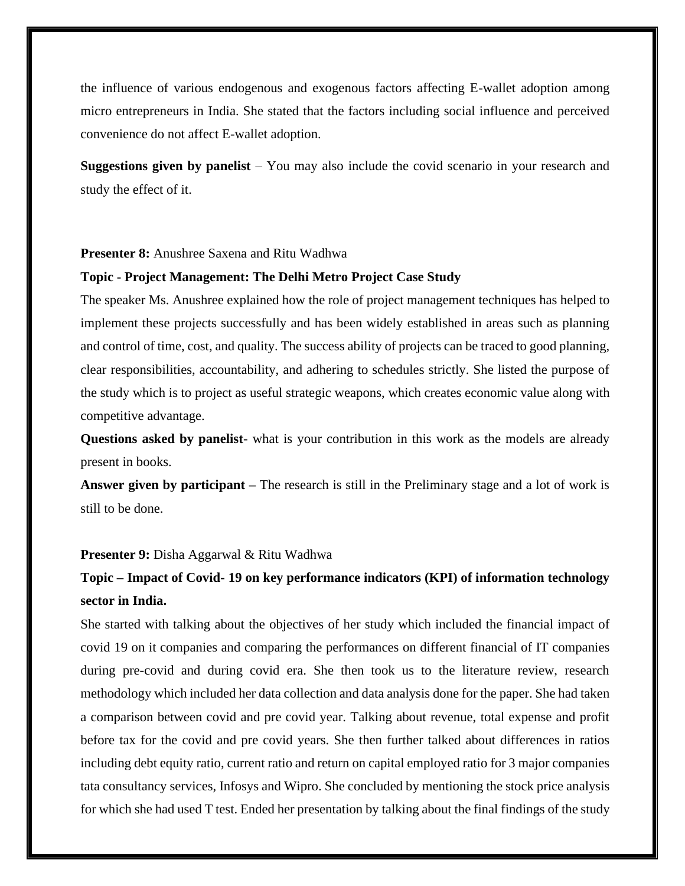the influence of various endogenous and exogenous factors affecting E-wallet adoption among micro entrepreneurs in India. She stated that the factors including social influence and perceived convenience do not affect E-wallet adoption.

**Suggestions given by panelist** – You may also include the covid scenario in your research and study the effect of it.

**Presenter 8:** Anushree Saxena and Ritu Wadhwa

**Topic - Project Management: The Delhi Metro Project Case Study**

The speaker Ms. Anushree explained how the role of project management techniques has helped to implement these projects successfully and has been widely established in areas such as planning and control of time, cost, and quality. The success ability of projects can be traced to good planning, clear responsibilities, accountability, and adhering to schedules strictly. She listed the purpose of the study which is to project as useful strategic weapons, which creates economic value along with competitive advantage.

**Questions asked by panelist**- what is your contribution in this work as the models are already present in books.

**Answer given by participant –** The research is still in the Preliminary stage and a lot of work is still to be done.

**Presenter 9:** Disha Aggarwal & Ritu Wadhwa

**Topic – Impact of Covid- 19 on key performance indicators (KPI) of information technology sector in India.**

She started with talking about the objectives of her study which included the financial impact of covid 19 on it companies and comparing the performances on different financial of IT companies during pre-covid and during covid era. She then took us to the literature review, research methodology which included her data collection and data analysis done for the paper. She had taken a comparison between covid and pre covid year. Talking about revenue, total expense and profit before tax for the covid and pre covid years. She then further talked about differences in ratios including debt equity ratio, current ratio and return on capital employed ratio for 3 major companies tata consultancy services, Infosys and Wipro. She concluded by mentioning the stock price analysis for which she had used T test. Ended her presentation by talking about the final findings of the study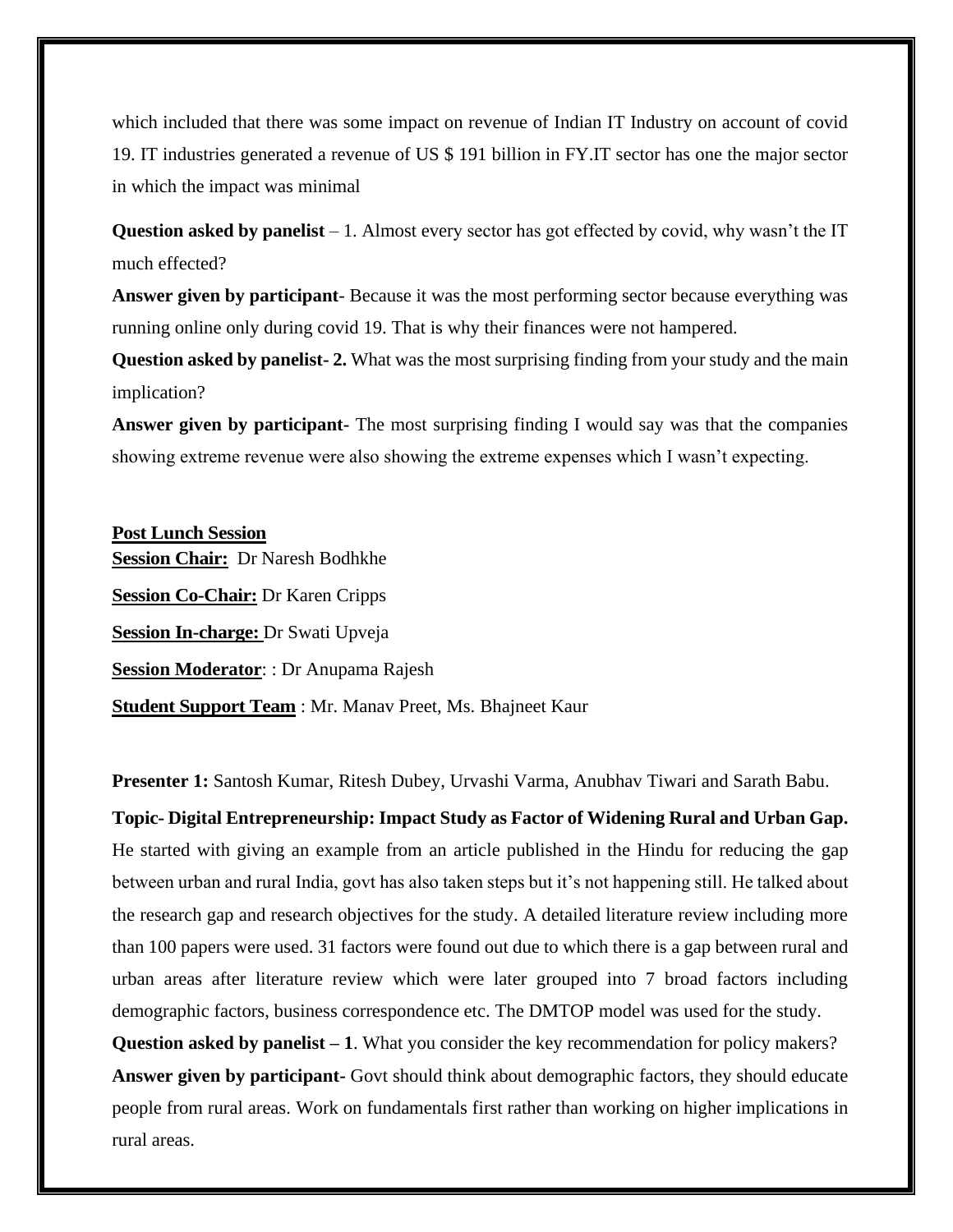which included that there was some impact on revenue of Indian IT Industry on account of covid 19. IT industries generated a revenue of US $ 191 billion in FY.IT sector has one the major sector in which the impact was minimal

**Question asked by panelist** – 1. Almost every sector has got effected by covid, why wasn't the IT much effected?

**Answer given by participant**- Because it was the most performing sector because everything was running online only during covid 19. That is why their finances were not hampered.

**Question asked by panelist- 2.** What was the most surprising finding from your study and the main implication?

**Answer given by participant**- The most surprising finding I would say was that the companies showing extreme revenue were also showing the extreme expenses which I wasn't expecting.

**<u>Post Lunch Session</u>**

**<u>Session Chair:</u>** Dr Naresh Bodhkhe

**<u>Session Co-Chair:</u>** Dr Karen Cripps

**<u>Session In-charge:</u>** Dr Swati Upveja

**<u>Session Moderator</u>**: : Dr Anupama Rajesh

**<u>Student Support Team</u>** : Mr. Manav Preet, Ms. Bhajneet Kaur

**Presenter 1:** Santosh Kumar, Ritesh Dubey, Urvashi Varma, Anubhav Tiwari and Sarath Babu.

**Topic- Digital Entrepreneurship: Impact Study as Factor of Widening Rural and Urban Gap.** He started with giving an example from an article published in the Hindu for reducing the gap between urban and rural India, govt has also taken steps but it's not happening still. He talked about the research gap and research objectives for the study. A detailed literature review including more than 100 papers were used. 31 factors were found out due to which there is a gap between rural and urban areas after literature review which were later grouped into 7 broad factors including demographic factors, business correspondence etc. The DMTOP model was used for the study.

**Question asked by panelist – 1**. What you consider the key recommendation for policy makers?

**Answer given by participant-** Govt should think about demographic factors, they should educate people from rural areas. Work on fundamentals first rather than working on higher implications in rural areas.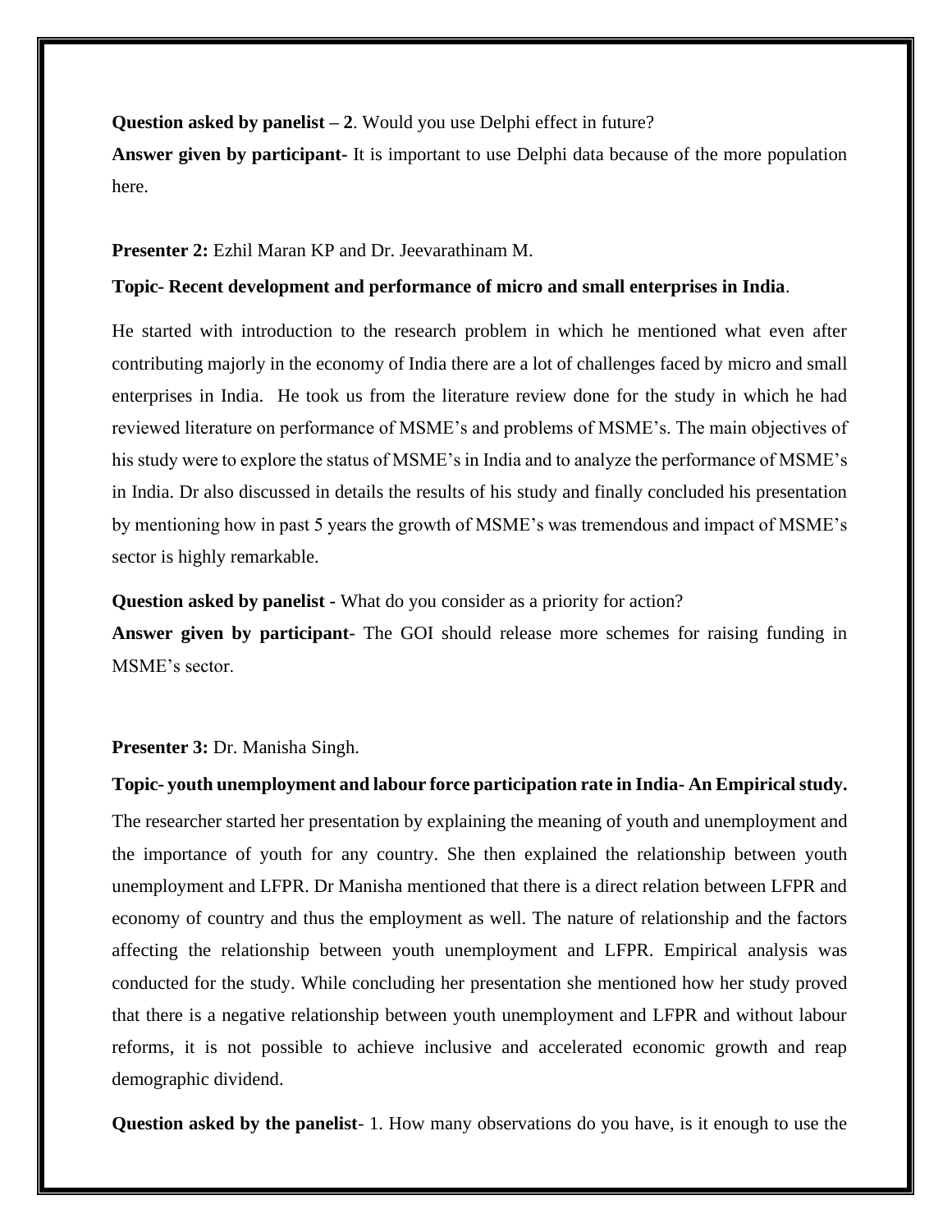**Question asked by panelist – 2**. Would you use Delphi effect in future?

**Answer given by participant-** It is important to use Delphi data because of the more population here.

**Presenter 2:** Ezhil Maran KP and Dr. Jeevarathinam M.

**Topic- Recent development and performance of micro and small enterprises in India**.

He started with introduction to the research problem in which he mentioned what even after contributing majorly in the economy of India there are a lot of challenges faced by micro and small enterprises in India. He took us from the literature review done for the study in which he had reviewed literature on performance of MSME's and problems of MSME's. The main objectives of his study were to explore the status of MSME's in India and to analyze the performance of MSME's in India. Dr also discussed in details the results of his study and finally concluded his presentation by mentioning how in past 5 years the growth of MSME's was tremendous and impact of MSME's sector is highly remarkable.

**Question asked by panelist -** What do you consider as a priority for action?

**Answer given by participant**- The GOI should release more schemes for raising funding in MSME's sector.

**Presenter 3:** Dr. Manisha Singh.

**Topic- youth unemployment and labour force participation rate in India- An Empirical study.**

The researcher started her presentation by explaining the meaning of youth and unemployment and the importance of youth for any country. She then explained the relationship between youth unemployment and LFPR. Dr Manisha mentioned that there is a direct relation between LFPR and economy of country and thus the employment as well. The nature of relationship and the factors affecting the relationship between youth unemployment and LFPR. Empirical analysis was conducted for the study. While concluding her presentation she mentioned how her study proved that there is a negative relationship between youth unemployment and LFPR and without labour reforms, it is not possible to achieve inclusive and accelerated economic growth and reap demographic dividend.

**Question asked by the panelist**- 1. How many observations do you have, is it enough to use the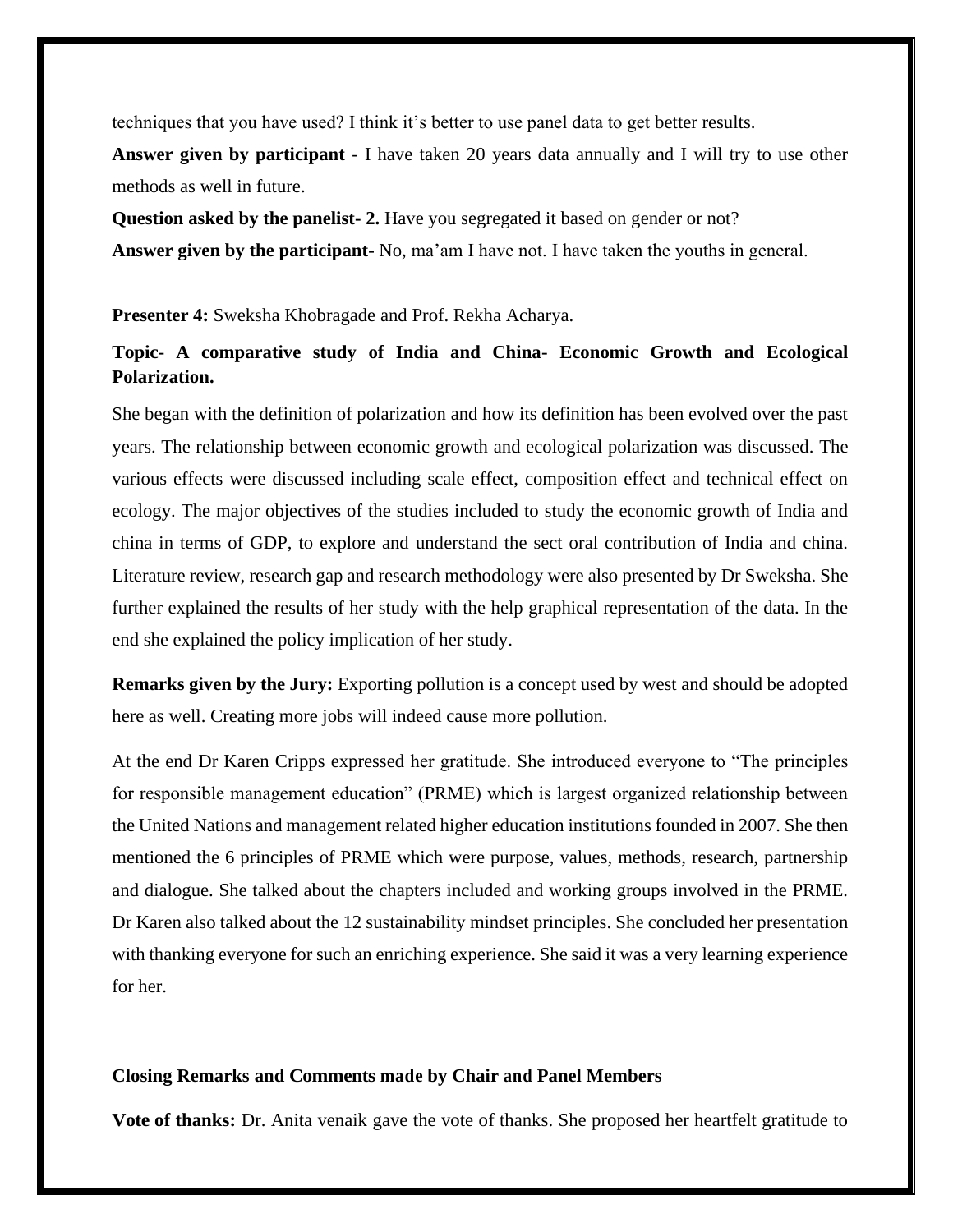techniques that you have used? I think it's better to use panel data to get better results.

**Answer given by participant** - I have taken 20 years data annually and I will try to use other methods as well in future.

**Question asked by the panelist- 2.** Have you segregated it based on gender or not?

**Answer given by the participant-** No, ma'am I have not. I have taken the youths in general.

**Presenter 4:** Sweksha Khobragade and Prof. Rekha Acharya.

**Topic- A comparative study of India and China- Economic Growth and Ecological Polarization.**

She began with the definition of polarization and how its definition has been evolved over the past years. The relationship between economic growth and ecological polarization was discussed. The various effects were discussed including scale effect, composition effect and technical effect on ecology. The major objectives of the studies included to study the economic growth of India and china in terms of GDP, to explore and understand the sect oral contribution of India and china. Literature review, research gap and research methodology were also presented by Dr Sweksha. She further explained the results of her study with the help graphical representation of the data. In the end she explained the policy implication of her study.

**Remarks given by the Jury:** Exporting pollution is a concept used by west and should be adopted here as well. Creating more jobs will indeed cause more pollution.

At the end Dr Karen Cripps expressed her gratitude. She introduced everyone to "The principles for responsible management education" (PRME) which is largest organized relationship between the United Nations and management related higher education institutions founded in 2007. She then mentioned the 6 principles of PRME which were purpose, values, methods, research, partnership and dialogue. She talked about the chapters included and working groups involved in the PRME. Dr Karen also talked about the 12 sustainability mindset principles. She concluded her presentation with thanking everyone for such an enriching experience. She said it was a very learning experience for her.

**Closing Remarks and Comments made by Chair and Panel Members**

**Vote of thanks:** Dr. Anita venaik gave the vote of thanks. She proposed her heartfelt gratitude to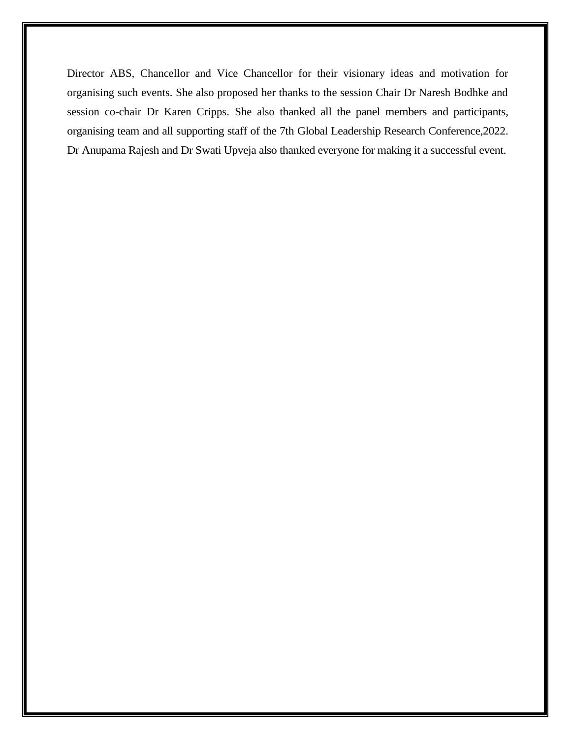Director ABS, Chancellor and Vice Chancellor for their visionary ideas and motivation for organising such events. She also proposed her thanks to the session Chair Dr Naresh Bodhke and session co-chair Dr Karen Cripps. She also thanked all the panel members and participants, organising team and all supporting staff of the 7th Global Leadership Research Conference,2022. Dr Anupama Rajesh and Dr Swati Upveja also thanked everyone for making it a successful event.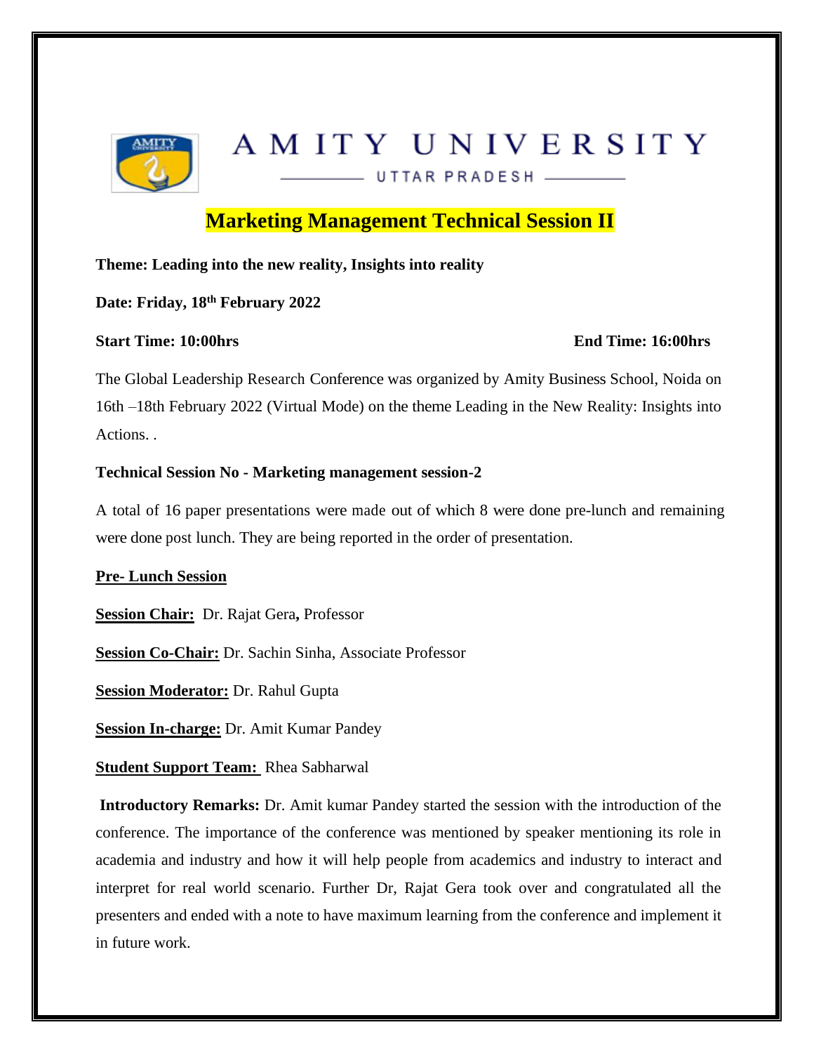AMITY UNIVERSITY

UTTAR PRADESH

# Marketing Management Technical Session II

**Theme: Leading into the new reality, Insights into reality**

**Date: Friday, 18th February 2022**

**Start Time: 10:00hrs** **End Time: 16:00hrs**

The Global Leadership Research Conference was organized by Amity Business School, Noida on 16th –18th February 2022 (Virtual Mode) on the theme Leading in the New Reality: Insights into Actions. .

**Technical Session No - Marketing management session-2**

A total of 16 paper presentations were made out of which 8 were done pre-lunch and remaining were done post lunch. They are being reported in the order of presentation.

**Pre- Lunch Session**

**Session Chair:** Dr. Rajat Gera**,** Professor

**Session Co-Chair:** Dr. Sachin Sinha, Associate Professor

**Session Moderator:** Dr. Rahul Gupta

**Session In-charge:** Dr. Amit Kumar Pandey

**Student Support Team:** Rhea Sabharwal

**Introductory Remarks:** Dr. Amit kumar Pandey started the session with the introduction of the conference. The importance of the conference was mentioned by speaker mentioning its role in academia and industry and how it will help people from academics and industry to interact and interpret for real world scenario. Further Dr, Rajat Gera took over and congratulated all the presenters and ended with a note to have maximum learning from the conference and implement it in future work.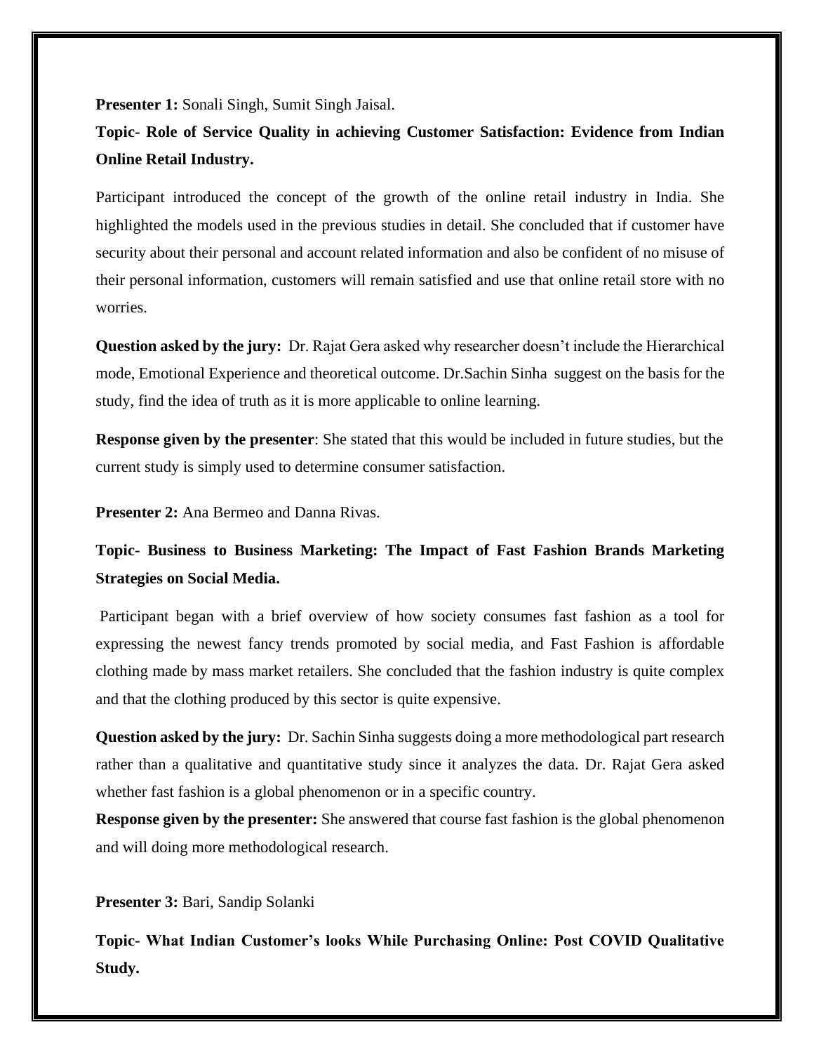**Presenter 1:** Sonali Singh, Sumit Singh Jaisal.

**Topic- Role of Service Quality in achieving Customer Satisfaction: Evidence from Indian Online Retail Industry.**

Participant introduced the concept of the growth of the online retail industry in India. She highlighted the models used in the previous studies in detail. She concluded that if customer have security about their personal and account related information and also be confident of no misuse of their personal information, customers will remain satisfied and use that online retail store with no worries.

**Question asked by the jury:** Dr. Rajat Gera asked why researcher doesn't include the Hierarchical mode, Emotional Experience and theoretical outcome. Dr.Sachin Sinha suggest on the basis for the study, find the idea of truth as it is more applicable to online learning.

**Response given by the presenter**: She stated that this would be included in future studies, but the current study is simply used to determine consumer satisfaction.

**Presenter 2:** Ana Bermeo and Danna Rivas.

**Topic- Business to Business Marketing: The Impact of Fast Fashion Brands Marketing Strategies on Social Media.**

Participant began with a brief overview of how society consumes fast fashion as a tool for expressing the newest fancy trends promoted by social media, and Fast Fashion is affordable clothing made by mass market retailers. She concluded that the fashion industry is quite complex and that the clothing produced by this sector is quite expensive.

**Question asked by the jury:** Dr. Sachin Sinha suggests doing a more methodological part research rather than a qualitative and quantitative study since it analyzes the data. Dr. Rajat Gera asked whether fast fashion is a global phenomenon or in a specific country.

**Response given by the presenter:** She answered that course fast fashion is the global phenomenon and will doing more methodological research.

**Presenter 3:** Bari, Sandip Solanki

**Topic- What Indian Customer's looks While Purchasing Online: Post COVID Qualitative Study.**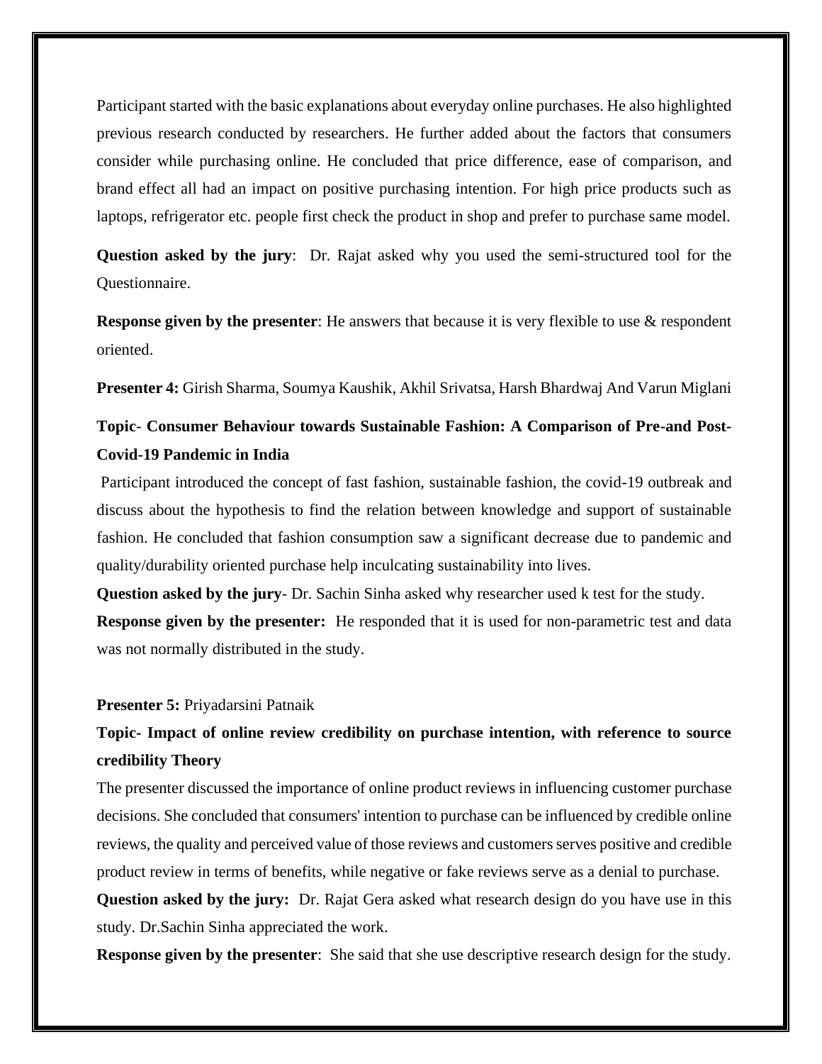Participant started with the basic explanations about everyday online purchases. He also highlighted previous research conducted by researchers. He further added about the factors that consumers consider while purchasing online. He concluded that price difference, ease of comparison, and brand effect all had an impact on positive purchasing intention. For high price products such as laptops, refrigerator etc. people first check the product in shop and prefer to purchase same model.

**Question asked by the jury**: Dr. Rajat asked why you used the semi-structured tool for the Questionnaire.

**Response given by the presenter**: He answers that because it is very flexible to use & respondent oriented.

**Presenter 4:** Girish Sharma, Soumya Kaushik, Akhil Srivatsa, Harsh Bhardwaj And Varun Miglani

**Topic- Consumer Behaviour towards Sustainable Fashion: A Comparison of Pre-and Post-Covid-19 Pandemic in India**

Participant introduced the concept of fast fashion, sustainable fashion, the covid-19 outbreak and discuss about the hypothesis to find the relation between knowledge and support of sustainable fashion. He concluded that fashion consumption saw a significant decrease due to pandemic and quality/durability oriented purchase help inculcating sustainability into lives.

**Question asked by the jury**- Dr. Sachin Sinha asked why researcher used k test for the study.

**Response given by the presenter:** He responded that it is used for non-parametric test and data was not normally distributed in the study.

**Presenter 5:** Priyadarsini Patnaik

**Topic- Impact of online review credibility on purchase intention, with reference to source credibility Theory**

The presenter discussed the importance of online product reviews in influencing customer purchase decisions. She concluded that consumers' intention to purchase can be influenced by credible online reviews, the quality and perceived value of those reviews and customers serves positive and credible product review in terms of benefits, while negative or fake reviews serve as a denial to purchase.

**Question asked by the jury:** Dr. Rajat Gera asked what research design do you have use in this study. Dr.Sachin Sinha appreciated the work.

**Response given by the presenter**: She said that she use descriptive research design for the study.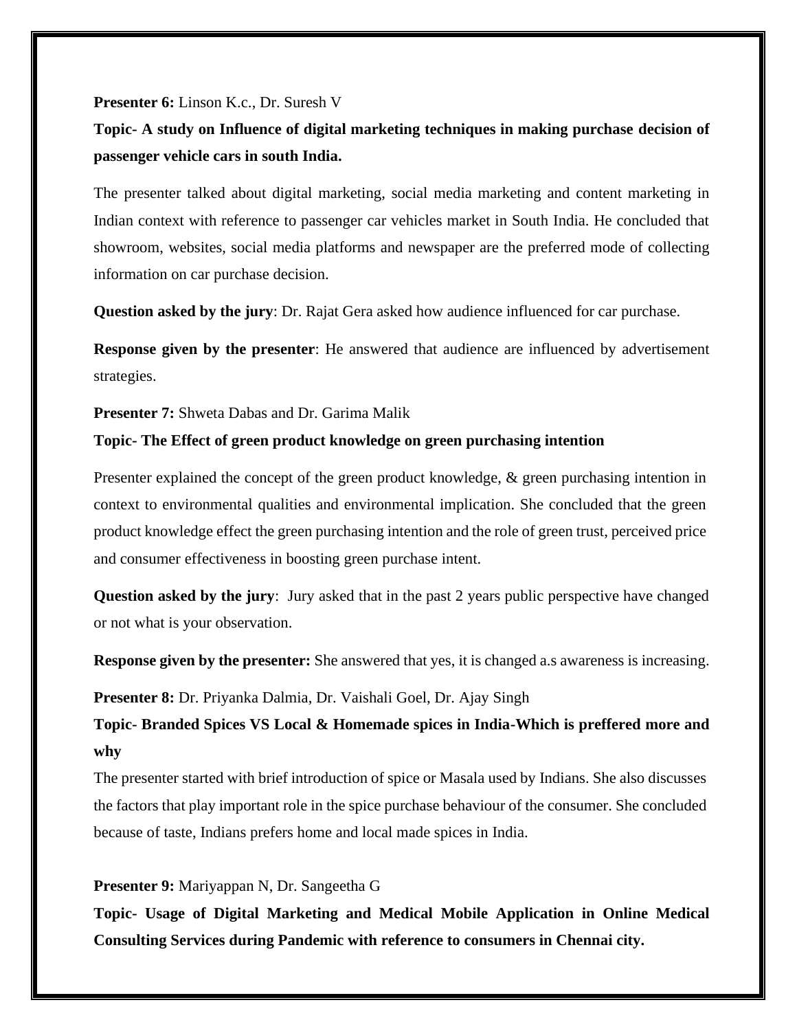**Presenter 6:** Linson K.c., Dr. Suresh V

**Topic- A study on Influence of digital marketing techniques in making purchase decision of passenger vehicle cars in south India.**

The presenter talked about digital marketing, social media marketing and content marketing in Indian context with reference to passenger car vehicles market in South India. He concluded that showroom, websites, social media platforms and newspaper are the preferred mode of collecting information on car purchase decision.

**Question asked by the jury**: Dr. Rajat Gera asked how audience influenced for car purchase.

**Response given by the presenter**: He answered that audience are influenced by advertisement strategies.

**Presenter 7:** Shweta Dabas and Dr. Garima Malik

**Topic- The Effect of green product knowledge on green purchasing intention**

Presenter explained the concept of the green product knowledge, & green purchasing intention in context to environmental qualities and environmental implication. She concluded that the green product knowledge effect the green purchasing intention and the role of green trust, perceived price and consumer effectiveness in boosting green purchase intent.

**Question asked by the jury**: Jury asked that in the past 2 years public perspective have changed or not what is your observation.

**Response given by the presenter:** She answered that yes, it is changed a.s awareness is increasing.

**Presenter 8:** Dr. Priyanka Dalmia, Dr. Vaishali Goel, Dr. Ajay Singh

**Topic- Branded Spices VS Local & Homemade spices in India-Which is preffered more and why**

The presenter started with brief introduction of spice or Masala used by Indians. She also discusses the factors that play important role in the spice purchase behaviour of the consumer. She concluded because of taste, Indians prefers home and local made spices in India.

**Presenter 9:** Mariyappan N, Dr. Sangeetha G

**Topic- Usage of Digital Marketing and Medical Mobile Application in Online Medical Consulting Services during Pandemic with reference to consumers in Chennai city.**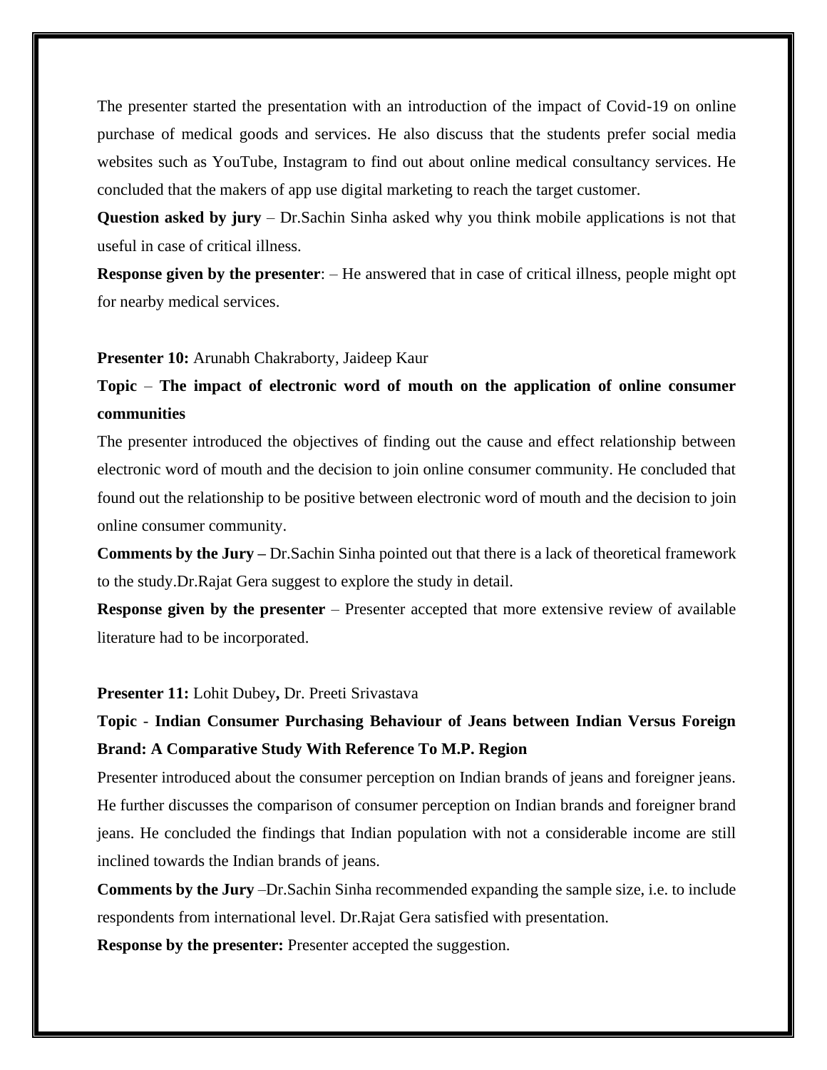The presenter started the presentation with an introduction of the impact of Covid-19 on online purchase of medical goods and services. He also discuss that the students prefer social media websites such as YouTube, Instagram to find out about online medical consultancy services. He concluded that the makers of app use digital marketing to reach the target customer.

**Question asked by jury** – Dr.Sachin Sinha asked why you think mobile applications is not that useful in case of critical illness.

**Response given by the presenter**: – He answered that in case of critical illness, people might opt for nearby medical services.

**Presenter 10:** Arunabh Chakraborty, Jaideep Kaur

**Topic** – **The impact of electronic word of mouth on the application of online consumer communities**

The presenter introduced the objectives of finding out the cause and effect relationship between electronic word of mouth and the decision to join online consumer community. He concluded that found out the relationship to be positive between electronic word of mouth and the decision to join online consumer community.

**Comments by the Jury –** Dr.Sachin Sinha pointed out that there is a lack of theoretical framework to the study.Dr.Rajat Gera suggest to explore the study in detail.

**Response given by the presenter** – Presenter accepted that more extensive review of available literature had to be incorporated.

**Presenter 11:** Lohit Dubey**,** Dr. Preeti Srivastava

**Topic** - **Indian Consumer Purchasing Behaviour of Jeans between Indian Versus Foreign Brand: A Comparative Study With Reference To M.P. Region**

Presenter introduced about the consumer perception on Indian brands of jeans and foreigner jeans. He further discusses the comparison of consumer perception on Indian brands and foreigner brand jeans. He concluded the findings that Indian population with not a considerable income are still inclined towards the Indian brands of jeans.

**Comments by the Jury** –Dr.Sachin Sinha recommended expanding the sample size, i.e. to include respondents from international level. Dr.Rajat Gera satisfied with presentation.

**Response by the presenter:** Presenter accepted the suggestion.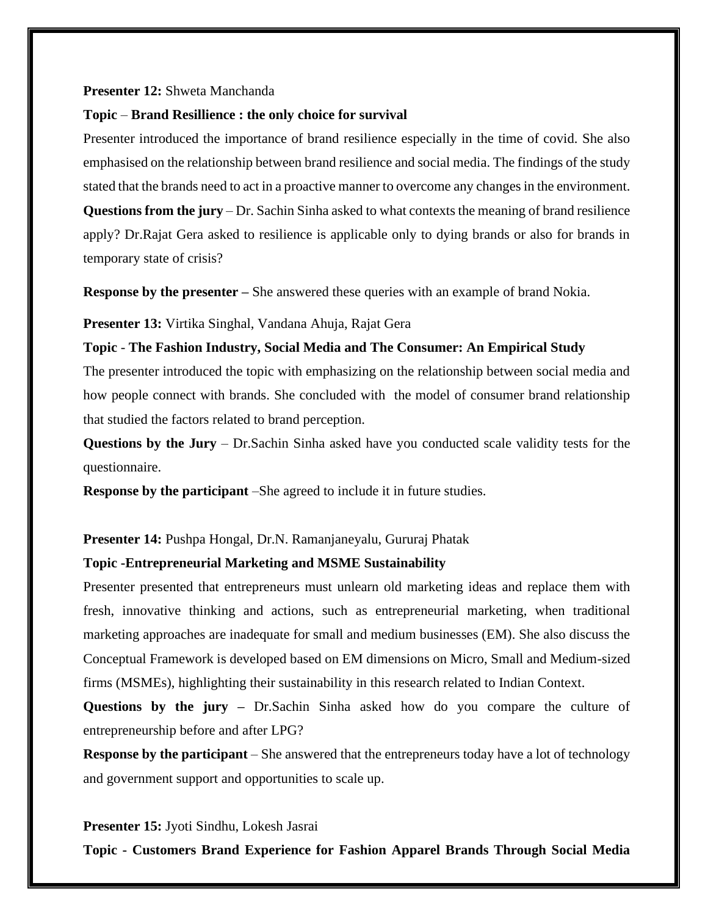**Presenter 12:** Shweta Manchanda

**Topic** – **Brand Resillience : the only choice for survival**

Presenter introduced the importance of brand resilience especially in the time of covid. She also emphasised on the relationship between brand resilience and social media. The findings of the study stated that the brands need to act in a proactive manner to overcome any changes in the environment.

**Questions from the jury** – Dr. Sachin Sinha asked to what contexts the meaning of brand resilience apply? Dr.Rajat Gera asked to resilience is applicable only to dying brands or also for brands in temporary state of crisis?

**Response by the presenter –** She answered these queries with an example of brand Nokia.

**Presenter 13:** Virtika Singhal, Vandana Ahuja, Rajat Gera

**Topic** - **The Fashion Industry, Social Media and The Consumer: An Empirical Study**

The presenter introduced the topic with emphasizing on the relationship between social media and how people connect with brands. She concluded with the model of consumer brand relationship that studied the factors related to brand perception.

**Questions by the Jury** – Dr.Sachin Sinha asked have you conducted scale validity tests for the questionnaire.

**Response by the participant** –She agreed to include it in future studies.

**Presenter 14:** Pushpa Hongal, Dr.N. Ramanjaneyalu, Gururaj Phatak

**Topic -Entrepreneurial Marketing and MSME Sustainability**

Presenter presented that entrepreneurs must unlearn old marketing ideas and replace them with fresh, innovative thinking and actions, such as entrepreneurial marketing, when traditional marketing approaches are inadequate for small and medium businesses (EM). She also discuss the Conceptual Framework is developed based on EM dimensions on Micro, Small and Medium-sized firms (MSMEs), highlighting their sustainability in this research related to Indian Context.

**Questions by the jury –** Dr.Sachin Sinha asked how do you compare the culture of entrepreneurship before and after LPG?

**Response by the participant** – She answered that the entrepreneurs today have a lot of technology and government support and opportunities to scale up.

**Presenter 15:** Jyoti Sindhu, Lokesh Jasrai

**Topic - Customers Brand Experience for Fashion Apparel Brands Through Social Media**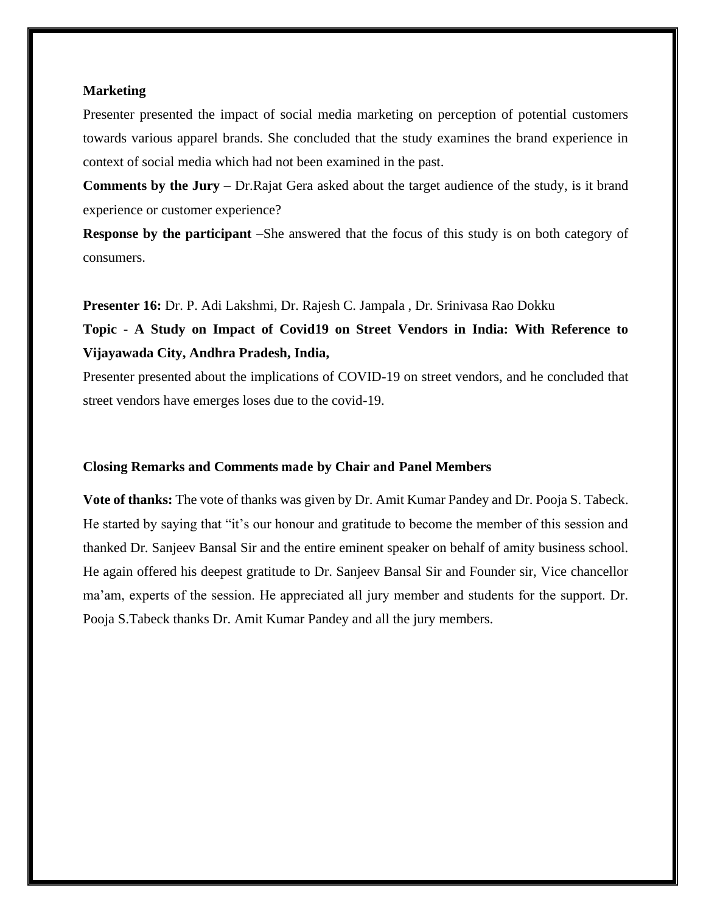**Marketing**

Presenter presented the impact of social media marketing on perception of potential customers towards various apparel brands. She concluded that the study examines the brand experience in context of social media which had not been examined in the past.

**Comments by the Jury** – Dr.Rajat Gera asked about the target audience of the study, is it brand experience or customer experience?

**Response by the participant** –She answered that the focus of this study is on both category of consumers.

**Presenter 16:** Dr. P. Adi Lakshmi, Dr. Rajesh C. Jampala , Dr. Srinivasa Rao Dokku

**Topic - A Study on Impact of Covid19 on Street Vendors in India: With Reference to Vijayawada City, Andhra Pradesh, India,**

Presenter presented about the implications of COVID-19 on street vendors, and he concluded that street vendors have emerges loses due to the covid-19.

**Closing Remarks and Comments made by Chair and Panel Members**

**Vote of thanks:** The vote of thanks was given by Dr. Amit Kumar Pandey and Dr. Pooja S. Tabeck. He started by saying that "it's our honour and gratitude to become the member of this session and thanked Dr. Sanjeev Bansal Sir and the entire eminent speaker on behalf of amity business school. He again offered his deepest gratitude to Dr. Sanjeev Bansal Sir and Founder sir, Vice chancellor ma'am, experts of the session. He appreciated all jury member and students for the support. Dr. Pooja S.Tabeck thanks Dr. Amit Kumar Pandey and all the jury members.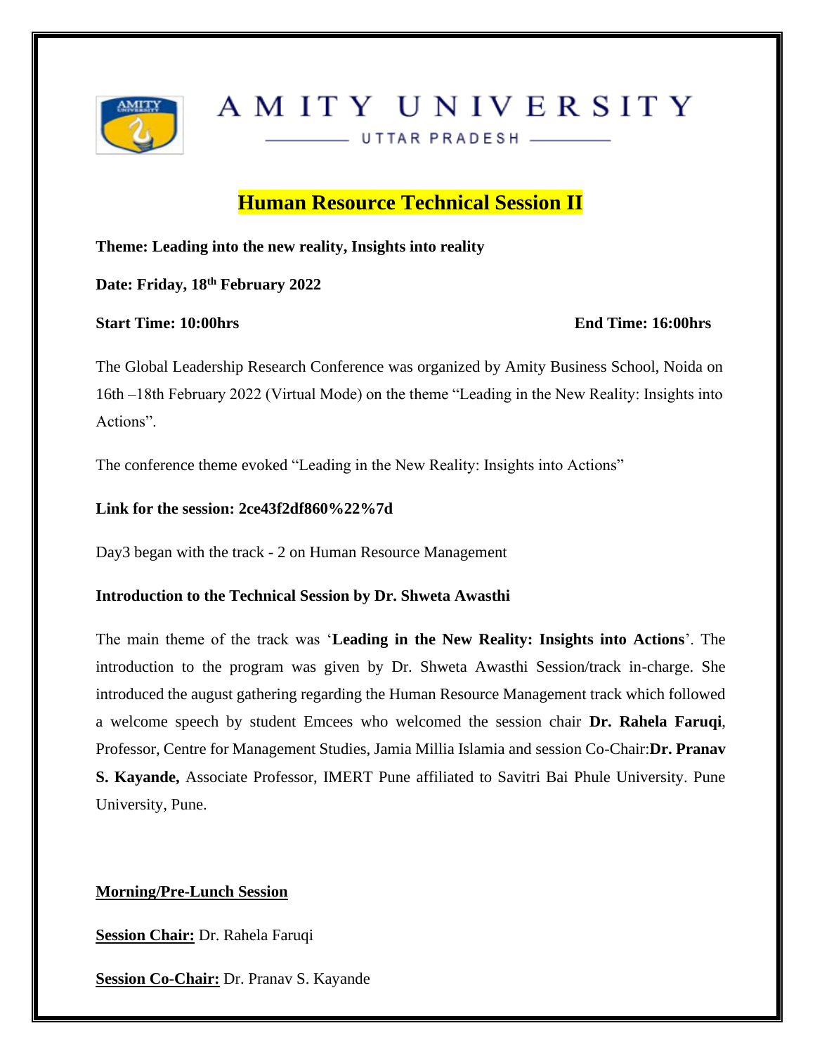AMITY UNIVERSITY

UTTAR PRADESH

# Human Resource Technical Session II

**Theme: Leading into the new reality, Insights into reality**

**Date: Friday, 18th February 2022**

**Start Time: 10:00hrs** **End Time: 16:00hrs**

The Global Leadership Research Conference was organized by Amity Business School, Noida on 16th –18th February 2022 (Virtual Mode) on the theme "Leading in the New Reality: Insights into Actions".

The conference theme evoked "Leading in the New Reality: Insights into Actions"

**Link for the session: 2ce43f2df860%22%7d**

Day3 began with the track - 2 on Human Resource Management

**Introduction to the Technical Session by Dr. Shweta Awasthi**

The main theme of the track was '**Leading in the New Reality: Insights into Actions**'. The introduction to the program was given by Dr. Shweta Awasthi Session/track in-charge. She introduced the august gathering regarding the Human Resource Management track which followed a welcome speech by student Emcees who welcomed the session chair **Dr. Rahela Faruqi**, Professor, Centre for Management Studies, Jamia Millia Islamia and session Co-Chair:**Dr. Pranav S. Kayande,** Associate Professor, IMERT Pune affiliated to Savitri Bai Phule University. Pune University, Pune.

**Morning/Pre-Lunch Session**

**Session Chair:** Dr. Rahela Faruqi

**Session Co-Chair:** Dr. Pranav S. Kayande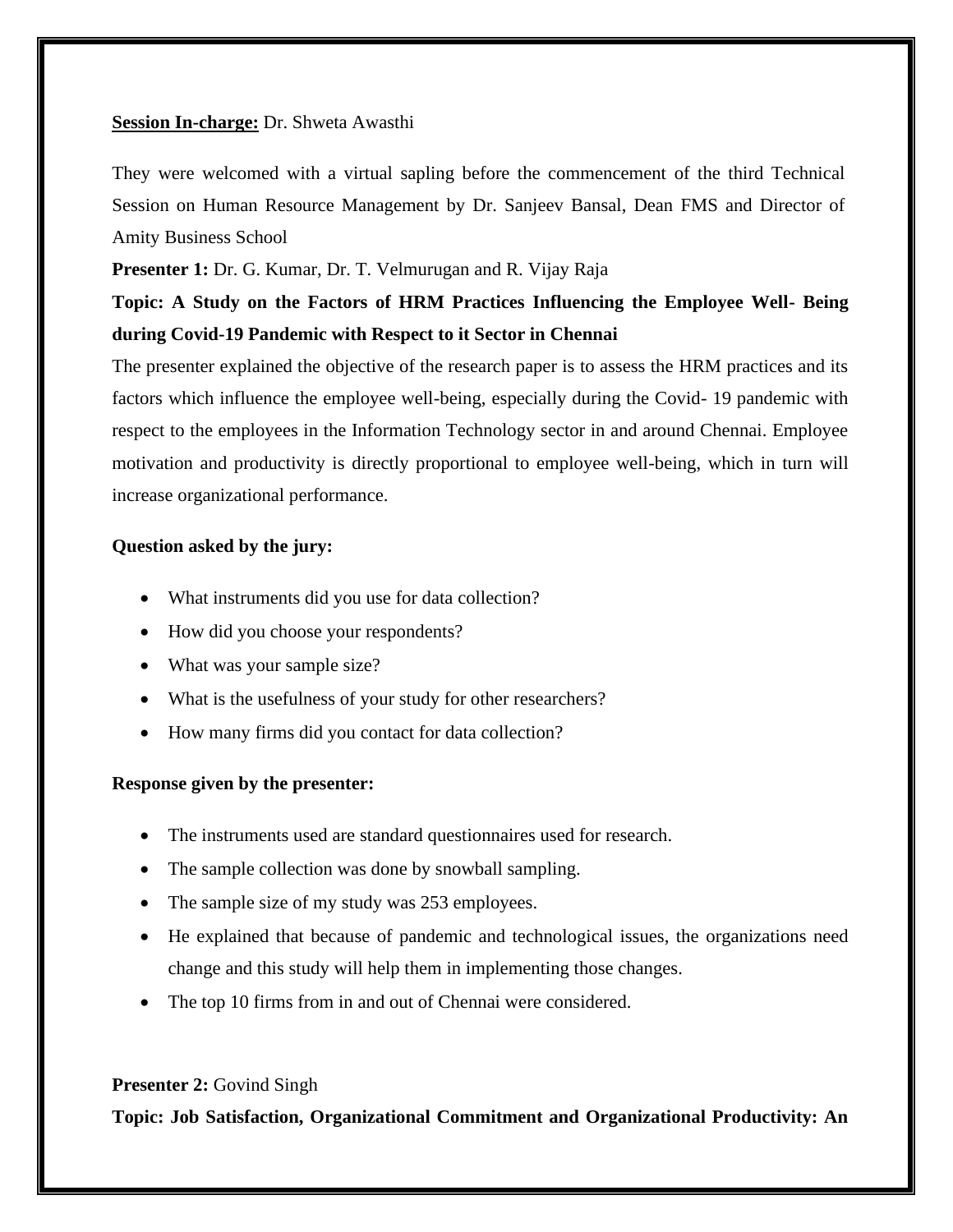**Session In-charge:** Dr. Shweta Awasthi

They were welcomed with a virtual sapling before the commencement of the third Technical Session on Human Resource Management by Dr. Sanjeev Bansal, Dean FMS and Director of Amity Business School

**Presenter 1:** Dr. G. Kumar, Dr. T. Velmurugan and R. Vijay Raja

**Topic: A Study on the Factors of HRM Practices Influencing the Employee Well- Being during Covid-19 Pandemic with Respect to it Sector in Chennai**

The presenter explained the objective of the research paper is to assess the HRM practices and its factors which influence the employee well-being, especially during the Covid- 19 pandemic with respect to the employees in the Information Technology sector in and around Chennai. Employee motivation and productivity is directly proportional to employee well-being, which in turn will increase organizational performance.

**Question asked by the jury:**

- What instruments did you use for data collection?
- How did you choose your respondents?
- What was your sample size?
- What is the usefulness of your study for other researchers?
- How many firms did you contact for data collection?

**Response given by the presenter:**

- The instruments used are standard questionnaires used for research.
- The sample collection was done by snowball sampling.
- The sample size of my study was 253 employees.
- He explained that because of pandemic and technological issues, the organizations need change and this study will help them in implementing those changes.
- The top 10 firms from in and out of Chennai were considered.

**Presenter 2:** Govind Singh

**Topic: Job Satisfaction, Organizational Commitment and Organizational Productivity: An**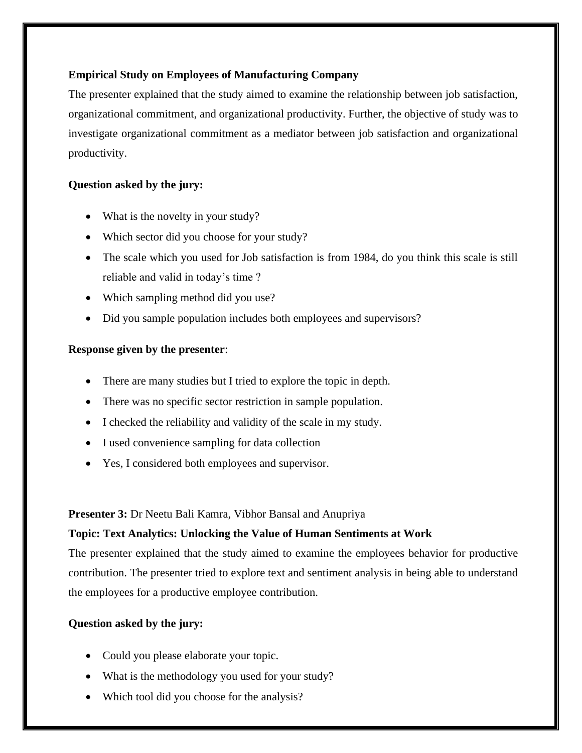**Empirical Study on Employees of Manufacturing Company**

The presenter explained that the study aimed to examine the relationship between job satisfaction, organizational commitment, and organizational productivity. Further, the objective of study was to investigate organizational commitment as a mediator between job satisfaction and organizational productivity.

**Question asked by the jury:**

- What is the novelty in your study?
- Which sector did you choose for your study?
- The scale which you used for Job satisfaction is from 1984, do you think this scale is still reliable and valid in today's time ?
- Which sampling method did you use?
- Did you sample population includes both employees and supervisors?

**Response given by the presenter**:

- There are many studies but I tried to explore the topic in depth.
- There was no specific sector restriction in sample population.
- I checked the reliability and validity of the scale in my study.
- I used convenience sampling for data collection
- Yes, I considered both employees and supervisor.

**Presenter 3:** Dr Neetu Bali Kamra, Vibhor Bansal and Anupriya

**Topic: Text Analytics: Unlocking the Value of Human Sentiments at Work**

The presenter explained that the study aimed to examine the employees behavior for productive contribution. The presenter tried to explore text and sentiment analysis in being able to understand the employees for a productive employee contribution.

**Question asked by the jury:**

- Could you please elaborate your topic.
- What is the methodology you used for your study?
- Which tool did you choose for the analysis?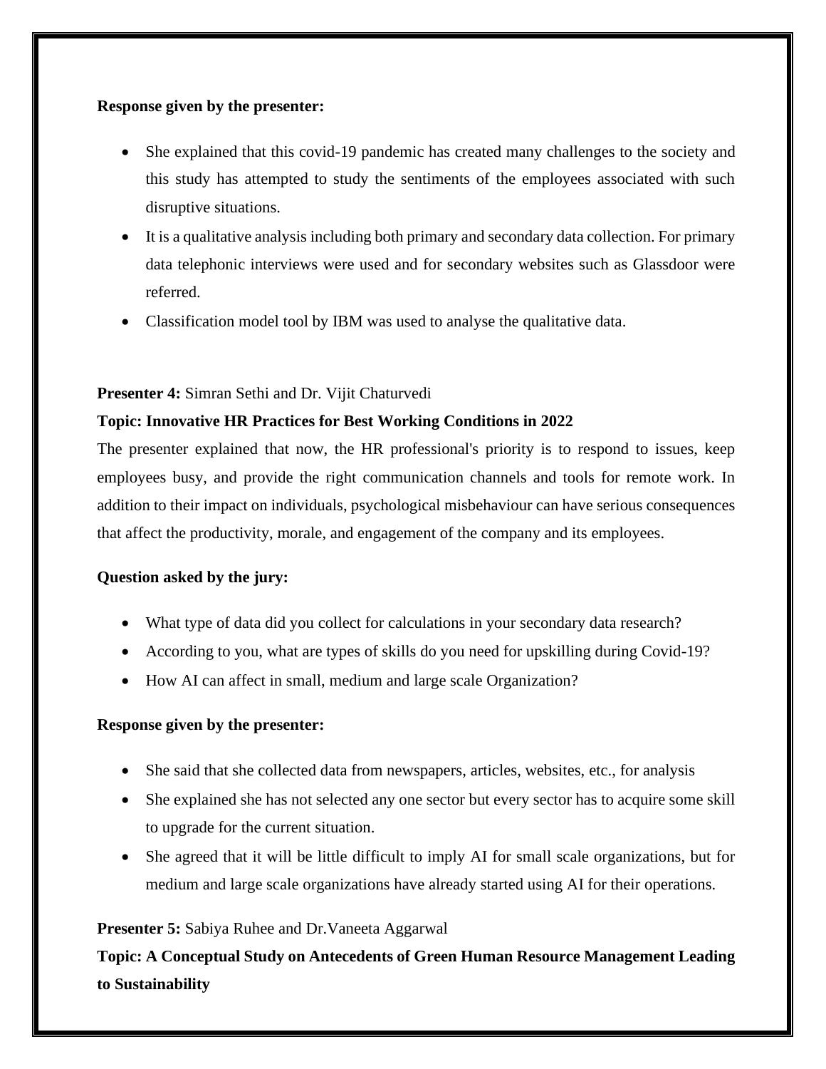**Response given by the presenter:**

- She explained that this covid-19 pandemic has created many challenges to the society and this study has attempted to study the sentiments of the employees associated with such disruptive situations.
- It is a qualitative analysis including both primary and secondary data collection. For primary data telephonic interviews were used and for secondary websites such as Glassdoor were referred.
- Classification model tool by IBM was used to analyse the qualitative data.

**Presenter 4:** Simran Sethi and Dr. Vijit Chaturvedi

**Topic: Innovative HR Practices for Best Working Conditions in 2022**

The presenter explained that now, the HR professional's priority is to respond to issues, keep employees busy, and provide the right communication channels and tools for remote work. In addition to their impact on individuals, psychological misbehaviour can have serious consequences that affect the productivity, morale, and engagement of the company and its employees.

**Question asked by the jury:**

- What type of data did you collect for calculations in your secondary data research?
- According to you, what are types of skills do you need for upskilling during Covid-19?
- How AI can affect in small, medium and large scale Organization?

**Response given by the presenter:**

- She said that she collected data from newspapers, articles, websites, etc., for analysis
- She explained she has not selected any one sector but every sector has to acquire some skill to upgrade for the current situation.
- She agreed that it will be little difficult to imply AI for small scale organizations, but for medium and large scale organizations have already started using AI for their operations.

**Presenter 5:** Sabiya Ruhee and Dr.Vaneeta Aggarwal

**Topic: A Conceptual Study on Antecedents of Green Human Resource Management Leading to Sustainability**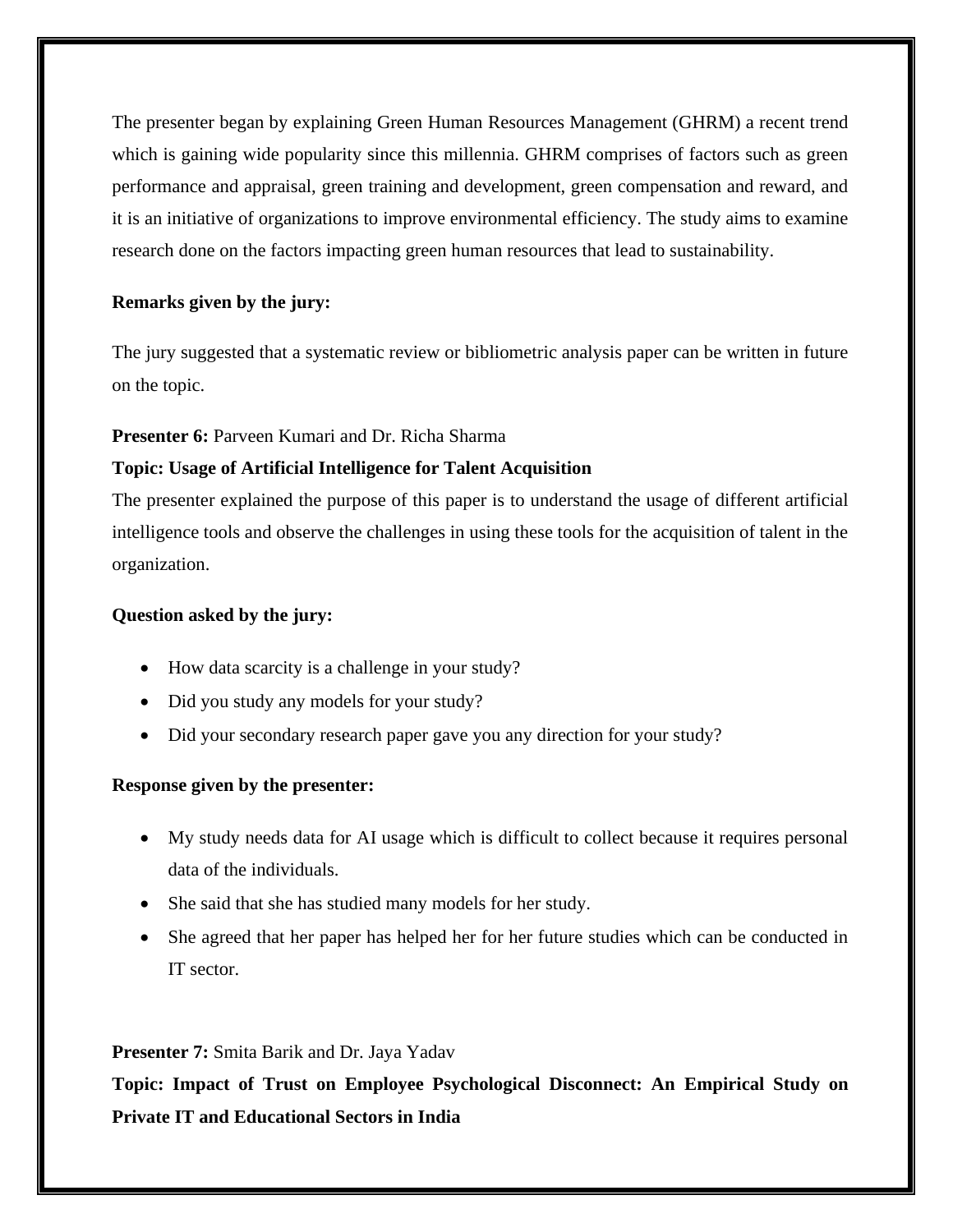The presenter began by explaining Green Human Resources Management (GHRM) a recent trend which is gaining wide popularity since this millennia. GHRM comprises of factors such as green performance and appraisal, green training and development, green compensation and reward, and it is an initiative of organizations to improve environmental efficiency. The study aims to examine research done on the factors impacting green human resources that lead to sustainability.

**Remarks given by the jury:**

The jury suggested that a systematic review or bibliometric analysis paper can be written in future on the topic.

**Presenter 6:** Parveen Kumari and Dr. Richa Sharma

**Topic: Usage of Artificial Intelligence for Talent Acquisition**

The presenter explained the purpose of this paper is to understand the usage of different artificial intelligence tools and observe the challenges in using these tools for the acquisition of talent in the organization.

**Question asked by the jury:**

- How data scarcity is a challenge in your study?
- Did you study any models for your study?
- Did your secondary research paper gave you any direction for your study?

**Response given by the presenter:**

- My study needs data for AI usage which is difficult to collect because it requires personal data of the individuals.
- She said that she has studied many models for her study.
- She agreed that her paper has helped her for her future studies which can be conducted in IT sector.

**Presenter 7:** Smita Barik and Dr. Jaya Yadav

**Topic: Impact of Trust on Employee Psychological Disconnect: An Empirical Study on Private IT and Educational Sectors in India**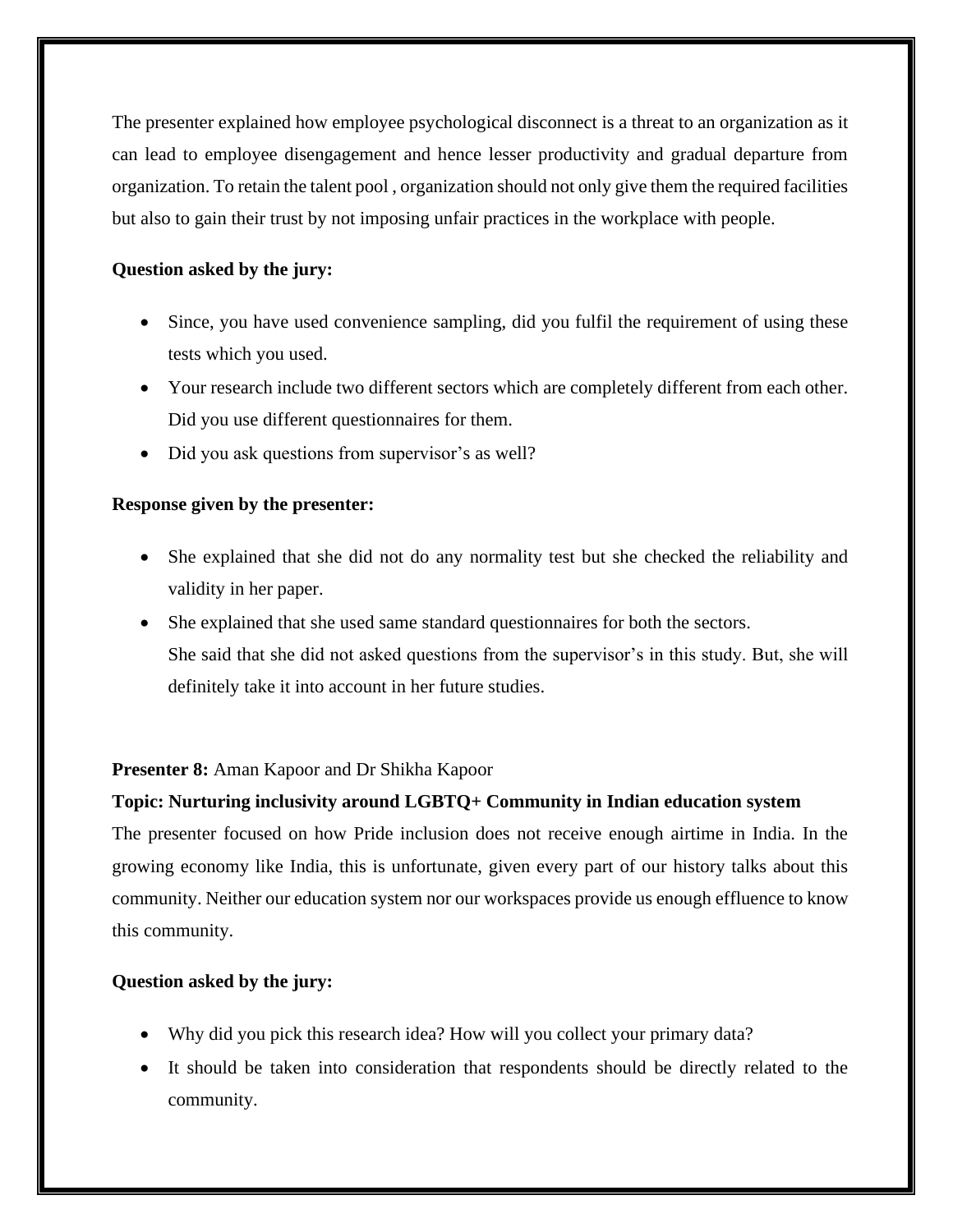The presenter explained how employee psychological disconnect is a threat to an organization as it can lead to employee disengagement and hence lesser productivity and gradual departure from organization. To retain the talent pool , organization should not only give them the required facilities but also to gain their trust by not imposing unfair practices in the workplace with people.

**Question asked by the jury:**

- Since, you have used convenience sampling, did you fulfil the requirement of using these tests which you used.
- Your research include two different sectors which are completely different from each other. Did you use different questionnaires for them.
- Did you ask questions from supervisor's as well?

**Response given by the presenter:**

- She explained that she did not do any normality test but she checked the reliability and validity in her paper.
- She explained that she used same standard questionnaires for both the sectors.
  She said that she did not asked questions from the supervisor's in this study. But, she will definitely take it into account in her future studies.

**Presenter 8:** Aman Kapoor and Dr Shikha Kapoor

**Topic: Nurturing inclusivity around LGBTQ+ Community in Indian education system**

The presenter focused on how Pride inclusion does not receive enough airtime in India. In the growing economy like India, this is unfortunate, given every part of our history talks about this community. Neither our education system nor our workspaces provide us enough effluence to know this community.

**Question asked by the jury:**

- Why did you pick this research idea? How will you collect your primary data?
- It should be taken into consideration that respondents should be directly related to the community.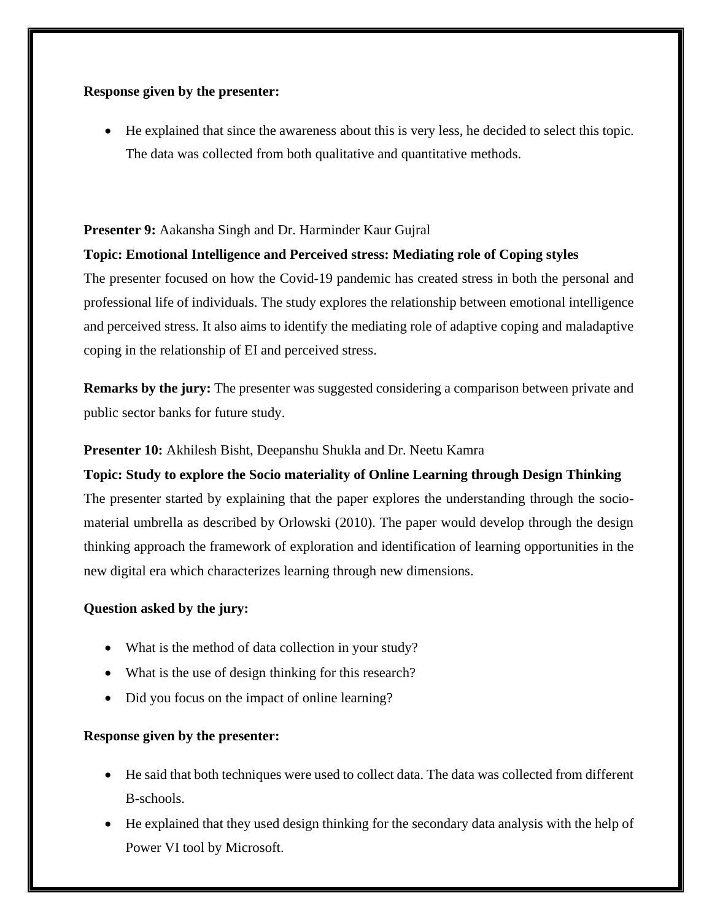**Response given by the presenter:**

- He explained that since the awareness about this is very less, he decided to select this topic. The data was collected from both qualitative and quantitative methods.

**Presenter 9:** Aakansha Singh and Dr. Harminder Kaur Gujral

**Topic: Emotional Intelligence and Perceived stress: Mediating role of Coping styles**

The presenter focused on how the Covid-19 pandemic has created stress in both the personal and professional life of individuals. The study explores the relationship between emotional intelligence and perceived stress. It also aims to identify the mediating role of adaptive coping and maladaptive coping in the relationship of EI and perceived stress.

**Remarks by the jury:** The presenter was suggested considering a comparison between private and public sector banks for future study.

**Presenter 10:** Akhilesh Bisht, Deepanshu Shukla and Dr. Neetu Kamra

**Topic: Study to explore the Socio materiality of Online Learning through Design Thinking**

The presenter started by explaining that the paper explores the understanding through the socio-material umbrella as described by Orlowski (2010). The paper would develop through the design thinking approach the framework of exploration and identification of learning opportunities in the new digital era which characterizes learning through new dimensions.

**Question asked by the jury:**

- What is the method of data collection in your study?
- What is the use of design thinking for this research?
- Did you focus on the impact of online learning?

**Response given by the presenter:**

- He said that both techniques were used to collect data. The data was collected from different B-schools.
- He explained that they used design thinking for the secondary data analysis with the help of Power VI tool by Microsoft.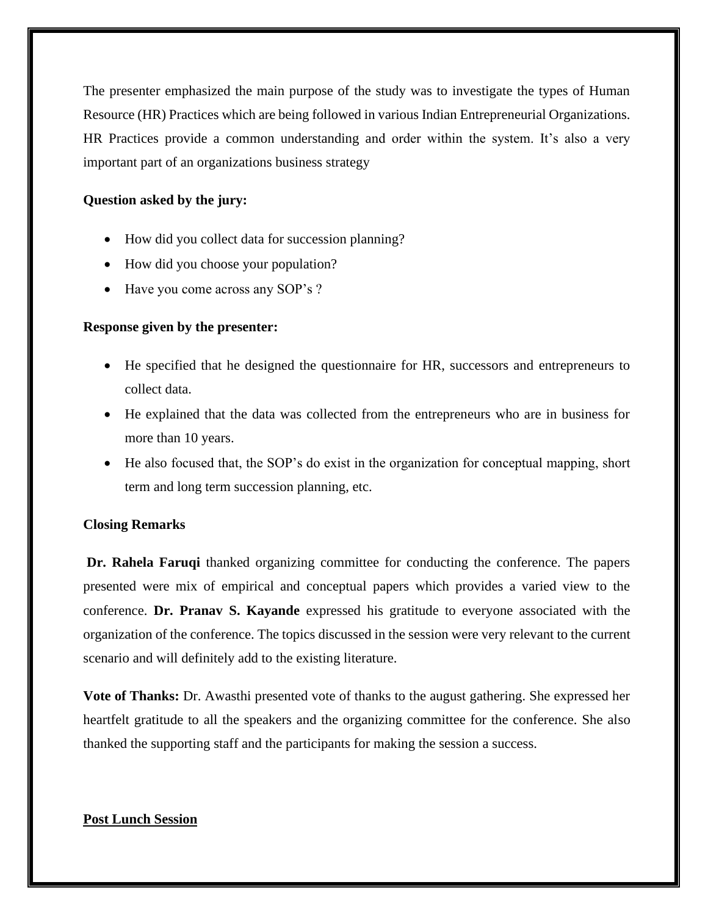The presenter emphasized the main purpose of the study was to investigate the types of Human Resource (HR) Practices which are being followed in various Indian Entrepreneurial Organizations. HR Practices provide a common understanding and order within the system. It's also a very important part of an organizations business strategy

**Question asked by the jury:**

- How did you collect data for succession planning?
- How did you choose your population?
- Have you come across any SOP's ?

**Response given by the presenter:**

- He specified that he designed the questionnaire for HR, successors and entrepreneurs to collect data.
- He explained that the data was collected from the entrepreneurs who are in business for more than 10 years.
- He also focused that, the SOP's do exist in the organization for conceptual mapping, short term and long term succession planning, etc.

**Closing Remarks**

**Dr. Rahela Faruqi** thanked organizing committee for conducting the conference. The papers presented were mix of empirical and conceptual papers which provides a varied view to the conference. **Dr. Pranav S. Kayande** expressed his gratitude to everyone associated with the organization of the conference. The topics discussed in the session were very relevant to the current scenario and will definitely add to the existing literature.

**Vote of Thanks:** Dr. Awasthi presented vote of thanks to the august gathering. She expressed her heartfelt gratitude to all the speakers and the organizing committee for the conference. She also thanked the supporting staff and the participants for making the session a success.

**Post Lunch Session**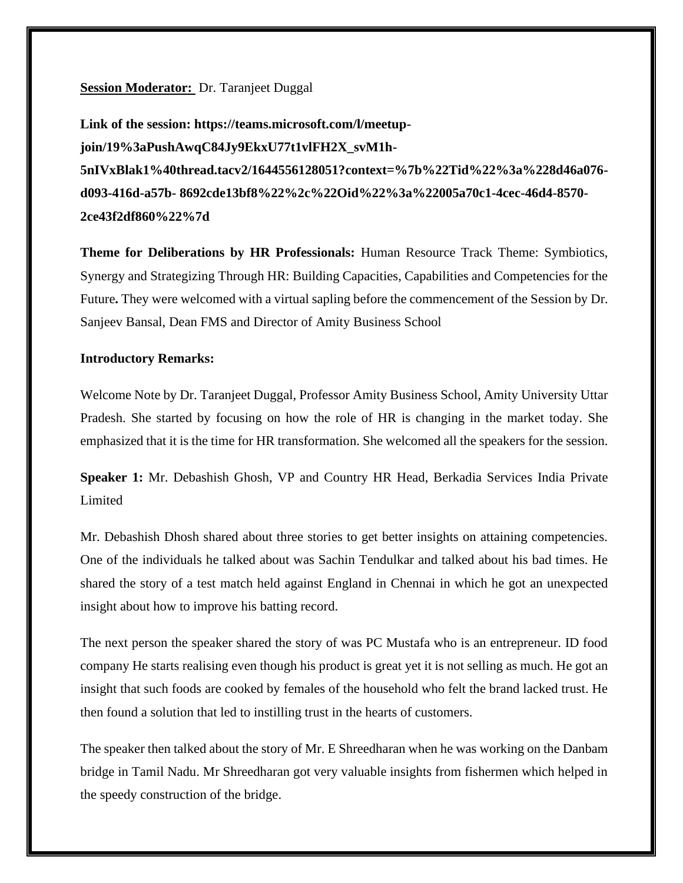**Session Moderator:** Dr. Taranjeet Duggal

**Link of the session: https://teams.microsoft.com/l/meetup-join/19%3aPushAwqC84Jy9EkxU77t1vlFH2X_svM1h-5nIVxBlak1%40thread.tacv2/1644556128051?context=%7b%22Tid%22%3a%228d46a076-d093-416d-a57b- 8692cde13bf8%22%2c%22Oid%22%3a%22005a70c1-4cec-46d4-8570-2ce43f2df860%22%7d**

**Theme for Deliberations by HR Professionals:** Human Resource Track Theme: Symbiotics, Synergy and Strategizing Through HR: Building Capacities, Capabilities and Competencies for the Future**.** They were welcomed with a virtual sapling before the commencement of the Session by Dr. Sanjeev Bansal, Dean FMS and Director of Amity Business School

**Introductory Remarks:**

Welcome Note by Dr. Taranjeet Duggal, Professor Amity Business School, Amity University Uttar Pradesh. She started by focusing on how the role of HR is changing in the market today. She emphasized that it is the time for HR transformation. She welcomed all the speakers for the session.

**Speaker 1:** Mr. Debashish Ghosh, VP and Country HR Head, Berkadia Services India Private Limited

Mr. Debashish Dhosh shared about three stories to get better insights on attaining competencies. One of the individuals he talked about was Sachin Tendulkar and talked about his bad times. He shared the story of a test match held against England in Chennai in which he got an unexpected insight about how to improve his batting record.

The next person the speaker shared the story of was PC Mustafa who is an entrepreneur. ID food company He starts realising even though his product is great yet it is not selling as much. He got an insight that such foods are cooked by females of the household who felt the brand lacked trust. He then found a solution that led to instilling trust in the hearts of customers.

The speaker then talked about the story of Mr. E Shreedharan when he was working on the Danbam bridge in Tamil Nadu. Mr Shreedharan got very valuable insights from fishermen which helped in the speedy construction of the bridge.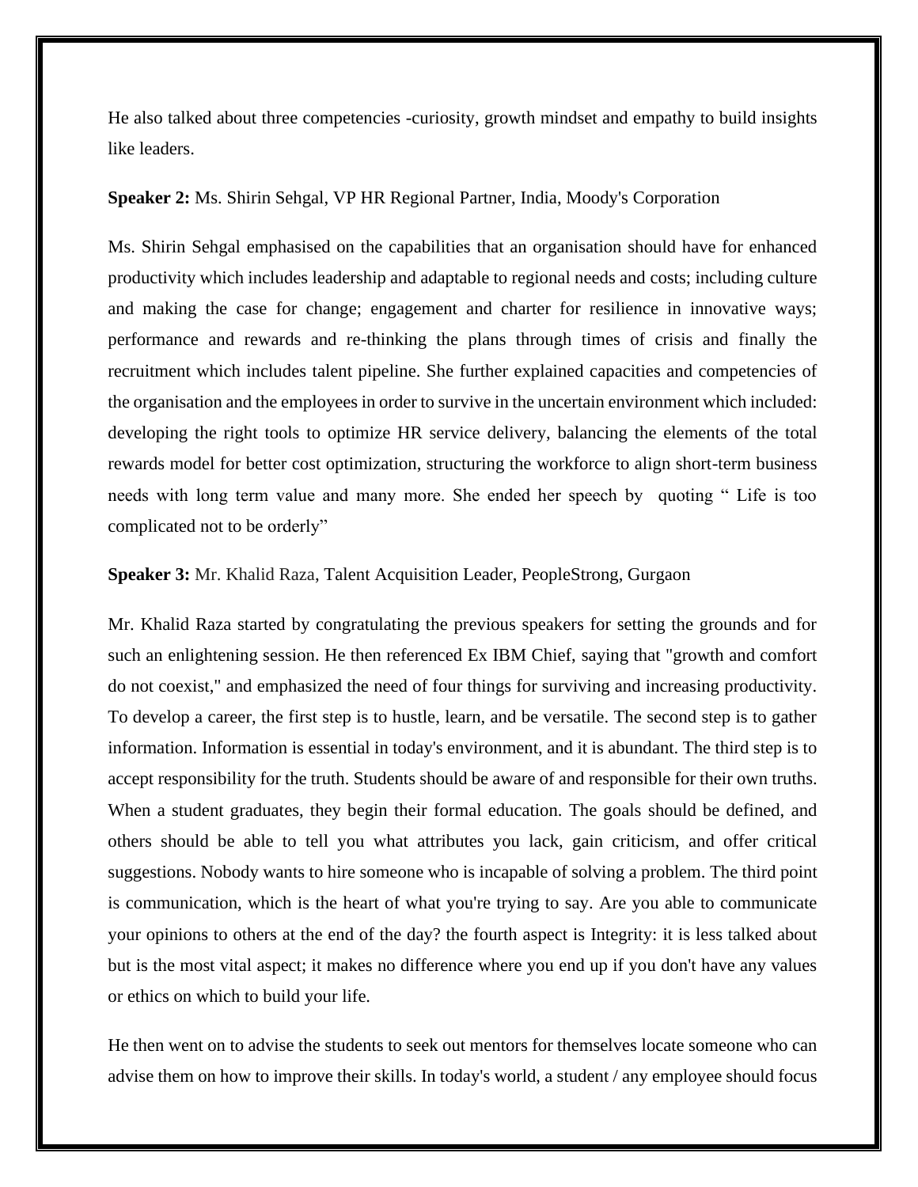He also talked about three competencies -curiosity, growth mindset and empathy to build insights like leaders.

**Speaker 2:** Ms. Shirin Sehgal, VP HR Regional Partner, India, Moody's Corporation

Ms. Shirin Sehgal emphasised on the capabilities that an organisation should have for enhanced productivity which includes leadership and adaptable to regional needs and costs; including culture and making the case for change; engagement and charter for resilience in innovative ways; performance and rewards and re-thinking the plans through times of crisis and finally the recruitment which includes talent pipeline. She further explained capacities and competencies of the organisation and the employees in order to survive in the uncertain environment which included: developing the right tools to optimize HR service delivery, balancing the elements of the total rewards model for better cost optimization, structuring the workforce to align short-term business needs with long term value and many more. She ended her speech by quoting " Life is too complicated not to be orderly"

**Speaker 3:** Mr. Khalid Raza, Talent Acquisition Leader, PeopleStrong, Gurgaon

Mr. Khalid Raza started by congratulating the previous speakers for setting the grounds and for such an enlightening session. He then referenced Ex IBM Chief, saying that "growth and comfort do not coexist," and emphasized the need of four things for surviving and increasing productivity. To develop a career, the first step is to hustle, learn, and be versatile. The second step is to gather information. Information is essential in today's environment, and it is abundant. The third step is to accept responsibility for the truth. Students should be aware of and responsible for their own truths. When a student graduates, they begin their formal education. The goals should be defined, and others should be able to tell you what attributes you lack, gain criticism, and offer critical suggestions. Nobody wants to hire someone who is incapable of solving a problem. The third point is communication, which is the heart of what you're trying to say. Are you able to communicate your opinions to others at the end of the day? the fourth aspect is Integrity: it is less talked about but is the most vital aspect; it makes no difference where you end up if you don't have any values or ethics on which to build your life.

He then went on to advise the students to seek out mentors for themselves locate someone who can advise them on how to improve their skills. In today's world, a student / any employee should focus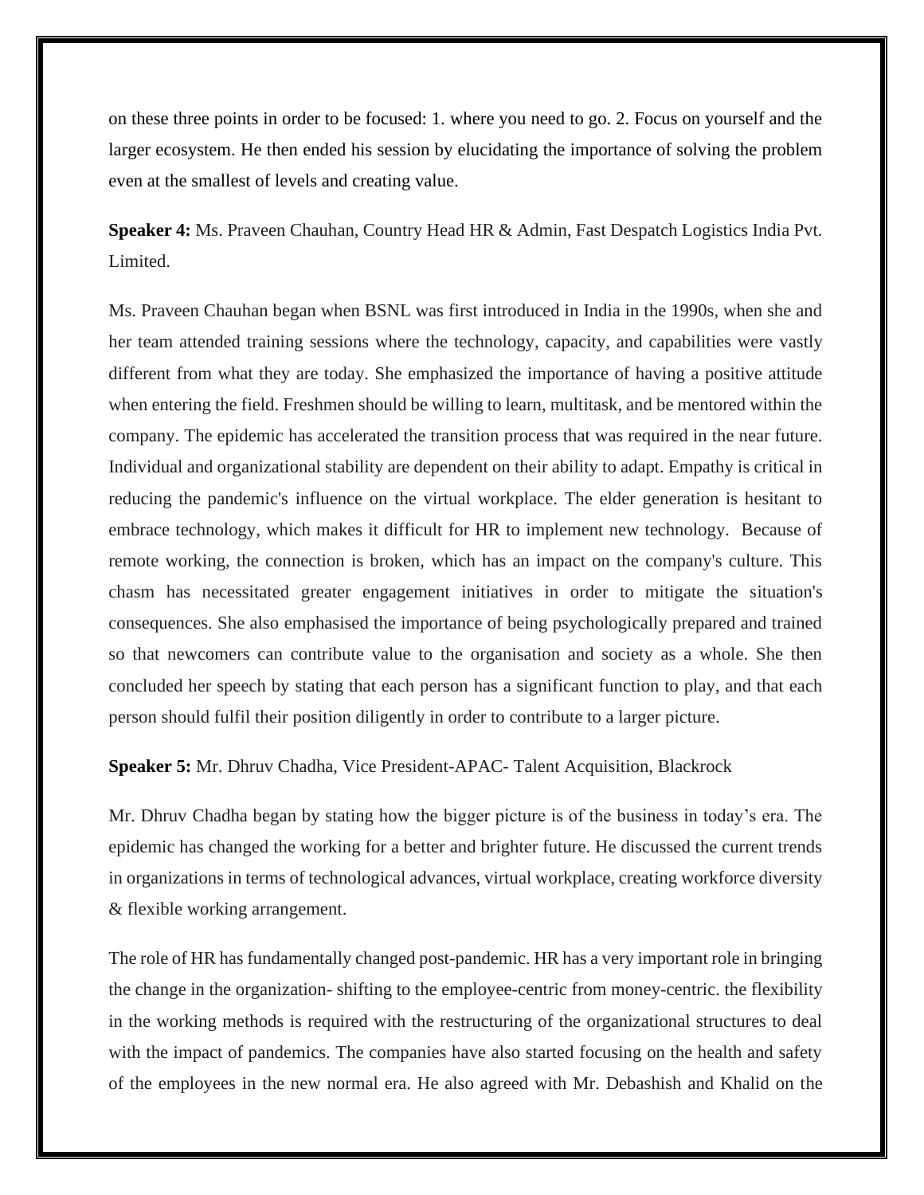on these three points in order to be focused: 1. where you need to go. 2. Focus on yourself and the larger ecosystem. He then ended his session by elucidating the importance of solving the problem even at the smallest of levels and creating value.

**Speaker 4:** Ms. Praveen Chauhan, Country Head HR & Admin, Fast Despatch Logistics India Pvt. Limited.

Ms. Praveen Chauhan began when BSNL was first introduced in India in the 1990s, when she and her team attended training sessions where the technology, capacity, and capabilities were vastly different from what they are today. She emphasized the importance of having a positive attitude when entering the field. Freshmen should be willing to learn, multitask, and be mentored within the company. The epidemic has accelerated the transition process that was required in the near future. Individual and organizational stability are dependent on their ability to adapt. Empathy is critical in reducing the pandemic's influence on the virtual workplace. The elder generation is hesitant to embrace technology, which makes it difficult for HR to implement new technology. Because of remote working, the connection is broken, which has an impact on the company's culture. This chasm has necessitated greater engagement initiatives in order to mitigate the situation's consequences. She also emphasised the importance of being psychologically prepared and trained so that newcomers can contribute value to the organisation and society as a whole. She then concluded her speech by stating that each person has a significant function to play, and that each person should fulfil their position diligently in order to contribute to a larger picture.

**Speaker 5:** Mr. Dhruv Chadha, Vice President-APAC- Talent Acquisition, Blackrock

Mr. Dhruv Chadha began by stating how the bigger picture is of the business in today's era. The epidemic has changed the working for a better and brighter future. He discussed the current trends in organizations in terms of technological advances, virtual workplace, creating workforce diversity & flexible working arrangement.

The role of HR has fundamentally changed post-pandemic. HR has a very important role in bringing the change in the organization- shifting to the employee-centric from money-centric. the flexibility in the working methods is required with the restructuring of the organizational structures to deal with the impact of pandemics. The companies have also started focusing on the health and safety of the employees in the new normal era. He also agreed with Mr. Debashish and Khalid on the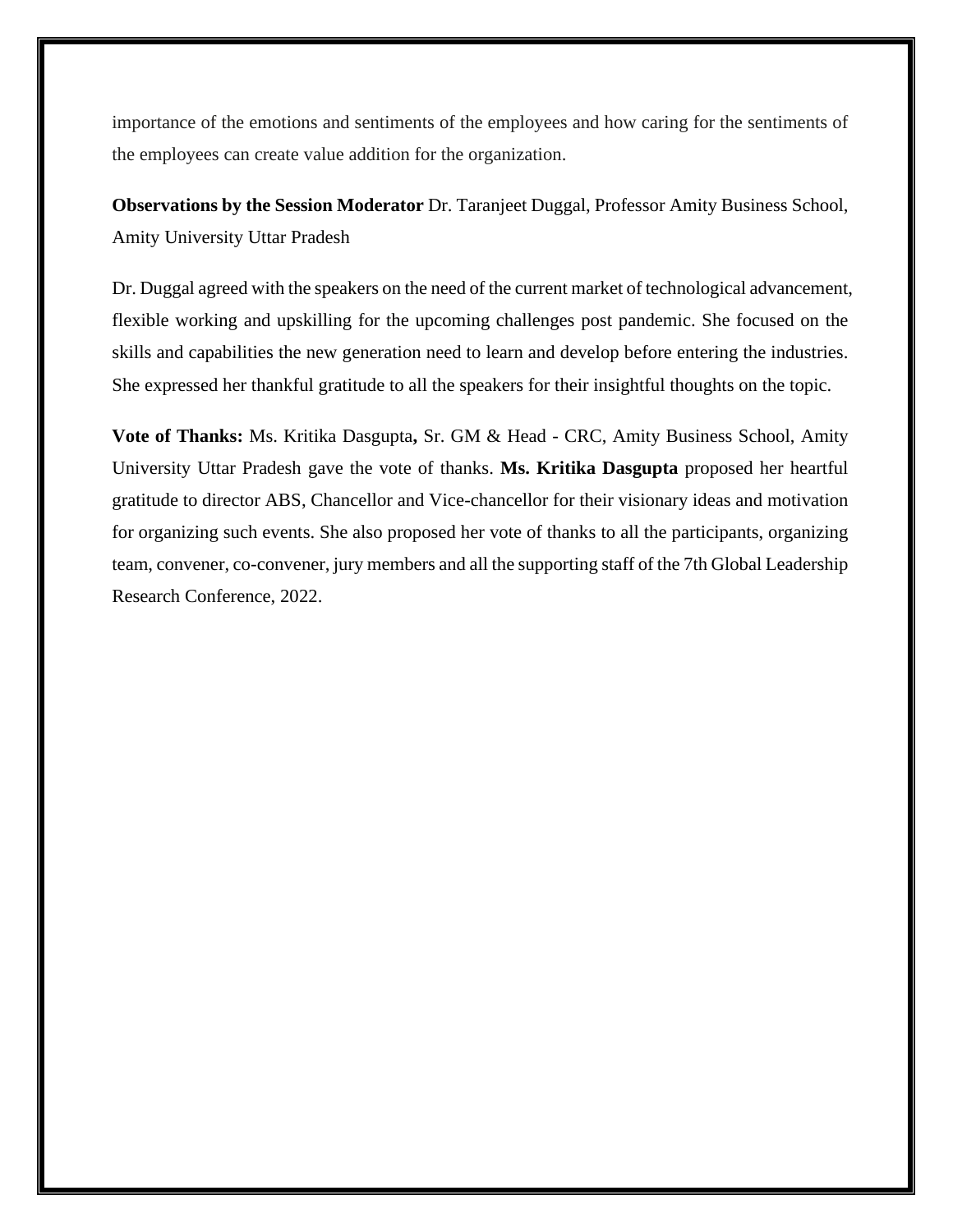importance of the emotions and sentiments of the employees and how caring for the sentiments of the employees can create value addition for the organization.

**Observations by the Session Moderator** Dr. Taranjeet Duggal, Professor Amity Business School, Amity University Uttar Pradesh

Dr. Duggal agreed with the speakers on the need of the current market of technological advancement, flexible working and upskilling for the upcoming challenges post pandemic. She focused on the skills and capabilities the new generation need to learn and develop before entering the industries. She expressed her thankful gratitude to all the speakers for their insightful thoughts on the topic.

**Vote of Thanks:** Ms. Kritika Dasgupta**,** Sr. GM & Head - CRC, Amity Business School, Amity University Uttar Pradesh gave the vote of thanks. **Ms. Kritika Dasgupta** proposed her heartful gratitude to director ABS, Chancellor and Vice-chancellor for their visionary ideas and motivation for organizing such events. She also proposed her vote of thanks to all the participants, organizing team, convener, co-convener, jury members and all the supporting staff of the 7th Global Leadership Research Conference, 2022.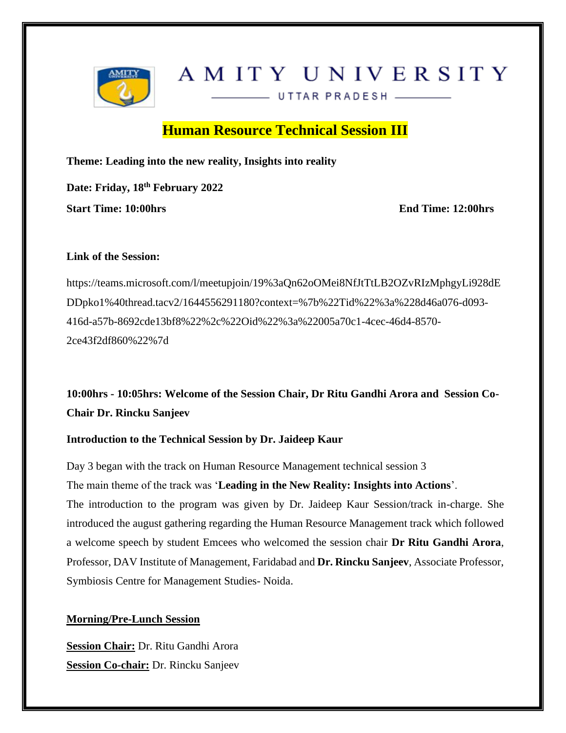# AMITY UNIVERSITY

UTTAR PRADESH

## Human Resource Technical Session III

**Theme: Leading into the new reality, Insights into reality**

**Date: Friday, 18th February 2022**

**Start Time: 10:00hrs** **End Time: 12:00hrs**

**Link of the Session:**

https://teams.microsoft.com/l/meetupjoin/19%3aQn62oOMei8NfJtTtLB2OZvRIzMphgyLi928dEDDpko1%40thread.tacv2/1644556291180?context=%7b%22Tid%22%3a%228d46a076-d093-416d-a57b-8692cde13bf8%22%2c%22Oid%22%3a%22005a70c1-4cec-46d4-8570-2ce43f2df860%22%7d

**10:00hrs - 10:05hrs: Welcome of the Session Chair, Dr Ritu Gandhi Arora and Session Co-Chair Dr. Rincku Sanjeev**

**Introduction to the Technical Session by Dr. Jaideep Kaur**

Day 3 began with the track on Human Resource Management technical session 3

The main theme of the track was '**Leading in the New Reality: Insights into Actions**'.

The introduction to the program was given by Dr. Jaideep Kaur Session/track in-charge. She introduced the august gathering regarding the Human Resource Management track which followed a welcome speech by student Emcees who welcomed the session chair **Dr Ritu Gandhi Arora**, Professor, DAV Institute of Management, Faridabad and **Dr. Rincku Sanjeev**, Associate Professor, Symbiosis Centre for Management Studies- Noida.

**Morning/Pre-Lunch Session**

**Session Chair:** Dr. Ritu Gandhi Arora

**Session Co-chair:** Dr. Rincku Sanjeev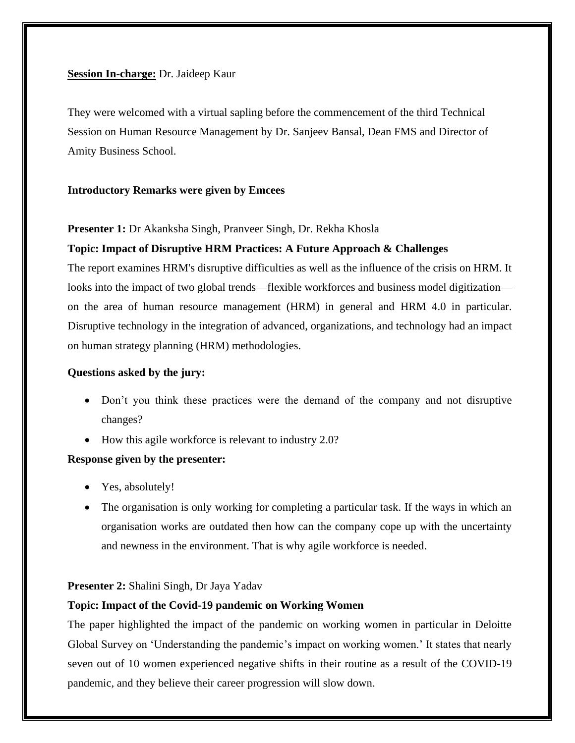**Session In-charge:** Dr. Jaideep Kaur

They were welcomed with a virtual sapling before the commencement of the third Technical Session on Human Resource Management by Dr. Sanjeev Bansal, Dean FMS and Director of Amity Business School.

**Introductory Remarks were given by Emcees**

**Presenter 1:** Dr Akanksha Singh, Pranveer Singh, Dr. Rekha Khosla

**Topic: Impact of Disruptive HRM Practices: A Future Approach & Challenges**

The report examines HRM's disruptive difficulties as well as the influence of the crisis on HRM. It looks into the impact of two global trends—flexible workforces and business model digitization—on the area of human resource management (HRM) in general and HRM 4.0 in particular. Disruptive technology in the integration of advanced, organizations, and technology had an impact on human strategy planning (HRM) methodologies.

**Questions asked by the jury:**

- Don't you think these practices were the demand of the company and not disruptive changes?
- How this agile workforce is relevant to industry 2.0?

**Response given by the presenter:**

- Yes, absolutely!
- The organisation is only working for completing a particular task. If the ways in which an organisation works are outdated then how can the company cope up with the uncertainty and newness in the environment. That is why agile workforce is needed.

**Presenter 2:** Shalini Singh, Dr Jaya Yadav

**Topic: Impact of the Covid-19 pandemic on Working Women**

The paper highlighted the impact of the pandemic on working women in particular in Deloitte Global Survey on 'Understanding the pandemic's impact on working women.' It states that nearly seven out of 10 women experienced negative shifts in their routine as a result of the COVID-19 pandemic, and they believe their career progression will slow down.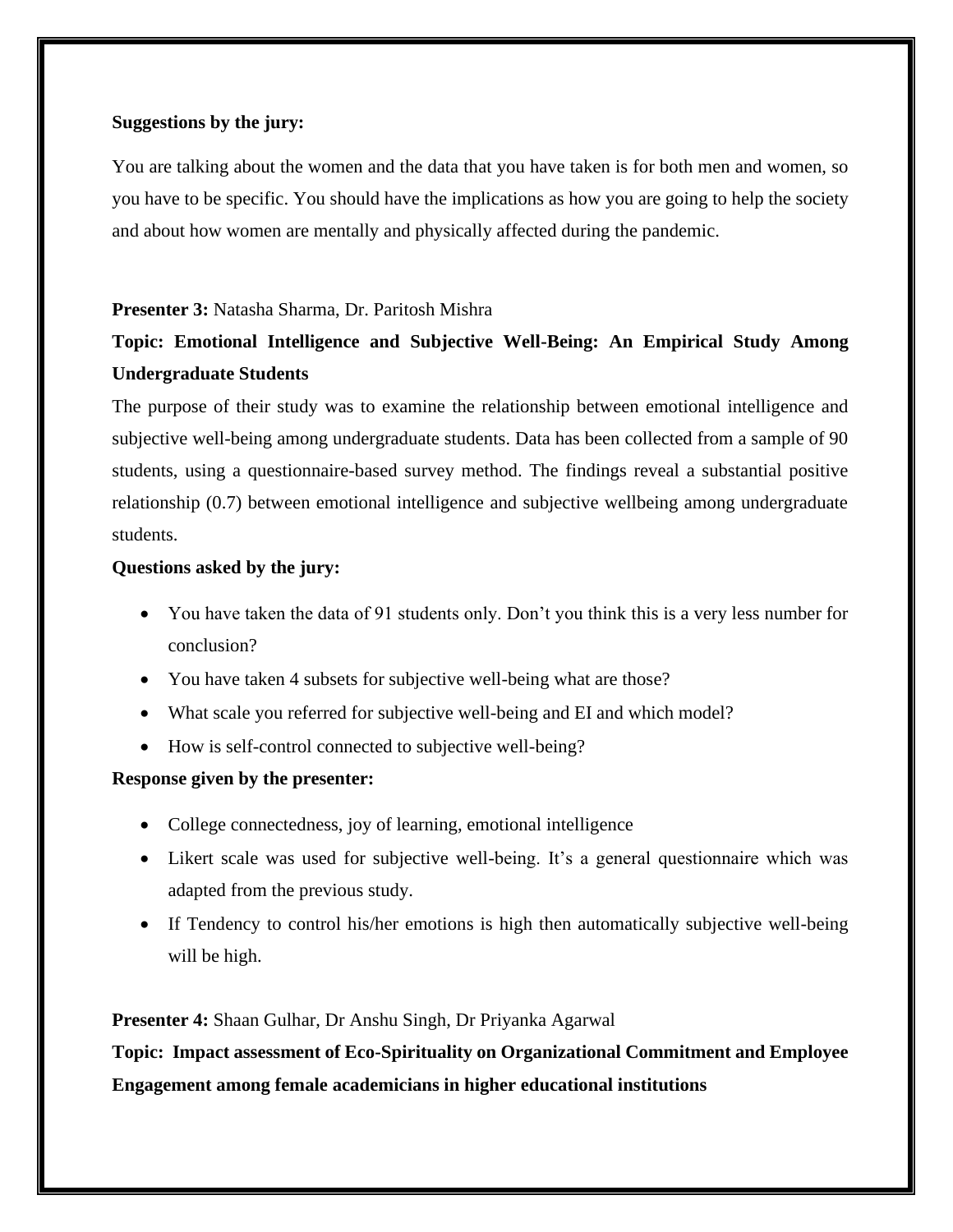**Suggestions by the jury:**

You are talking about the women and the data that you have taken is for both men and women, so you have to be specific. You should have the implications as how you are going to help the society and about how women are mentally and physically affected during the pandemic.

**Presenter 3:** Natasha Sharma, Dr. Paritosh Mishra

**Topic: Emotional Intelligence and Subjective Well-Being: An Empirical Study Among Undergraduate Students**

The purpose of their study was to examine the relationship between emotional intelligence and subjective well-being among undergraduate students. Data has been collected from a sample of 90 students, using a questionnaire-based survey method. The findings reveal a substantial positive relationship (0.7) between emotional intelligence and subjective wellbeing among undergraduate students.

**Questions asked by the jury:**

- You have taken the data of 91 students only. Don't you think this is a very less number for conclusion?
- You have taken 4 subsets for subjective well-being what are those?
- What scale you referred for subjective well-being and EI and which model?
- How is self-control connected to subjective well-being?

**Response given by the presenter:**

- College connectedness, joy of learning, emotional intelligence
- Likert scale was used for subjective well-being. It's a general questionnaire which was adapted from the previous study.
- If Tendency to control his/her emotions is high then automatically subjective well-being will be high.

**Presenter 4:** Shaan Gulhar, Dr Anshu Singh, Dr Priyanka Agarwal

**Topic: Impact assessment of Eco-Spirituality on Organizational Commitment and Employee Engagement among female academicians in higher educational institutions**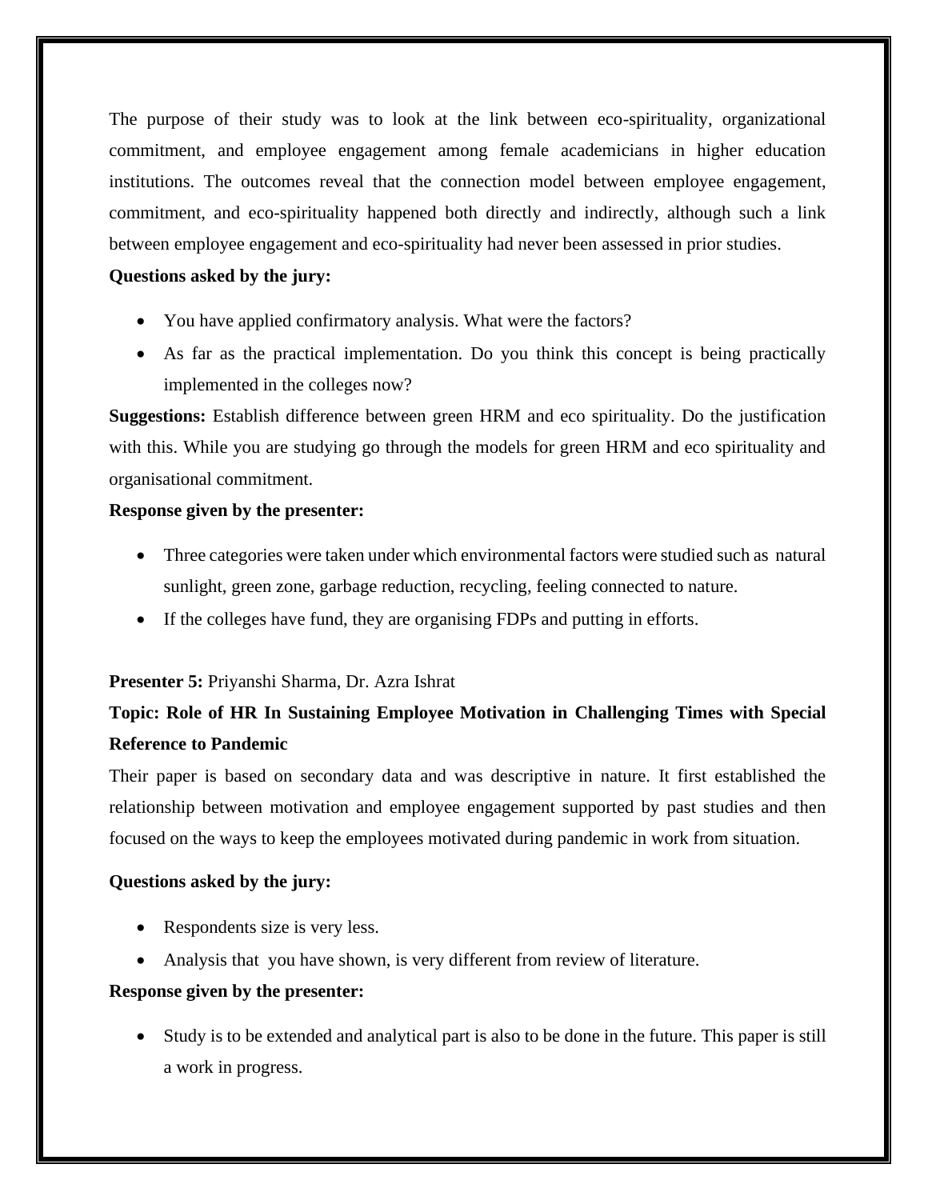The purpose of their study was to look at the link between eco-spirituality, organizational commitment, and employee engagement among female academicians in higher education institutions. The outcomes reveal that the connection model between employee engagement, commitment, and eco-spirituality happened both directly and indirectly, although such a link between employee engagement and eco-spirituality had never been assessed in prior studies.

**Questions asked by the jury:**

- You have applied confirmatory analysis. What were the factors?
- As far as the practical implementation. Do you think this concept is being practically implemented in the colleges now?

**Suggestions:** Establish difference between green HRM and eco spirituality. Do the justification with this. While you are studying go through the models for green HRM and eco spirituality and organisational commitment.

**Response given by the presenter:**

- Three categories were taken under which environmental factors were studied such as natural sunlight, green zone, garbage reduction, recycling, feeling connected to nature.
- If the colleges have fund, they are organising FDPs and putting in efforts.

**Presenter 5:** Priyanshi Sharma, Dr. Azra Ishrat

**Topic: Role of HR In Sustaining Employee Motivation in Challenging Times with Special Reference to Pandemic**

Their paper is based on secondary data and was descriptive in nature. It first established the relationship between motivation and employee engagement supported by past studies and then focused on the ways to keep the employees motivated during pandemic in work from situation.

**Questions asked by the jury:**

- Respondents size is very less.
- Analysis that you have shown, is very different from review of literature.

**Response given by the presenter:**

- Study is to be extended and analytical part is also to be done in the future. This paper is still a work in progress.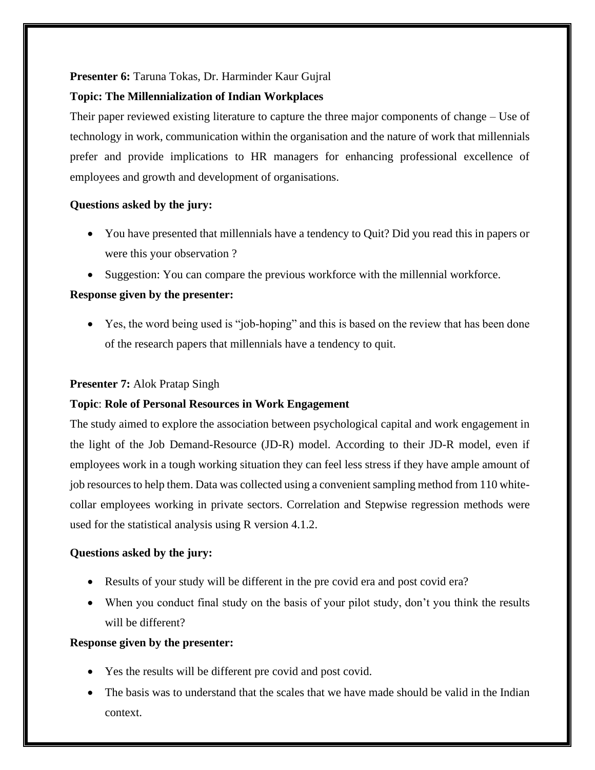**Presenter 6:** Taruna Tokas, Dr. Harminder Kaur Gujral

**Topic: The Millennialization of Indian Workplaces**

Their paper reviewed existing literature to capture the three major components of change – Use of technology in work, communication within the organisation and the nature of work that millennials prefer and provide implications to HR managers for enhancing professional excellence of employees and growth and development of organisations.

**Questions asked by the jury:**

- You have presented that millennials have a tendency to Quit? Did you read this in papers or were this your observation ?
- Suggestion: You can compare the previous workforce with the millennial workforce.

**Response given by the presenter:**

- Yes, the word being used is "job-hoping" and this is based on the review that has been done of the research papers that millennials have a tendency to quit.

**Presenter 7:** Alok Pratap Singh

**Topic**: **Role of Personal Resources in Work Engagement**

The study aimed to explore the association between psychological capital and work engagement in the light of the Job Demand-Resource (JD-R) model. According to their JD-R model, even if employees work in a tough working situation they can feel less stress if they have ample amount of job resources to help them. Data was collected using a convenient sampling method from 110 white-collar employees working in private sectors. Correlation and Stepwise regression methods were used for the statistical analysis using R version 4.1.2.

**Questions asked by the jury:**

- Results of your study will be different in the pre covid era and post covid era?
- When you conduct final study on the basis of your pilot study, don't you think the results will be different?

**Response given by the presenter:**

- Yes the results will be different pre covid and post covid.
- The basis was to understand that the scales that we have made should be valid in the Indian context.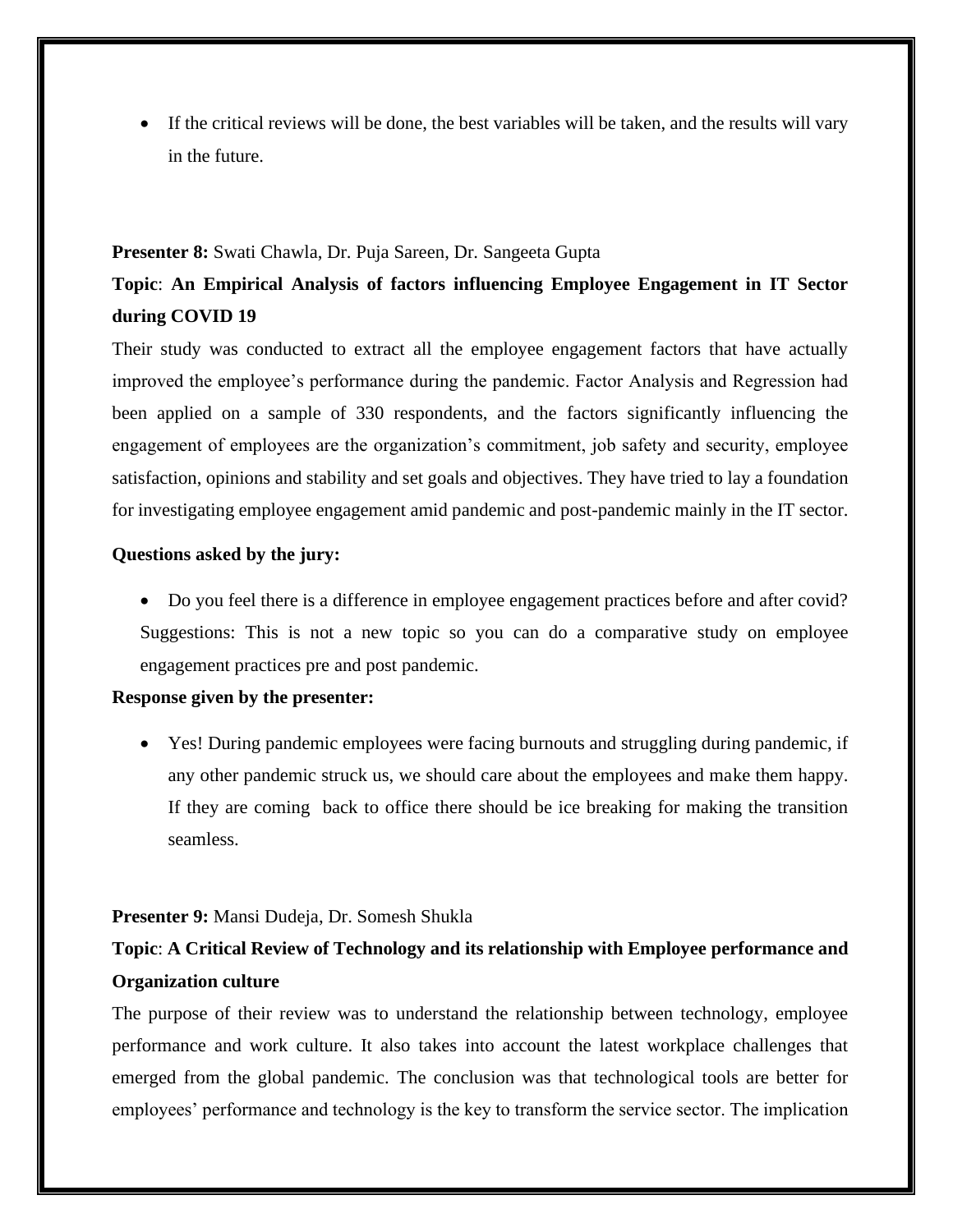- If the critical reviews will be done, the best variables will be taken, and the results will vary in the future.

**Presenter 8:** Swati Chawla, Dr. Puja Sareen, Dr. Sangeeta Gupta

**Topic**: **An Empirical Analysis of factors influencing Employee Engagement in IT Sector during COVID 19**

Their study was conducted to extract all the employee engagement factors that have actually improved the employee's performance during the pandemic. Factor Analysis and Regression had been applied on a sample of 330 respondents, and the factors significantly influencing the engagement of employees are the organization's commitment, job safety and security, employee satisfaction, opinions and stability and set goals and objectives. They have tried to lay a foundation for investigating employee engagement amid pandemic and post-pandemic mainly in the IT sector.

**Questions asked by the jury:**

- Do you feel there is a difference in employee engagement practices before and after covid? Suggestions: This is not a new topic so you can do a comparative study on employee engagement practices pre and post pandemic.

**Response given by the presenter:**

- Yes! During pandemic employees were facing burnouts and struggling during pandemic, if any other pandemic struck us, we should care about the employees and make them happy. If they are coming back to office there should be ice breaking for making the transition seamless.

**Presenter 9:** Mansi Dudeja, Dr. Somesh Shukla

**Topic**: **A Critical Review of Technology and its relationship with Employee performance and Organization culture**

The purpose of their review was to understand the relationship between technology, employee performance and work culture. It also takes into account the latest workplace challenges that emerged from the global pandemic. The conclusion was that technological tools are better for employees' performance and technology is the key to transform the service sector. The implication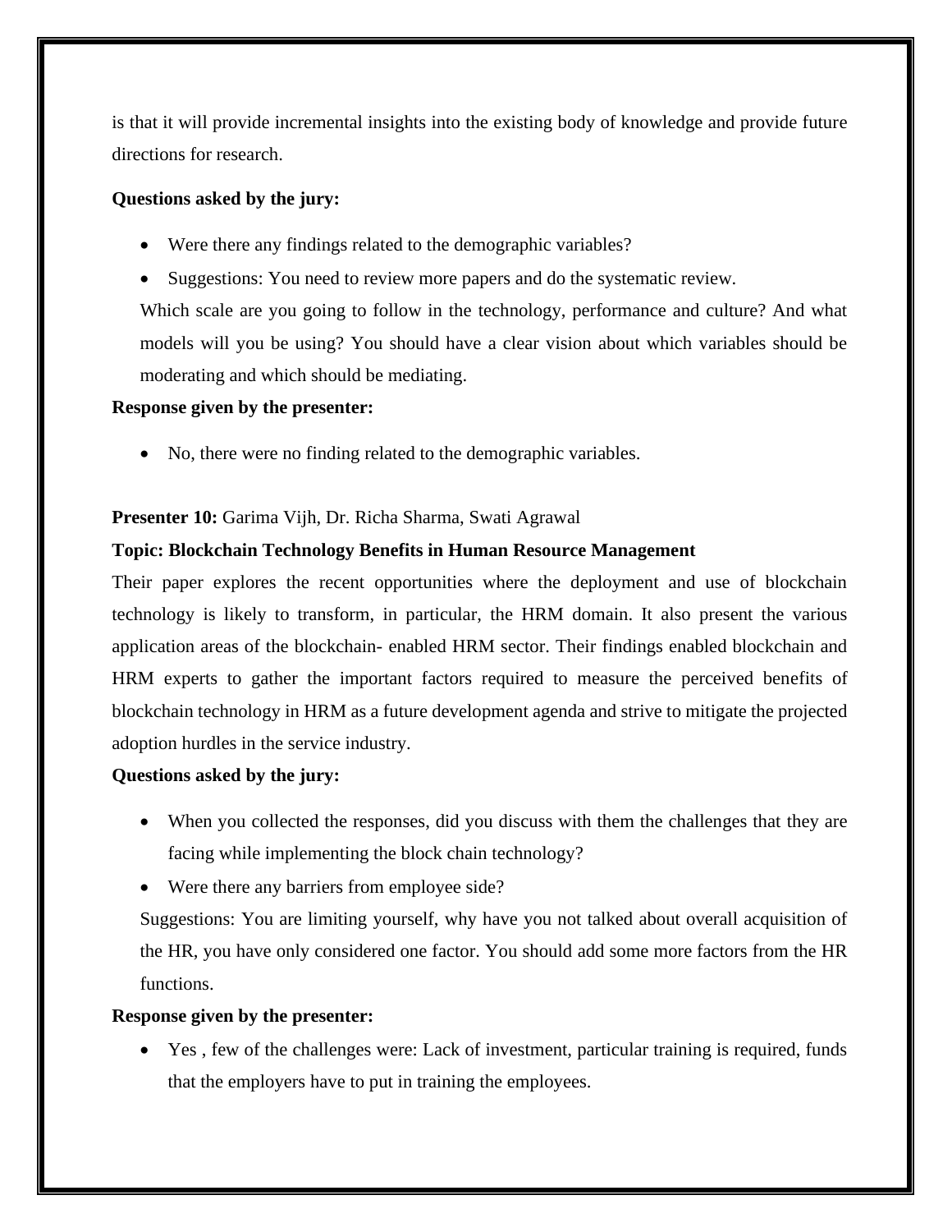is that it will provide incremental insights into the existing body of knowledge and provide future directions for research.

**Questions asked by the jury:**

- Were there any findings related to the demographic variables?
- Suggestions: You need to review more papers and do the systematic review.

  Which scale are you going to follow in the technology, performance and culture? And what models will you be using? You should have a clear vision about which variables should be moderating and which should be mediating.

**Response given by the presenter:**

- No, there were no finding related to the demographic variables.

**Presenter 10:** Garima Vijh, Dr. Richa Sharma, Swati Agrawal

**Topic: Blockchain Technology Benefits in Human Resource Management**

Their paper explores the recent opportunities where the deployment and use of blockchain technology is likely to transform, in particular, the HRM domain. It also present the various application areas of the blockchain- enabled HRM sector. Their findings enabled blockchain and HRM experts to gather the important factors required to measure the perceived benefits of blockchain technology in HRM as a future development agenda and strive to mitigate the projected adoption hurdles in the service industry.

**Questions asked by the jury:**

- When you collected the responses, did you discuss with them the challenges that they are facing while implementing the block chain technology?
- Were there any barriers from employee side?

  Suggestions: You are limiting yourself, why have you not talked about overall acquisition of the HR, you have only considered one factor. You should add some more factors from the HR functions.

**Response given by the presenter:**

- Yes , few of the challenges were: Lack of investment, particular training is required, funds that the employers have to put in training the employees.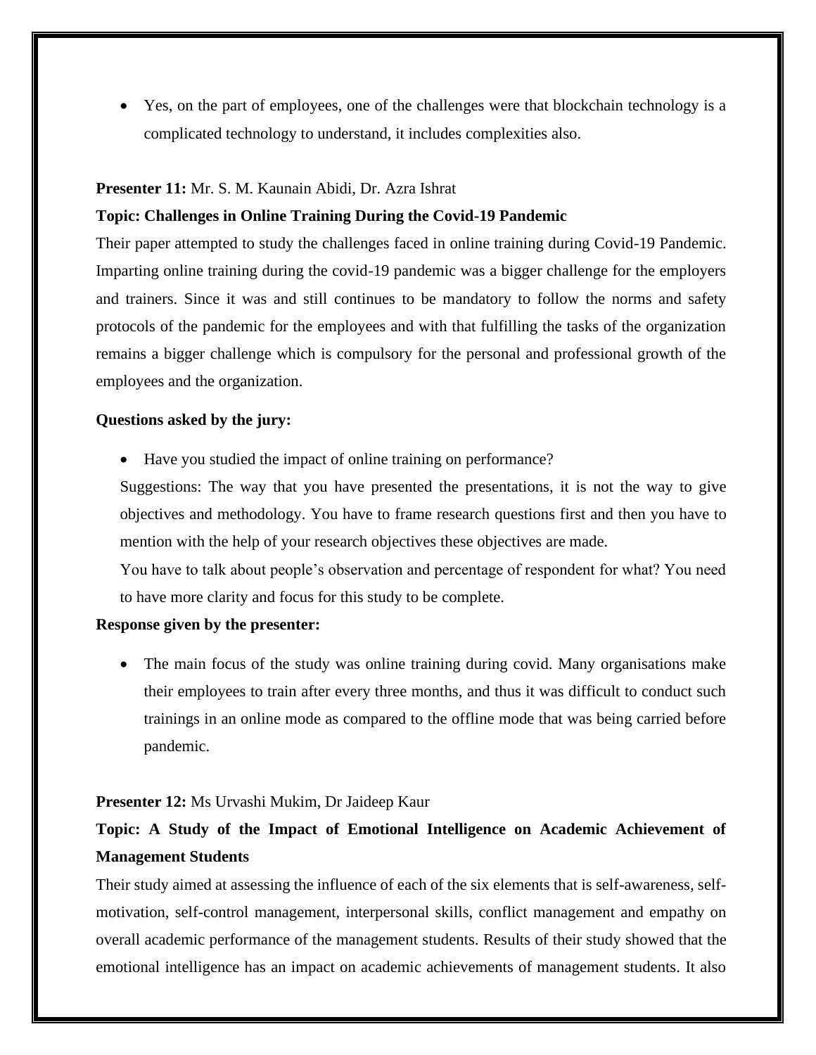- Yes, on the part of employees, one of the challenges were that blockchain technology is a complicated technology to understand, it includes complexities also.

**Presenter 11:** Mr. S. M. Kaunain Abidi, Dr. Azra Ishrat

**Topic: Challenges in Online Training During the Covid-19 Pandemic**

Their paper attempted to study the challenges faced in online training during Covid-19 Pandemic. Imparting online training during the covid-19 pandemic was a bigger challenge for the employers and trainers. Since it was and still continues to be mandatory to follow the norms and safety protocols of the pandemic for the employees and with that fulfilling the tasks of the organization remains a bigger challenge which is compulsory for the personal and professional growth of the employees and the organization.

**Questions asked by the jury:**

- Have you studied the impact of online training on performance?

  Suggestions: The way that you have presented the presentations, it is not the way to give objectives and methodology. You have to frame research questions first and then you have to mention with the help of your research objectives these objectives are made.

  You have to talk about people's observation and percentage of respondent for what? You need to have more clarity and focus for this study to be complete.

**Response given by the presenter:**

- The main focus of the study was online training during covid. Many organisations make their employees to train after every three months, and thus it was difficult to conduct such trainings in an online mode as compared to the offline mode that was being carried before pandemic.

**Presenter 12:** Ms Urvashi Mukim, Dr Jaideep Kaur

**Topic: A Study of the Impact of Emotional Intelligence on Academic Achievement of Management Students**

Their study aimed at assessing the influence of each of the six elements that is self-awareness, self-motivation, self-control management, interpersonal skills, conflict management and empathy on overall academic performance of the management students. Results of their study showed that the emotional intelligence has an impact on academic achievements of management students. It also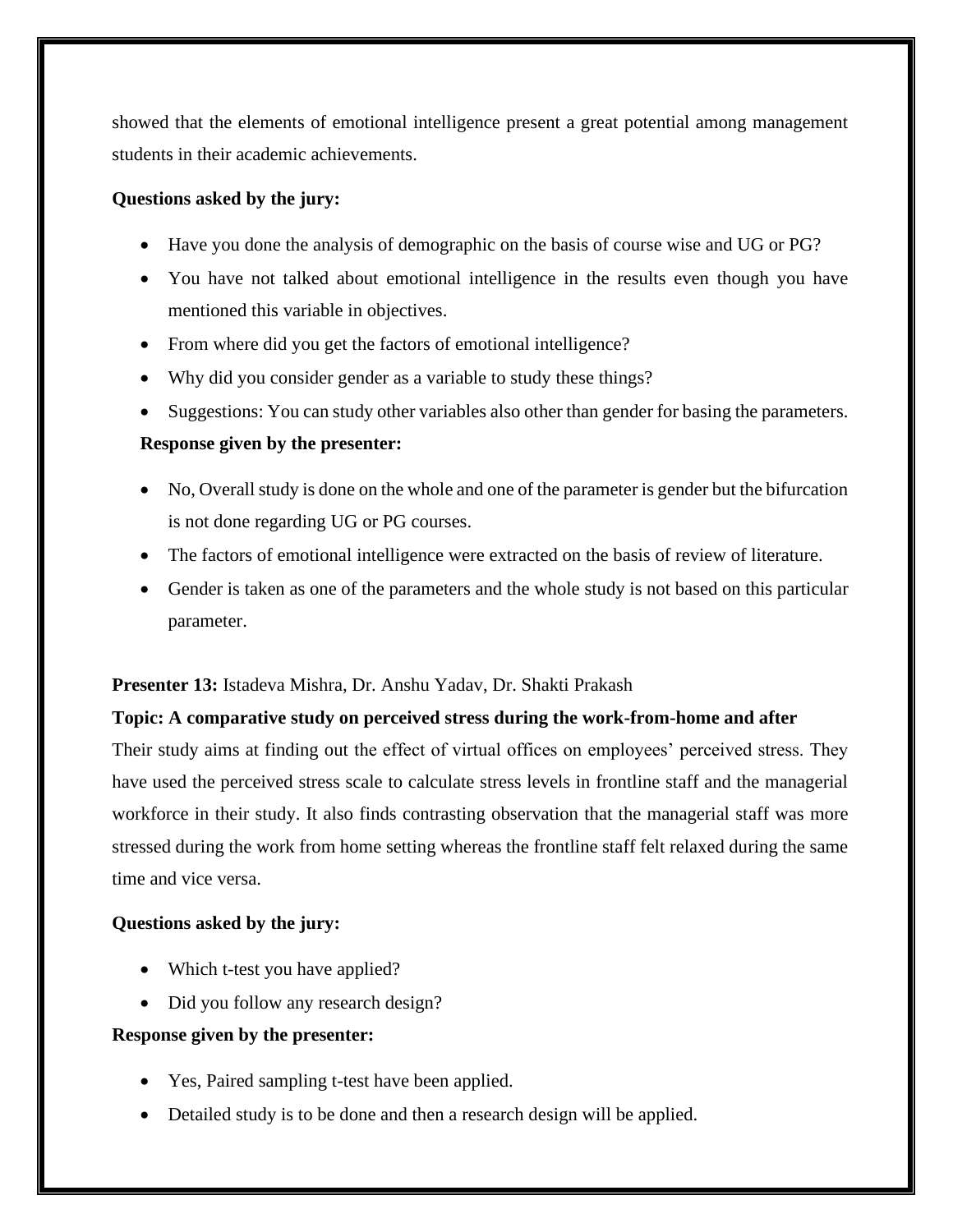showed that the elements of emotional intelligence present a great potential among management students in their academic achievements.

**Questions asked by the jury:**

- Have you done the analysis of demographic on the basis of course wise and UG or PG?
- You have not talked about emotional intelligence in the results even though you have mentioned this variable in objectives.
- From where did you get the factors of emotional intelligence?
- Why did you consider gender as a variable to study these things?
- Suggestions: You can study other variables also other than gender for basing the parameters.

**Response given by the presenter:**

- No, Overall study is done on the whole and one of the parameter is gender but the bifurcation is not done regarding UG or PG courses.
- The factors of emotional intelligence were extracted on the basis of review of literature.
- Gender is taken as one of the parameters and the whole study is not based on this particular parameter.

**Presenter 13:** Istadeva Mishra, Dr. Anshu Yadav, Dr. Shakti Prakash

**Topic: A comparative study on perceived stress during the work-from-home and after**

Their study aims at finding out the effect of virtual offices on employees' perceived stress. They have used the perceived stress scale to calculate stress levels in frontline staff and the managerial workforce in their study. It also finds contrasting observation that the managerial staff was more stressed during the work from home setting whereas the frontline staff felt relaxed during the same time and vice versa.

**Questions asked by the jury:**

- Which t-test you have applied?
- Did you follow any research design?

**Response given by the presenter:**

- Yes, Paired sampling t-test have been applied.
- Detailed study is to be done and then a research design will be applied.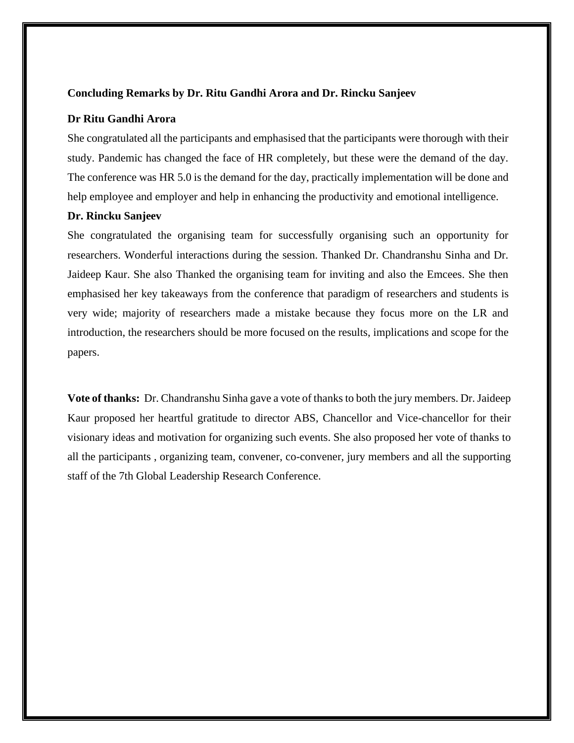**Concluding Remarks by Dr. Ritu Gandhi Arora and Dr. Rincku Sanjeev**

**Dr Ritu Gandhi Arora**

She congratulated all the participants and emphasised that the participants were thorough with their study. Pandemic has changed the face of HR completely, but these were the demand of the day. The conference was HR 5.0 is the demand for the day, practically implementation will be done and help employee and employer and help in enhancing the productivity and emotional intelligence.

**Dr. Rincku Sanjeev**

She congratulated the organising team for successfully organising such an opportunity for researchers. Wonderful interactions during the session. Thanked Dr. Chandranshu Sinha and Dr. Jaideep Kaur. She also Thanked the organising team for inviting and also the Emcees. She then emphasised her key takeaways from the conference that paradigm of researchers and students is very wide; majority of researchers made a mistake because they focus more on the LR and introduction, the researchers should be more focused on the results, implications and scope for the papers.

**Vote of thanks:** Dr. Chandranshu Sinha gave a vote of thanks to both the jury members. Dr. Jaideep Kaur proposed her heartful gratitude to director ABS, Chancellor and Vice-chancellor for their visionary ideas and motivation for organizing such events. She also proposed her vote of thanks to all the participants , organizing team, convener, co-convener, jury members and all the supporting staff of the 7th Global Leadership Research Conference.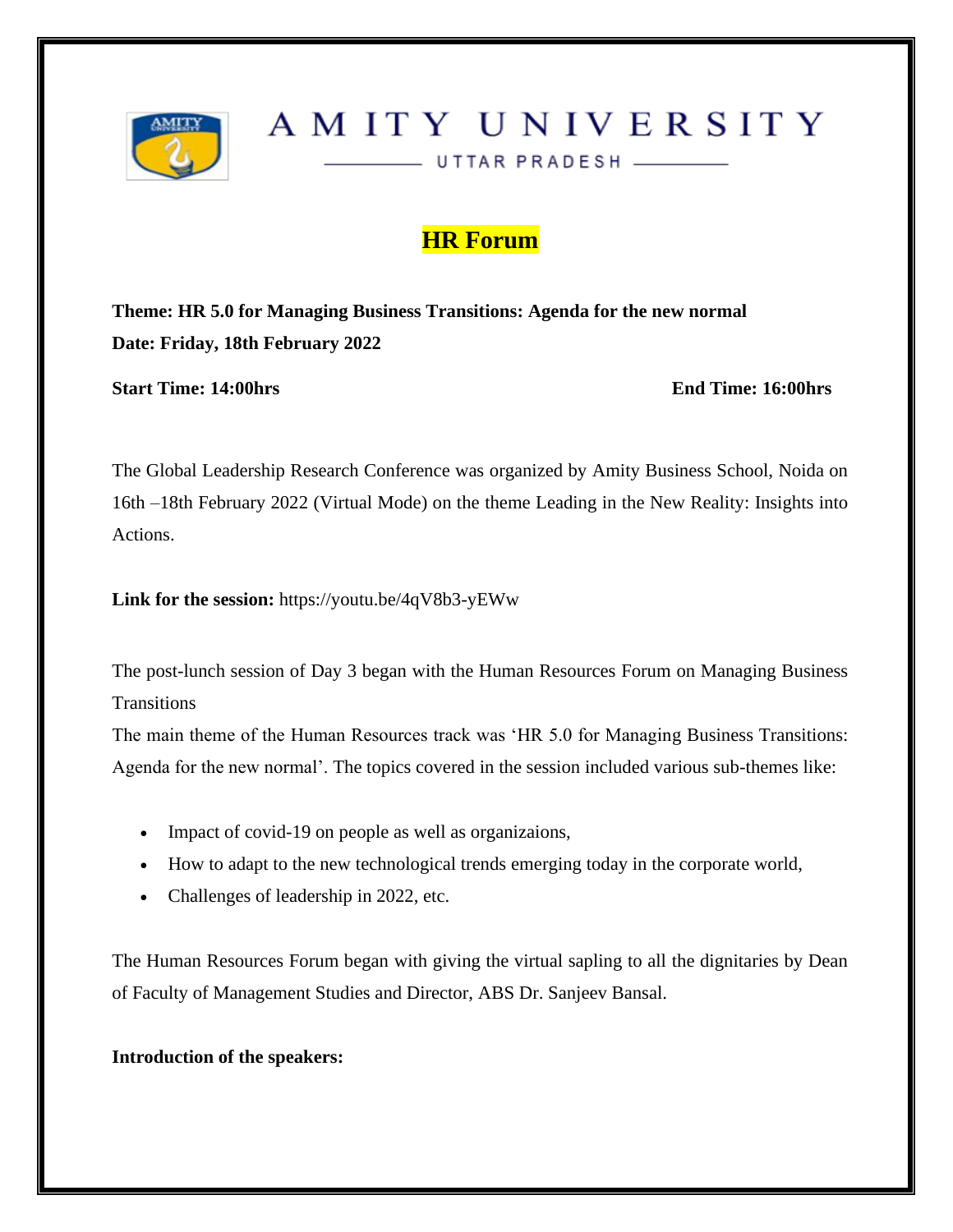AMITY UNIVERSITY

UTTAR PRADESH

# HR Forum

**Theme: HR 5.0 for Managing Business Transitions: Agenda for the new normal**
**Date: Friday, 18th February 2022**

**Start Time: 14:00hrs** **End Time: 16:00hrs**

The Global Leadership Research Conference was organized by Amity Business School, Noida on 16th –18th February 2022 (Virtual Mode) on the theme Leading in the New Reality: Insights into Actions.

**Link for the session:** https://youtu.be/4qV8b3-yEWw

The post-lunch session of Day 3 began with the Human Resources Forum on Managing Business Transitions
The main theme of the Human Resources track was 'HR 5.0 for Managing Business Transitions: Agenda for the new normal'. The topics covered in the session included various sub-themes like:

- Impact of covid-19 on people as well as organizaions,
- How to adapt to the new technological trends emerging today in the corporate world,
- Challenges of leadership in 2022, etc.

The Human Resources Forum began with giving the virtual sapling to all the dignitaries by Dean of Faculty of Management Studies and Director, ABS Dr. Sanjeev Bansal.

**Introduction of the speakers:**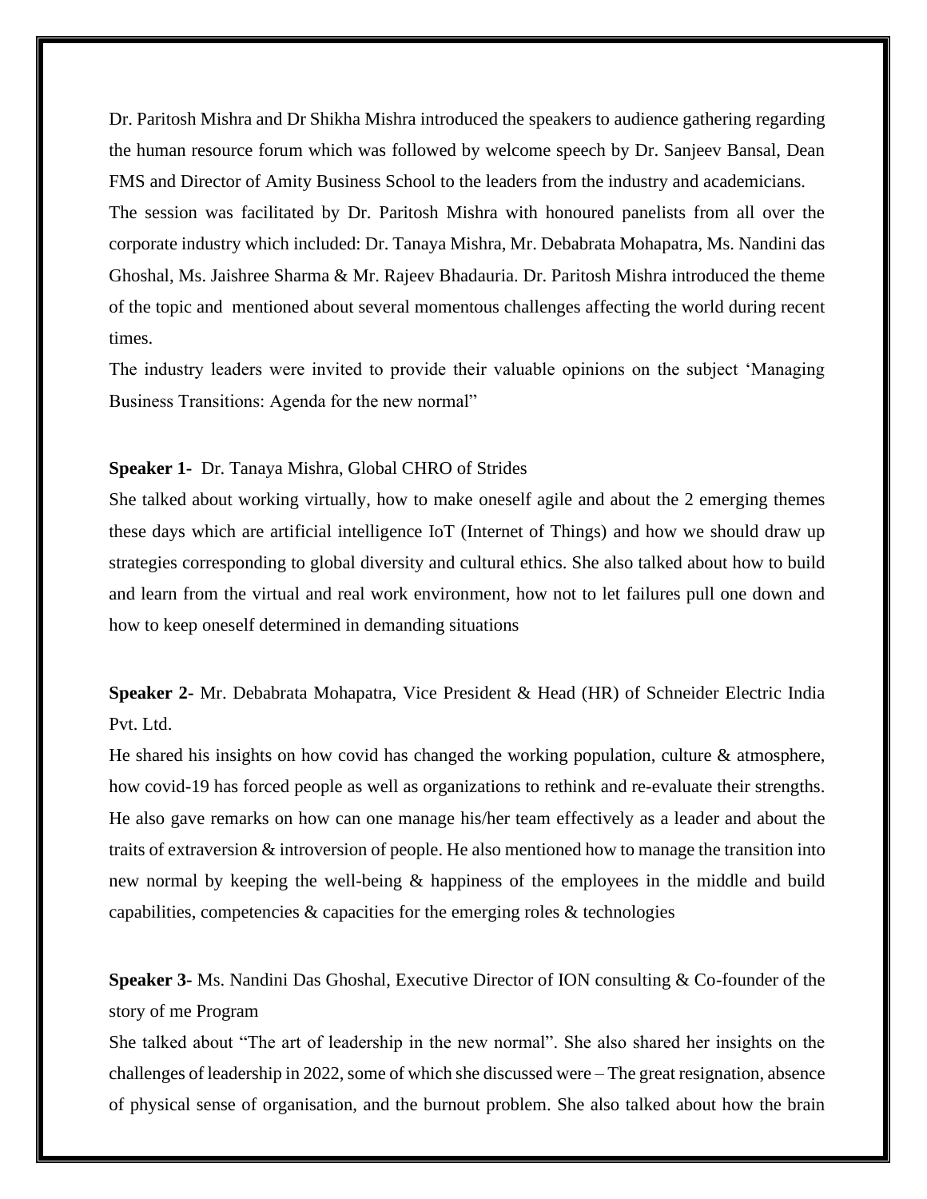Dr. Paritosh Mishra and Dr Shikha Mishra introduced the speakers to audience gathering regarding the human resource forum which was followed by welcome speech by Dr. Sanjeev Bansal, Dean FMS and Director of Amity Business School to the leaders from the industry and academicians.

The session was facilitated by Dr. Paritosh Mishra with honoured panelists from all over the corporate industry which included: Dr. Tanaya Mishra, Mr. Debabrata Mohapatra, Ms. Nandini das Ghoshal, Ms. Jaishree Sharma & Mr. Rajeev Bhadauria. Dr. Paritosh Mishra introduced the theme of the topic and mentioned about several momentous challenges affecting the world during recent times.

The industry leaders were invited to provide their valuable opinions on the subject 'Managing Business Transitions: Agenda for the new normal"

**Speaker 1-** Dr. Tanaya Mishra, Global CHRO of Strides

She talked about working virtually, how to make oneself agile and about the 2 emerging themes these days which are artificial intelligence IoT (Internet of Things) and how we should draw up strategies corresponding to global diversity and cultural ethics. She also talked about how to build and learn from the virtual and real work environment, how not to let failures pull one down and how to keep oneself determined in demanding situations

**Speaker 2-** Mr. Debabrata Mohapatra, Vice President & Head (HR) of Schneider Electric India Pvt. Ltd.

He shared his insights on how covid has changed the working population, culture & atmosphere, how covid-19 has forced people as well as organizations to rethink and re-evaluate their strengths. He also gave remarks on how can one manage his/her team effectively as a leader and about the traits of extraversion & introversion of people. He also mentioned how to manage the transition into new normal by keeping the well-being & happiness of the employees in the middle and build capabilities, competencies & capacities for the emerging roles & technologies

**Speaker 3-** Ms. Nandini Das Ghoshal, Executive Director of ION consulting & Co-founder of the story of me Program

She talked about "The art of leadership in the new normal". She also shared her insights on the challenges of leadership in 2022, some of which she discussed were – The great resignation, absence of physical sense of organisation, and the burnout problem. She also talked about how the brain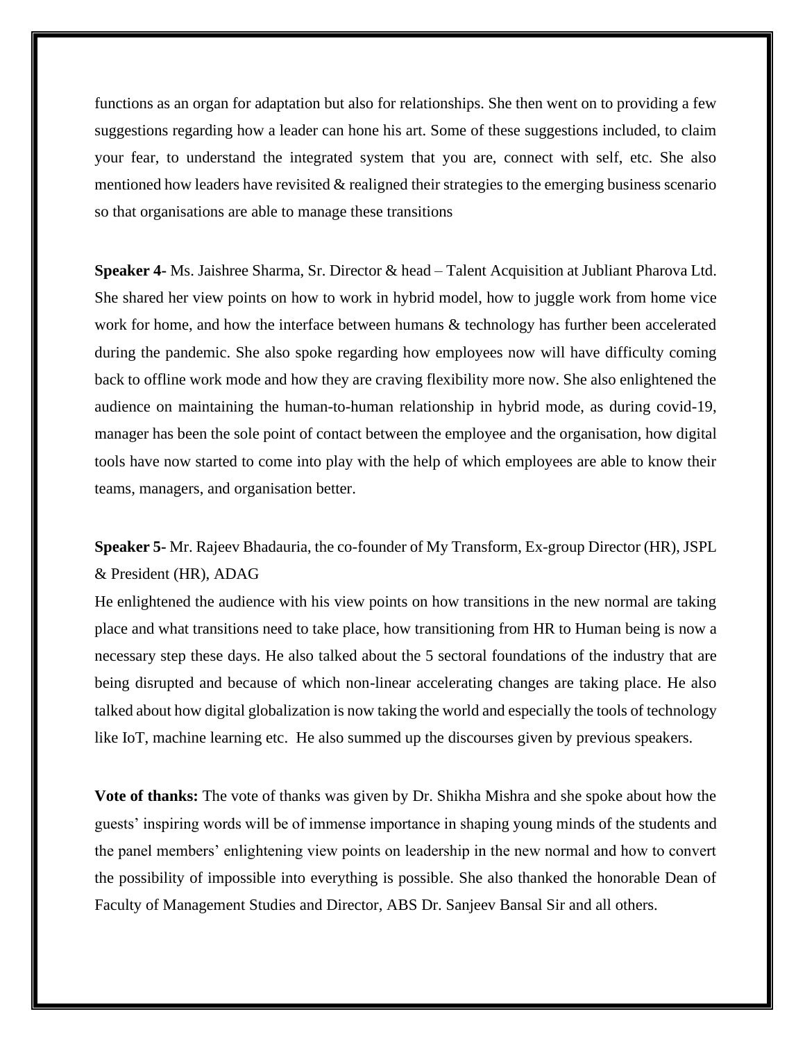functions as an organ for adaptation but also for relationships. She then went on to providing a few suggestions regarding how a leader can hone his art. Some of these suggestions included, to claim your fear, to understand the integrated system that you are, connect with self, etc. She also mentioned how leaders have revisited & realigned their strategies to the emerging business scenario so that organisations are able to manage these transitions

**Speaker 4-** Ms. Jaishree Sharma, Sr. Director & head – Talent Acquisition at Jubliant Pharova Ltd. She shared her view points on how to work in hybrid model, how to juggle work from home vice work for home, and how the interface between humans & technology has further been accelerated during the pandemic. She also spoke regarding how employees now will have difficulty coming back to offline work mode and how they are craving flexibility more now. She also enlightened the audience on maintaining the human-to-human relationship in hybrid mode, as during covid-19, manager has been the sole point of contact between the employee and the organisation, how digital tools have now started to come into play with the help of which employees are able to know their teams, managers, and organisation better.

**Speaker 5-** Mr. Rajeev Bhadauria, the co-founder of My Transform, Ex-group Director (HR), JSPL & President (HR), ADAG

He enlightened the audience with his view points on how transitions in the new normal are taking place and what transitions need to take place, how transitioning from HR to Human being is now a necessary step these days. He also talked about the 5 sectoral foundations of the industry that are being disrupted and because of which non-linear accelerating changes are taking place. He also talked about how digital globalization is now taking the world and especially the tools of technology like IoT, machine learning etc. He also summed up the discourses given by previous speakers.

**Vote of thanks:** The vote of thanks was given by Dr. Shikha Mishra and she spoke about how the guests' inspiring words will be of immense importance in shaping young minds of the students and the panel members' enlightening view points on leadership in the new normal and how to convert the possibility of impossible into everything is possible. She also thanked the honorable Dean of Faculty of Management Studies and Director, ABS Dr. Sanjeev Bansal Sir and all others.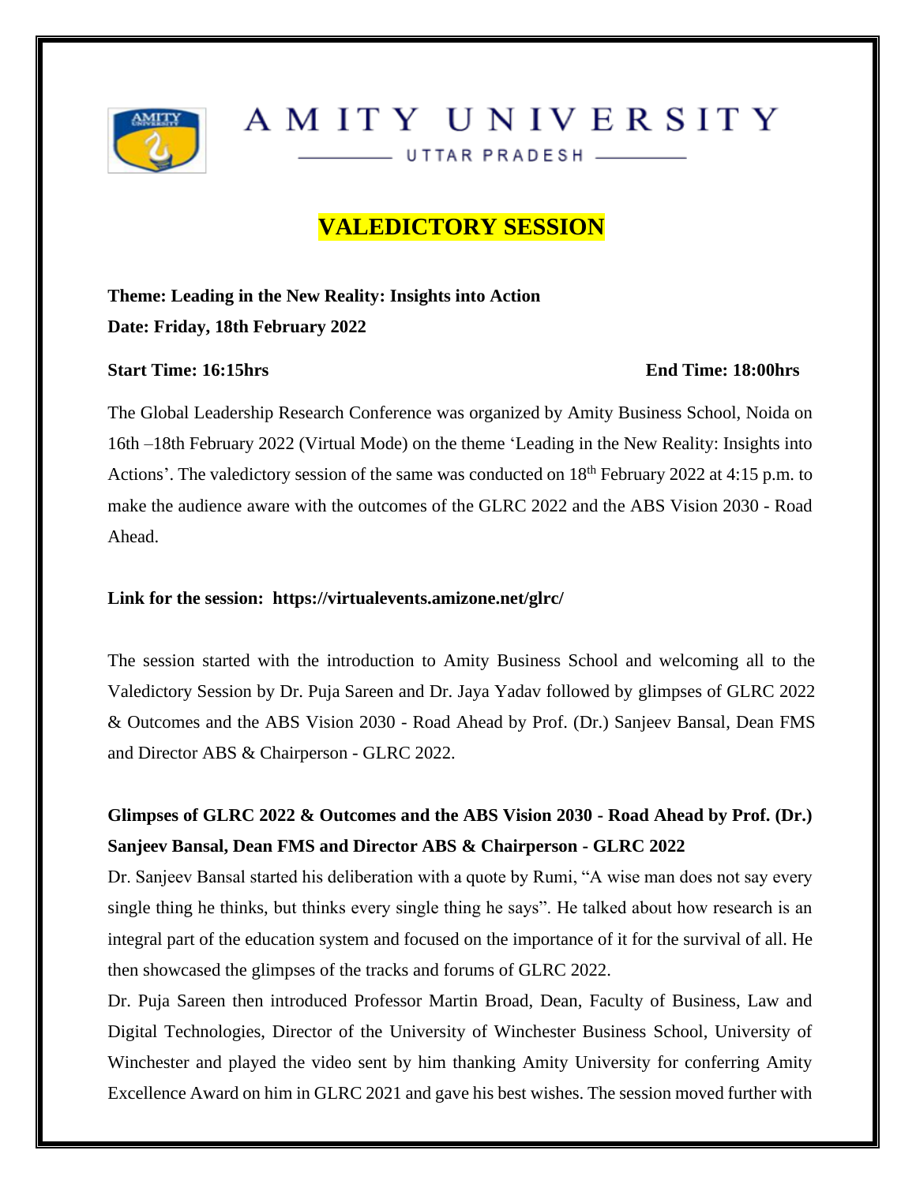AMITY UNIVERSITY

UTTAR PRADESH

# VALEDICTORY SESSION

**Theme: Leading in the New Reality: Insights into Action**
**Date: Friday, 18th February 2022**

**Start Time: 16:15hrs** **End Time: 18:00hrs**

The Global Leadership Research Conference was organized by Amity Business School, Noida on 16th –18th February 2022 (Virtual Mode) on the theme 'Leading in the New Reality: Insights into Actions'. The valedictory session of the same was conducted on 18th February 2022 at 4:15 p.m. to make the audience aware with the outcomes of the GLRC 2022 and the ABS Vision 2030 - Road Ahead.

**Link for the session: https://virtualevents.amizone.net/glrc/**

The session started with the introduction to Amity Business School and welcoming all to the Valedictory Session by Dr. Puja Sareen and Dr. Jaya Yadav followed by glimpses of GLRC 2022 & Outcomes and the ABS Vision 2030 - Road Ahead by Prof. (Dr.) Sanjeev Bansal, Dean FMS and Director ABS & Chairperson - GLRC 2022.

**Glimpses of GLRC 2022 & Outcomes and the ABS Vision 2030 - Road Ahead by Prof. (Dr.) Sanjeev Bansal, Dean FMS and Director ABS & Chairperson - GLRC 2022**

Dr. Sanjeev Bansal started his deliberation with a quote by Rumi, "A wise man does not say every single thing he thinks, but thinks every single thing he says". He talked about how research is an integral part of the education system and focused on the importance of it for the survival of all. He then showcased the glimpses of the tracks and forums of GLRC 2022.

Dr. Puja Sareen then introduced Professor Martin Broad, Dean, Faculty of Business, Law and Digital Technologies, Director of the University of Winchester Business School, University of Winchester and played the video sent by him thanking Amity University for conferring Amity Excellence Award on him in GLRC 2021 and gave his best wishes. The session moved further with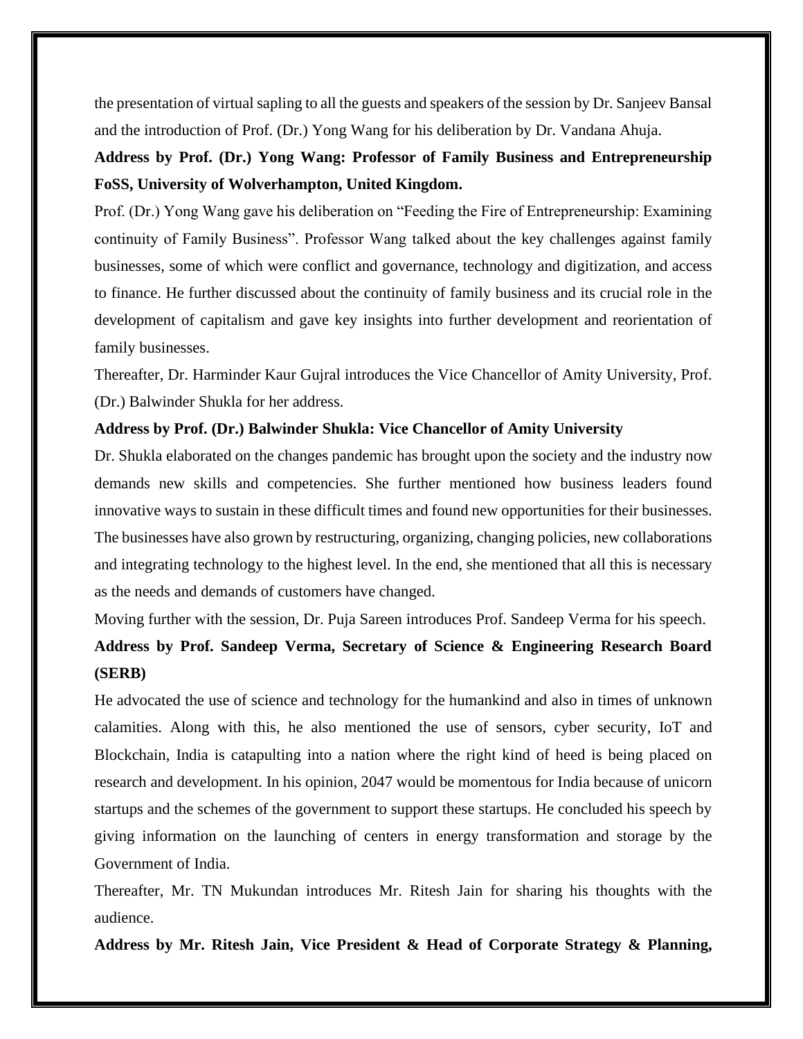the presentation of virtual sapling to all the guests and speakers of the session by Dr. Sanjeev Bansal and the introduction of Prof. (Dr.) Yong Wang for his deliberation by Dr. Vandana Ahuja.

**Address by Prof. (Dr.) Yong Wang: Professor of Family Business and Entrepreneurship FoSS, University of Wolverhampton, United Kingdom.**

Prof. (Dr.) Yong Wang gave his deliberation on "Feeding the Fire of Entrepreneurship: Examining continuity of Family Business". Professor Wang talked about the key challenges against family businesses, some of which were conflict and governance, technology and digitization, and access to finance. He further discussed about the continuity of family business and its crucial role in the development of capitalism and gave key insights into further development and reorientation of family businesses.

Thereafter, Dr. Harminder Kaur Gujral introduces the Vice Chancellor of Amity University, Prof. (Dr.) Balwinder Shukla for her address.

**Address by Prof. (Dr.) Balwinder Shukla: Vice Chancellor of Amity University**

Dr. Shukla elaborated on the changes pandemic has brought upon the society and the industry now demands new skills and competencies. She further mentioned how business leaders found innovative ways to sustain in these difficult times and found new opportunities for their businesses. The businesses have also grown by restructuring, organizing, changing policies, new collaborations and integrating technology to the highest level. In the end, she mentioned that all this is necessary as the needs and demands of customers have changed.

Moving further with the session, Dr. Puja Sareen introduces Prof. Sandeep Verma for his speech.

**Address by Prof. Sandeep Verma, Secretary of Science & Engineering Research Board (SERB)**

He advocated the use of science and technology for the humankind and also in times of unknown calamities. Along with this, he also mentioned the use of sensors, cyber security, IoT and Blockchain, India is catapulting into a nation where the right kind of heed is being placed on research and development. In his opinion, 2047 would be momentous for India because of unicorn startups and the schemes of the government to support these startups. He concluded his speech by giving information on the launching of centers in energy transformation and storage by the Government of India.

Thereafter, Mr. TN Mukundan introduces Mr. Ritesh Jain for sharing his thoughts with the audience.

**Address by Mr. Ritesh Jain, Vice President & Head of Corporate Strategy & Planning,**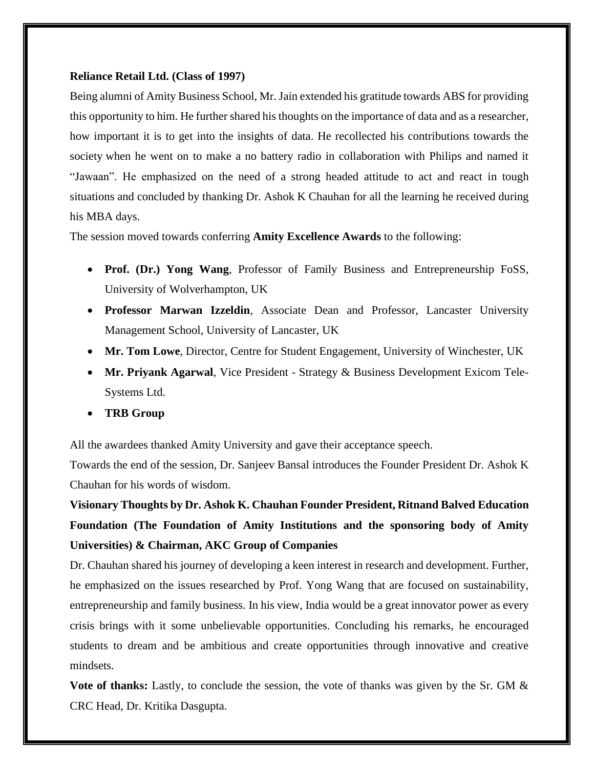**Reliance Retail Ltd. (Class of 1997)**

Being alumni of Amity Business School, Mr. Jain extended his gratitude towards ABS for providing this opportunity to him. He further shared his thoughts on the importance of data and as a researcher, how important it is to get into the insights of data. He recollected his contributions towards the society when he went on to make a no battery radio in collaboration with Philips and named it "Jawaan". He emphasized on the need of a strong headed attitude to act and react in tough situations and concluded by thanking Dr. Ashok K Chauhan for all the learning he received during his MBA days.

The session moved towards conferring **Amity Excellence Awards** to the following:

- **Prof. (Dr.) Yong Wang**, Professor of Family Business and Entrepreneurship FoSS, University of Wolverhampton, UK
- **Professor Marwan Izzeldin**, Associate Dean and Professor, Lancaster University Management School, University of Lancaster, UK
- **Mr. Tom Lowe**, Director, Centre for Student Engagement, University of Winchester, UK
- **Mr. Priyank Agarwal**, Vice President - Strategy & Business Development Exicom Tele-Systems Ltd.
- **TRB Group**

All the awardees thanked Amity University and gave their acceptance speech.

Towards the end of the session, Dr. Sanjeev Bansal introduces the Founder President Dr. Ashok K Chauhan for his words of wisdom.

**Visionary Thoughts by Dr. Ashok K. Chauhan Founder President, Ritnand Balved Education Foundation (The Foundation of Amity Institutions and the sponsoring body of Amity Universities) & Chairman, AKC Group of Companies**

Dr. Chauhan shared his journey of developing a keen interest in research and development. Further, he emphasized on the issues researched by Prof. Yong Wang that are focused on sustainability, entrepreneurship and family business. In his view, India would be a great innovator power as every crisis brings with it some unbelievable opportunities. Concluding his remarks, he encouraged students to dream and be ambitious and create opportunities through innovative and creative mindsets.

**Vote of thanks:** Lastly, to conclude the session, the vote of thanks was given by the Sr. GM & CRC Head, Dr. Kritika Dasgupta.